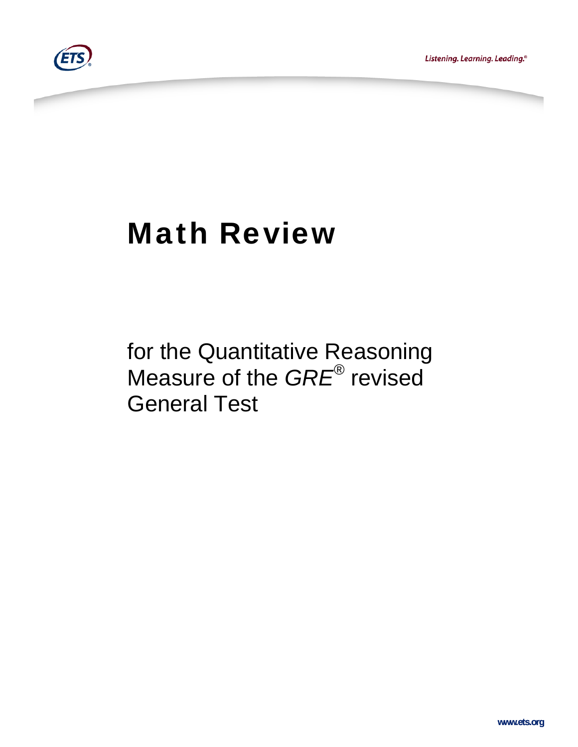# Math Review

for the Quantitative Reasoning Measure of the *GRE*® revised General Test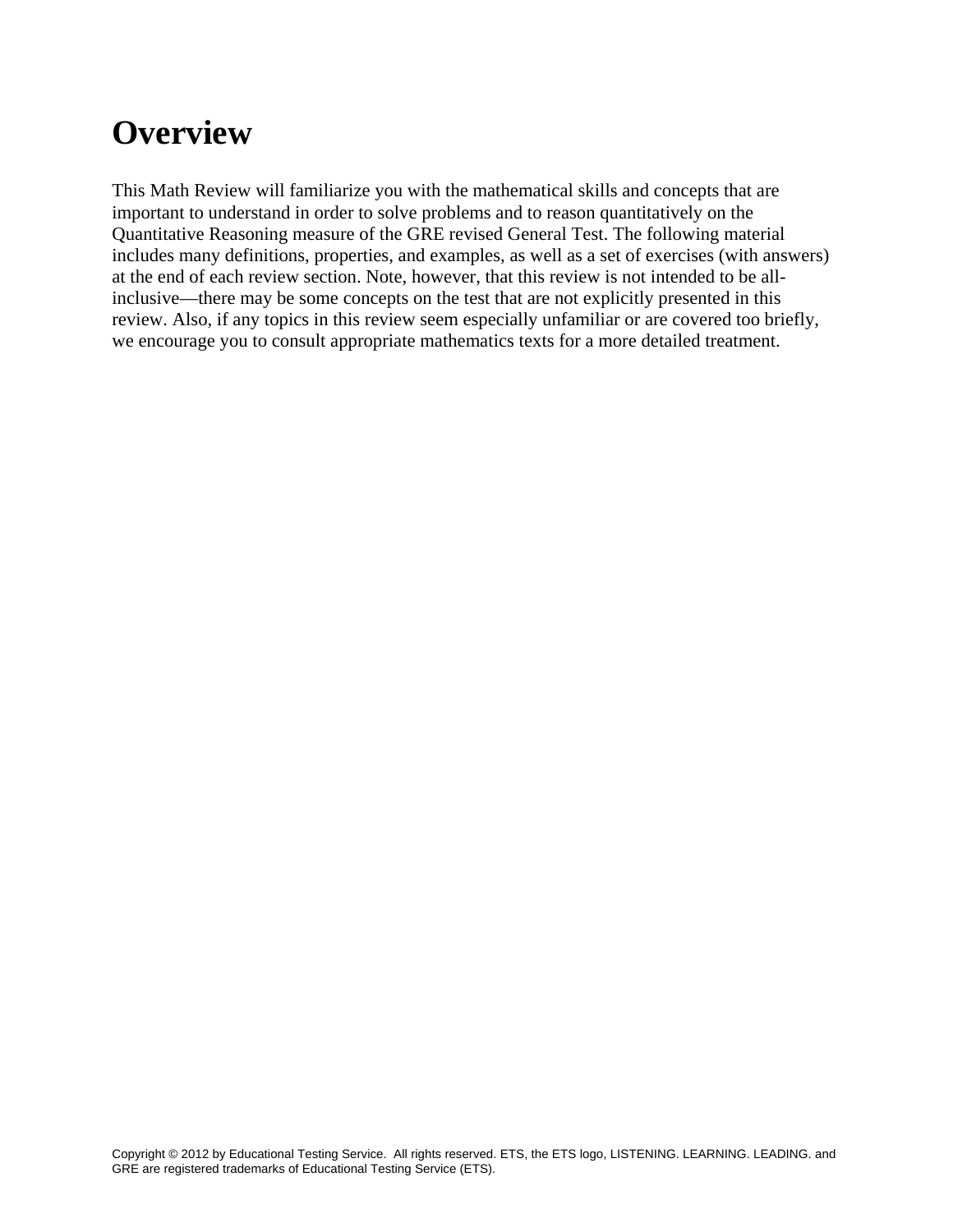# Overview

This Math Review will familiarize you with the mathematical skills and concepts that are important to understand in order to solve problems and to reason quantitatively on the Quantitative Reasoning measure of the GRE revised General Test. The following material includes many definitions, properties, and examples, as well as a set of exercises (with answers) at the end of each review section. Note, however, that this review is not intended to be all-inclusive—there may be some concepts on the test that are not explicitly presented in this review. Also, if any topics in this review seem especially unfamiliar or are covered too briefly, we encourage you to consult appropriate mathematics texts for a more detailed treatment.

Copyright © 2012 by Educational Testing Service. All rights reserved. ETS, the ETS logo, LISTENING. LEARNING. LEADING. and GRE are registered trademarks of Educational Testing Service (ETS).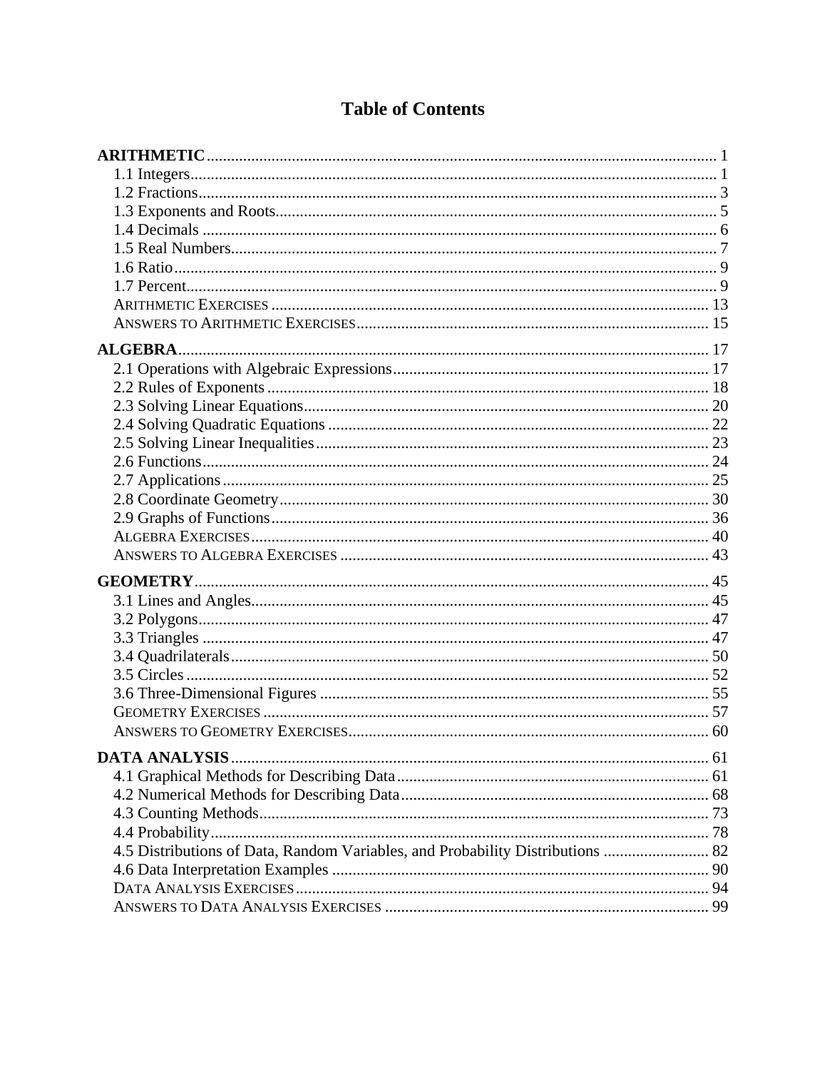# Table of Contents

**ARITHMETIC** ............ 1
- 1.1 Integers ............ 1
- 1.2 Fractions ............ 3
- 1.3 Exponents and Roots ............ 5
- 1.4 Decimals ............ 6
- 1.5 Real Numbers ............ 7
- 1.6 Ratio ............ 9
- 1.7 Percent ............ 9
- ARITHMETIC EXERCISES ............ 13
- ANSWERS TO ARITHMETIC EXERCISES ............ 15

**ALGEBRA** ............ 17
- 2.1 Operations with Algebraic Expressions ............ 17
- 2.2 Rules of Exponents ............ 18
- 2.3 Solving Linear Equations ............ 20
- 2.4 Solving Quadratic Equations ............ 22
- 2.5 Solving Linear Inequalities ............ 23
- 2.6 Functions ............ 24
- 2.7 Applications ............ 25
- 2.8 Coordinate Geometry ............ 30
- 2.9 Graphs of Functions ............ 36
- ALGEBRA EXERCISES ............ 40
- ANSWERS TO ALGEBRA EXERCISES ............ 43

**GEOMETRY** ............ 45
- 3.1 Lines and Angles ............ 45
- 3.2 Polygons ............ 47
- 3.3 Triangles ............ 47
- 3.4 Quadrilaterals ............ 50
- 3.5 Circles ............ 52
- 3.6 Three-Dimensional Figures ............ 55
- GEOMETRY EXERCISES ............ 57
- ANSWERS TO GEOMETRY EXERCISES ............ 60

**DATA ANALYSIS** ............ 61
- 4.1 Graphical Methods for Describing Data ............ 61
- 4.2 Numerical Methods for Describing Data ............ 68
- 4.3 Counting Methods ............ 73
- 4.4 Probability ............ 78
- 4.5 Distributions of Data, Random Variables, and Probability Distributions ............ 82
- 4.6 Data Interpretation Examples ............ 90
- DATA ANALYSIS EXERCISES ............ 94
- ANSWERS TO DATA ANALYSIS EXERCISES ............ 99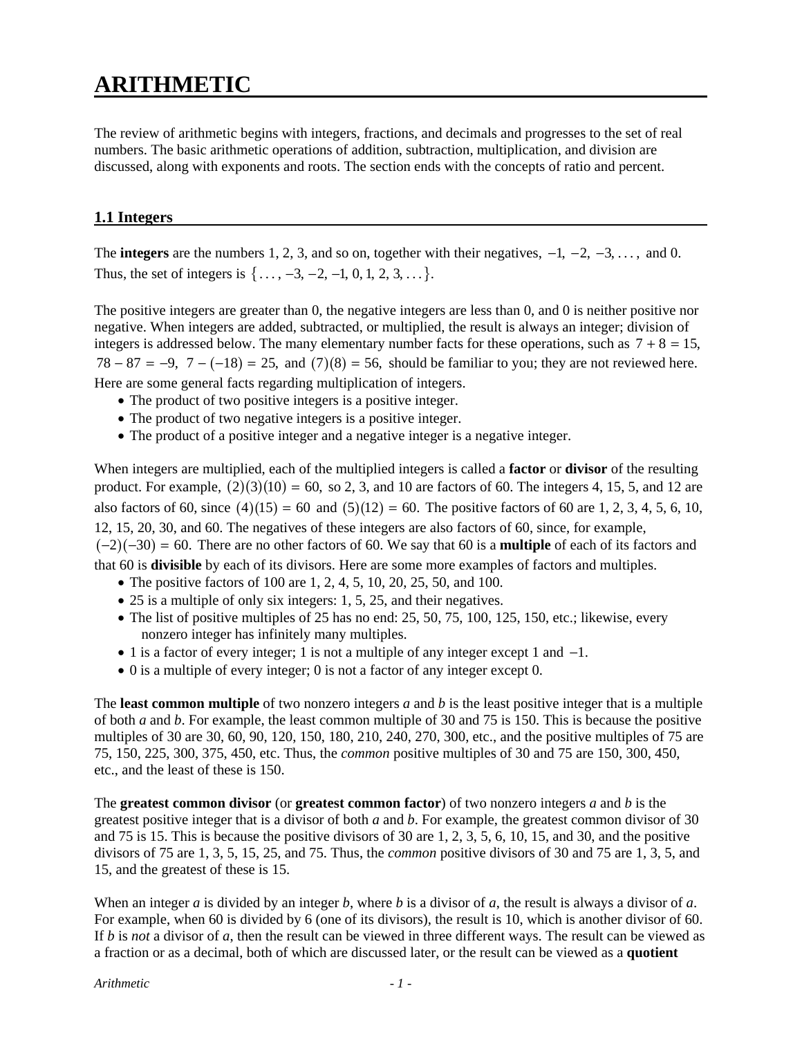# ARITHMETIC

The review of arithmetic begins with integers, fractions, and decimals and progresses to the set of real numbers. The basic arithmetic operations of addition, subtraction, multiplication, and division are discussed, along with exponents and roots. The section ends with the concepts of ratio and percent.

## 1.1 Integers

The **integers** are the numbers 1, 2, 3, and so on, together with their negatives, $-1, -2, -3, \ldots,$ and 0. Thus, the set of integers is $\{\ldots, -3, -2, -1, 0, 1, 2, 3, \ldots\}$.

The positive integers are greater than 0, the negative integers are less than 0, and 0 is neither positive nor negative. When integers are added, subtracted, or multiplied, the result is always an integer; division of integers is addressed below. The many elementary number facts for these operations, such as $7 + 8 = 15$, $78 - 87 = -9$, $7 - (-18) = 25$, and $(7)(8) = 56$, should be familiar to you; they are not reviewed here. Here are some general facts regarding multiplication of integers.

- The product of two positive integers is a positive integer.
- The product of two negative integers is a positive integer.
- The product of a positive integer and a negative integer is a negative integer.

When integers are multiplied, each of the multiplied integers is called a **factor** or **divisor** of the resulting product. For example, $(2)(3)(10) = 60$, so 2, 3, and 10 are factors of 60. The integers 4, 15, 5, and 12 are also factors of 60, since $(4)(15) = 60$ and $(5)(12) = 60$. The positive factors of 60 are 1, 2, 3, 4, 5, 6, 10, 12, 15, 20, 30, and 60. The negatives of these integers are also factors of 60, since, for example, $(-2)(-30) = 60$. There are no other factors of 60. We say that 60 is a **multiple** of each of its factors and that 60 is **divisible** by each of its divisors. Here are some more examples of factors and multiples.

- The positive factors of 100 are 1, 2, 4, 5, 10, 20, 25, 50, and 100.
- 25 is a multiple of only six integers: 1, 5, 25, and their negatives.
- The list of positive multiples of 25 has no end: 25, 50, 75, 100, 125, 150, etc.; likewise, every nonzero integer has infinitely many multiples.
- 1 is a factor of every integer; 1 is not a multiple of any integer except 1 and $-1$.
- 0 is a multiple of every integer; 0 is not a factor of any integer except 0.

The **least common multiple** of two nonzero integers *a* and *b* is the least positive integer that is a multiple of both *a* and *b*. For example, the least common multiple of 30 and 75 is 150. This is because the positive multiples of 30 are 30, 60, 90, 120, 150, 180, 210, 240, 270, 300, etc., and the positive multiples of 75 are 75, 150, 225, 300, 375, 450, etc. Thus, the *common* positive multiples of 30 and 75 are 150, 300, 450, etc., and the least of these is 150.

The **greatest common divisor** (or **greatest common factor**) of two nonzero integers *a* and *b* is the greatest positive integer that is a divisor of both *a* and *b*. For example, the greatest common divisor of 30 and 75 is 15. This is because the positive divisors of 30 are 1, 2, 3, 5, 6, 10, 15, and 30, and the positive divisors of 75 are 1, 3, 5, 15, 25, and 75. Thus, the *common* positive divisors of 30 and 75 are 1, 3, 5, and 15, and the greatest of these is 15.

When an integer *a* is divided by an integer *b*, where *b* is a divisor of *a*, the result is always a divisor of *a*. For example, when 60 is divided by 6 (one of its divisors), the result is 10, which is another divisor of 60. If *b* is *not* a divisor of *a*, then the result can be viewed in three different ways. The result can be viewed as a fraction or as a decimal, both of which are discussed later, or the result can be viewed as a **quotient**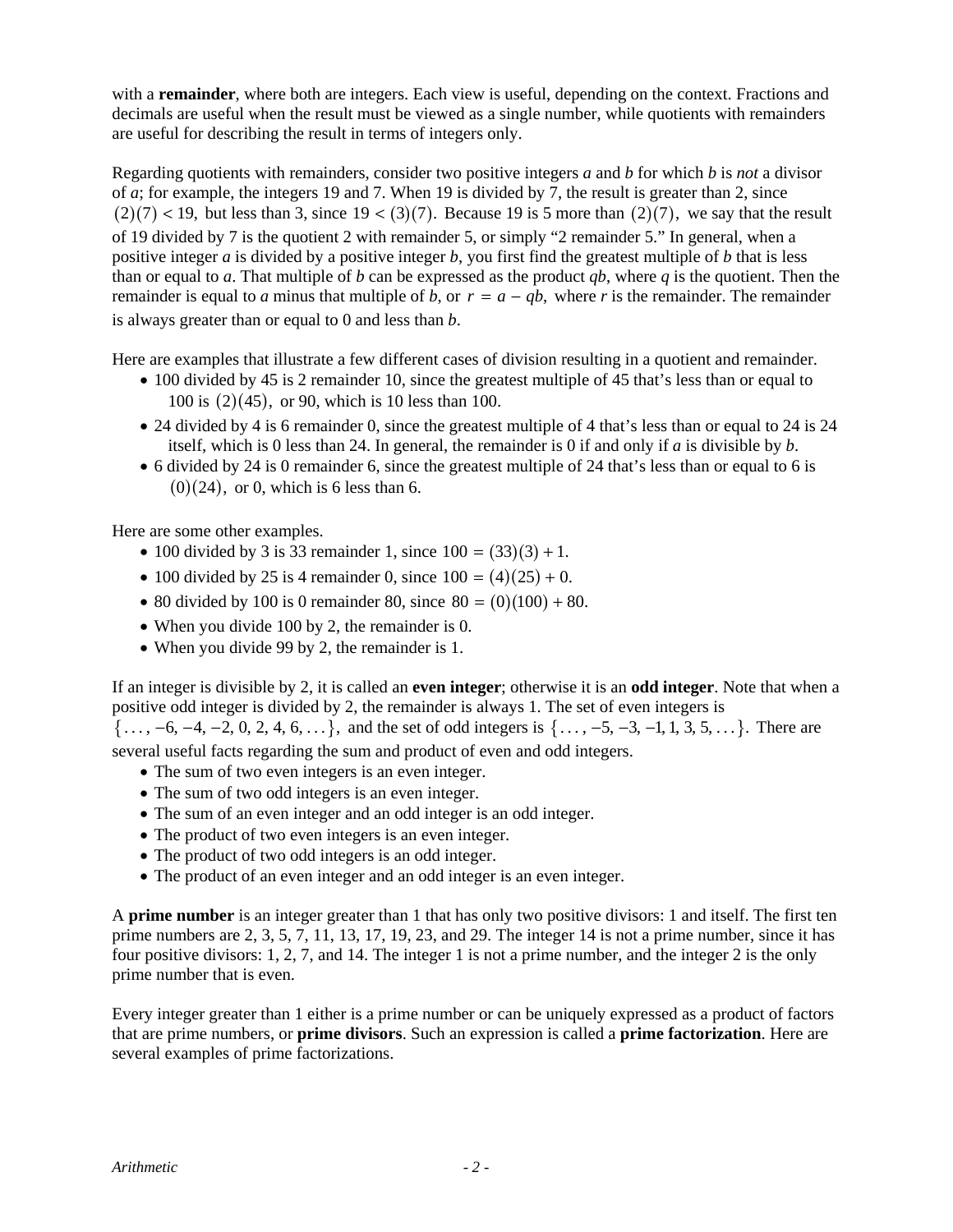with a **remainder**, where both are integers. Each view is useful, depending on the context. Fractions and decimals are useful when the result must be viewed as a single number, while quotients with remainders are useful for describing the result in terms of integers only.

Regarding quotients with remainders, consider two positive integers $a$ and $b$ for which $b$ is *not* a divisor of $a$; for example, the integers 19 and 7. When 19 is divided by 7, the result is greater than 2, since $(2)(7) < 19,$ but less than 3, since $19 < (3)(7).$ Because 19 is 5 more than $(2)(7),$ we say that the result of 19 divided by 7 is the quotient 2 with remainder 5, or simply "2 remainder 5." In general, when a positive integer $a$ is divided by a positive integer $b$, you first find the greatest multiple of $b$ that is less than or equal to $a$. That multiple of $b$ can be expressed as the product $qb$, where $q$ is the quotient. Then the remainder is equal to $a$ minus that multiple of $b$, or $r = a - qb,$ where $r$ is the remainder. The remainder is always greater than or equal to 0 and less than $b$.

Here are examples that illustrate a few different cases of division resulting in a quotient and remainder.

- 100 divided by 45 is 2 remainder 10, since the greatest multiple of 45 that's less than or equal to 100 is $(2)(45),$ or 90, which is 10 less than 100.
- 24 divided by 4 is 6 remainder 0, since the greatest multiple of 4 that's less than or equal to 24 is 24 itself, which is 0 less than 24. In general, the remainder is 0 if and only if $a$ is divisible by $b$.
- 6 divided by 24 is 0 remainder 6, since the greatest multiple of 24 that's less than or equal to 6 is $(0)(24),$ or 0, which is 6 less than 6.

Here are some other examples.

- 100 divided by 3 is 33 remainder 1, since $100 = (33)(3) + 1.$
- 100 divided by 25 is 4 remainder 0, since $100 = (4)(25) + 0.$
- 80 divided by 100 is 0 remainder 80, since $80 = (0)(100) + 80.$
- When you divide 100 by 2, the remainder is 0.
- When you divide 99 by 2, the remainder is 1.

If an integer is divisible by 2, it is called an **even integer**; otherwise it is an **odd integer**. Note that when a positive odd integer is divided by 2, the remainder is always 1. The set of even integers is $\{\ldots, -6, -4, -2, 0, 2, 4, 6, \ldots\},$ and the set of odd integers is $\{\ldots, -5, -3, -1, 1, 3, 5, \ldots\}.$ There are several useful facts regarding the sum and product of even and odd integers.

- The sum of two even integers is an even integer.
- The sum of two odd integers is an even integer.
- The sum of an even integer and an odd integer is an odd integer.
- The product of two even integers is an even integer.
- The product of two odd integers is an odd integer.
- The product of an even integer and an odd integer is an even integer.

A **prime number** is an integer greater than 1 that has only two positive divisors: 1 and itself. The first ten prime numbers are 2, 3, 5, 7, 11, 13, 17, 19, 23, and 29. The integer 14 is not a prime number, since it has four positive divisors: 1, 2, 7, and 14. The integer 1 is not a prime number, and the integer 2 is the only prime number that is even.

Every integer greater than 1 either is a prime number or can be uniquely expressed as a product of factors that are prime numbers, or **prime divisors**. Such an expression is called a **prime factorization**. Here are several examples of prime factorizations.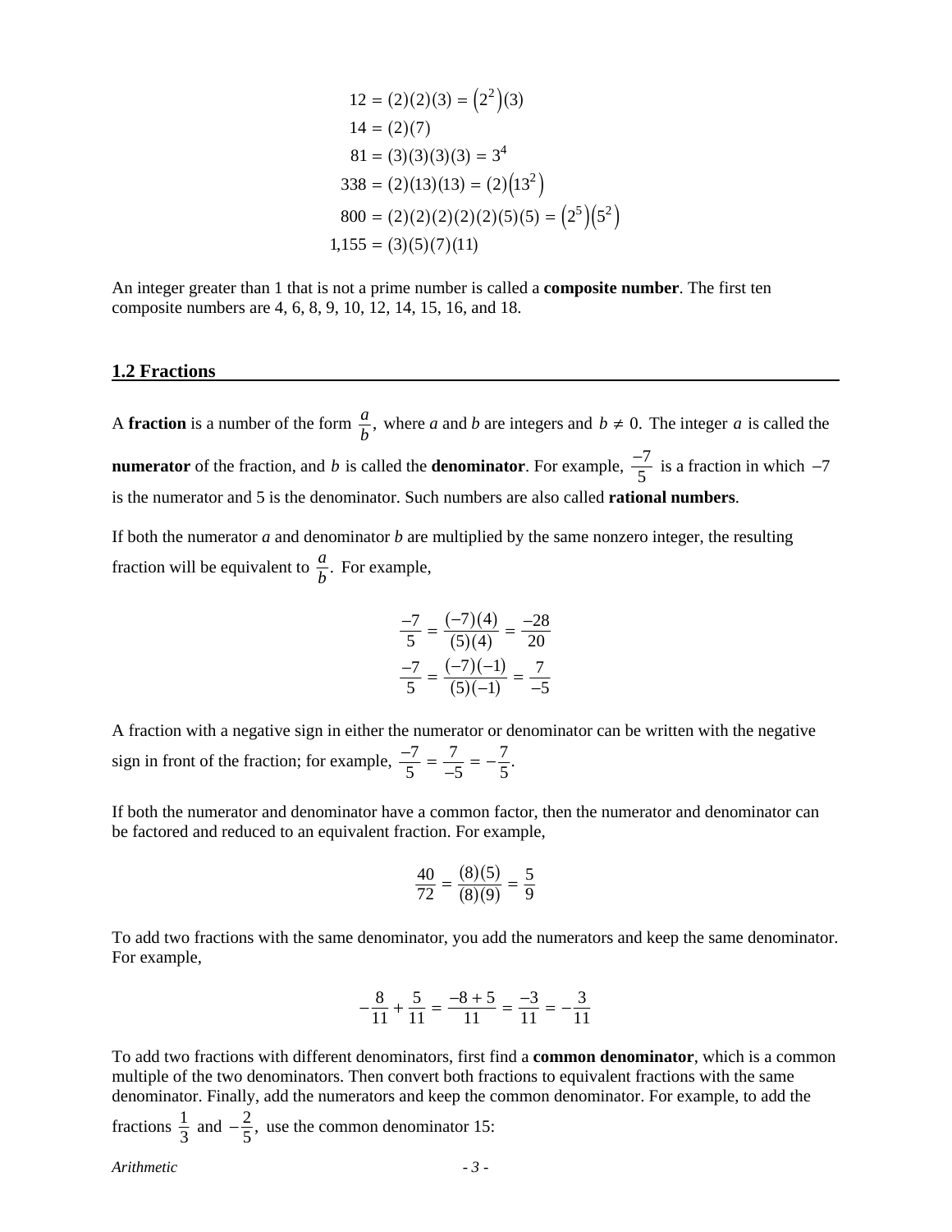$$
\begin{aligned}
12 &= (2)(2)(3) = \left(2^2\right)(3) \\
14 &= (2)(7) \\
81 &= (3)(3)(3)(3) = 3^4 \\
338 &= (2)(13)(13) = (2)\left(13^2\right) \\
800 &= (2)(2)(2)(2)(2)(5)(5) = \left(2^5\right)\left(5^2\right) \\
1{,}155 &= (3)(5)(7)(11)
\end{aligned}
$$

An integer greater than 1 that is not a prime number is called a **composite number**. The first ten composite numbers are 4, 6, 8, 9, 10, 12, 14, 15, 16, and 18.

## 1.2 Fractions

A **fraction** is a number of the form $\frac{a}{b}$, where $a$ and $b$ are integers and $b \neq 0$. The integer $a$ is called the **numerator** of the fraction, and $b$ is called the **denominator**. For example, $\frac{-7}{5}$ is a fraction in which $-7$ is the numerator and 5 is the denominator. Such numbers are also called **rational numbers**.

If both the numerator $a$ and denominator $b$ are multiplied by the same nonzero integer, the resulting fraction will be equivalent to $\frac{a}{b}$. For example,

$$
\frac{-7}{5} = \frac{(-7)(4)}{(5)(4)} = \frac{-28}{20}
$$

$$
\frac{-7}{5} = \frac{(-7)(-1)}{(5)(-1)} = \frac{7}{-5}
$$

A fraction with a negative sign in either the numerator or denominator can be written with the negative sign in front of the fraction; for example, $\frac{-7}{5} = \frac{7}{-5} = -\frac{7}{5}$.

If both the numerator and denominator have a common factor, then the numerator and denominator can be factored and reduced to an equivalent fraction. For example,

$$
\frac{40}{72} = \frac{(8)(5)}{(8)(9)} = \frac{5}{9}
$$

To add two fractions with the same denominator, you add the numerators and keep the same denominator. For example,

$$
-\frac{8}{11} + \frac{5}{11} = \frac{-8+5}{11} = \frac{-3}{11} = -\frac{3}{11}
$$

To add two fractions with different denominators, first find a **common denominator**, which is a common multiple of the two denominators. Then convert both fractions to equivalent fractions with the same denominator. Finally, add the numerators and keep the common denominator. For example, to add the fractions $\frac{1}{3}$ and $-\frac{2}{5}$, use the common denominator 15: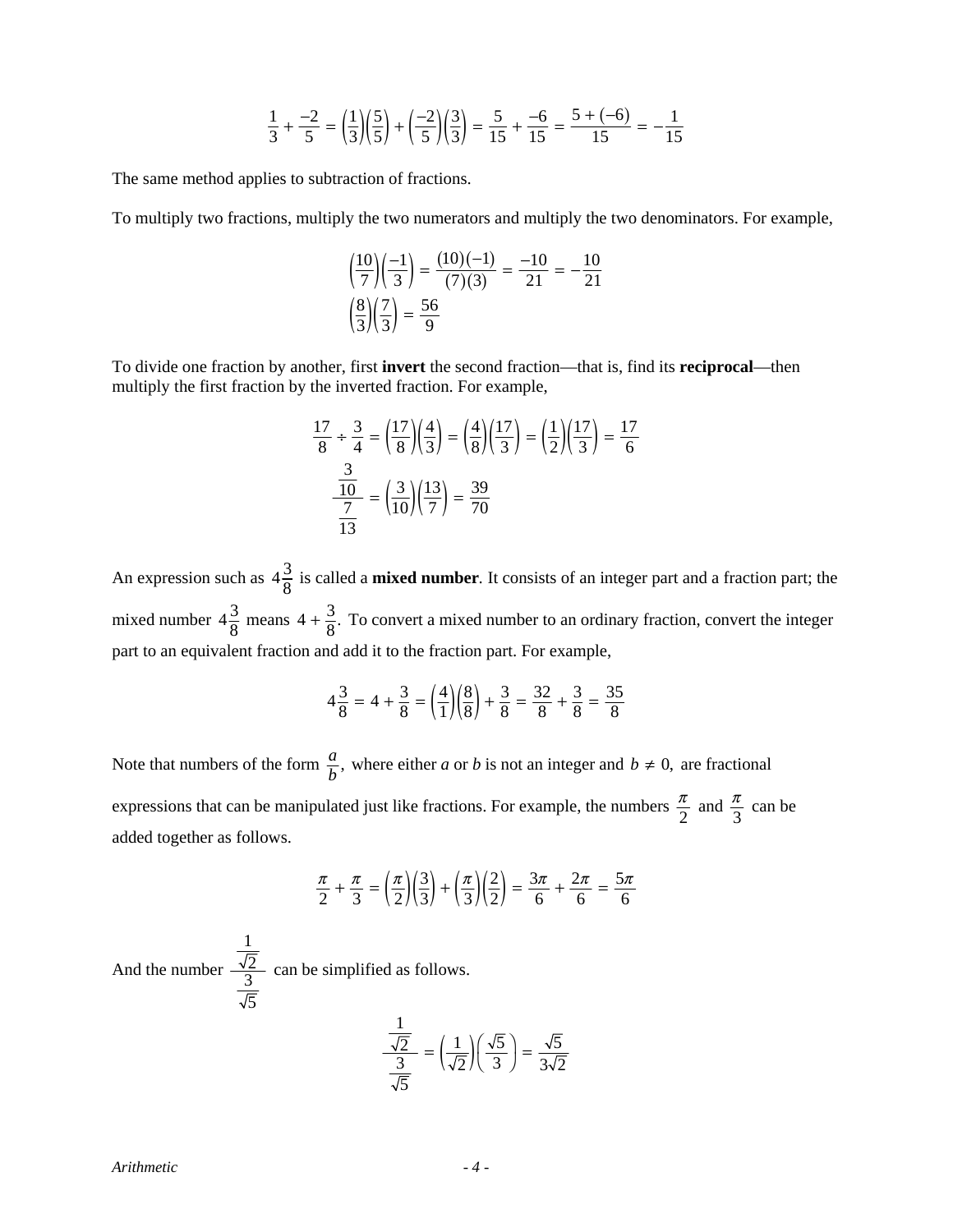$$\frac{1}{3} + \frac{-2}{5} = \left(\frac{1}{3}\right)\left(\frac{5}{5}\right) + \left(\frac{-2}{5}\right)\left(\frac{3}{3}\right) = \frac{5}{15} + \frac{-6}{15} = \frac{5 + (-6)}{15} = -\frac{1}{15}$$

The same method applies to subtraction of fractions.

To multiply two fractions, multiply the two numerators and multiply the two denominators. For example,

$$\left(\frac{10}{7}\right)\left(\frac{-1}{3}\right) = \frac{(10)(-1)}{(7)(3)} = \frac{-10}{21} = -\frac{10}{21}$$

$$\left(\frac{8}{3}\right)\left(\frac{7}{3}\right) = \frac{56}{9}$$

To divide one fraction by another, first **invert** the second fraction—that is, find its **reciprocal**—then multiply the first fraction by the inverted fraction. For example,

$$\frac{17}{8} \div \frac{3}{4} = \left(\frac{17}{8}\right)\left(\frac{4}{3}\right) = \left(\frac{4}{8}\right)\left(\frac{17}{3}\right) = \left(\frac{1}{2}\right)\left(\frac{17}{3}\right) = \frac{17}{6}$$

$$\frac{\frac{3}{10}}{\frac{7}{13}} = \left(\frac{3}{10}\right)\left(\frac{13}{7}\right) = \frac{39}{70}$$

An expression such as $4\frac{3}{8}$ is called a **mixed number**. It consists of an integer part and a fraction part; the mixed number $4\frac{3}{8}$ means $4 + \frac{3}{8}.$ To convert a mixed number to an ordinary fraction, convert the integer part to an equivalent fraction and add it to the fraction part. For example,

$$4\frac{3}{8} = 4 + \frac{3}{8} = \left(\frac{4}{1}\right)\left(\frac{8}{8}\right) + \frac{3}{8} = \frac{32}{8} + \frac{3}{8} = \frac{35}{8}$$

Note that numbers of the form $\frac{a}{b},$ where either $a$ or $b$ is not an integer and $b \neq 0,$ are fractional expressions that can be manipulated just like fractions. For example, the numbers $\frac{\pi}{2}$ and $\frac{\pi}{3}$ can be added together as follows.

$$\frac{\pi}{2} + \frac{\pi}{3} = \left(\frac{\pi}{2}\right)\left(\frac{3}{3}\right) + \left(\frac{\pi}{3}\right)\left(\frac{2}{2}\right) = \frac{3\pi}{6} + \frac{2\pi}{6} = \frac{5\pi}{6}$$

And the number $\frac{\frac{1}{\sqrt{2}}}{\frac{3}{\sqrt{5}}}$ can be simplified as follows.

$$\frac{\frac{1}{\sqrt{2}}}{\frac{3}{\sqrt{5}}} = \left(\frac{1}{\sqrt{2}}\right)\left(\frac{\sqrt{5}}{3}\right) = \frac{\sqrt{5}}{3\sqrt{2}}$$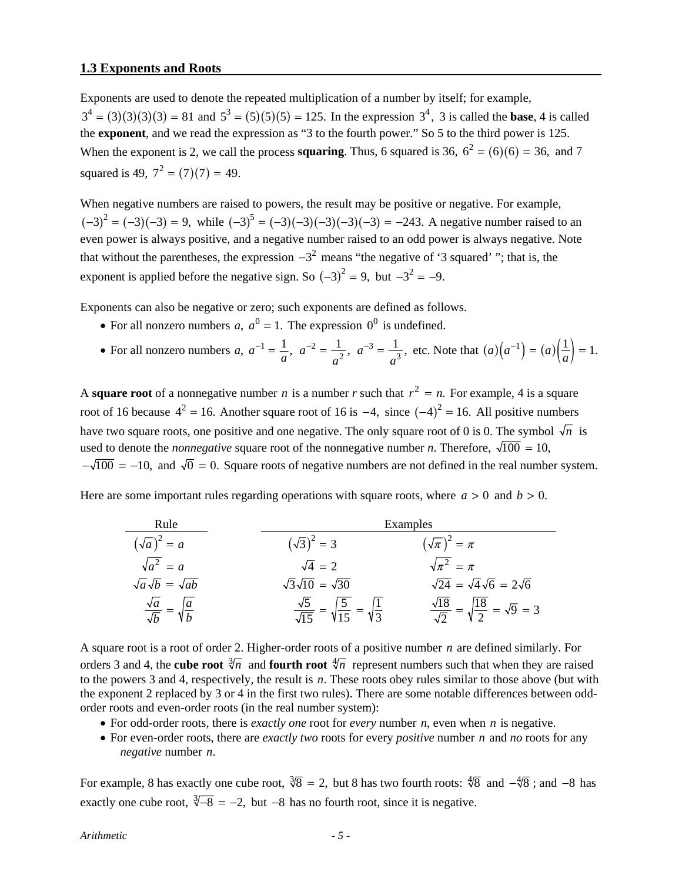## 1.3 Exponents and Roots

Exponents are used to denote the repeated multiplication of a number by itself; for example, $3^4 = (3)(3)(3)(3) = 81$ and $5^3 = (5)(5)(5) = 125.$ In the expression $3^4,$ 3 is called the **base**, 4 is called the **exponent**, and we read the expression as "3 to the fourth power." So 5 to the third power is 125. When the exponent is 2, we call the process **squaring**. Thus, 6 squared is 36, $6^2 = (6)(6) = 36,$ and 7 squared is 49, $7^2 = (7)(7) = 49.$

When negative numbers are raised to powers, the result may be positive or negative. For example, $(-3)^2 = (-3)(-3) = 9,$ while $(-3)^5 = (-3)(-3)(-3)(-3)(-3) = -243.$ A negative number raised to an even power is always positive, and a negative number raised to an odd power is always negative. Note that without the parentheses, the expression $-3^2$ means "the negative of '3 squared' "; that is, the exponent is applied before the negative sign. So $(-3)^2 = 9,$ but $-3^2 = -9.$

Exponents can also be negative or zero; such exponents are defined as follows.

- For all nonzero numbers $a,$ $a^0 = 1.$ The expression $0^0$ is undefined.
- For all nonzero numbers $a,$ $a^{-1} = \frac{1}{a},$ $a^{-2} = \frac{1}{a^2},$ $a^{-3} = \frac{1}{a^3},$ etc. Note that $(a)\left(a^{-1}\right) = (a)\left(\frac{1}{a}\right) = 1.$

A **square root** of a nonnegative number $n$ is a number $r$ such that $r^2 = n.$ For example, 4 is a square root of 16 because $4^2 = 16.$ Another square root of 16 is $-4,$ since $(-4)^2 = 16.$ All positive numbers have two square roots, one positive and one negative. The only square root of 0 is 0. The symbol $\sqrt{n}$ is used to denote the *nonnegative* square root of the nonnegative number $n$. Therefore, $\sqrt{100} = 10,$ $-\sqrt{100} = -10,$ and $\sqrt{0} = 0.$ Square roots of negative numbers are not defined in the real number system.

Here are some important rules regarding operations with square roots, where $a > 0$ and $b > 0.$

| Rule | Examples | |
|---|---|---|
| $\left(\sqrt{a}\right)^2 = a$ | $\left(\sqrt{3}\right)^2 = 3$ | $\left(\sqrt{\pi}\right)^2 = \pi$ |
| $\sqrt{a^2} = a$ | $\sqrt{4} = 2$ | $\sqrt{\pi^2} = \pi$ |
| $\sqrt{a}\sqrt{b} = \sqrt{ab}$ | $\sqrt{3}\sqrt{10} = \sqrt{30}$ | $\sqrt{24} = \sqrt{4}\sqrt{6} = 2\sqrt{6}$ |
| $\frac{\sqrt{a}}{\sqrt{b}} = \sqrt{\frac{a}{b}}$ | $\frac{\sqrt{5}}{\sqrt{15}} = \sqrt{\frac{5}{15}} = \sqrt{\frac{1}{3}}$ | $\frac{\sqrt{18}}{\sqrt{2}} = \sqrt{\frac{18}{2}} = \sqrt{9} = 3$ |

A square root is a root of order 2. Higher-order roots of a positive number $n$ are defined similarly. For orders 3 and 4, the **cube root** $\sqrt[3]{n}$ and **fourth root** $\sqrt[4]{n}$ represent numbers such that when they are raised to the powers 3 and 4, respectively, the result is $n$. These roots obey rules similar to those above (but with the exponent 2 replaced by 3 or 4 in the first two rules). There are some notable differences between odd-order roots and even-order roots (in the real number system):

- For odd-order roots, there is *exactly one* root for *every* number $n$, even when $n$ is negative.
- For even-order roots, there are *exactly two* roots for every *positive* number $n$ and *no* roots for any *negative* number $n$.

For example, 8 has exactly one cube root, $\sqrt[3]{8} = 2,$ but 8 has two fourth roots: $\sqrt[4]{8}$ and $-\sqrt[4]{8}$; and $-8$ has exactly one cube root, $\sqrt[3]{-8} = -2,$ but $-8$ has no fourth root, since it is negative.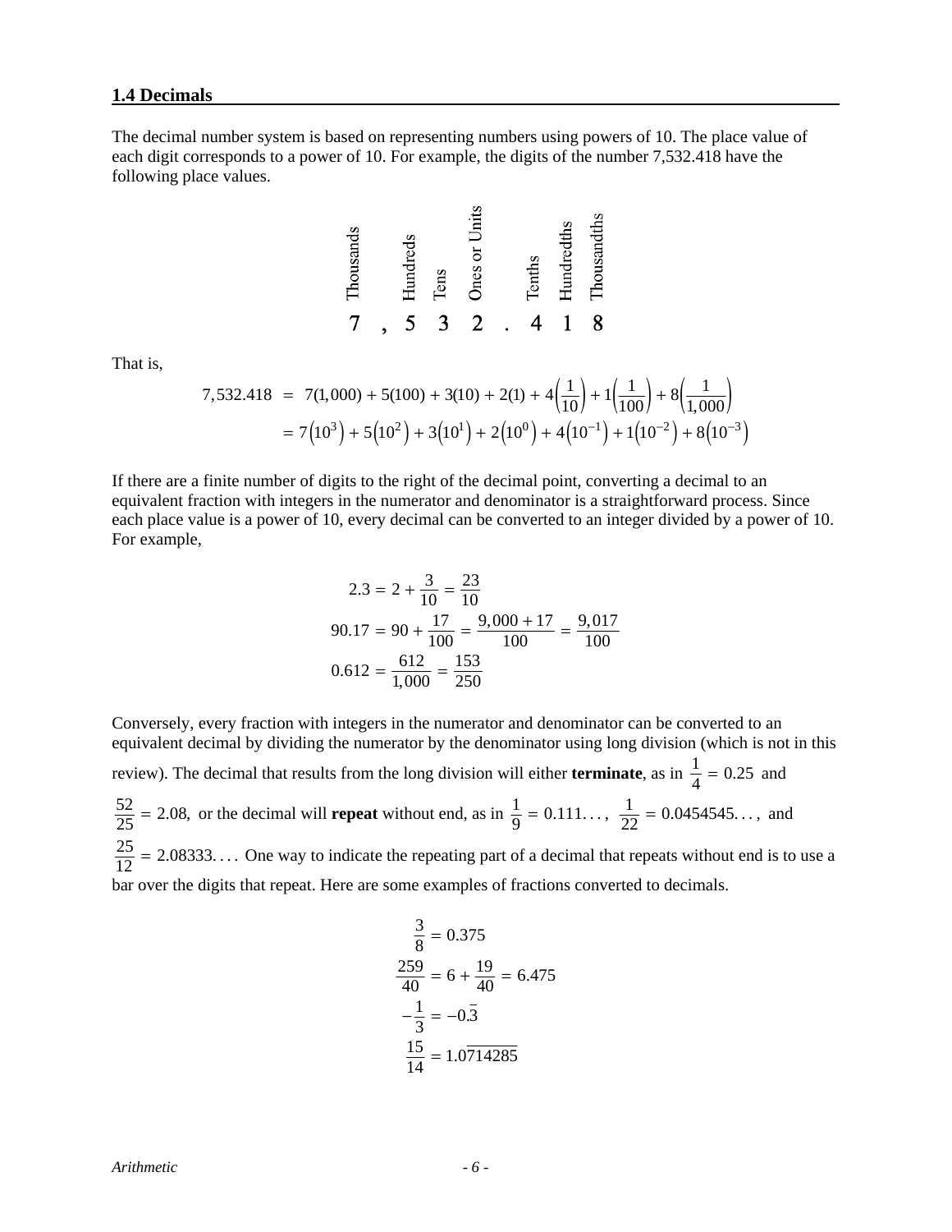## 1.4 Decimals

The decimal number system is based on representing numbers using powers of 10. The place value of each digit corresponds to a power of 10. For example, the digits of the number 7,532.418 have the following place values.

| Thousands | | Hundreds | Tens | Ones or Units | | Tenths | Hundredths | Thousandths |
|---|---|---|---|---|---|---|---|---|
| 7 | , | 5 | 3 | 2 | . | 4 | 1 | 8 |

That is,

$$
\begin{aligned}
7{,}532.418 &= 7(1{,}000) + 5(100) + 3(10) + 2(1) + 4\left(\frac{1}{10}\right) + 1\left(\frac{1}{100}\right) + 8\left(\frac{1}{1{,}000}\right) \\
&= 7\left(10^3\right) + 5\left(10^2\right) + 3\left(10^1\right) + 2\left(10^0\right) + 4\left(10^{-1}\right) + 1\left(10^{-2}\right) + 8\left(10^{-3}\right)
\end{aligned}
$$

If there are a finite number of digits to the right of the decimal point, converting a decimal to an equivalent fraction with integers in the numerator and denominator is a straightforward process. Since each place value is a power of 10, every decimal can be converted to an integer divided by a power of 10. For example,

$$
\begin{aligned}
2.3 &= 2 + \frac{3}{10} = \frac{23}{10} \\
90.17 &= 90 + \frac{17}{100} = \frac{9{,}000 + 17}{100} = \frac{9{,}017}{100} \\
0.612 &= \frac{612}{1{,}000} = \frac{153}{250}
\end{aligned}
$$

Conversely, every fraction with integers in the numerator and denominator can be converted to an equivalent decimal by dividing the numerator by the denominator using long division (which is not in this review). The decimal that results from the long division will either **terminate**, as in $\frac{1}{4} = 0.25$ and $\frac{52}{25} = 2.08$, or the decimal will **repeat** without end, as in $\frac{1}{9} = 0.111\ldots$, $\frac{1}{22} = 0.0454545\ldots$, and $\frac{25}{12} = 2.08333\ldots$. One way to indicate the repeating part of a decimal that repeats without end is to use a bar over the digits that repeat. Here are some examples of fractions converted to decimals.

$$
\begin{aligned}
\frac{3}{8} &= 0.375 \\
\frac{259}{40} &= 6 + \frac{19}{40} = 6.475 \\
-\frac{1}{3} &= -0.\overline{3} \\
\frac{15}{14} &= 1.0\overline{714285}
\end{aligned}
$$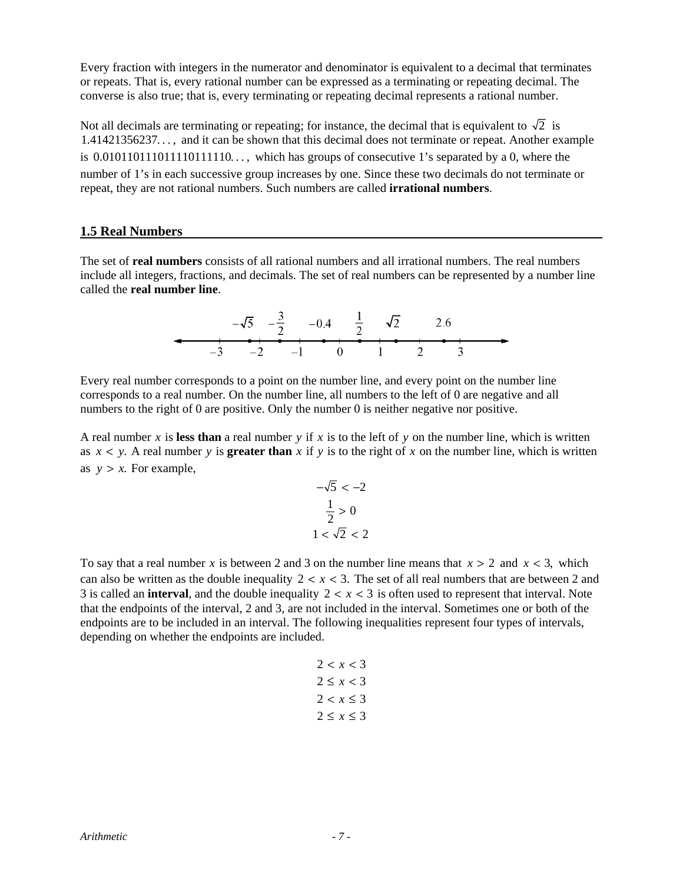Every fraction with integers in the numerator and denominator is equivalent to a decimal that terminates or repeats. That is, every rational number can be expressed as a terminating or repeating decimal. The converse is also true; that is, every terminating or repeating decimal represents a rational number.

Not all decimals are terminating or repeating; for instance, the decimal that is equivalent to $\sqrt{2}$ is $1.41421356237\ldots,$ and it can be shown that this decimal does not terminate or repeat. Another example is $0.010110111011110111110\ldots,$ which has groups of consecutive 1's separated by a 0, where the number of 1's in each successive group increases by one. Since these two decimals do not terminate or repeat, they are not rational numbers. Such numbers are called **irrational numbers**.

## 1.5 Real Numbers

The set of **real numbers** consists of all rational numbers and all irrational numbers. The real numbers include all integers, fractions, and decimals. The set of real numbers can be represented by a number line called the **real number line**.

Every real number corresponds to a point on the number line, and every point on the number line corresponds to a real number. On the number line, all numbers to the left of 0 are negative and all numbers to the right of 0 are positive. Only the number 0 is neither negative nor positive.

A real number $x$ is **less than** a real number $y$ if $x$ is to the left of $y$ on the number line, which is written as $x < y.$ A real number $y$ is **greater than** $x$ if $y$ is to the right of $x$ on the number line, which is written as $y > x.$ For example,

$$-\sqrt{5} < -2$$

$$\frac{1}{2} > 0$$

$$1 < \sqrt{2} < 2$$

To say that a real number $x$ is between 2 and 3 on the number line means that $x > 2$ and $x < 3,$ which can also be written as the double inequality $2 < x < 3.$ The set of all real numbers that are between 2 and 3 is called an **interval**, and the double inequality $2 < x < 3$ is often used to represent that interval. Note that the endpoints of the interval, 2 and 3, are not included in the interval. Sometimes one or both of the endpoints are to be included in an interval. The following inequalities represent four types of intervals, depending on whether the endpoints are included.

$$2 < x < 3$$

$$2 \le x < 3$$

$$2 < x \le 3$$

$$2 \le x \le 3$$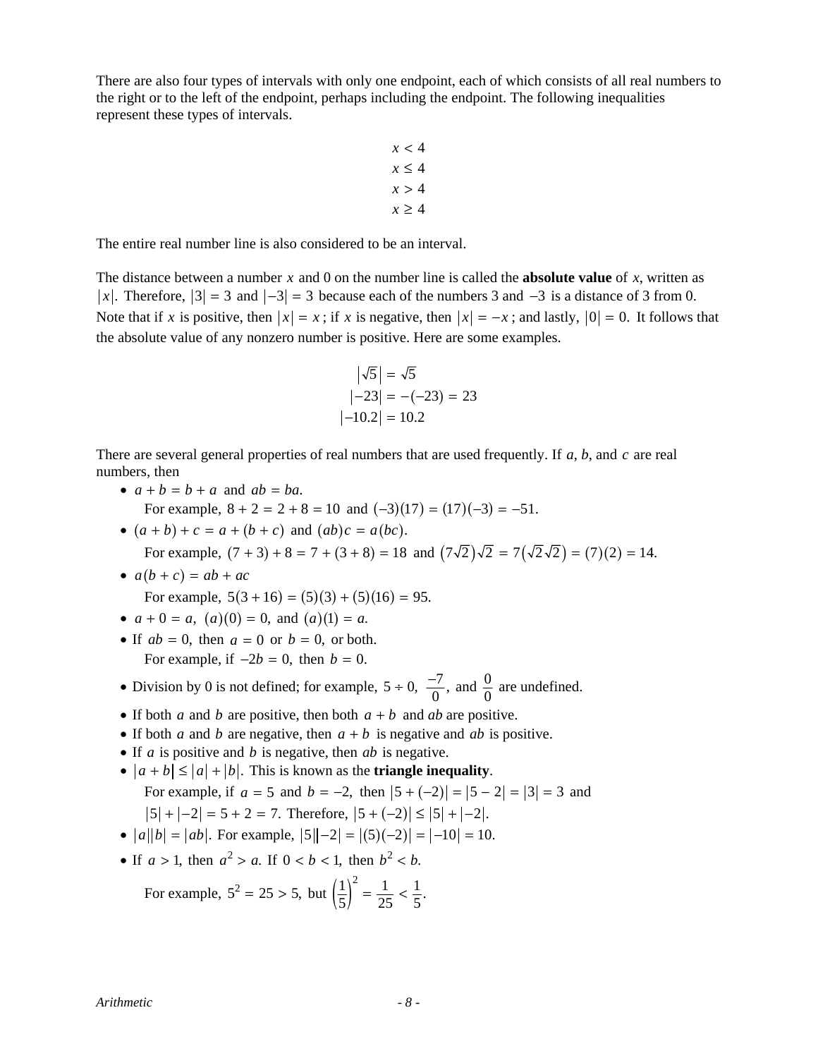There are also four types of intervals with only one endpoint, each of which consists of all real numbers to the right or to the left of the endpoint, perhaps including the endpoint. The following inequalities represent these types of intervals.

$$x < 4$$
$$x \leq 4$$
$$x > 4$$
$$x \geq 4$$

The entire real number line is also considered to be an interval.

The distance between a number $x$ and 0 on the number line is called the **absolute value** of $x$, written as $|x|$. Therefore, $|3| = 3$ and $|-3| = 3$ because each of the numbers 3 and $-3$ is a distance of 3 from 0. Note that if $x$ is positive, then $|x| = x$; if $x$ is negative, then $|x| = -x$; and lastly, $|0| = 0$. It follows that the absolute value of any nonzero number is positive. Here are some examples.

$$|\sqrt{5}| = \sqrt{5}$$
$$|-23| = -(-23) = 23$$
$$|-10.2| = 10.2$$

There are several general properties of real numbers that are used frequently. If $a$, $b$, and $c$ are real numbers, then

- $a + b = b + a$ and $ab = ba$.
  For example, $8 + 2 = 2 + 8 = 10$ and $(-3)(17) = (17)(-3) = -51$.
- $(a + b) + c = a + (b + c)$ and $(ab)c = a(bc)$.
  For example, $(7 + 3) + 8 = 7 + (3 + 8) = 18$ and $(7\sqrt{2})\sqrt{2} = 7(\sqrt{2}\sqrt{2}) = (7)(2) = 14$.
- $a(b + c) = ab + ac$
  For example, $5(3 + 16) = (5)(3) + (5)(16) = 95$.
- $a + 0 = a$, $(a)(0) = 0$, and $(a)(1) = a$.
- If $ab = 0$, then $a = 0$ or $b = 0$, or both.
  For example, if $-2b = 0$, then $b = 0$.
- Division by 0 is not defined; for example, $5 \div 0$, $\frac{-7}{0}$, and $\frac{0}{0}$ are undefined.
- If both $a$ and $b$ are positive, then both $a + b$ and $ab$ are positive.
- If both $a$ and $b$ are negative, then $a + b$ is negative and $ab$ is positive.
- If $a$ is positive and $b$ is negative, then $ab$ is negative.
- $|a + b| \leq |a| + |b|$. This is known as the **triangle inequality**.
  For example, if $a = 5$ and $b = -2$, then $|5 + (-2)| = |5 - 2| = |3| = 3$ and $|5| + |-2| = 5 + 2 = 7$. Therefore, $|5 + (-2)| \leq |5| + |-2|$.
- $|a||b| = |ab|$. For example, $|5||-2| = |(5)(-2)| = |-10| = 10$.
- If $a > 1$, then $a^2 > a$. If $0 < b < 1$, then $b^2 < b$.
  For example, $5^2 = 25 > 5$, but $\left(\frac{1}{5}\right)^2 = \frac{1}{25} < \frac{1}{5}$.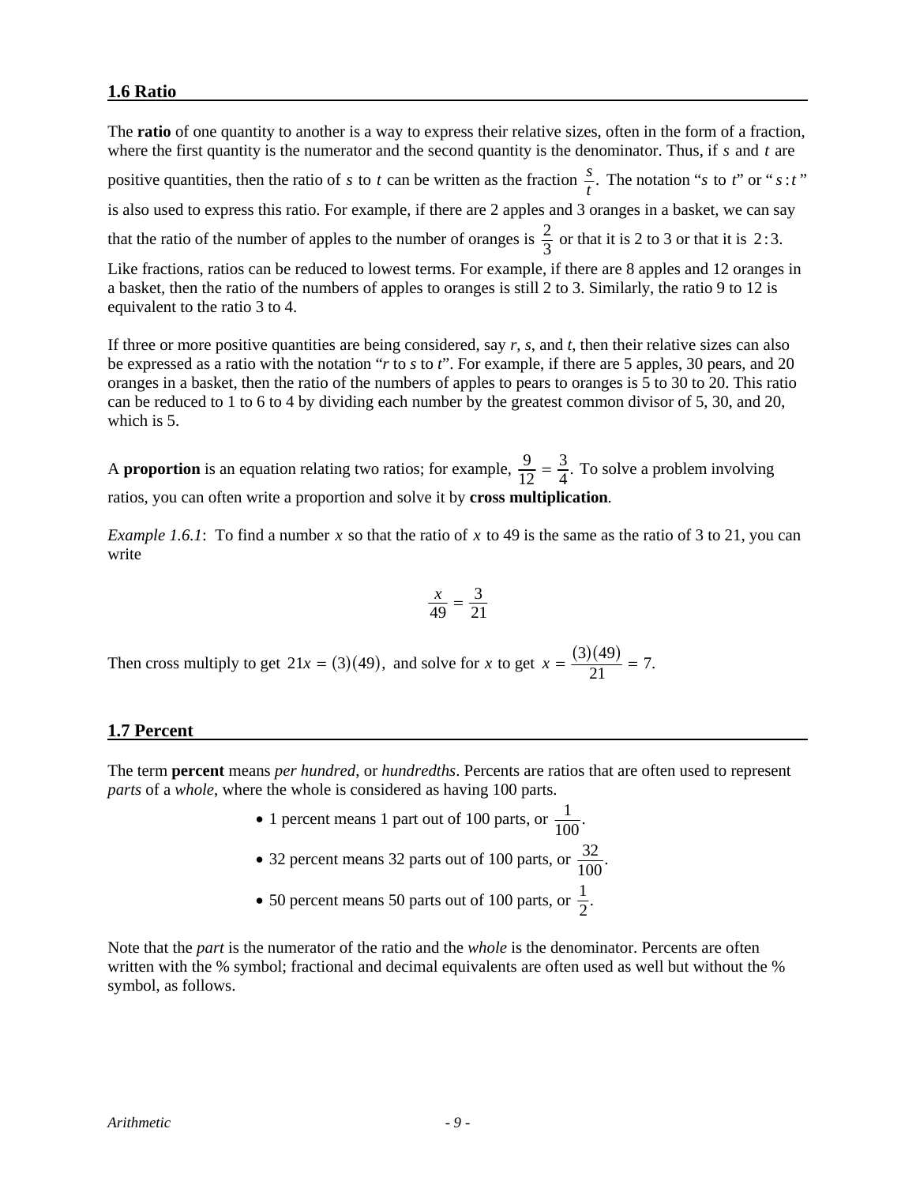## 1.6 Ratio

The **ratio** of one quantity to another is a way to express their relative sizes, often in the form of a fraction, where the first quantity is the numerator and the second quantity is the denominator. Thus, if $s$ and $t$ are positive quantities, then the ratio of $s$ to $t$ can be written as the fraction $\frac{s}{t}$. The notation "$s$ to $t$" or "$s:t$" is also used to express this ratio. For example, if there are 2 apples and 3 oranges in a basket, we can say that the ratio of the number of apples to the number of oranges is $\frac{2}{3}$ or that it is 2 to 3 or that it is $2:3$. Like fractions, ratios can be reduced to lowest terms. For example, if there are 8 apples and 12 oranges in a basket, then the ratio of the numbers of apples to oranges is still 2 to 3. Similarly, the ratio 9 to 12 is equivalent to the ratio 3 to 4.

If three or more positive quantities are being considered, say *r*, *s*, and *t*, then their relative sizes can also be expressed as a ratio with the notation "*r* to *s* to *t*". For example, if there are 5 apples, 30 pears, and 20 oranges in a basket, then the ratio of the numbers of apples to pears to oranges is 5 to 30 to 20. This ratio can be reduced to 1 to 6 to 4 by dividing each number by the greatest common divisor of 5, 30, and 20, which is 5.

A **proportion** is an equation relating two ratios; for example, $\frac{9}{12} = \frac{3}{4}$. To solve a problem involving ratios, you can often write a proportion and solve it by **cross multiplication**.

*Example 1.6.1*: To find a number $x$ so that the ratio of $x$ to 49 is the same as the ratio of 3 to 21, you can write

$$\frac{x}{49} = \frac{3}{21}$$

Then cross multiply to get $21x = (3)(49)$, and solve for $x$ to get $x = \frac{(3)(49)}{21} = 7$.

## 1.7 Percent

The term **percent** means *per hundred*, or *hundredths*. Percents are ratios that are often used to represent *parts* of a *whole*, where the whole is considered as having 100 parts.

- 1 percent means 1 part out of 100 parts, or $\frac{1}{100}$.
- 32 percent means 32 parts out of 100 parts, or $\frac{32}{100}$.
- 50 percent means 50 parts out of 100 parts, or $\frac{1}{2}$.

Note that the *part* is the numerator of the ratio and the *whole* is the denominator. Percents are often written with the % symbol; fractional and decimal equivalents are often used as well but without the % symbol, as follows.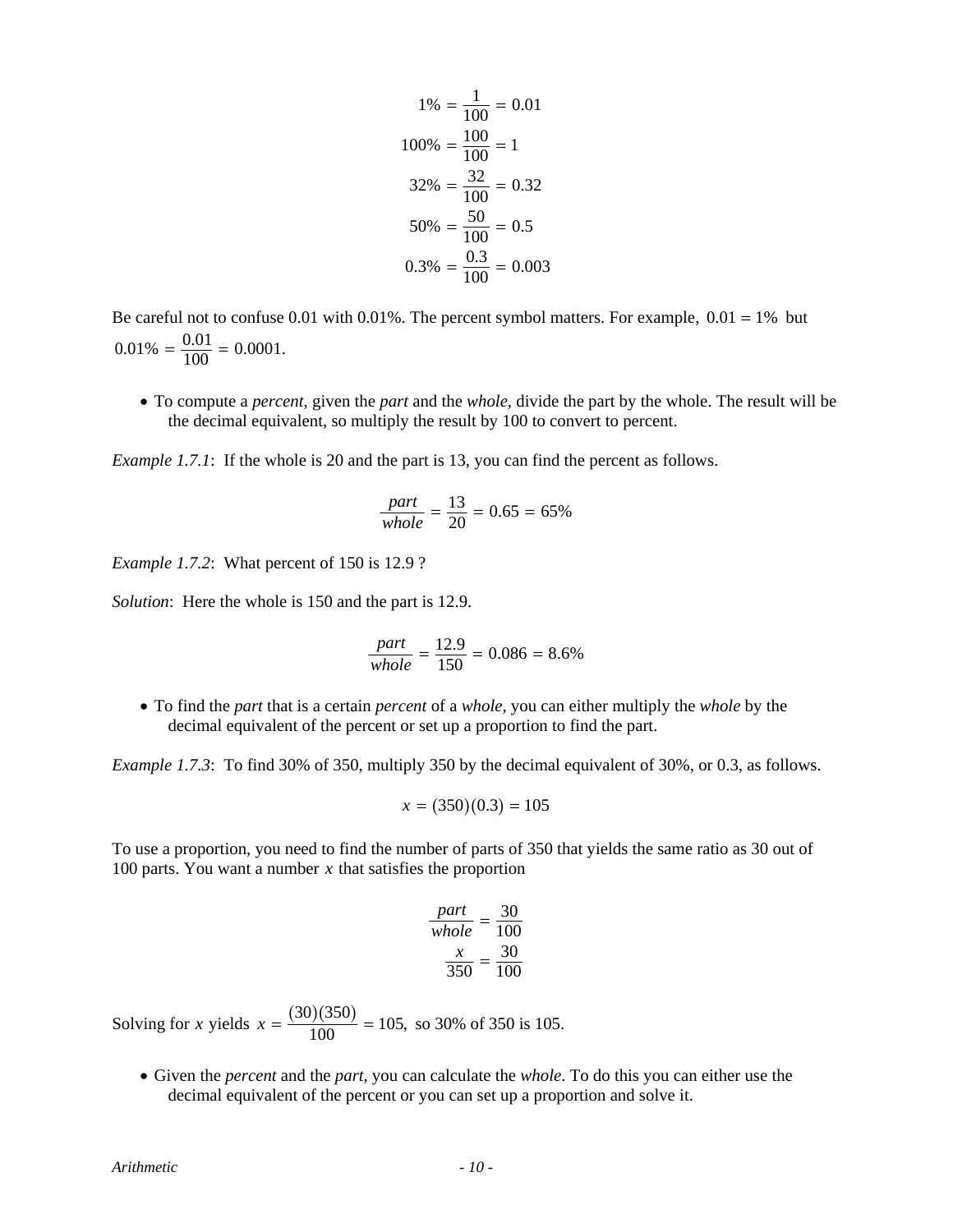$$
\begin{aligned}
1\% &= \frac{1}{100} = 0.01 \\
100\% &= \frac{100}{100} = 1 \\
32\% &= \frac{32}{100} = 0.32 \\
50\% &= \frac{50}{100} = 0.5 \\
0.3\% &= \frac{0.3}{100} = 0.003
\end{aligned}
$$

Be careful not to confuse 0.01 with 0.01%. The percent symbol matters. For example, $0.01 = 1\%$ but $0.01\% = \frac{0.01}{100} = 0.0001.$

- To compute a *percent*, given the *part* and the *whole*, divide the part by the whole. The result will be the decimal equivalent, so multiply the result by 100 to convert to percent.

*Example 1.7.1*: If the whole is 20 and the part is 13, you can find the percent as follows.

$$\frac{part}{whole} = \frac{13}{20} = 0.65 = 65\%$$

*Example 1.7.2*: What percent of 150 is 12.9 ?

*Solution*: Here the whole is 150 and the part is 12.9.

$$\frac{part}{whole} = \frac{12.9}{150} = 0.086 = 8.6\%$$

- To find the *part* that is a certain *percent* of a *whole*, you can either multiply the *whole* by the decimal equivalent of the percent or set up a proportion to find the part.

*Example 1.7.3*: To find 30% of 350, multiply 350 by the decimal equivalent of 30%, or 0.3, as follows.

$$x = (350)(0.3) = 105$$

To use a proportion, you need to find the number of parts of 350 that yields the same ratio as 30 out of 100 parts. You want a number $x$ that satisfies the proportion

$$
\begin{aligned}
\frac{part}{whole} &= \frac{30}{100} \\
\frac{x}{350} &= \frac{30}{100}
\end{aligned}
$$

Solving for $x$ yields $x = \frac{(30)(350)}{100} = 105,$ so 30% of 350 is 105.

- Given the *percent* and the *part*, you can calculate the *whole*. To do this you can either use the decimal equivalent of the percent or you can set up a proportion and solve it.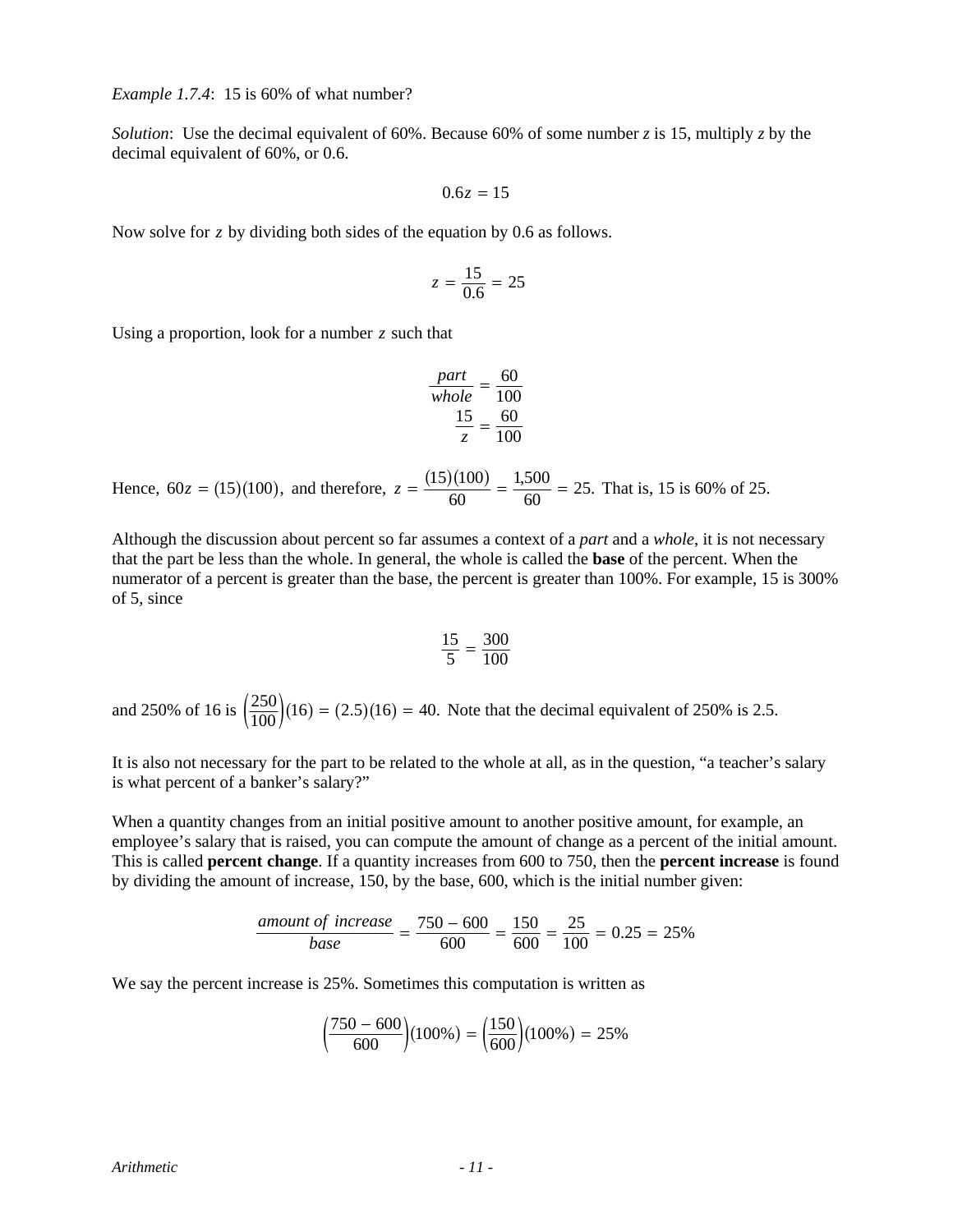*Example 1.7.4*: 15 is 60% of what number?

*Solution*: Use the decimal equivalent of 60%. Because 60% of some number $z$ is 15, multiply $z$ by the decimal equivalent of 60%, or 0.6.

$$0.6z = 15$$

Now solve for $z$ by dividing both sides of the equation by 0.6 as follows.

$$z = \frac{15}{0.6} = 25$$

Using a proportion, look for a number $z$ such that

$$\frac{part}{whole} = \frac{60}{100}$$
$$\frac{15}{z} = \frac{60}{100}$$

Hence, $60z = (15)(100)$, and therefore, $z = \frac{(15)(100)}{60} = \frac{1{,}500}{60} = 25.$ That is, 15 is 60% of 25.

Although the discussion about percent so far assumes a context of a *part* and a *whole*, it is not necessary that the part be less than the whole. In general, the whole is called the **base** of the percent. When the numerator of a percent is greater than the base, the percent is greater than 100%. For example, 15 is 300% of 5, since

$$\frac{15}{5} = \frac{300}{100}$$

and 250% of 16 is $\left(\frac{250}{100}\right)(16) = (2.5)(16) = 40.$ Note that the decimal equivalent of 250% is 2.5.

It is also not necessary for the part to be related to the whole at all, as in the question, "a teacher's salary is what percent of a banker's salary?"

When a quantity changes from an initial positive amount to another positive amount, for example, an employee's salary that is raised, you can compute the amount of change as a percent of the initial amount. This is called **percent change**. If a quantity increases from 600 to 750, then the **percent increase** is found by dividing the amount of increase, 150, by the base, 600, which is the initial number given:

$$\frac{amount\ of\ increase}{base} = \frac{750 - 600}{600} = \frac{150}{600} = \frac{25}{100} = 0.25 = 25\%$$

We say the percent increase is 25%. Sometimes this computation is written as

$$\left(\frac{750 - 600}{600}\right)(100\%) = \left(\frac{150}{600}\right)(100\%) = 25\%$$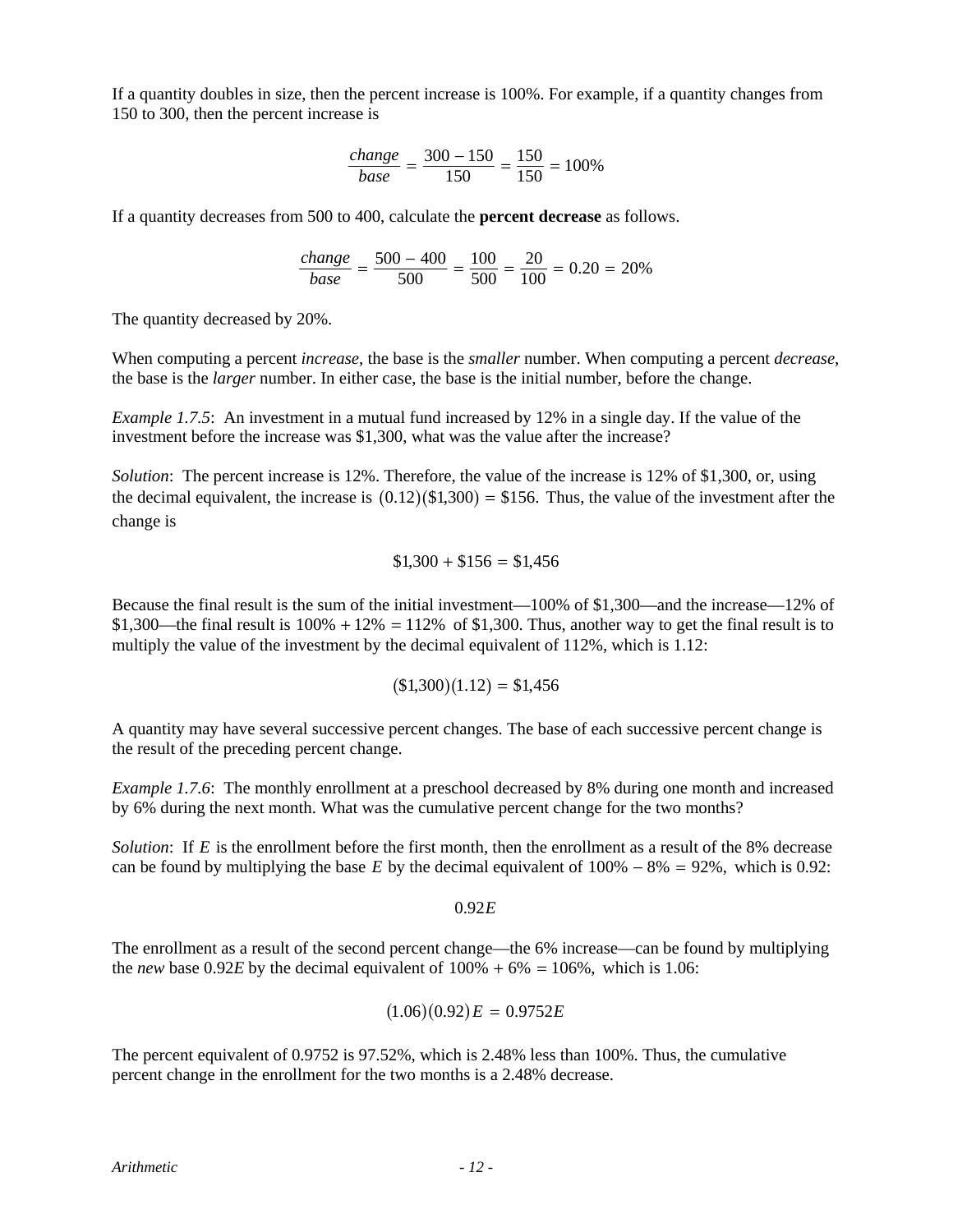If a quantity doubles in size, then the percent increase is 100%. For example, if a quantity changes from 150 to 300, then the percent increase is

$$\frac{change}{base} = \frac{300 - 150}{150} = \frac{150}{150} = 100\%$$

If a quantity decreases from 500 to 400, calculate the **percent decrease** as follows.

$$\frac{change}{base} = \frac{500 - 400}{500} = \frac{100}{500} = \frac{20}{100} = 0.20 = 20\%$$

The quantity decreased by 20%.

When computing a percent *increase*, the base is the *smaller* number. When computing a percent *decrease*, the base is the *larger* number. In either case, the base is the initial number, before the change.

*Example 1.7.5*: An investment in a mutual fund increased by 12% in a single day. If the value of the investment before the increase was $1,300, what was the value after the increase?

*Solution*: The percent increase is 12%. Therefore, the value of the increase is 12% of $1,300, or, using the decimal equivalent, the increase is $(0.12)(\$1{,}300) = \$156.$ Thus, the value of the investment after the change is

$$\$1{,}300 + \$156 = \$1{,}456$$

Because the final result is the sum of the initial investment—100% of $1,300—and the increase—12% of $1,300—the final result is $100\% + 12\% = 112\%$ of $1,300. Thus, another way to get the final result is to multiply the value of the investment by the decimal equivalent of 112%, which is 1.12:

$$(\$1{,}300)(1.12) = \$1{,}456$$

A quantity may have several successive percent changes. The base of each successive percent change is the result of the preceding percent change.

*Example 1.7.6*: The monthly enrollment at a preschool decreased by 8% during one month and increased by 6% during the next month. What was the cumulative percent change for the two months?

*Solution*: If $E$ is the enrollment before the first month, then the enrollment as a result of the 8% decrease can be found by multiplying the base $E$ by the decimal equivalent of $100\% - 8\% = 92\%,$ which is 0.92:

$$0.92E$$

The enrollment as a result of the second percent change—the 6% increase—can be found by multiplying the *new* base $0.92E$ by the decimal equivalent of $100\% + 6\% = 106\%,$ which is 1.06:

$$(1.06)(0.92)E = 0.9752E$$

The percent equivalent of 0.9752 is 97.52%, which is 2.48% less than 100%. Thus, the cumulative percent change in the enrollment for the two months is a 2.48% decrease.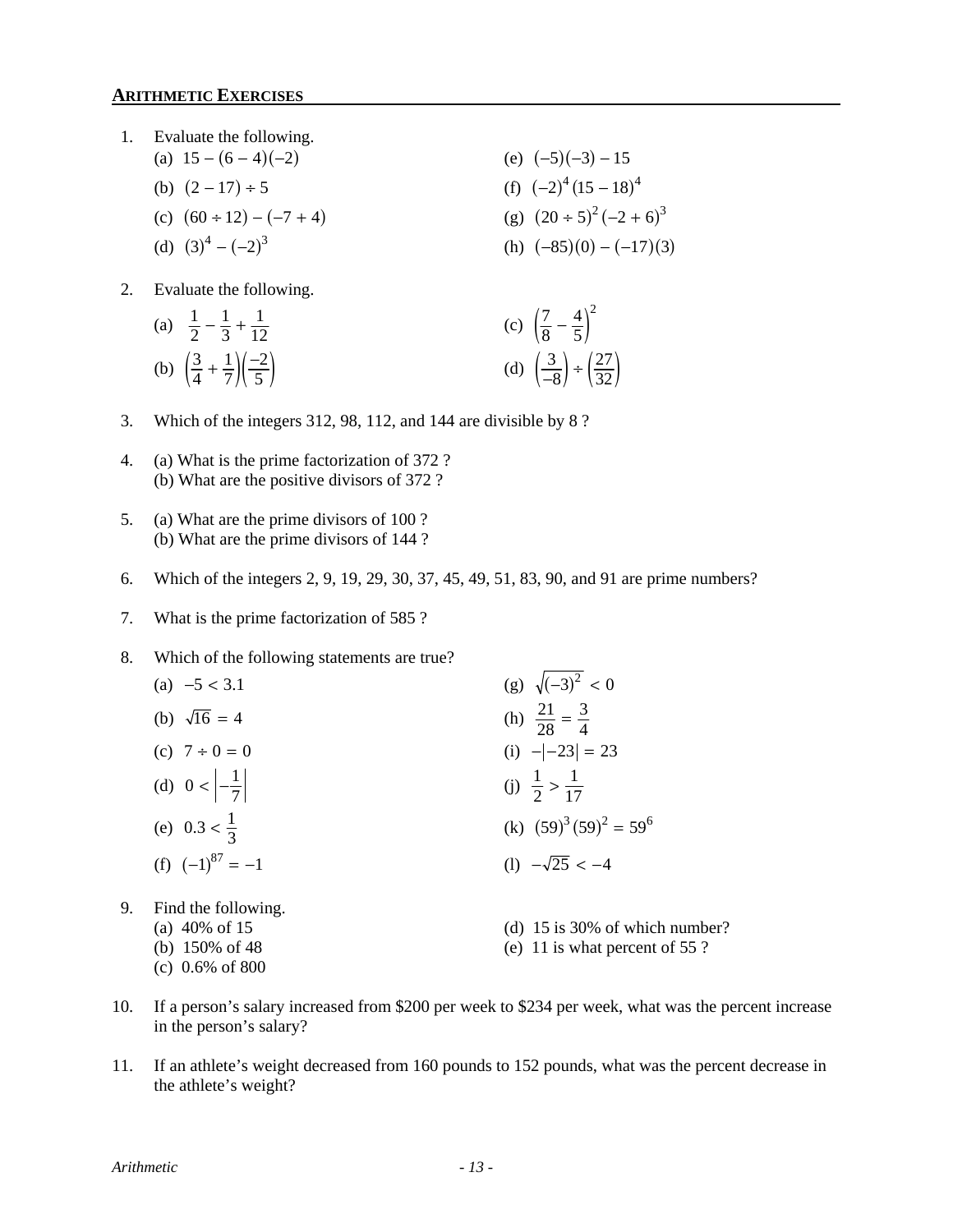## ARITHMETIC EXERCISES

1. Evaluate the following.

   (a) $15-(6-4)(-2)$

   (b) $(2-17)\div 5$

   (c) $(60\div 12)-(-7+4)$

   (d) $(3)^4-(-2)^3$

   (e) $(-5)(-3)-15$

   (f) $(-2)^4(15-18)^4$

   (g) $(20\div 5)^2(-2+6)^3$

   (h) $(-85)(0)-(-17)(3)$

2. Evaluate the following.

   (a) $\frac{1}{2}-\frac{1}{3}+\frac{1}{12}$

   (b) $\left(\frac{3}{4}+\frac{1}{7}\right)\left(\frac{-2}{5}\right)$

   (c) $\left(\frac{7}{8}-\frac{4}{5}\right)^2$

   (d) $\left(\frac{3}{-8}\right)\div\left(\frac{27}{32}\right)$

3. Which of the integers 312, 98, 112, and 144 are divisible by 8 ?

4. (a) What is the prime factorization of 372 ?
   (b) What are the positive divisors of 372 ?

5. (a) What are the prime divisors of 100 ?
   (b) What are the prime divisors of 144 ?

6. Which of the integers 2, 9, 19, 29, 30, 37, 45, 49, 51, 83, 90, and 91 are prime numbers?

7. What is the prime factorization of 585 ?

8. Which of the following statements are true?

   (a) $-5 < 3.1$

   (b) $\sqrt{16} = 4$

   (c) $7 \div 0 = 0$

   (d) $0 < \left|-\frac{1}{7}\right|$

   (e) $0.3 < \frac{1}{3}$

   (f) $(-1)^{87} = -1$

   (g) $\sqrt{(-3)^2} < 0$

   (h) $\frac{21}{28} = \frac{3}{4}$

   (i) $-|-23| = 23$

   (j) $\frac{1}{2} > \frac{1}{17}$

   (k) $(59)^3(59)^2 = 59^6$

   (l) $-\sqrt{25} < -4$

9. Find the following.

   (a) 40% of 15

   (b) 150% of 48

   (c) 0.6% of 800

   (d) 15 is 30% of which number?

   (e) 11 is what percent of 55 ?

10. If a person's salary increased from \$200 per week to \$234 per week, what was the percent increase in the person's salary?

11. If an athlete's weight decreased from 160 pounds to 152 pounds, what was the percent decrease in the athlete's weight?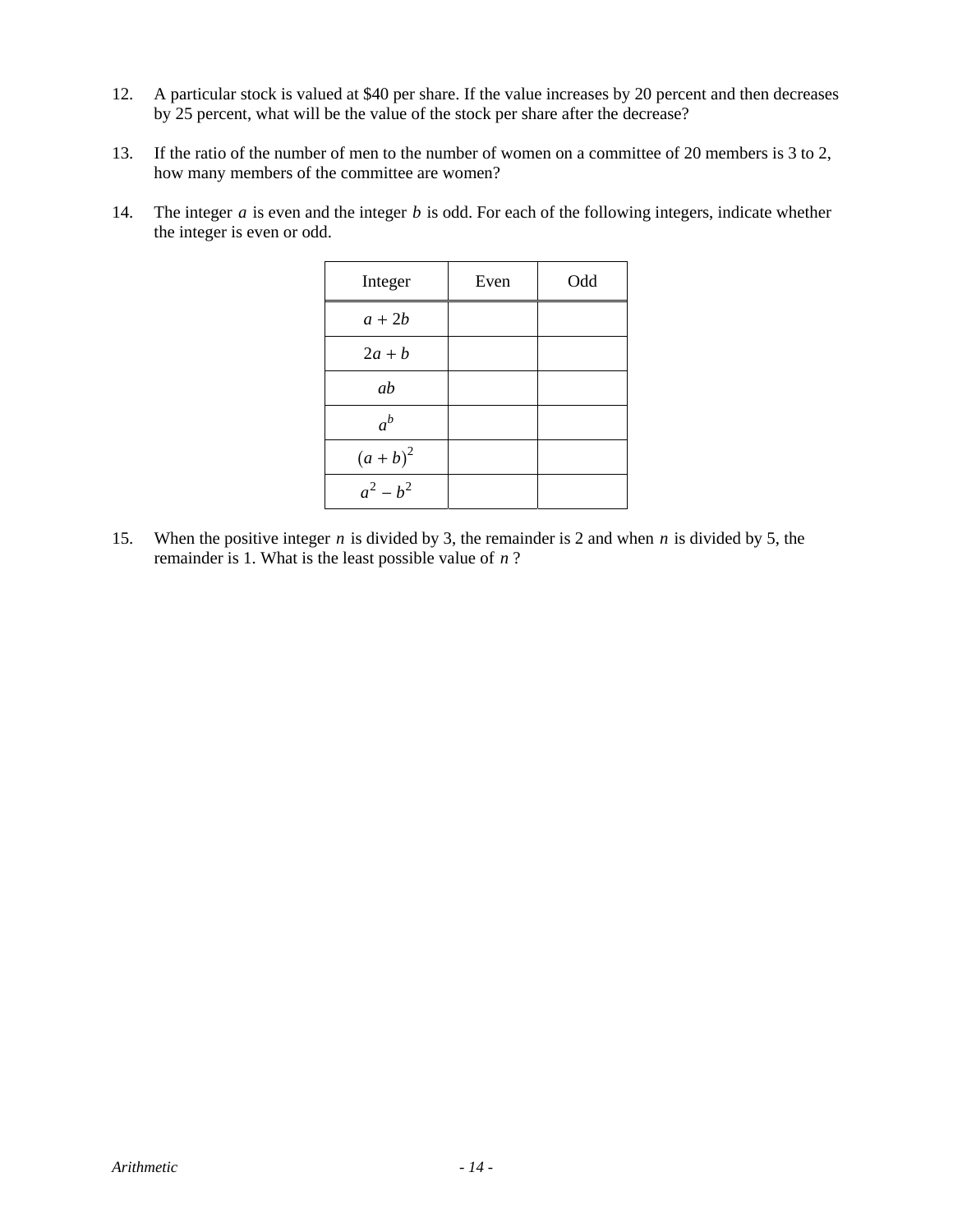12. A particular stock is valued at \$40 per share. If the value increases by 20 percent and then decreases by 25 percent, what will be the value of the stock per share after the decrease?

13. If the ratio of the number of men to the number of women on a committee of 20 members is 3 to 2, how many members of the committee are women?

14. The integer $a$ is even and the integer $b$ is odd. For each of the following integers, indicate whether the integer is even or odd.

| Integer | Even | Odd |
|---|---|---|
| $a + 2b$ | | |
| $2a + b$ | | |
| $ab$ | | |
| $a^b$ | | |
| $(a + b)^2$ | | |
| $a^2 - b^2$ | | |

15. When the positive integer $n$ is divided by 3, the remainder is 2 and when $n$ is divided by 5, the remainder is 1. What is the least possible value of $n$ ?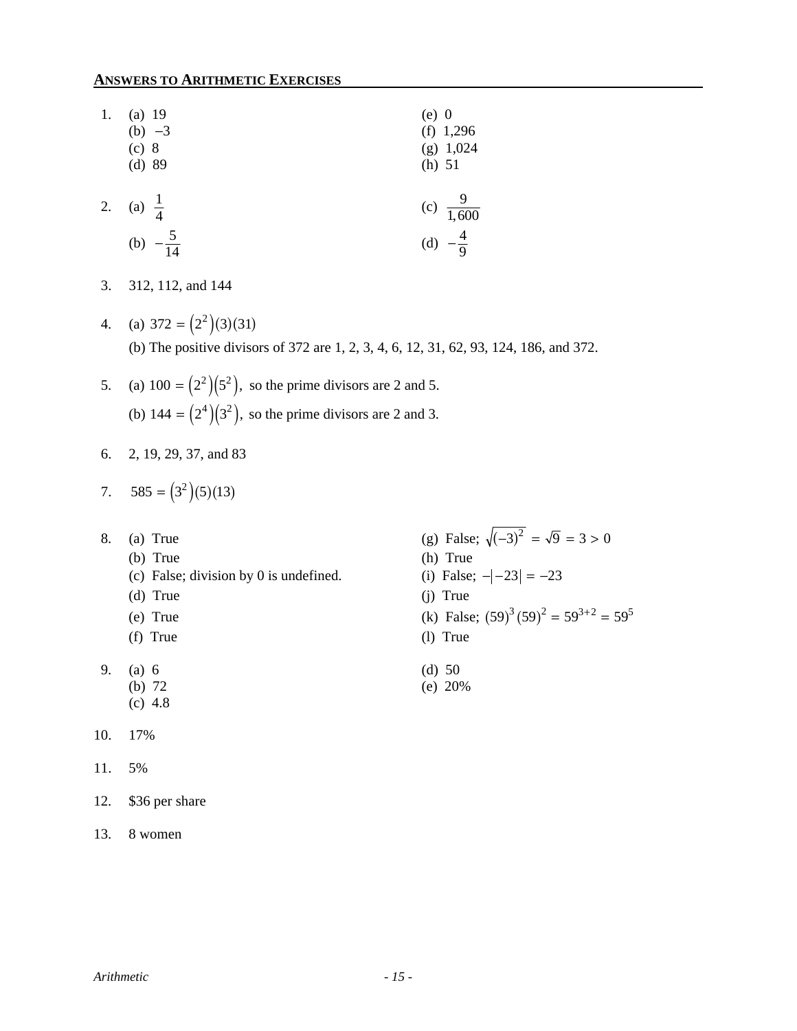## ANSWERS TO ARITHMETIC EXERCISES

1. (a) 19
   (b) $-3$
   (c) 8
   (d) 89
   (e) 0
   (f) 1,296
   (g) 1,024
   (h) 51

2. (a) $\frac{1}{4}$
   (b) $-\frac{5}{14}$
   (c) $\frac{9}{1{,}600}$
   (d) $-\frac{4}{9}$

3. 312, 112, and 144

4. (a) $372 = \left(2^2\right)(3)(31)$

   (b) The positive divisors of 372 are 1, 2, 3, 4, 6, 12, 31, 62, 93, 124, 186, and 372.

5. (a) $100 = \left(2^2\right)\left(5^2\right),$ so the prime divisors are 2 and 5.

   (b) $144 = \left(2^4\right)\left(3^2\right),$ so the prime divisors are 2 and 3.

6. 2, 19, 29, 37, and 83

7. $585 = \left(3^2\right)(5)(13)$

8. (a) True
   (b) True
   (c) False; division by 0 is undefined.
   (d) True
   (e) True
   (f) True
   (g) False; $\sqrt{(-3)^2} = \sqrt{9} = 3 > 0$
   (h) True
   (i) False; $-|-23| = -23$
   (j) True
   (k) False; $(59)^3(59)^2 = 59^{3+2} = 59^5$
   (l) True

9. (a) 6
   (b) 72
   (c) 4.8
   (d) 50
   (e) 20%

10. 17%

11. 5%

12. \$36 per share

13. 8 women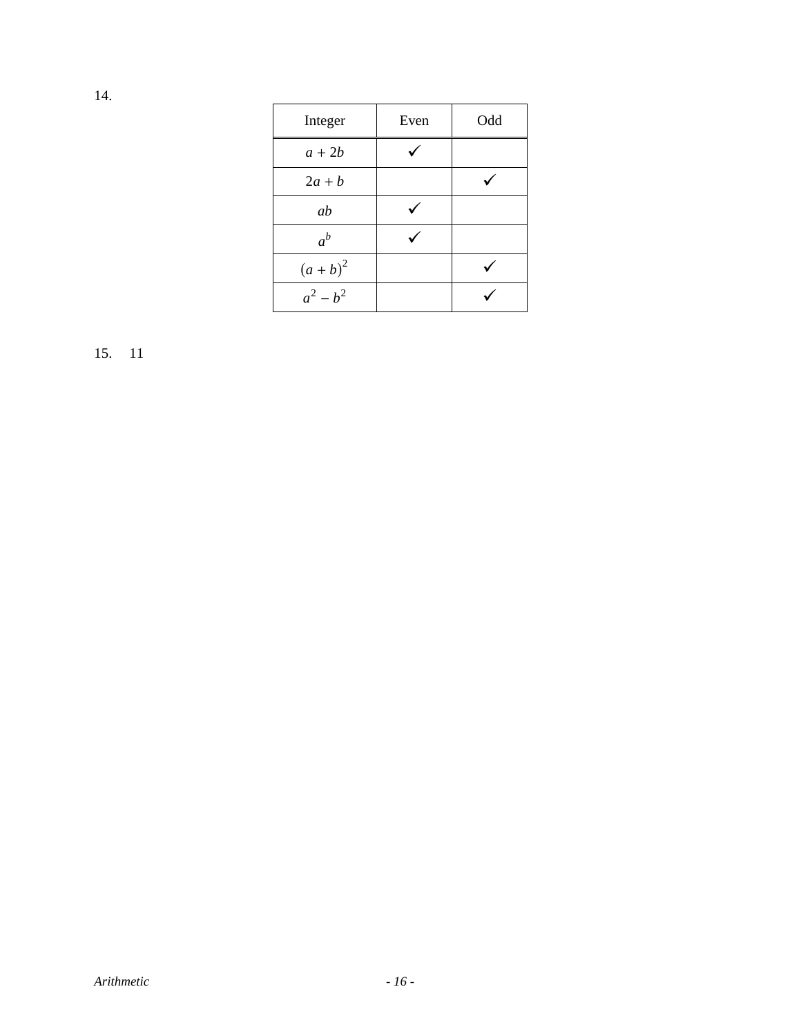14.

| Integer | Even | Odd |
| --- | --- | --- |
| $a + 2b$ | ✓ | |
| $2a + b$ | | ✓ |
| $ab$ | ✓ | |
| $a^b$ | ✓ | |
| $(a + b)^2$ | | ✓ |
| $a^2 - b^2$ | | ✓ |

15. 11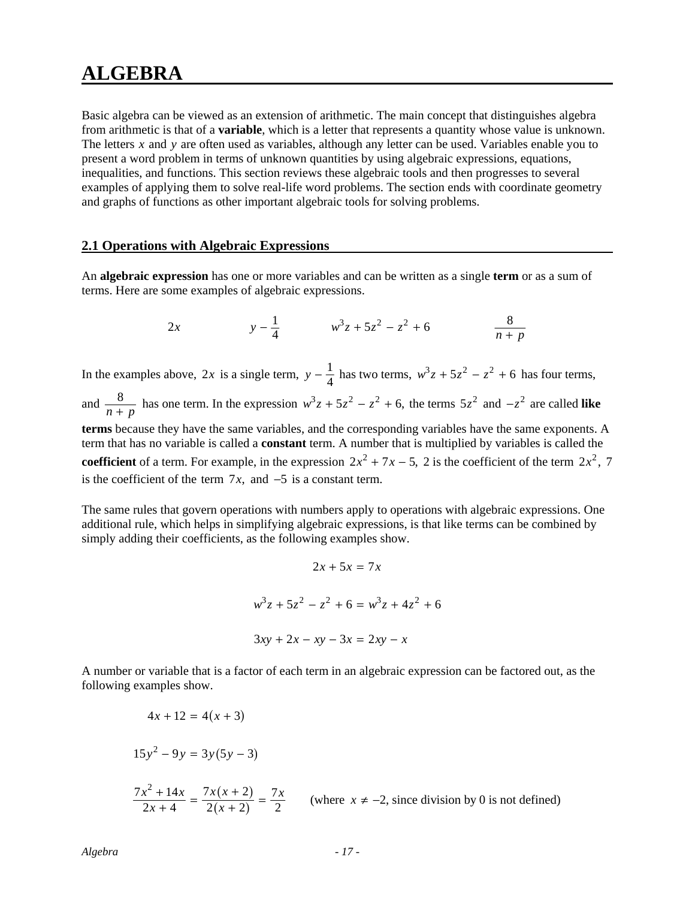# ALGEBRA

Basic algebra can be viewed as an extension of arithmetic. The main concept that distinguishes algebra from arithmetic is that of a **variable**, which is a letter that represents a quantity whose value is unknown. The letters $x$ and $y$ are often used as variables, although any letter can be used. Variables enable you to present a word problem in terms of unknown quantities by using algebraic expressions, equations, inequalities, and functions. This section reviews these algebraic tools and then progresses to several examples of applying them to solve real-life word problems. The section ends with coordinate geometry and graphs of functions as other important algebraic tools for solving problems.

## 2.1 Operations with Algebraic Expressions

An **algebraic expression** has one or more variables and can be written as a single **term** or as a sum of terms. Here are some examples of algebraic expressions.

$$2x \qquad y - \frac{1}{4} \qquad w^3z + 5z^2 - z^2 + 6 \qquad \frac{8}{n+p}$$

In the examples above, $2x$ is a single term, $y - \frac{1}{4}$ has two terms, $w^3z + 5z^2 - z^2 + 6$ has four terms, and $\frac{8}{n+p}$ has one term. In the expression $w^3z + 5z^2 - z^2 + 6$, the terms $5z^2$ and $-z^2$ are called **like terms** because they have the same variables, and the corresponding variables have the same exponents. A term that has no variable is called a **constant** term. A number that is multiplied by variables is called the **coefficient** of a term. For example, in the expression $2x^2 + 7x - 5$, 2 is the coefficient of the term $2x^2$, 7 is the coefficient of the term $7x$, and $-5$ is a constant term.

The same rules that govern operations with numbers apply to operations with algebraic expressions. One additional rule, which helps in simplifying algebraic expressions, is that like terms can be combined by simply adding their coefficients, as the following examples show.

$$2x + 5x = 7x$$

$$w^3z + 5z^2 - z^2 + 6 = w^3z + 4z^2 + 6$$

$$3xy + 2x - xy - 3x = 2xy - x$$

A number or variable that is a factor of each term in an algebraic expression can be factored out, as the following examples show.

$$4x + 12 = 4(x + 3)$$

$$15y^2 - 9y = 3y(5y - 3)$$

$$\frac{7x^2 + 14x}{2x + 4} = \frac{7x(x+2)}{2(x+2)} = \frac{7x}{2} \qquad \text{(where } x \neq -2\text{, since division by 0 is not defined)}$$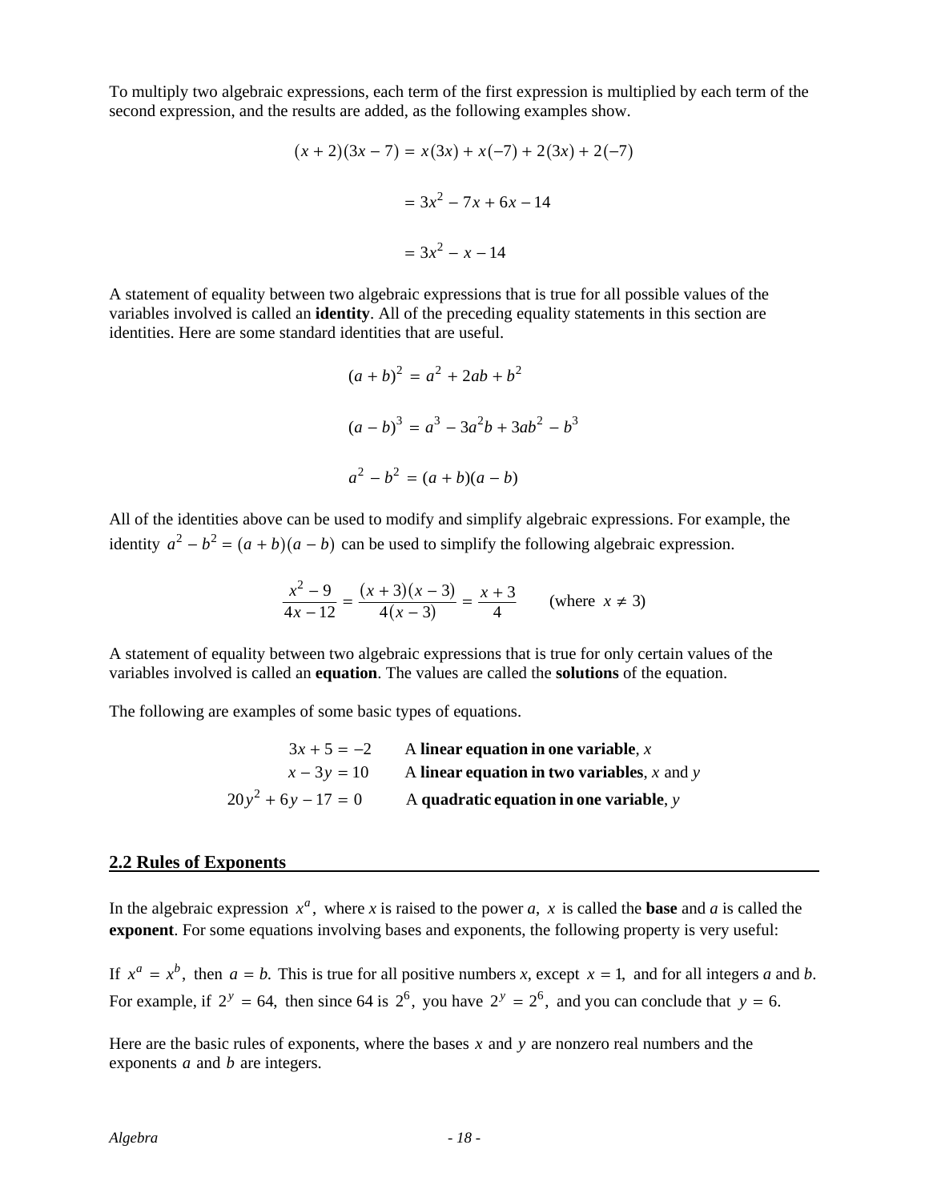To multiply two algebraic expressions, each term of the first expression is multiplied by each term of the second expression, and the results are added, as the following examples show.

$$(x+2)(3x-7) = x(3x) + x(-7) + 2(3x) + 2(-7)$$

$$= 3x^2 - 7x + 6x - 14$$

$$= 3x^2 - x - 14$$

A statement of equality between two algebraic expressions that is true for all possible values of the variables involved is called an **identity**. All of the preceding equality statements in this section are identities. Here are some standard identities that are useful.

$$(a+b)^2 = a^2 + 2ab + b^2$$

$$(a-b)^3 = a^3 - 3a^2b + 3ab^2 - b^3$$

$$a^2 - b^2 = (a+b)(a-b)$$

All of the identities above can be used to modify and simplify algebraic expressions. For example, the identity $a^2 - b^2 = (a+b)(a-b)$ can be used to simplify the following algebraic expression.

$$\frac{x^2-9}{4x-12} = \frac{(x+3)(x-3)}{4(x-3)} = \frac{x+3}{4} \qquad \text{(where } x \neq 3\text{)}$$

A statement of equality between two algebraic expressions that is true for only certain values of the variables involved is called an **equation**. The values are called the **solutions** of the equation.

The following are examples of some basic types of equations.

| | |
|---|---|
| $3x + 5 = -2$ | A **linear equation in one variable**, $x$ |
| $x - 3y = 10$ | A **linear equation in two variables**, $x$ and $y$ |
| $20y^2 + 6y - 17 = 0$ | A **quadratic equation in one variable**, $y$ |

## 2.2 Rules of Exponents

In the algebraic expression $x^a$, where $x$ is raised to the power $a$, $x$ is called the **base** and $a$ is called the **exponent**. For some equations involving bases and exponents, the following property is very useful:

If $x^a = x^b$, then $a = b$. This is true for all positive numbers $x$, except $x = 1$, and for all integers $a$ and $b$. For example, if $2^y = 64$, then since 64 is $2^6$, you have $2^y = 2^6$, and you can conclude that $y = 6$.

Here are the basic rules of exponents, where the bases $x$ and $y$ are nonzero real numbers and the exponents $a$ and $b$ are integers.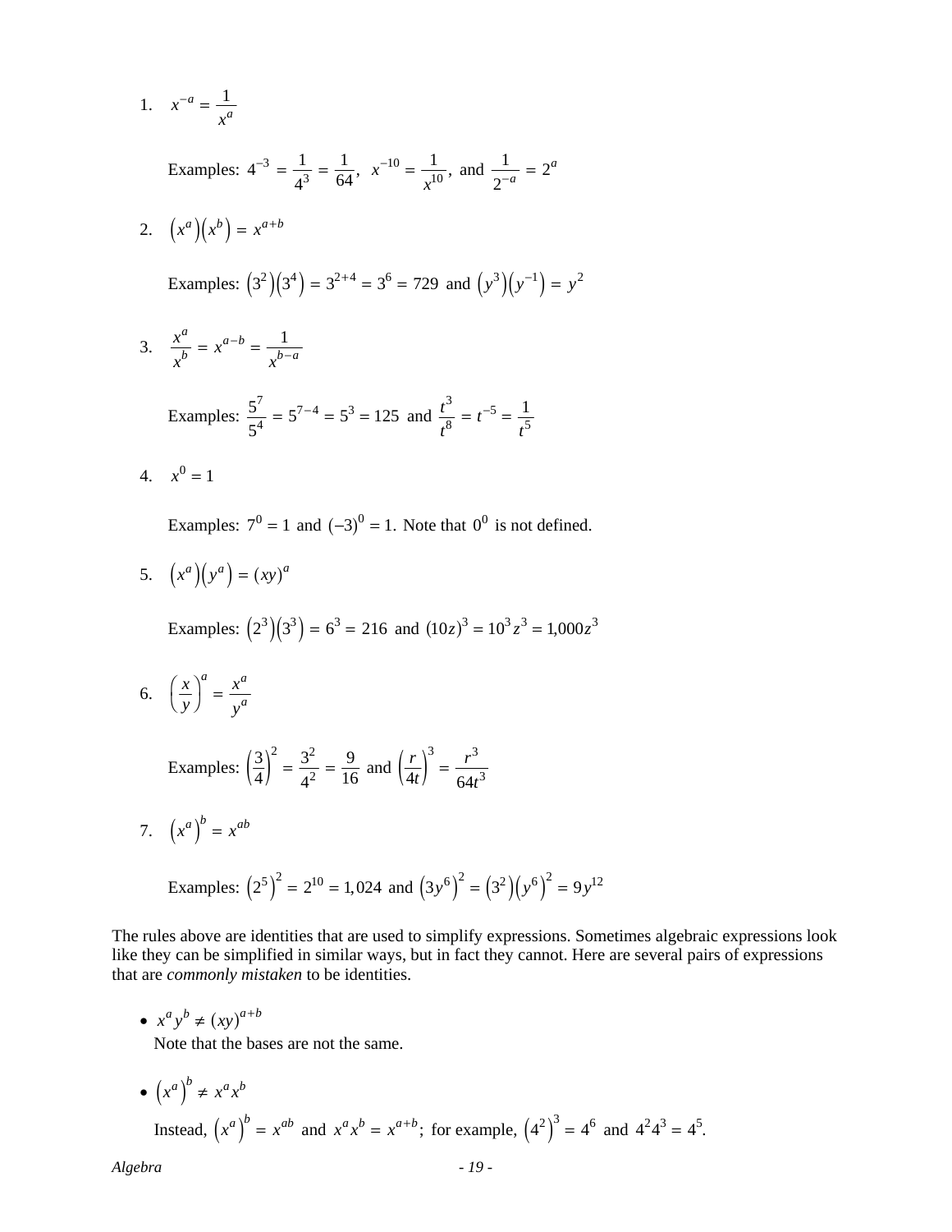1. $x^{-a} = \dfrac{1}{x^a}$

   Examples: $4^{-3} = \dfrac{1}{4^3} = \dfrac{1}{64}$, $x^{-10} = \dfrac{1}{x^{10}}$, and $\dfrac{1}{2^{-a}} = 2^a$

2. $\left(x^a\right)\left(x^b\right) = x^{a+b}$

   Examples: $\left(3^2\right)\left(3^4\right) = 3^{2+4} = 3^6 = 729$ and $\left(y^3\right)\left(y^{-1}\right) = y^2$

3. $\dfrac{x^a}{x^b} = x^{a-b} = \dfrac{1}{x^{b-a}}$

   Examples: $\dfrac{5^7}{5^4} = 5^{7-4} = 5^3 = 125$ and $\dfrac{t^3}{t^8} = t^{-5} = \dfrac{1}{t^5}$

4. $x^0 = 1$

   Examples: $7^0 = 1$ and $(-3)^0 = 1$. Note that $0^0$ is not defined.

5. $\left(x^a\right)\left(y^a\right) = (xy)^a$

   Examples: $\left(2^3\right)\left(3^3\right) = 6^3 = 216$ and $(10z)^3 = 10^3 z^3 = 1{,}000z^3$

6. $\left(\dfrac{x}{y}\right)^a = \dfrac{x^a}{y^a}$

   Examples: $\left(\dfrac{3}{4}\right)^2 = \dfrac{3^2}{4^2} = \dfrac{9}{16}$ and $\left(\dfrac{r}{4t}\right)^3 = \dfrac{r^3}{64t^3}$

7. $\left(x^a\right)^b = x^{ab}$

   Examples: $\left(2^5\right)^2 = 2^{10} = 1{,}024$ and $\left(3y^6\right)^2 = \left(3^2\right)\left(y^6\right)^2 = 9y^{12}$

The rules above are identities that are used to simplify expressions. Sometimes algebraic expressions look like they can be simplified in similar ways, but in fact they cannot. Here are several pairs of expressions that are *commonly mistaken* to be identities.

- $x^a y^b \neq (xy)^{a+b}$
  Note that the bases are not the same.

- $\left(x^a\right)^b \neq x^a x^b$
  Instead, $\left(x^a\right)^b = x^{ab}$ and $x^a x^b = x^{a+b}$; for example, $\left(4^2\right)^3 = 4^6$ and $4^2 4^3 = 4^5$.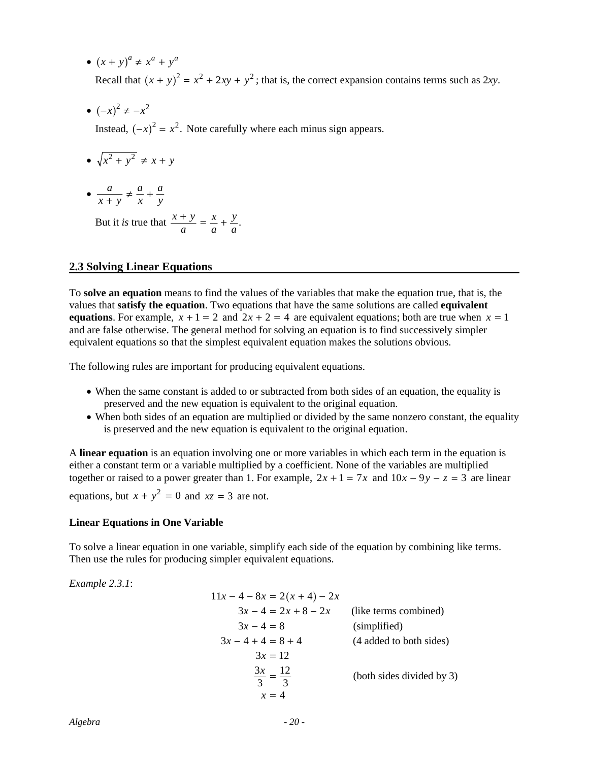- $(x + y)^a \neq x^a + y^a$

  Recall that $(x + y)^2 = x^2 + 2xy + y^2$; that is, the correct expansion contains terms such as $2xy$.

- $(-x)^2 \neq -x^2$

  Instead, $(-x)^2 = x^2$. Note carefully where each minus sign appears.

- $\sqrt{x^2 + y^2} \neq x + y$

- $\dfrac{a}{x + y} \neq \dfrac{a}{x} + \dfrac{a}{y}$

  But it *is* true that $\dfrac{x + y}{a} = \dfrac{x}{a} + \dfrac{y}{a}$.

## 2.3 Solving Linear Equations

To **solve an equation** means to find the values of the variables that make the equation true, that is, the values that **satisfy the equation**. Two equations that have the same solutions are called **equivalent equations**. For example, $x + 1 = 2$ and $2x + 2 = 4$ are equivalent equations; both are true when $x = 1$ and are false otherwise. The general method for solving an equation is to find successively simpler equivalent equations so that the simplest equivalent equation makes the solutions obvious.

The following rules are important for producing equivalent equations.

- When the same constant is added to or subtracted from both sides of an equation, the equality is preserved and the new equation is equivalent to the original equation.
- When both sides of an equation are multiplied or divided by the same nonzero constant, the equality is preserved and the new equation is equivalent to the original equation.

A **linear equation** is an equation involving one or more variables in which each term in the equation is either a constant term or a variable multiplied by a coefficient. None of the variables are multiplied together or raised to a power greater than 1. For example, $2x + 1 = 7x$ and $10x - 9y - z = 3$ are linear equations, but $x + y^2 = 0$ and $xz = 3$ are not.

**Linear Equations in One Variable**

To solve a linear equation in one variable, simplify each side of the equation by combining like terms. Then use the rules for producing simpler equivalent equations.

*Example 2.3.1*:

$$
\begin{aligned}
11x - 4 - 8x &= 2(x + 4) - 2x & & \\
3x - 4 &= 2x + 8 - 2x & & \text{(like terms combined)} \\
3x - 4 &= 8 & & \text{(simplified)} \\
3x - 4 + 4 &= 8 + 4 & & \text{(4 added to both sides)} \\
3x &= 12 & & \\
\frac{3x}{3} &= \frac{12}{3} & & \text{(both sides divided by 3)} \\
x &= 4 & &
\end{aligned}
$$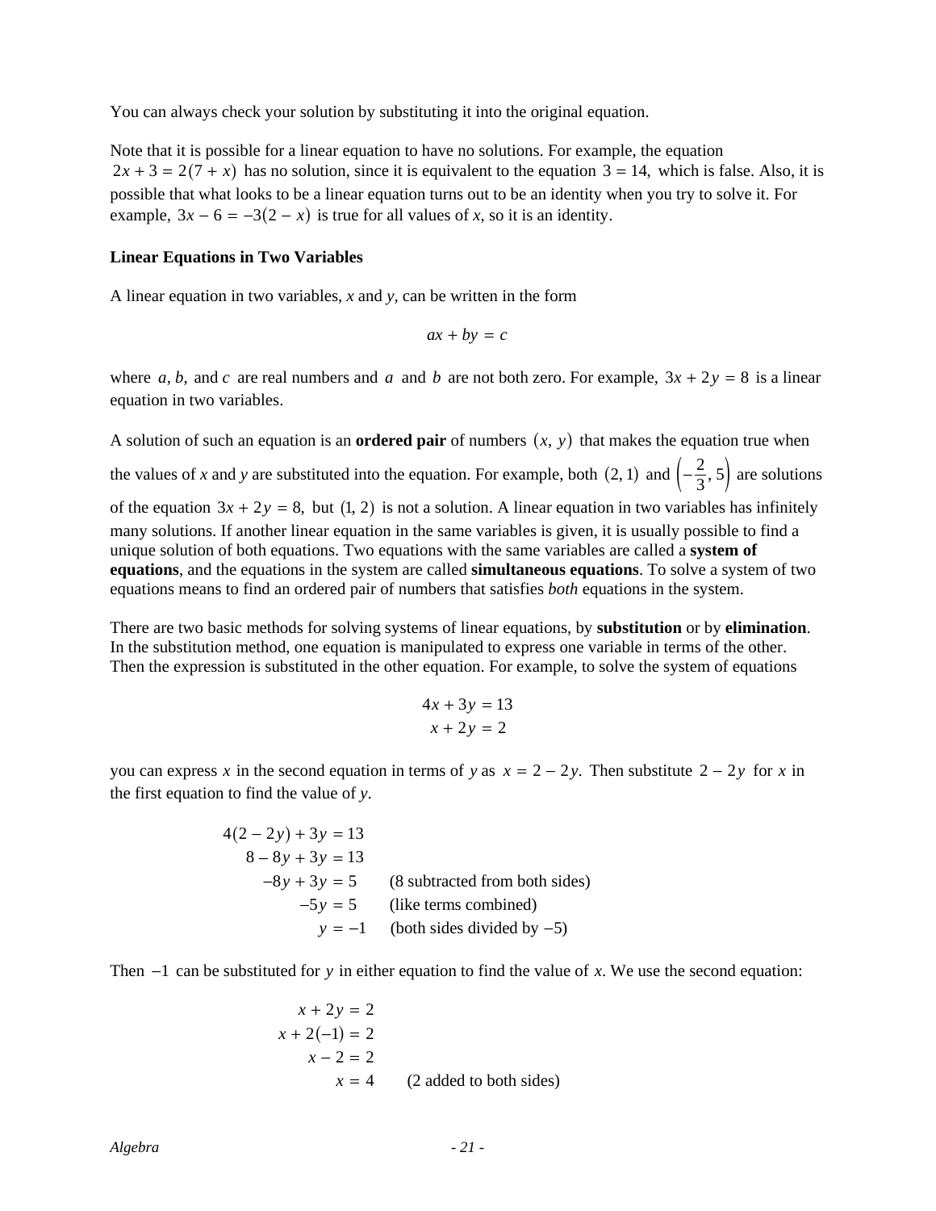You can always check your solution by substituting it into the original equation.

Note that it is possible for a linear equation to have no solutions. For example, the equation $2x + 3 = 2(7 + x)$ has no solution, since it is equivalent to the equation $3 = 14,$ which is false. Also, it is possible that what looks to be a linear equation turns out to be an identity when you try to solve it. For example, $3x - 6 = -3(2 - x)$ is true for all values of $x$, so it is an identity.

**Linear Equations in Two Variables**

A linear equation in two variables, $x$ and $y$, can be written in the form

$$ax + by = c$$

where $a, b,$ and $c$ are real numbers and $a$ and $b$ are not both zero. For example, $3x + 2y = 8$ is a linear equation in two variables.

A solution of such an equation is an **ordered pair** of numbers $(x, y)$ that makes the equation true when the values of $x$ and $y$ are substituted into the equation. For example, both $(2, 1)$ and $\left(-\frac{2}{3}, 5\right)$ are solutions of the equation $3x + 2y = 8,$ but $(1, 2)$ is not a solution. A linear equation in two variables has infinitely many solutions. If another linear equation in the same variables is given, it is usually possible to find a unique solution of both equations. Two equations with the same variables are called a **system of equations**, and the equations in the system are called **simultaneous equations**. To solve a system of two equations means to find an ordered pair of numbers that satisfies *both* equations in the system.

There are two basic methods for solving systems of linear equations, by **substitution** or by **elimination**. In the substitution method, one equation is manipulated to express one variable in terms of the other. Then the expression is substituted in the other equation. For example, to solve the system of equations

$$\begin{aligned} 4x + 3y &= 13 \\ x + 2y &= 2 \end{aligned}$$

you can express $x$ in the second equation in terms of $y$ as $x = 2 - 2y.$ Then substitute $2 - 2y$ for $x$ in the first equation to find the value of $y$.

$$\begin{aligned} 4(2 - 2y) + 3y &= 13 \\ 8 - 8y + 3y &= 13 \\ -8y + 3y &= 5 && \text{(8 subtracted from both sides)} \\ -5y &= 5 && \text{(like terms combined)} \\ y &= -1 && \text{(both sides divided by } -5\text{)} \end{aligned}$$

Then $-1$ can be substituted for $y$ in either equation to find the value of $x$. We use the second equation:

$$\begin{aligned} x + 2y &= 2 \\ x + 2(-1) &= 2 \\ x - 2 &= 2 \\ x &= 4 && \text{(2 added to both sides)} \end{aligned}$$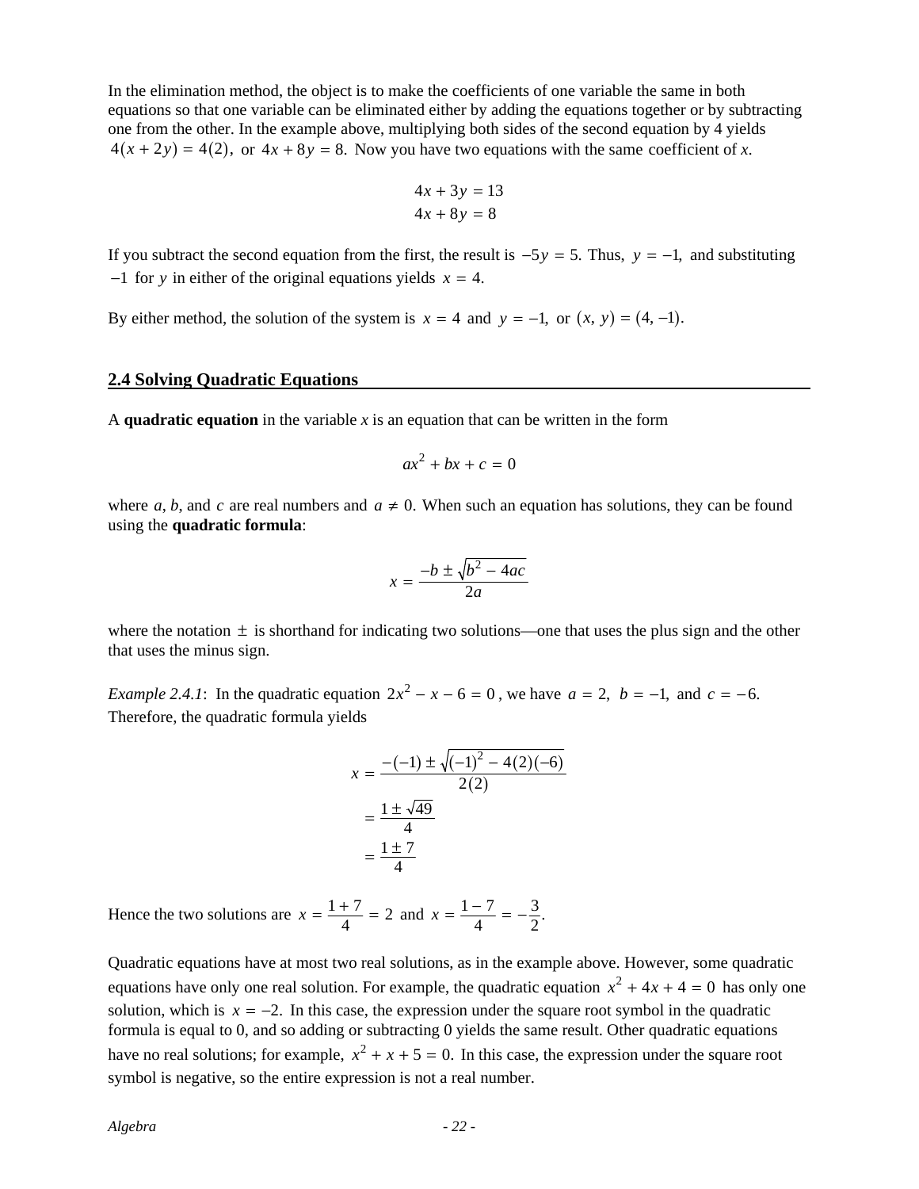In the elimination method, the object is to make the coefficients of one variable the same in both equations so that one variable can be eliminated either by adding the equations together or by subtracting one from the other. In the example above, multiplying both sides of the second equation by 4 yields $4(x + 2y) = 4(2)$, or $4x + 8y = 8$. Now you have two equations with the same coefficient of *x*.

$$4x + 3y = 13$$
$$4x + 8y = 8$$

If you subtract the second equation from the first, the result is $-5y = 5$. Thus, $y = -1$, and substituting $-1$ for $y$ in either of the original equations yields $x = 4$.

By either method, the solution of the system is $x = 4$ and $y = -1$, or $(x, y) = (4, -1)$.

## 2.4 Solving Quadratic Equations

A **quadratic equation** in the variable *x* is an equation that can be written in the form

$$ax^2 + bx + c = 0$$

where $a$, $b$, and $c$ are real numbers and $a \neq 0$. When such an equation has solutions, they can be found using the **quadratic formula**:

$$x = \frac{-b \pm \sqrt{b^2 - 4ac}}{2a}$$

where the notation $\pm$ is shorthand for indicating two solutions—one that uses the plus sign and the other that uses the minus sign.

*Example 2.4.1*: In the quadratic equation $2x^2 - x - 6 = 0$, we have $a = 2$, $b = -1$, and $c = -6$. Therefore, the quadratic formula yields

$$\begin{aligned} x &= \frac{-(-1) \pm \sqrt{(-1)^2 - 4(2)(-6)}}{2(2)} \\ &= \frac{1 \pm \sqrt{49}}{4} \\ &= \frac{1 \pm 7}{4} \end{aligned}$$

Hence the two solutions are $x = \frac{1 + 7}{4} = 2$ and $x = \frac{1 - 7}{4} = -\frac{3}{2}$.

Quadratic equations have at most two real solutions, as in the example above. However, some quadratic equations have only one real solution. For example, the quadratic equation $x^2 + 4x + 4 = 0$ has only one solution, which is $x = -2$. In this case, the expression under the square root symbol in the quadratic formula is equal to 0, and so adding or subtracting 0 yields the same result. Other quadratic equations have no real solutions; for example, $x^2 + x + 5 = 0$. In this case, the expression under the square root symbol is negative, so the entire expression is not a real number.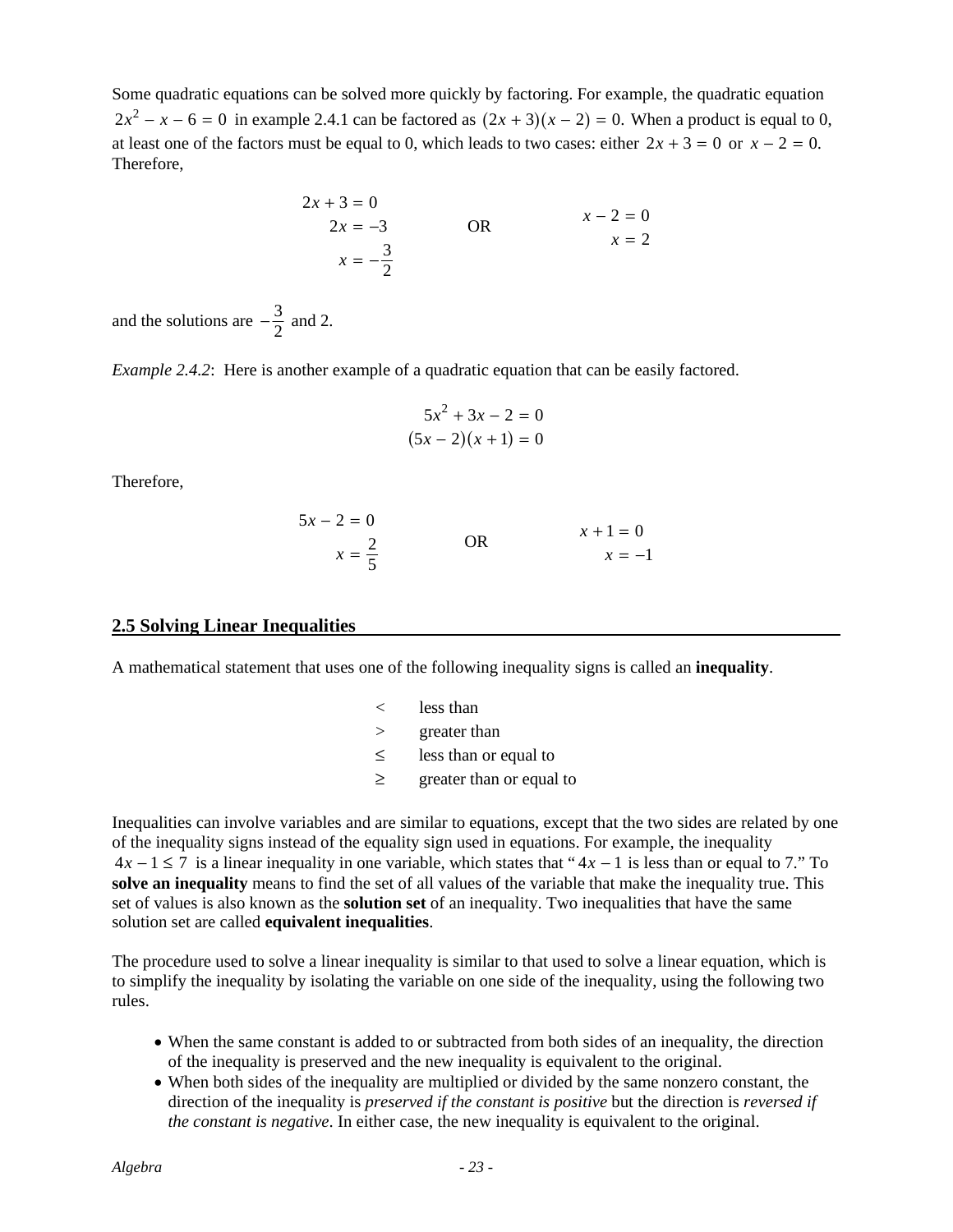Some quadratic equations can be solved more quickly by factoring. For example, the quadratic equation $2x^2 - x - 6 = 0$ in example 2.4.1 can be factored as $(2x + 3)(x - 2) = 0$. When a product is equal to 0, at least one of the factors must be equal to 0, which leads to two cases: either $2x + 3 = 0$ or $x - 2 = 0$. Therefore,

$$\begin{aligned} 2x + 3 &= 0 \\ 2x &= -3 \\ x &= -\frac{3}{2} \end{aligned} \qquad \text{OR} \qquad \begin{aligned} x - 2 &= 0 \\ x &= 2 \end{aligned}$$

and the solutions are $-\frac{3}{2}$ and 2.

*Example 2.4.2*: Here is another example of a quadratic equation that can be easily factored.

$$\begin{aligned} 5x^2 + 3x - 2 &= 0 \\ (5x - 2)(x + 1) &= 0 \end{aligned}$$

Therefore,

$$\begin{aligned} 5x - 2 &= 0 \\ x &= \frac{2}{5} \end{aligned} \qquad \text{OR} \qquad \begin{aligned} x + 1 &= 0 \\ x &= -1 \end{aligned}$$

## 2.5 Solving Linear Inequalities

A mathematical statement that uses one of the following inequality signs is called an **inequality**.

| | |
|---|---|
| $<$ | less than |
| $>$ | greater than |
| $\leq$ | less than or equal to |
| $\geq$ | greater than or equal to |

Inequalities can involve variables and are similar to equations, except that the two sides are related by one of the inequality signs instead of the equality sign used in equations. For example, the inequality $4x - 1 \leq 7$ is a linear inequality in one variable, which states that "$4x - 1$ is less than or equal to 7." To **solve an inequality** means to find the set of all values of the variable that make the inequality true. This set of values is also known as the **solution set** of an inequality. Two inequalities that have the same solution set are called **equivalent inequalities**.

The procedure used to solve a linear inequality is similar to that used to solve a linear equation, which is to simplify the inequality by isolating the variable on one side of the inequality, using the following two rules.

- When the same constant is added to or subtracted from both sides of an inequality, the direction of the inequality is preserved and the new inequality is equivalent to the original.
- When both sides of the inequality are multiplied or divided by the same nonzero constant, the direction of the inequality is *preserved if the constant is positive* but the direction is *reversed if the constant is negative*. In either case, the new inequality is equivalent to the original.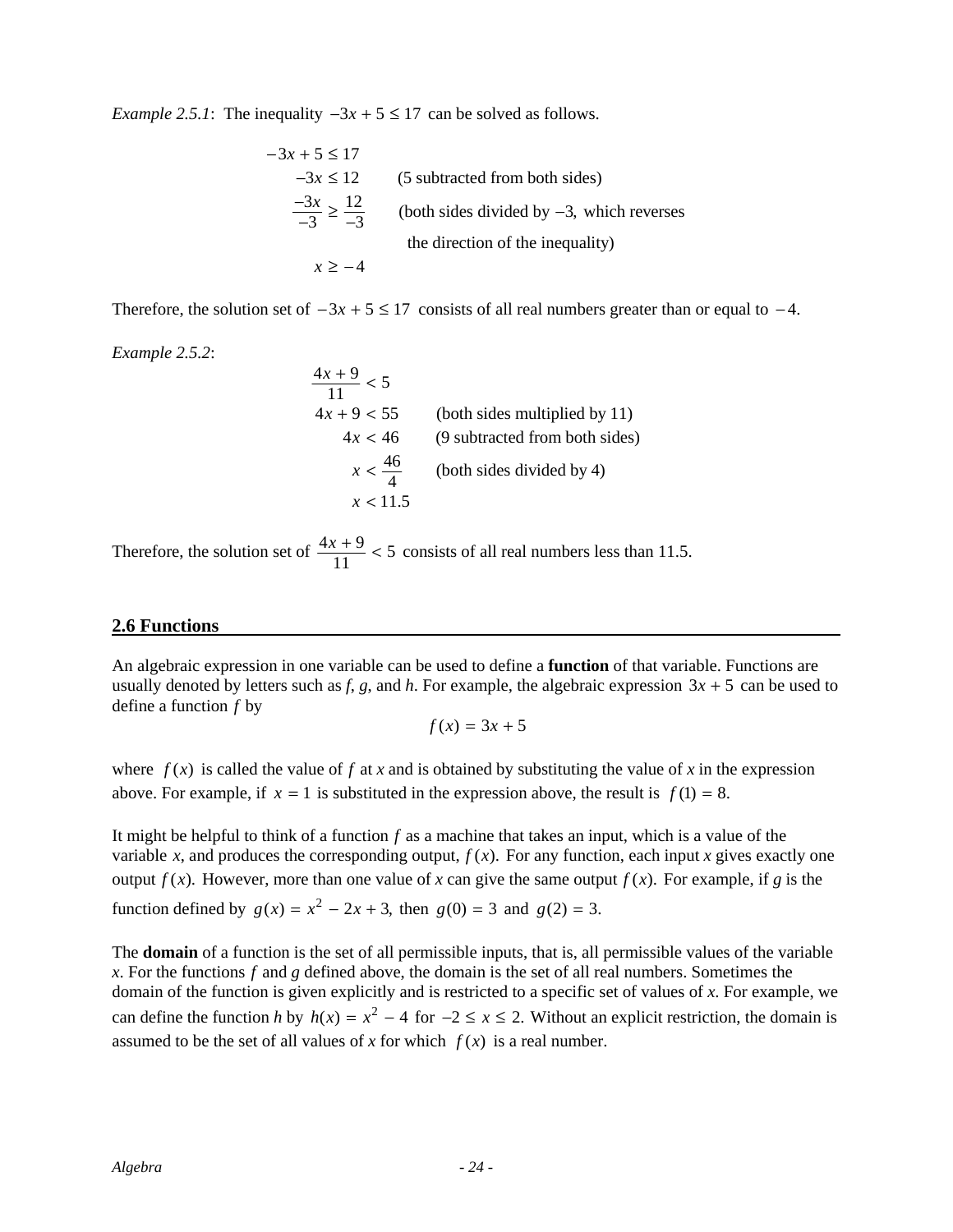*Example 2.5.1*: The inequality $-3x + 5 \leq 17$ can be solved as follows.

$$
\begin{aligned}
-3x + 5 &\leq 17 \\
-3x &\leq 12 && \text{(5 subtracted from both sides)} \\
\frac{-3x}{-3} &\geq \frac{12}{-3} && \text{(both sides divided by } -3, \text{ which reverses} \\
& && \text{the direction of the inequality)} \\
x &\geq -4
\end{aligned}
$$

Therefore, the solution set of $-3x + 5 \leq 17$ consists of all real numbers greater than or equal to $-4$.

*Example 2.5.2*:

$$
\begin{aligned}
\frac{4x + 9}{11} &< 5 \\
4x + 9 &< 55 && \text{(both sides multiplied by 11)} \\
4x &< 46 && \text{(9 subtracted from both sides)} \\
x &< \frac{46}{4} && \text{(both sides divided by 4)} \\
x &< 11.5
\end{aligned}
$$

Therefore, the solution set of $\frac{4x + 9}{11} < 5$ consists of all real numbers less than 11.5.

## 2.6 Functions

An algebraic expression in one variable can be used to define a **function** of that variable. Functions are usually denoted by letters such as *f*, *g*, and *h*. For example, the algebraic expression $3x + 5$ can be used to define a function $f$ by

$$f(x) = 3x + 5$$

where $f(x)$ is called the value of $f$ at *x* and is obtained by substituting the value of *x* in the expression above. For example, if $x = 1$ is substituted in the expression above, the result is $f(1) = 8$.

It might be helpful to think of a function $f$ as a machine that takes an input, which is a value of the variable *x*, and produces the corresponding output, $f(x)$. For any function, each input *x* gives exactly one output $f(x)$. However, more than one value of *x* can give the same output $f(x)$. For example, if *g* is the function defined by $g(x) = x^2 - 2x + 3$, then $g(0) = 3$ and $g(2) = 3$.

The **domain** of a function is the set of all permissible inputs, that is, all permissible values of the variable *x*. For the functions $f$ and *g* defined above, the domain is the set of all real numbers. Sometimes the domain of the function is given explicitly and is restricted to a specific set of values of *x*. For example, we can define the function *h* by $h(x) = x^2 - 4$ for $-2 \leq x \leq 2$. Without an explicit restriction, the domain is assumed to be the set of all values of *x* for which $f(x)$ is a real number.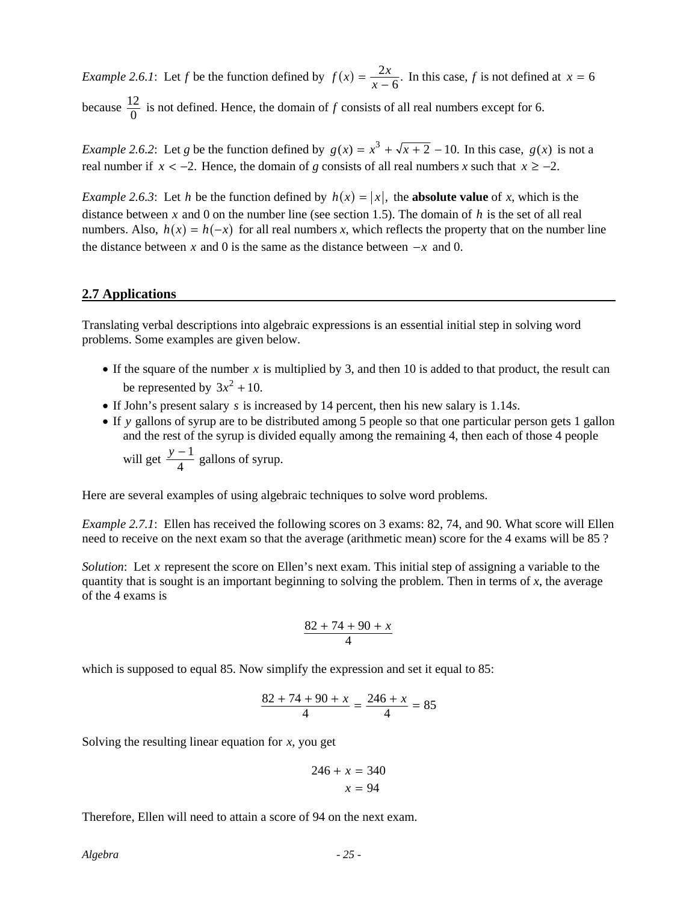*Example 2.6.1*: Let $f$ be the function defined by $f(x) = \frac{2x}{x - 6}$. In this case, $f$ is not defined at $x = 6$ because $\frac{12}{0}$ is not defined. Hence, the domain of $f$ consists of all real numbers except for 6.

*Example 2.6.2*: Let $g$ be the function defined by $g(x) = x^3 + \sqrt{x + 2} - 10$. In this case, $g(x)$ is not a real number if $x < -2$. Hence, the domain of $g$ consists of all real numbers $x$ such that $x \geq -2$.

*Example 2.6.3*: Let $h$ be the function defined by $h(x) = |x|$, the **absolute value** of $x$, which is the distance between $x$ and 0 on the number line (see section 1.5). The domain of $h$ is the set of all real numbers. Also, $h(x) = h(-x)$ for all real numbers $x$, which reflects the property that on the number line the distance between $x$ and 0 is the same as the distance between $-x$ and 0.

## 2.7 Applications

Translating verbal descriptions into algebraic expressions is an essential initial step in solving word problems. Some examples are given below.

- If the square of the number $x$ is multiplied by 3, and then 10 is added to that product, the result can be represented by $3x^2 + 10$.
- If John's present salary $s$ is increased by 14 percent, then his new salary is $1.14s$.
- If $y$ gallons of syrup are to be distributed among 5 people so that one particular person gets 1 gallon and the rest of the syrup is divided equally among the remaining 4, then each of those 4 people will get $\frac{y - 1}{4}$ gallons of syrup.

Here are several examples of using algebraic techniques to solve word problems.

*Example 2.7.1*: Ellen has received the following scores on 3 exams: 82, 74, and 90. What score will Ellen need to receive on the next exam so that the average (arithmetic mean) score for the 4 exams will be 85 ?

*Solution*: Let $x$ represent the score on Ellen's next exam. This initial step of assigning a variable to the quantity that is sought is an important beginning to solving the problem. Then in terms of $x$, the average of the 4 exams is

$$\frac{82 + 74 + 90 + x}{4}$$

which is supposed to equal 85. Now simplify the expression and set it equal to 85:

$$\frac{82 + 74 + 90 + x}{4} = \frac{246 + x}{4} = 85$$

Solving the resulting linear equation for $x$, you get

$$\begin{aligned} 246 + x &= 340 \\ x &= 94 \end{aligned}$$

Therefore, Ellen will need to attain a score of 94 on the next exam.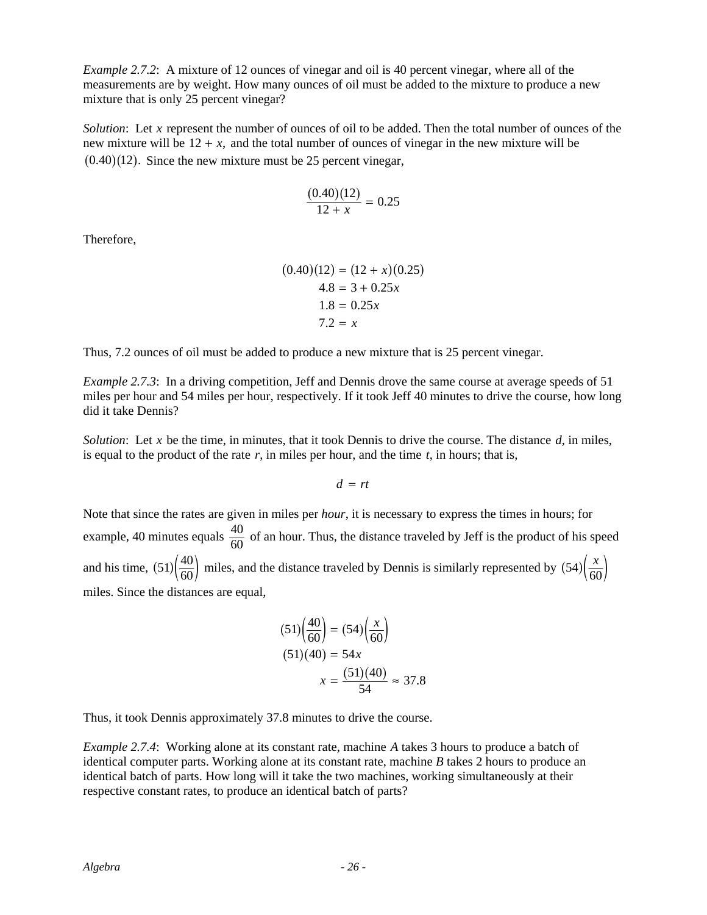*Example 2.7.2*: A mixture of 12 ounces of vinegar and oil is 40 percent vinegar, where all of the measurements are by weight. How many ounces of oil must be added to the mixture to produce a new mixture that is only 25 percent vinegar?

*Solution*: Let $x$ represent the number of ounces of oil to be added. Then the total number of ounces of the new mixture will be $12 + x$, and the total number of ounces of vinegar in the new mixture will be $(0.40)(12)$. Since the new mixture must be 25 percent vinegar,

$$\frac{(0.40)(12)}{12 + x} = 0.25$$

Therefore,

$$\begin{aligned}
(0.40)(12) &= (12 + x)(0.25) \\
4.8 &= 3 + 0.25x \\
1.8 &= 0.25x \\
7.2 &= x
\end{aligned}$$

Thus, 7.2 ounces of oil must be added to produce a new mixture that is 25 percent vinegar.

*Example 2.7.3*: In a driving competition, Jeff and Dennis drove the same course at average speeds of 51 miles per hour and 54 miles per hour, respectively. If it took Jeff 40 minutes to drive the course, how long did it take Dennis?

*Solution*: Let $x$ be the time, in minutes, that it took Dennis to drive the course. The distance $d$, in miles, is equal to the product of the rate $r$, in miles per hour, and the time $t$, in hours; that is,

$$d = rt$$

Note that since the rates are given in miles per *hour*, it is necessary to express the times in hours; for example, 40 minutes equals $\frac{40}{60}$ of an hour. Thus, the distance traveled by Jeff is the product of his speed and his time, $(51)\left(\frac{40}{60}\right)$ miles, and the distance traveled by Dennis is similarly represented by $(54)\left(\frac{x}{60}\right)$ miles. Since the distances are equal,

$$\begin{aligned}
(51)\left(\frac{40}{60}\right) &= (54)\left(\frac{x}{60}\right) \\
(51)(40) &= 54x \\
x &= \frac{(51)(40)}{54} \approx 37.8
\end{aligned}$$

Thus, it took Dennis approximately 37.8 minutes to drive the course.

*Example 2.7.4*: Working alone at its constant rate, machine $A$ takes 3 hours to produce a batch of identical computer parts. Working alone at its constant rate, machine $B$ takes 2 hours to produce an identical batch of parts. How long will it take the two machines, working simultaneously at their respective constant rates, to produce an identical batch of parts?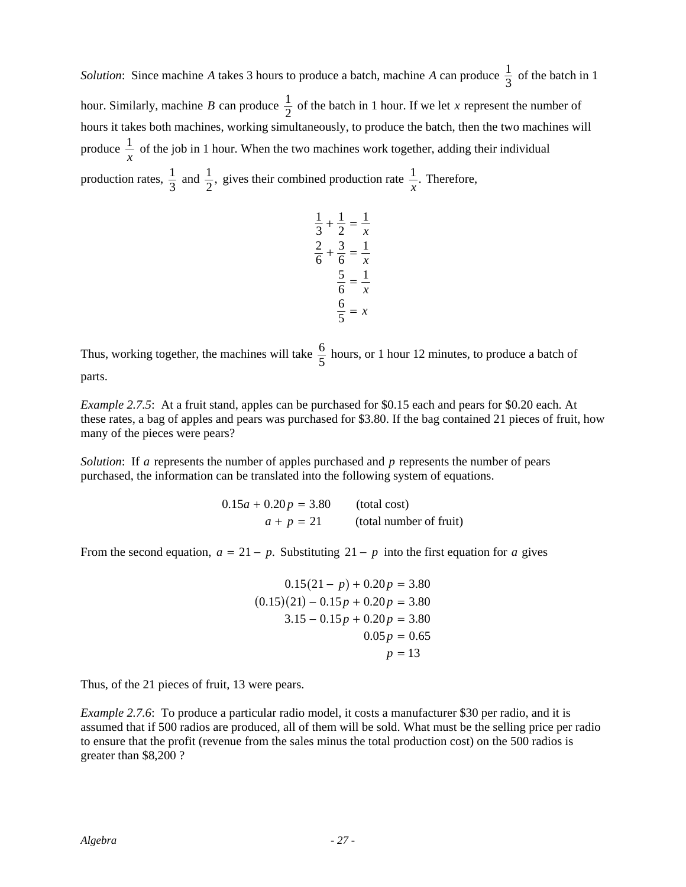*Solution*: Since machine $A$ takes 3 hours to produce a batch, machine $A$ can produce $\frac{1}{3}$ of the batch in 1 hour. Similarly, machine $B$ can produce $\frac{1}{2}$ of the batch in 1 hour. If we let $x$ represent the number of hours it takes both machines, working simultaneously, to produce the batch, then the two machines will produce $\frac{1}{x}$ of the job in 1 hour. When the two machines work together, adding their individual production rates, $\frac{1}{3}$ and $\frac{1}{2}$, gives their combined production rate $\frac{1}{x}$. Therefore,

$$
\begin{aligned}
\frac{1}{3} + \frac{1}{2} &= \frac{1}{x} \\
\frac{2}{6} + \frac{3}{6} &= \frac{1}{x} \\
\frac{5}{6} &= \frac{1}{x} \\
\frac{6}{5} &= x
\end{aligned}
$$

Thus, working together, the machines will take $\frac{6}{5}$ hours, or 1 hour 12 minutes, to produce a batch of parts.

*Example 2.7.5*: At a fruit stand, apples can be purchased for \$0.15 each and pears for \$0.20 each. At these rates, a bag of apples and pears was purchased for \$3.80. If the bag contained 21 pieces of fruit, how many of the pieces were pears?

*Solution*: If $a$ represents the number of apples purchased and $p$ represents the number of pears purchased, the information can be translated into the following system of equations.

$$
\begin{aligned}
0.15a + 0.20p &= 3.80 \qquad \text{(total cost)} \\
a + p &= 21 \qquad \text{(total number of fruit)}
\end{aligned}
$$

From the second equation, $a = 21 - p$. Substituting $21 - p$ into the first equation for $a$ gives

$$
\begin{aligned}
0.15(21 - p) + 0.20p &= 3.80 \\
(0.15)(21) - 0.15p + 0.20p &= 3.80 \\
3.15 - 0.15p + 0.20p &= 3.80 \\
0.05p &= 0.65 \\
p &= 13
\end{aligned}
$$

Thus, of the 21 pieces of fruit, 13 were pears.

*Example 2.7.6*: To produce a particular radio model, it costs a manufacturer \$30 per radio, and it is assumed that if 500 radios are produced, all of them will be sold. What must be the selling price per radio to ensure that the profit (revenue from the sales minus the total production cost) on the 500 radios is greater than \$8,200 ?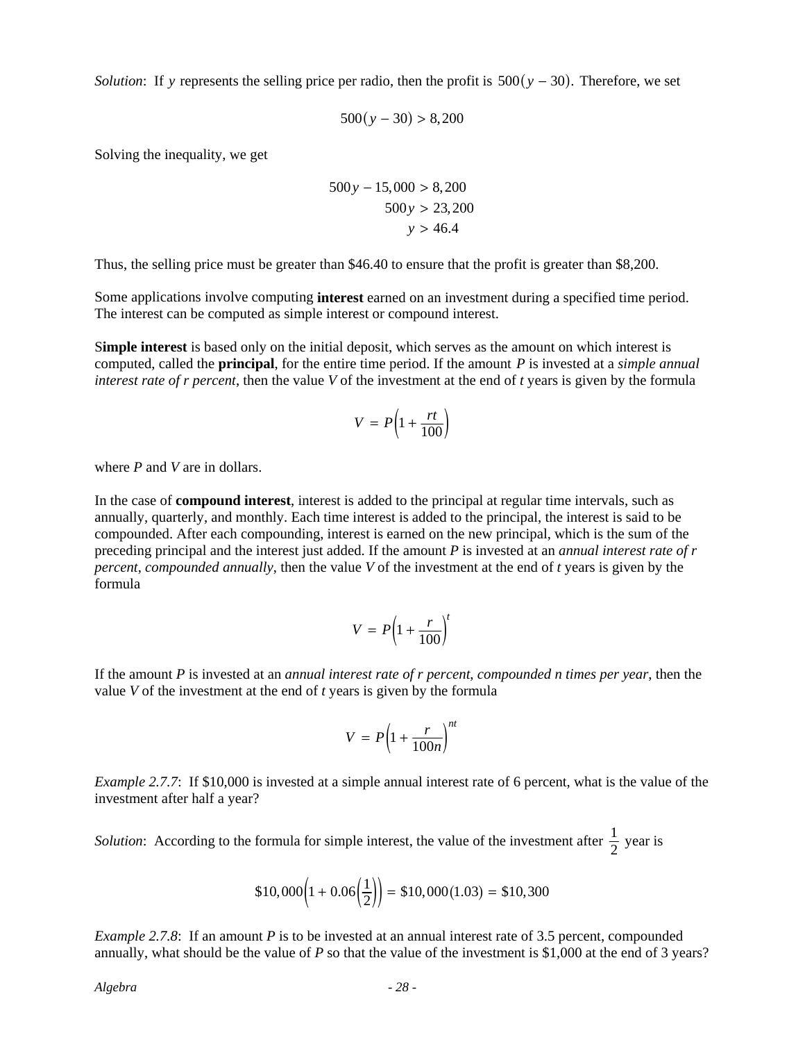*Solution*: If $y$ represents the selling price per radio, then the profit is $500(y - 30)$. Therefore, we set

$$500(y - 30) > 8{,}200$$

Solving the inequality, we get

$$\begin{aligned} 500y - 15{,}000 &> 8{,}200 \\ 500y &> 23{,}200 \\ y &> 46.4 \end{aligned}$$

Thus, the selling price must be greater than $46.40 to ensure that the profit is greater than $8,200.

Some applications involve computing **interest** earned on an investment during a specified time period. The interest can be computed as simple interest or compound interest.

S**imple interest** is based only on the initial deposit, which serves as the amount on which interest is computed, called the **principal**, for the entire time period. If the amount $P$ is invested at a *simple annual interest rate of r percent*, then the value $V$ of the investment at the end of $t$ years is given by the formula

$$V = P\left(1 + \frac{rt}{100}\right)$$

where $P$ and $V$ are in dollars.

In the case of **compound interest**, interest is added to the principal at regular time intervals, such as annually, quarterly, and monthly. Each time interest is added to the principal, the interest is said to be compounded. After each compounding, interest is earned on the new principal, which is the sum of the preceding principal and the interest just added. If the amount $P$ is invested at an *annual interest rate of r percent*, *compounded annually*, then the value $V$ of the investment at the end of $t$ years is given by the formula

$$V = P\left(1 + \frac{r}{100}\right)^t$$

If the amount $P$ is invested at an *annual interest rate of r percent, compounded n times per year*, then the value $V$ of the investment at the end of $t$ years is given by the formula

$$V = P\left(1 + \frac{r}{100n}\right)^{nt}$$

*Example 2.7.7*: If $10,000 is invested at a simple annual interest rate of 6 percent, what is the value of the investment after half a year?

*Solution*: According to the formula for simple interest, the value of the investment after $\frac{1}{2}$ year is

$$\$10{,}000\left(1 + 0.06\left(\frac{1}{2}\right)\right) = \$10{,}000(1.03) = \$10{,}300$$

*Example 2.7.8*: If an amount $P$ is to be invested at an annual interest rate of 3.5 percent, compounded annually, what should be the value of $P$ so that the value of the investment is $1,000 at the end of 3 years?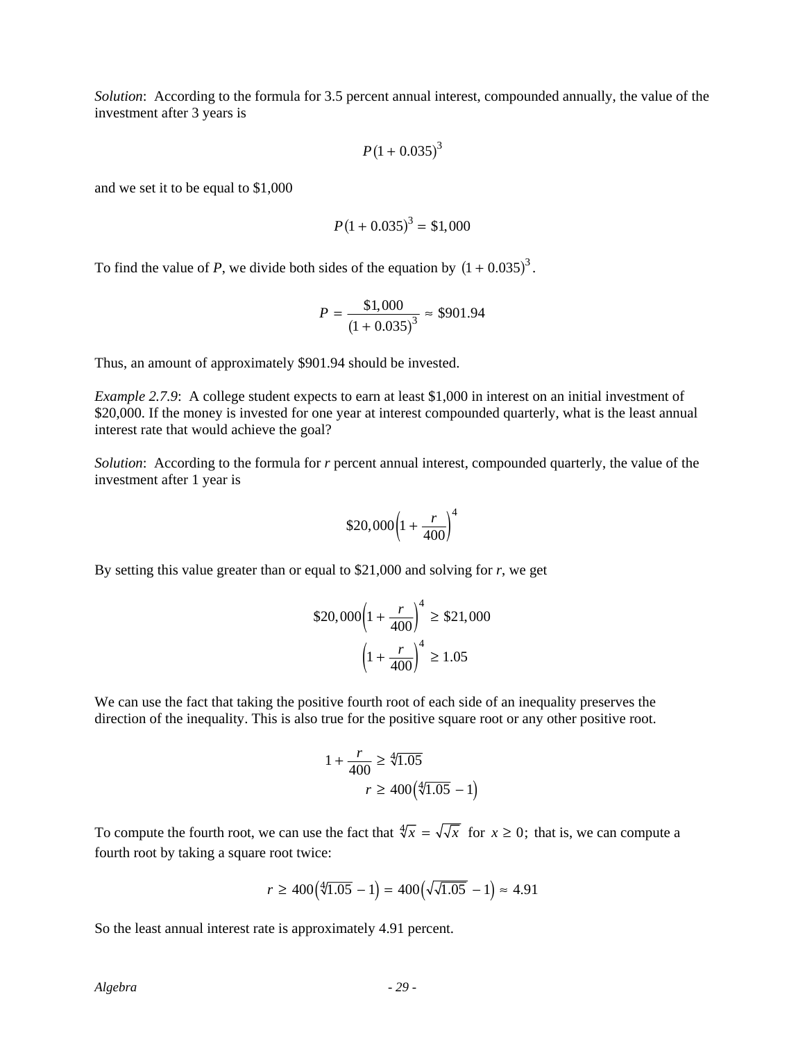*Solution*: According to the formula for 3.5 percent annual interest, compounded annually, the value of the investment after 3 years is

$$P(1 + 0.035)^3$$

and we set it to be equal to \$1,000

$$P(1 + 0.035)^3 = \$1,000$$

To find the value of *P*, we divide both sides of the equation by $(1 + 0.035)^3$.

$$P = \frac{\$1,000}{(1 + 0.035)^3} \approx \$901.94$$

Thus, an amount of approximately \$901.94 should be invested.

*Example 2.7.9*: A college student expects to earn at least \$1,000 in interest on an initial investment of \$20,000. If the money is invested for one year at interest compounded quarterly, what is the least annual interest rate that would achieve the goal?

*Solution*: According to the formula for *r* percent annual interest, compounded quarterly, the value of the investment after 1 year is

$$\$20,000\left(1 + \frac{r}{400}\right)^4$$

By setting this value greater than or equal to \$21,000 and solving for *r*, we get

$$\$20,000\left(1 + \frac{r}{400}\right)^4 \geq \$21,000$$

$$\left(1 + \frac{r}{400}\right)^4 \geq 1.05$$

We can use the fact that taking the positive fourth root of each side of an inequality preserves the direction of the inequality. This is also true for the positive square root or any other positive root.

$$1 + \frac{r}{400} \geq \sqrt[4]{1.05}$$

$$r \geq 400\left(\sqrt[4]{1.05} - 1\right)$$

To compute the fourth root, we can use the fact that $\sqrt[4]{x} = \sqrt{\sqrt{x}}$ for $x \geq 0$; that is, we can compute a fourth root by taking a square root twice:

$$r \geq 400\left(\sqrt[4]{1.05} - 1\right) = 400\left(\sqrt{\sqrt{1.05}} - 1\right) \approx 4.91$$

So the least annual interest rate is approximately 4.91 percent.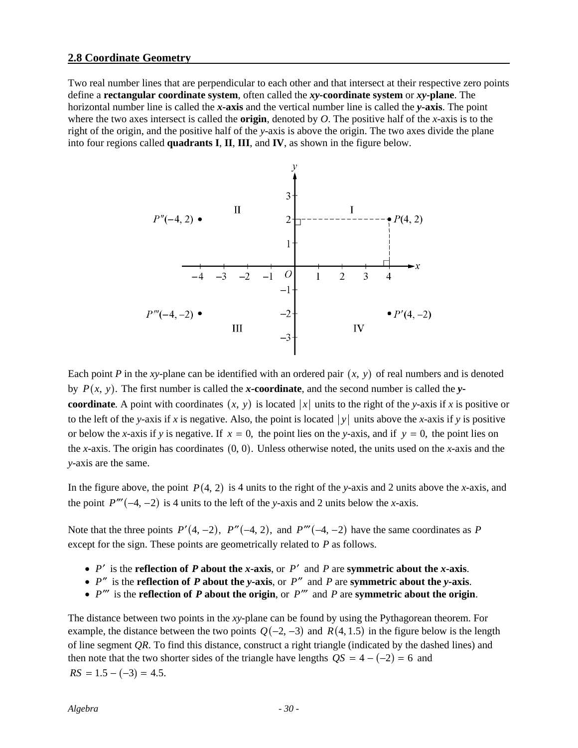## 2.8 Coordinate Geometry

Two real number lines that are perpendicular to each other and that intersect at their respective zero points define a **rectangular coordinate system**, often called the ***xy*-coordinate system** or ***xy*-plane**. The horizontal number line is called the ***x*-axis** and the vertical number line is called the ***y*-axis**. The point where the two axes intersect is called the **origin**, denoted by *O*. The positive half of the *x*-axis is to the right of the origin, and the positive half of the *y*-axis is above the origin. The two axes divide the plane into four regions called **quadrants I**, **II**, **III**, and **IV**, as shown in the figure below.

Each point *P* in the *xy*-plane can be identified with an ordered pair $(x, y)$ of real numbers and is denoted by $P(x, y)$. The first number is called the ***x*-coordinate**, and the second number is called the ***y*-coordinate**. A point with coordinates $(x, y)$ is located $|x|$ units to the right of the *y*-axis if *x* is positive or to the left of the *y*-axis if *x* is negative. Also, the point is located $|y|$ units above the *x*-axis if *y* is positive or below the *x*-axis if *y* is negative. If $x = 0$, the point lies on the *y*-axis, and if $y = 0$, the point lies on the *x*-axis. The origin has coordinates $(0, 0)$. Unless otherwise noted, the units used on the *x*-axis and the *y*-axis are the same.

In the figure above, the point $P(4, 2)$ is 4 units to the right of the *y*-axis and 2 units above the *x*-axis, and the point $P'''(-4, -2)$ is 4 units to the left of the *y*-axis and 2 units below the *x*-axis.

Note that the three points $P'(4, -2)$, $P''(-4, 2)$, and $P'''(-4, -2)$ have the same coordinates as *P* except for the sign. These points are geometrically related to *P* as follows.

- $P'$ is the **reflection of *P* about the *x*-axis**, or $P'$ and *P* are **symmetric about the *x*-axis**.
- $P''$ is the **reflection of *P* about the *y*-axis**, or $P''$ and *P* are **symmetric about the *y*-axis**.
- $P'''$ is the **reflection of *P* about the origin**, or $P'''$ and *P* are **symmetric about the origin**.

The distance between two points in the *xy*-plane can be found by using the Pythagorean theorem. For example, the distance between the two points $Q(-2, -3)$ and $R(4, 1.5)$ in the figure below is the length of line segment *QR*. To find this distance, construct a right triangle (indicated by the dashed lines) and then note that the two shorter sides of the triangle have lengths $QS = 4 - (-2) = 6$ and $RS = 1.5 - (-3) = 4.5$.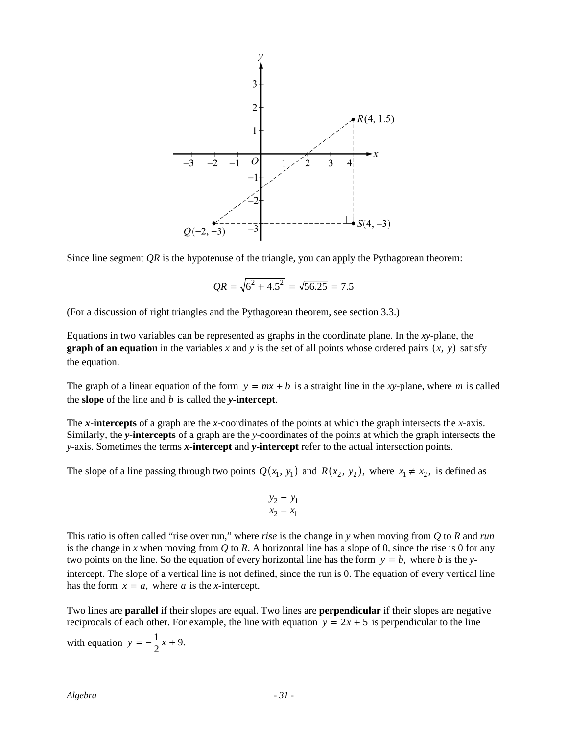Since line segment $QR$ is the hypotenuse of the triangle, you can apply the Pythagorean theorem:

$$QR = \sqrt{6^2 + 4.5^2} = \sqrt{56.25} = 7.5$$

(For a discussion of right triangles and the Pythagorean theorem, see section 3.3.)

Equations in two variables can be represented as graphs in the coordinate plane. In the *xy*-plane, the **graph of an equation** in the variables $x$ and $y$ is the set of all points whose ordered pairs $(x, y)$ satisfy the equation.

The graph of a linear equation of the form $y = mx + b$ is a straight line in the *xy*-plane, where $m$ is called the **slope** of the line and $b$ is called the ***y*-intercept**.

The ***x*-intercepts** of a graph are the *x*-coordinates of the points at which the graph intersects the *x*-axis. Similarly, the ***y*-intercepts** of a graph are the *y*-coordinates of the points at which the graph intersects the *y*-axis. Sometimes the terms ***x*-intercept** and ***y*-intercept** refer to the actual intersection points.

The slope of a line passing through two points $Q(x_1, y_1)$ and $R(x_2, y_2)$, where $x_1 \neq x_2$, is defined as

$$\frac{y_2 - y_1}{x_2 - x_1}$$

This ratio is often called "rise over run," where *rise* is the change in $y$ when moving from $Q$ to $R$ and *run* is the change in $x$ when moving from $Q$ to $R$. A horizontal line has a slope of 0, since the rise is 0 for any two points on the line. So the equation of every horizontal line has the form $y = b$, where $b$ is the *y*-intercept. The slope of a vertical line is not defined, since the run is 0. The equation of every vertical line has the form $x = a$, where $a$ is the *x*-intercept.

Two lines are **parallel** if their slopes are equal. Two lines are **perpendicular** if their slopes are negative reciprocals of each other. For example, the line with equation $y = 2x + 5$ is perpendicular to the line with equation $y = -\frac{1}{2}x + 9$.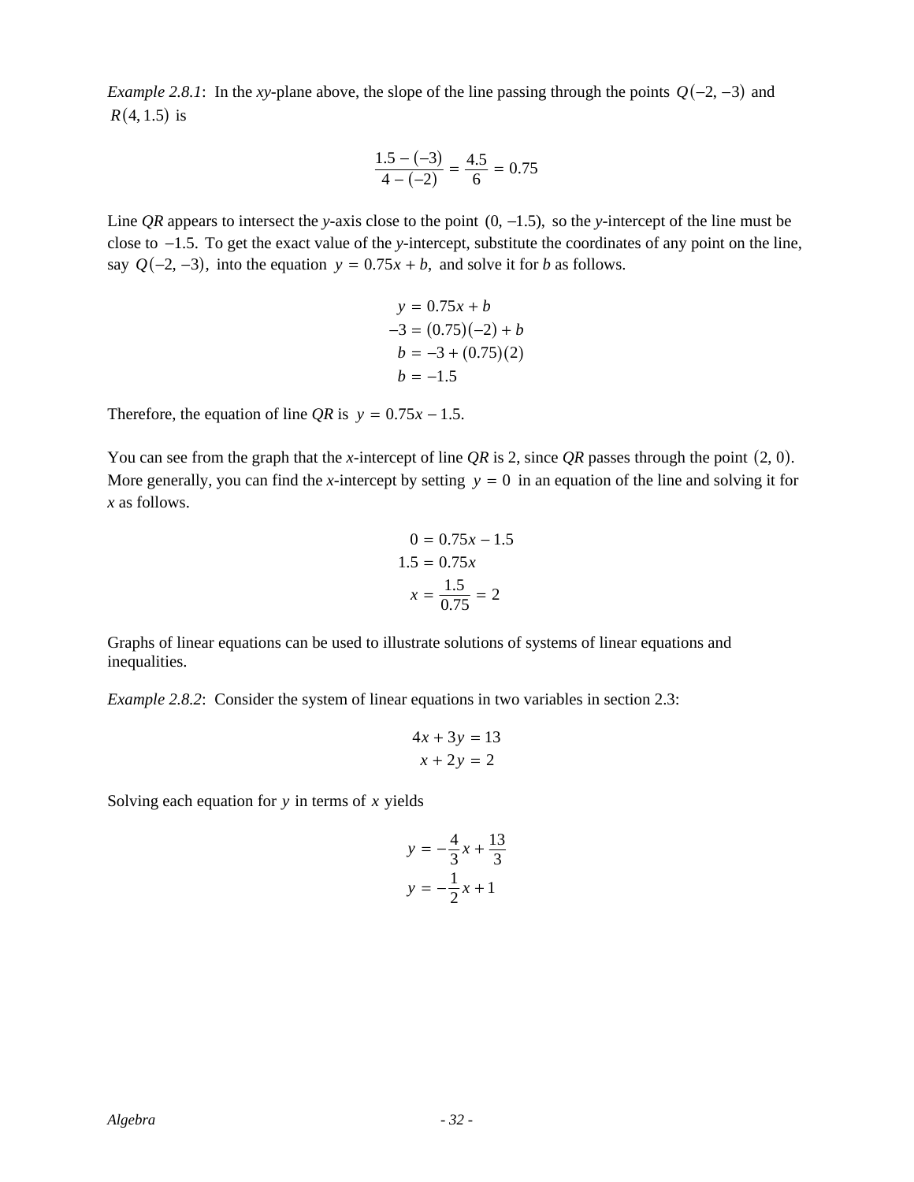*Example 2.8.1*: In the *xy*-plane above, the slope of the line passing through the points $Q(-2, -3)$ and $R(4, 1.5)$ is

$$\frac{1.5 - (-3)}{4 - (-2)} = \frac{4.5}{6} = 0.75$$

Line *QR* appears to intersect the *y*-axis close to the point $(0, -1.5)$, so the *y*-intercept of the line must be close to $-1.5$. To get the exact value of the *y*-intercept, substitute the coordinates of any point on the line, say $Q(-2, -3)$, into the equation $y = 0.75x + b$, and solve it for *b* as follows.

$$\begin{aligned} y &= 0.75x + b \\ -3 &= (0.75)(-2) + b \\ b &= -3 + (0.75)(2) \\ b &= -1.5 \end{aligned}$$

Therefore, the equation of line *QR* is $y = 0.75x - 1.5$.

You can see from the graph that the *x*-intercept of line *QR* is 2, since *QR* passes through the point $(2, 0)$. More generally, you can find the *x*-intercept by setting $y = 0$ in an equation of the line and solving it for *x* as follows.

$$\begin{aligned} 0 &= 0.75x - 1.5 \\ 1.5 &= 0.75x \\ x &= \frac{1.5}{0.75} = 2 \end{aligned}$$

Graphs of linear equations can be used to illustrate solutions of systems of linear equations and inequalities.

*Example 2.8.2*: Consider the system of linear equations in two variables in section 2.3:

$$\begin{aligned} 4x + 3y &= 13 \\ x + 2y &= 2 \end{aligned}$$

Solving each equation for $y$ in terms of $x$ yields

$$\begin{aligned} y &= -\frac{4}{3}x + \frac{13}{3} \\ y &= -\frac{1}{2}x + 1 \end{aligned}$$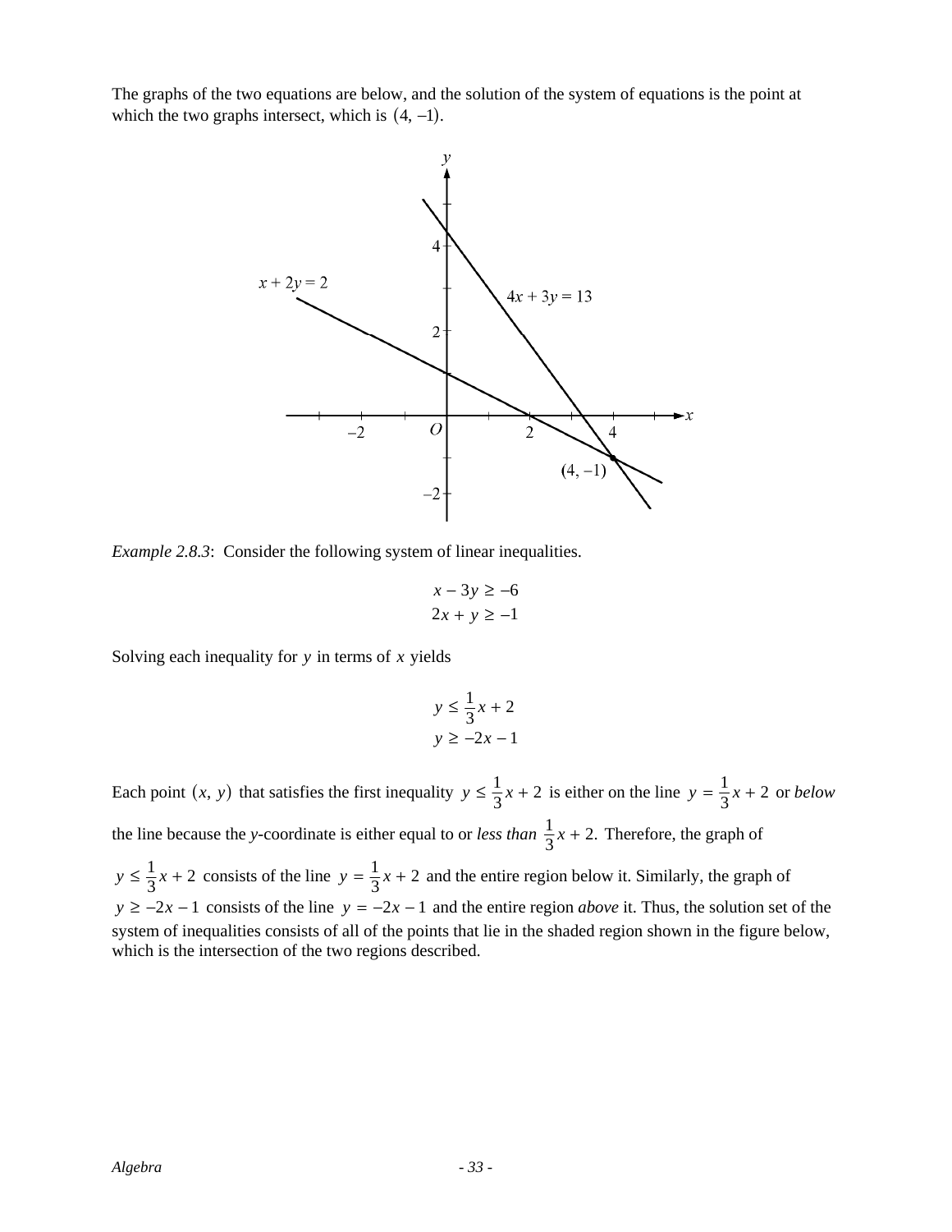The graphs of the two equations are below, and the solution of the system of equations is the point at which the two graphs intersect, which is $(4, -1)$.

*Example 2.8.3*: Consider the following system of linear inequalities.

$$x - 3y \geq -6$$
$$2x + y \geq -1$$

Solving each inequality for $y$ in terms of $x$ yields

$$y \leq \frac{1}{3}x + 2$$
$$y \geq -2x - 1$$

Each point $(x, y)$ that satisfies the first inequality $y \leq \frac{1}{3}x + 2$ is either on the line $y = \frac{1}{3}x + 2$ or *below* the line because the *y*-coordinate is either equal to or *less than* $\frac{1}{3}x + 2.$ Therefore, the graph of $y \leq \frac{1}{3}x + 2$ consists of the line $y = \frac{1}{3}x + 2$ and the entire region below it. Similarly, the graph of $y \geq -2x - 1$ consists of the line $y = -2x - 1$ and the entire region *above* it. Thus, the solution set of the system of inequalities consists of all of the points that lie in the shaded region shown in the figure below, which is the intersection of the two regions described.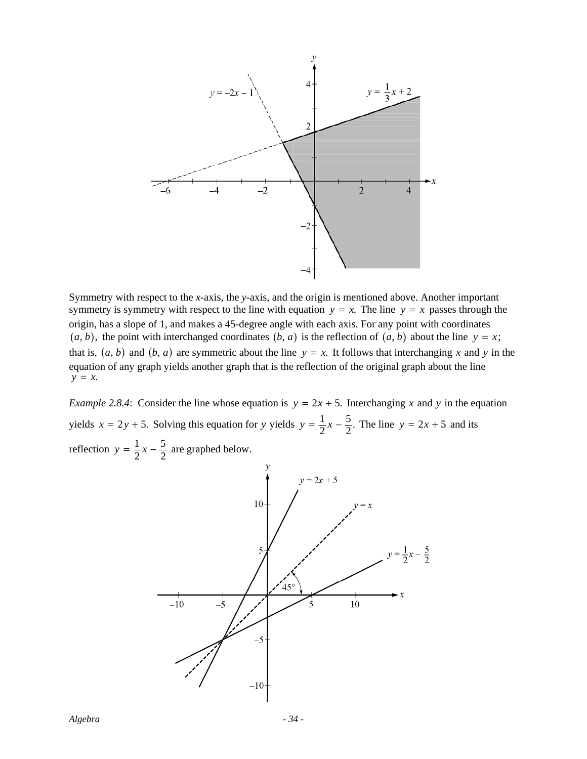Symmetry with respect to the *x*-axis, the *y*-axis, and the origin is mentioned above. Another important symmetry is symmetry with respect to the line with equation $y = x$. The line $y = x$ passes through the origin, has a slope of 1, and makes a 45-degree angle with each axis. For any point with coordinates $(a, b)$, the point with interchanged coordinates $(b, a)$ is the reflection of $(a, b)$ about the line $y = x$; that is, $(a, b)$ and $(b, a)$ are symmetric about the line $y = x$. It follows that interchanging $x$ and $y$ in the equation of any graph yields another graph that is the reflection of the original graph about the line $y = x$.

*Example 2.8.4*: Consider the line whose equation is $y = 2x + 5$. Interchanging $x$ and $y$ in the equation yields $x = 2y + 5$. Solving this equation for $y$ yields $y = \frac{1}{2}x - \frac{5}{2}$. The line $y = 2x + 5$ and its reflection $y = \frac{1}{2}x - \frac{5}{2}$ are graphed below.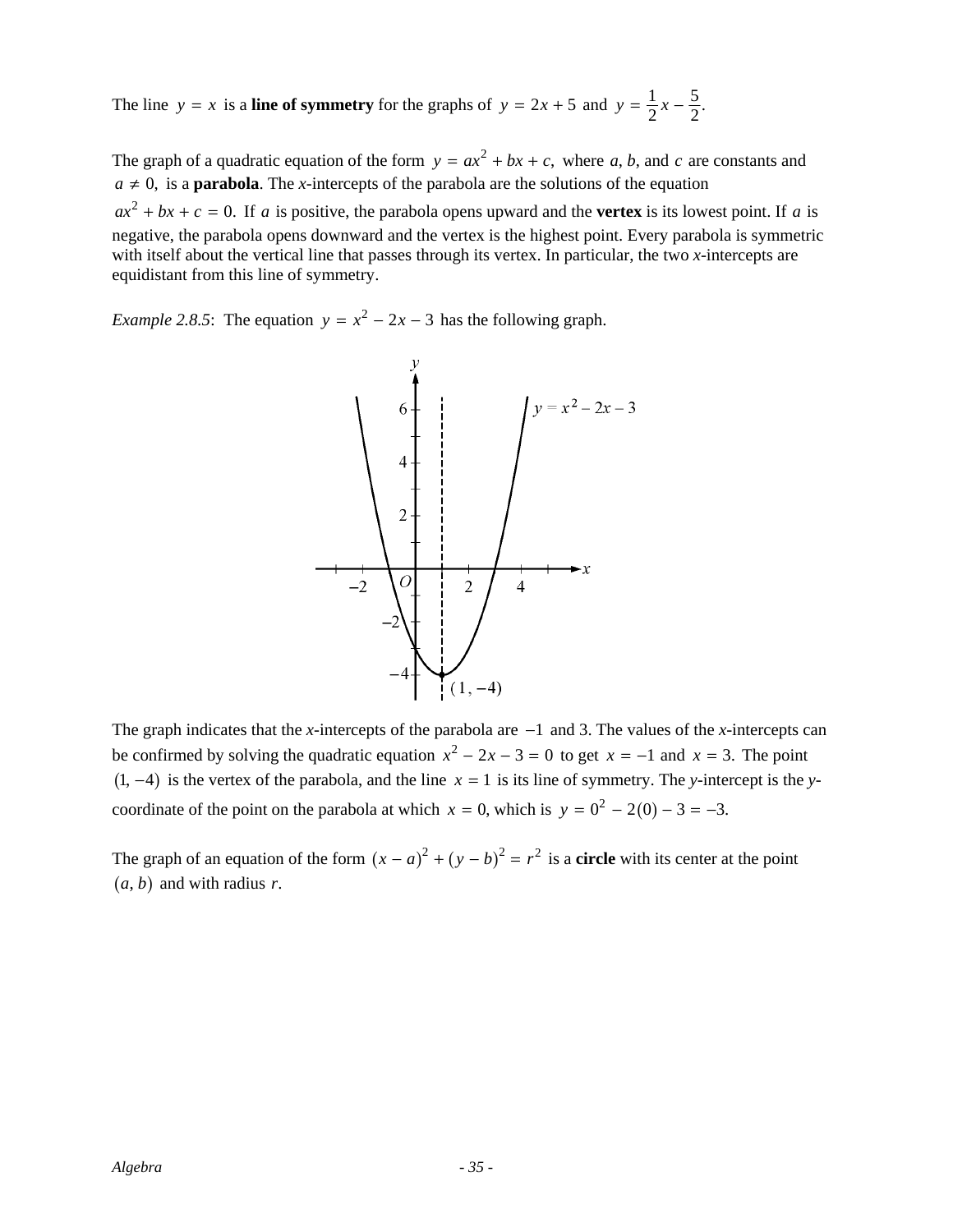The line $y = x$ is a **line of symmetry** for the graphs of $y = 2x + 5$ and $y = \frac{1}{2}x - \frac{5}{2}$.

The graph of a quadratic equation of the form $y = ax^2 + bx + c$, where $a$, $b$, and $c$ are constants and $a \neq 0$, is a **parabola**. The *x*-intercepts of the parabola are the solutions of the equation $ax^2 + bx + c = 0$. If $a$ is positive, the parabola opens upward and the **vertex** is its lowest point. If $a$ is negative, the parabola opens downward and the vertex is the highest point. Every parabola is symmetric with itself about the vertical line that passes through its vertex. In particular, the two *x*-intercepts are equidistant from this line of symmetry.

*Example 2.8.5*: The equation $y = x^2 - 2x - 3$ has the following graph.

The graph indicates that the *x*-intercepts of the parabola are $-1$ and 3. The values of the *x*-intercepts can be confirmed by solving the quadratic equation $x^2 - 2x - 3 = 0$ to get $x = -1$ and $x = 3$. The point $(1, -4)$ is the vertex of the parabola, and the line $x = 1$ is its line of symmetry. The *y*-intercept is the *y*-coordinate of the point on the parabola at which $x = 0$, which is $y = 0^2 - 2(0) - 3 = -3$.

The graph of an equation of the form $(x - a)^2 + (y - b)^2 = r^2$ is a **circle** with its center at the point $(a, b)$ and with radius $r$.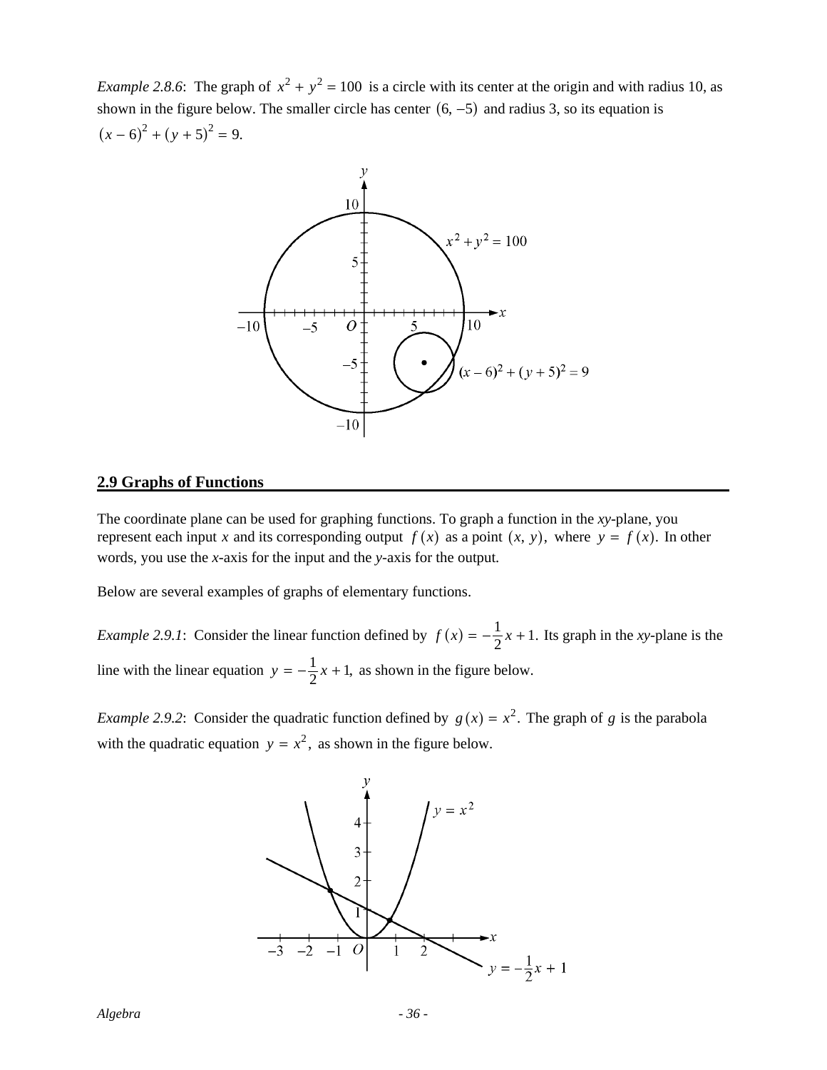*Example 2.8.6*: The graph of $x^2 + y^2 = 100$ is a circle with its center at the origin and with radius 10, as shown in the figure below. The smaller circle has center $(6, -5)$ and radius 3, so its equation is $(x - 6)^2 + (y + 5)^2 = 9.$

## 2.9 Graphs of Functions

The coordinate plane can be used for graphing functions. To graph a function in the *xy*-plane, you represent each input *x* and its corresponding output $f(x)$ as a point $(x, y)$, where $y = f(x)$. In other words, you use the *x*-axis for the input and the *y*-axis for the output.

Below are several examples of graphs of elementary functions.

*Example 2.9.1*: Consider the linear function defined by $f(x) = -\frac{1}{2}x + 1$. Its graph in the *xy*-plane is the line with the linear equation $y = -\frac{1}{2}x + 1$, as shown in the figure below.

*Example 2.9.2*: Consider the quadratic function defined by $g(x) = x^2$. The graph of $g$ is the parabola with the quadratic equation $y = x^2$, as shown in the figure below.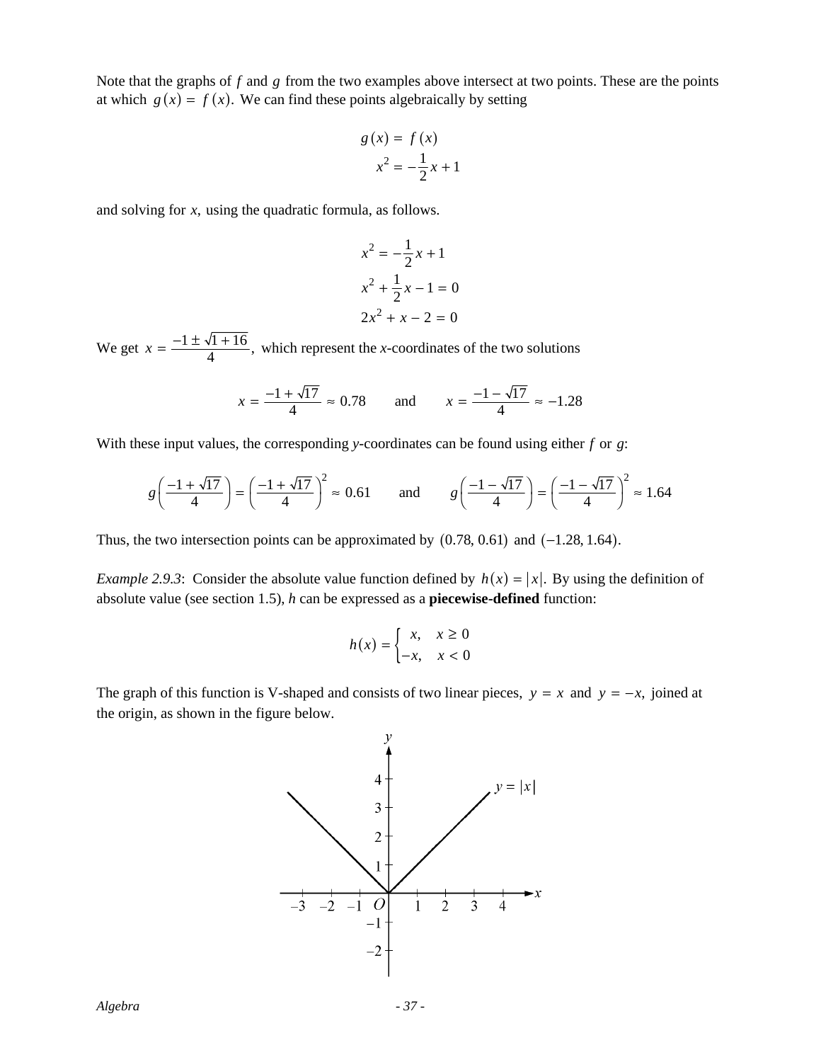Note that the graphs of $f$ and $g$ from the two examples above intersect at two points. These are the points at which $g(x) = f(x)$. We can find these points algebraically by setting

$$g(x) = f(x)$$
$$x^2 = -\frac{1}{2}x + 1$$

and solving for $x$, using the quadratic formula, as follows.

$$x^2 = -\frac{1}{2}x + 1$$
$$x^2 + \frac{1}{2}x - 1 = 0$$
$$2x^2 + x - 2 = 0$$

We get $x = \dfrac{-1 \pm \sqrt{1+16}}{4}$, which represent the $x$-coordinates of the two solutions

$$x = \frac{-1+\sqrt{17}}{4} \approx 0.78 \qquad \text{and} \qquad x = \frac{-1-\sqrt{17}}{4} \approx -1.28$$

With these input values, the corresponding $y$-coordinates can be found using either $f$ or $g$:

$$g\left(\frac{-1+\sqrt{17}}{4}\right) = \left(\frac{-1+\sqrt{17}}{4}\right)^2 \approx 0.61 \qquad \text{and} \qquad g\left(\frac{-1-\sqrt{17}}{4}\right) = \left(\frac{-1-\sqrt{17}}{4}\right)^2 \approx 1.64$$

Thus, the two intersection points can be approximated by $(0.78, 0.61)$ and $(-1.28, 1.64)$.

*Example 2.9.3*: Consider the absolute value function defined by $h(x) = |x|$. By using the definition of absolute value (see section 1.5), $h$ can be expressed as a **piecewise-defined** function:

$$h(x) = \begin{cases} x, & x \geq 0 \\ -x, & x < 0 \end{cases}$$

The graph of this function is V-shaped and consists of two linear pieces, $y = x$ and $y = -x$, joined at the origin, as shown in the figure below.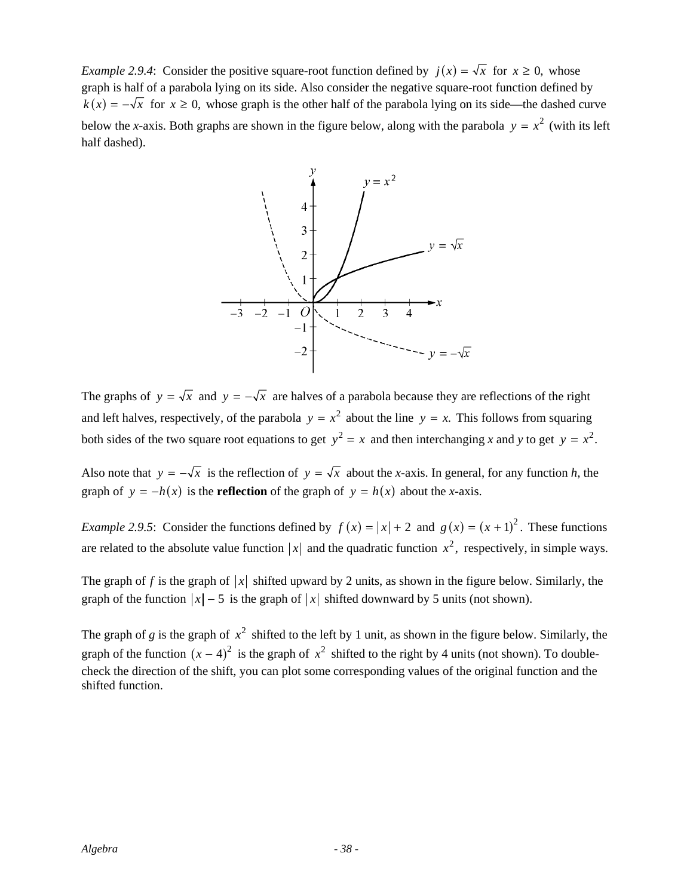*Example 2.9.4*: Consider the positive square-root function defined by $j(x) = \sqrt{x}$ for $x \geq 0,$ whose graph is half of a parabola lying on its side. Also consider the negative square-root function defined by $k(x) = -\sqrt{x}$ for $x \geq 0,$ whose graph is the other half of the parabola lying on its side—the dashed curve below the *x*-axis. Both graphs are shown in the figure below, along with the parabola $y = x^2$ (with its left half dashed).

The graphs of $y = \sqrt{x}$ and $y = -\sqrt{x}$ are halves of a parabola because they are reflections of the right and left halves, respectively, of the parabola $y = x^2$ about the line $y = x.$ This follows from squaring both sides of the two square root equations to get $y^2 = x$ and then interchanging *x* and *y* to get $y = x^2.$

Also note that $y = -\sqrt{x}$ is the reflection of $y = \sqrt{x}$ about the *x*-axis. In general, for any function *h*, the graph of $y = -h(x)$ is the **reflection** of the graph of $y = h(x)$ about the *x*-axis.

*Example 2.9.5*: Consider the functions defined by $f(x) = |x| + 2$ and $g(x) = (x + 1)^2.$ These functions are related to the absolute value function $|x|$ and the quadratic function $x^2,$ respectively, in simple ways.

The graph of *f* is the graph of $|x|$ shifted upward by 2 units, as shown in the figure below. Similarly, the graph of the function $|x| - 5$ is the graph of $|x|$ shifted downward by 5 units (not shown).

The graph of *g* is the graph of $x^2$ shifted to the left by 1 unit, as shown in the figure below. Similarly, the graph of the function $(x - 4)^2$ is the graph of $x^2$ shifted to the right by 4 units (not shown). To double-check the direction of the shift, you can plot some corresponding values of the original function and the shifted function.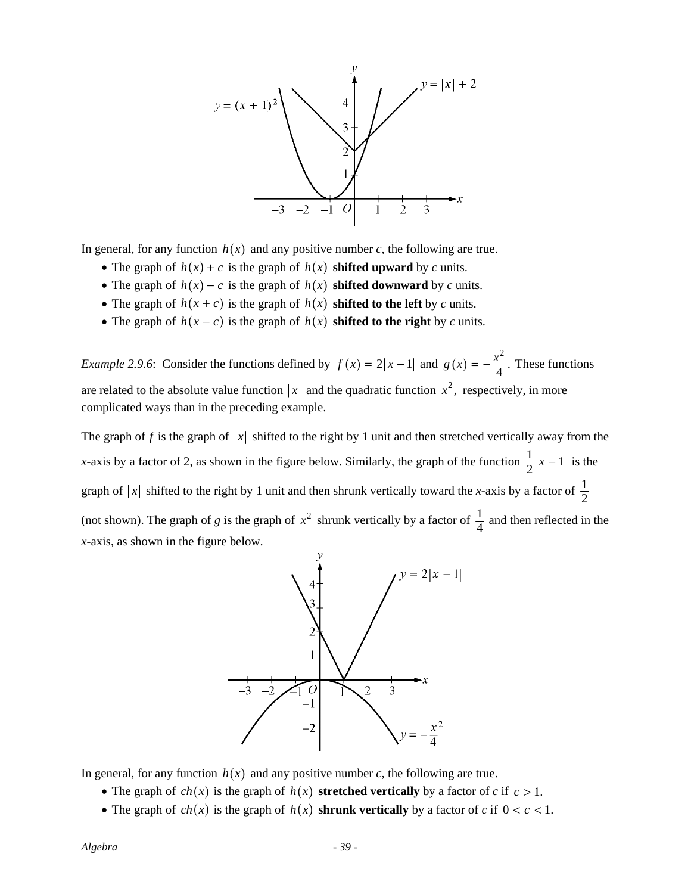In general, for any function $h(x)$ and any positive number $c$, the following are true.

- The graph of $h(x) + c$ is the graph of $h(x)$ **shifted upward** by $c$ units.
- The graph of $h(x) - c$ is the graph of $h(x)$ **shifted downward** by $c$ units.
- The graph of $h(x + c)$ is the graph of $h(x)$ **shifted to the left** by $c$ units.
- The graph of $h(x - c)$ is the graph of $h(x)$ **shifted to the right** by $c$ units.

*Example 2.9.6*: Consider the functions defined by $f(x) = 2|x - 1|$ and $g(x) = -\frac{x^2}{4}$. These functions are related to the absolute value function $|x|$ and the quadratic function $x^2$, respectively, in more complicated ways than in the preceding example.

The graph of $f$ is the graph of $|x|$ shifted to the right by 1 unit and then stretched vertically away from the $x$-axis by a factor of 2, as shown in the figure below. Similarly, the graph of the function $\frac{1}{2}|x - 1|$ is the graph of $|x|$ shifted to the right by 1 unit and then shrunk vertically toward the $x$-axis by a factor of $\frac{1}{2}$ (not shown). The graph of $g$ is the graph of $x^2$ shrunk vertically by a factor of $\frac{1}{4}$ and then reflected in the $x$-axis, as shown in the figure below.

In general, for any function $h(x)$ and any positive number $c$, the following are true.

- The graph of $ch(x)$ is the graph of $h(x)$ **stretched vertically** by a factor of $c$ if $c > 1$.
- The graph of $ch(x)$ is the graph of $h(x)$ **shrunk vertically** by a factor of $c$ if $0 < c < 1$.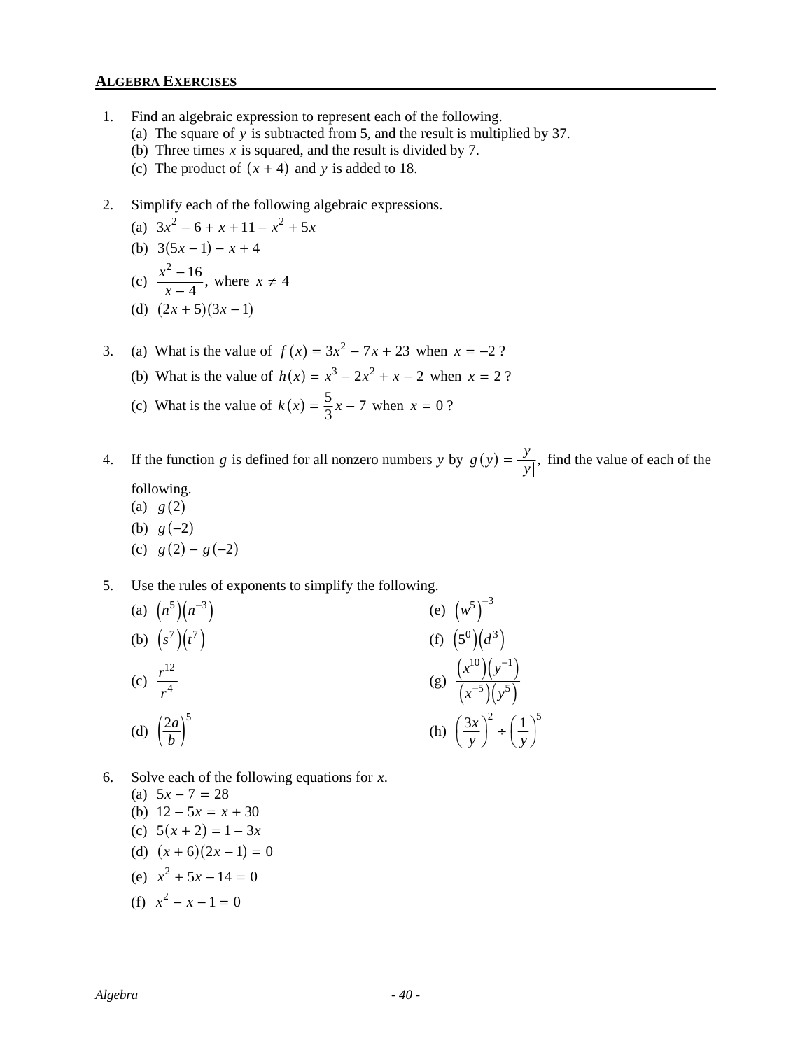## ALGEBRA EXERCISES

1. Find an algebraic expression to represent each of the following.
   (a) The square of $y$ is subtracted from 5, and the result is multiplied by 37.
   (b) Three times $x$ is squared, and the result is divided by 7.
   (c) The product of $(x + 4)$ and $y$ is added to 18.

2. Simplify each of the following algebraic expressions.
   (a) $3x^2 - 6 + x + 11 - x^2 + 5x$
   (b) $3(5x - 1) - x + 4$
   (c) $\dfrac{x^2 - 16}{x - 4}$, where $x \neq 4$
   (d) $(2x + 5)(3x - 1)$

3. (a) What is the value of $f(x) = 3x^2 - 7x + 23$ when $x = -2$ ?
   (b) What is the value of $h(x) = x^3 - 2x^2 + x - 2$ when $x = 2$ ?
   (c) What is the value of $k(x) = \dfrac{5}{3}x - 7$ when $x = 0$ ?

4. If the function $g$ is defined for all nonzero numbers $y$ by $g(y) = \dfrac{y}{|y|}$, find the value of each of the following.
   (a) $g(2)$
   (b) $g(-2)$
   (c) $g(2) - g(-2)$

5. Use the rules of exponents to simplify the following.
   (a) $\left(n^5\right)\left(n^{-3}\right)$
   (b) $\left(s^7\right)\left(t^7\right)$
   (c) $\dfrac{r^{12}}{r^4}$
   (d) $\left(\dfrac{2a}{b}\right)^5$
   (e) $\left(w^5\right)^{-3}$
   (f) $\left(5^0\right)\left(d^3\right)$
   (g) $\dfrac{\left(x^{10}\right)\left(y^{-1}\right)}{\left(x^{-5}\right)\left(y^5\right)}$
   (h) $\left(\dfrac{3x}{y}\right)^2 \div \left(\dfrac{1}{y}\right)^5$

6. Solve each of the following equations for $x$.
   (a) $5x - 7 = 28$
   (b) $12 - 5x = x + 30$
   (c) $5(x + 2) = 1 - 3x$
   (d) $(x + 6)(2x - 1) = 0$
   (e) $x^2 + 5x - 14 = 0$
   (f) $x^2 - x - 1 = 0$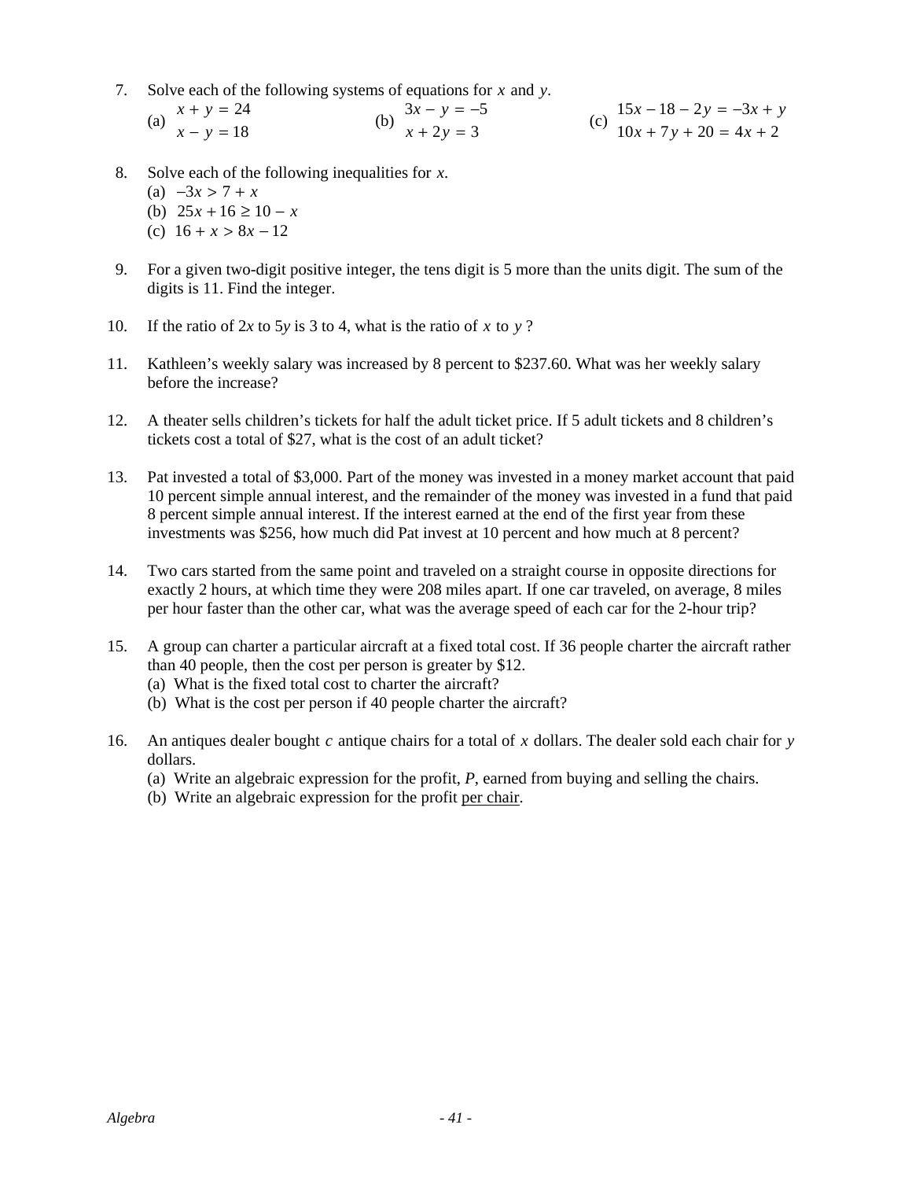7. Solve each of the following systems of equations for $x$ and $y$.

   (a) $\begin{aligned} x + y &= 24 \\ x - y &= 18 \end{aligned}$ (b) $\begin{aligned} 3x - y &= -5 \\ x + 2y &= 3 \end{aligned}$ (c) $\begin{aligned} 15x - 18 - 2y &= -3x + y \\ 10x + 7y + 20 &= 4x + 2 \end{aligned}$

8. Solve each of the following inequalities for $x$.
   (a) $-3x > 7 + x$
   (b) $25x + 16 \geq 10 - x$
   (c) $16 + x > 8x - 12$

9. For a given two-digit positive integer, the tens digit is 5 more than the units digit. The sum of the digits is 11. Find the integer.

10. If the ratio of $2x$ to $5y$ is 3 to 4, what is the ratio of $x$ to $y$ ?

11. Kathleen's weekly salary was increased by 8 percent to $237.60. What was her weekly salary before the increase?

12. A theater sells children's tickets for half the adult ticket price. If 5 adult tickets and 8 children's tickets cost a total of $27, what is the cost of an adult ticket?

13. Pat invested a total of $3,000. Part of the money was invested in a money market account that paid 10 percent simple annual interest, and the remainder of the money was invested in a fund that paid 8 percent simple annual interest. If the interest earned at the end of the first year from these investments was $256, how much did Pat invest at 10 percent and how much at 8 percent?

14. Two cars started from the same point and traveled on a straight course in opposite directions for exactly 2 hours, at which time they were 208 miles apart. If one car traveled, on average, 8 miles per hour faster than the other car, what was the average speed of each car for the 2-hour trip?

15. A group can charter a particular aircraft at a fixed total cost. If 36 people charter the aircraft rather than 40 people, then the cost per person is greater by $12.
   (a) What is the fixed total cost to charter the aircraft?
   (b) What is the cost per person if 40 people charter the aircraft?

16. An antiques dealer bought $c$ antique chairs for a total of $x$ dollars. The dealer sold each chair for $y$ dollars.
   (a) Write an algebraic expression for the profit, $P$, earned from buying and selling the chairs.
   (b) Write an algebraic expression for the profit <u>per chair</u>.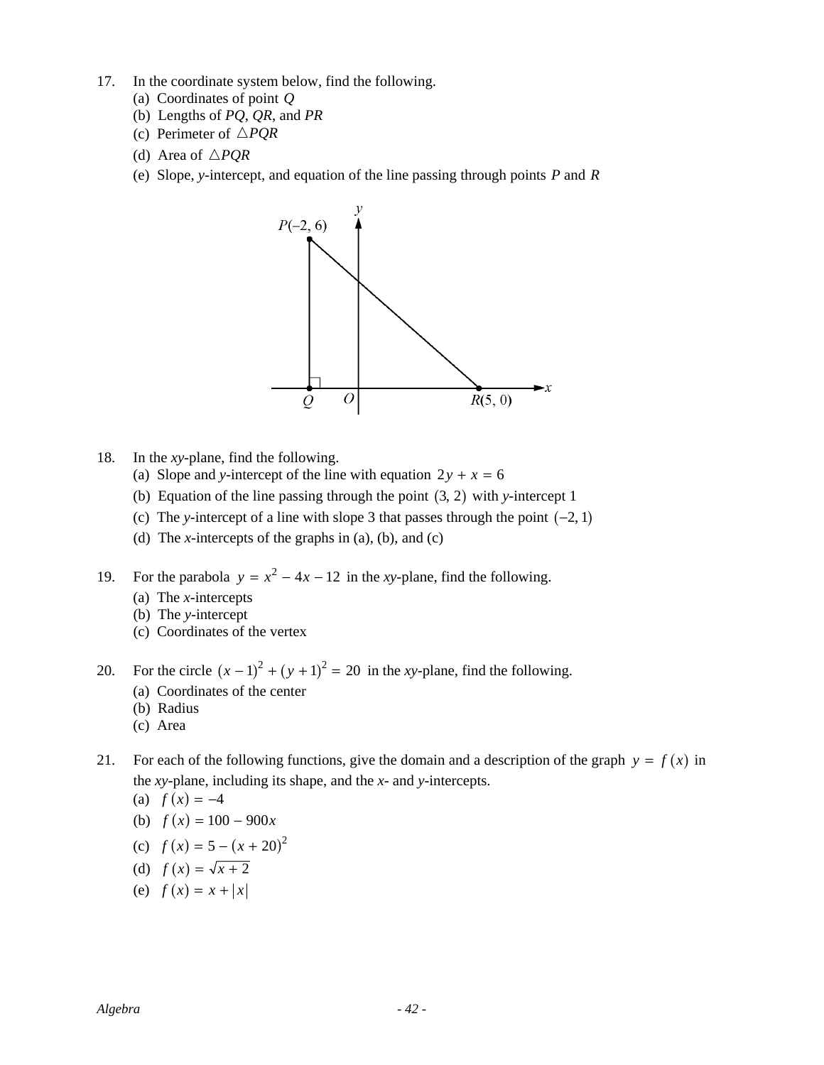17. In the coordinate system below, find the following.
    (a) Coordinates of point $Q$
    (b) Lengths of $PQ$, $QR$, and $PR$
    (c) Perimeter of $\triangle PQR$
    (d) Area of $\triangle PQR$
    (e) Slope, $y$-intercept, and equation of the line passing through points $P$ and $R$

18. In the $xy$-plane, find the following.
    (a) Slope and $y$-intercept of the line with equation $2y + x = 6$
    (b) Equation of the line passing through the point $(3, 2)$ with $y$-intercept 1
    (c) The $y$-intercept of a line with slope 3 that passes through the point $(-2, 1)$
    (d) The $x$-intercepts of the graphs in (a), (b), and (c)

19. For the parabola $y = x^2 - 4x - 12$ in the $xy$-plane, find the following.
    (a) The $x$-intercepts
    (b) The $y$-intercept
    (c) Coordinates of the vertex

20. For the circle $(x - 1)^2 + (y + 1)^2 = 20$ in the $xy$-plane, find the following.
    (a) Coordinates of the center
    (b) Radius
    (c) Area

21. For each of the following functions, give the domain and a description of the graph $y = f(x)$ in the $xy$-plane, including its shape, and the $x$- and $y$-intercepts.
    (a) $f(x) = -4$
    (b) $f(x) = 100 - 900x$
    (c) $f(x) = 5 - (x + 20)^2$
    (d) $f(x) = \sqrt{x + 2}$
    (e) $f(x) = x + |x|$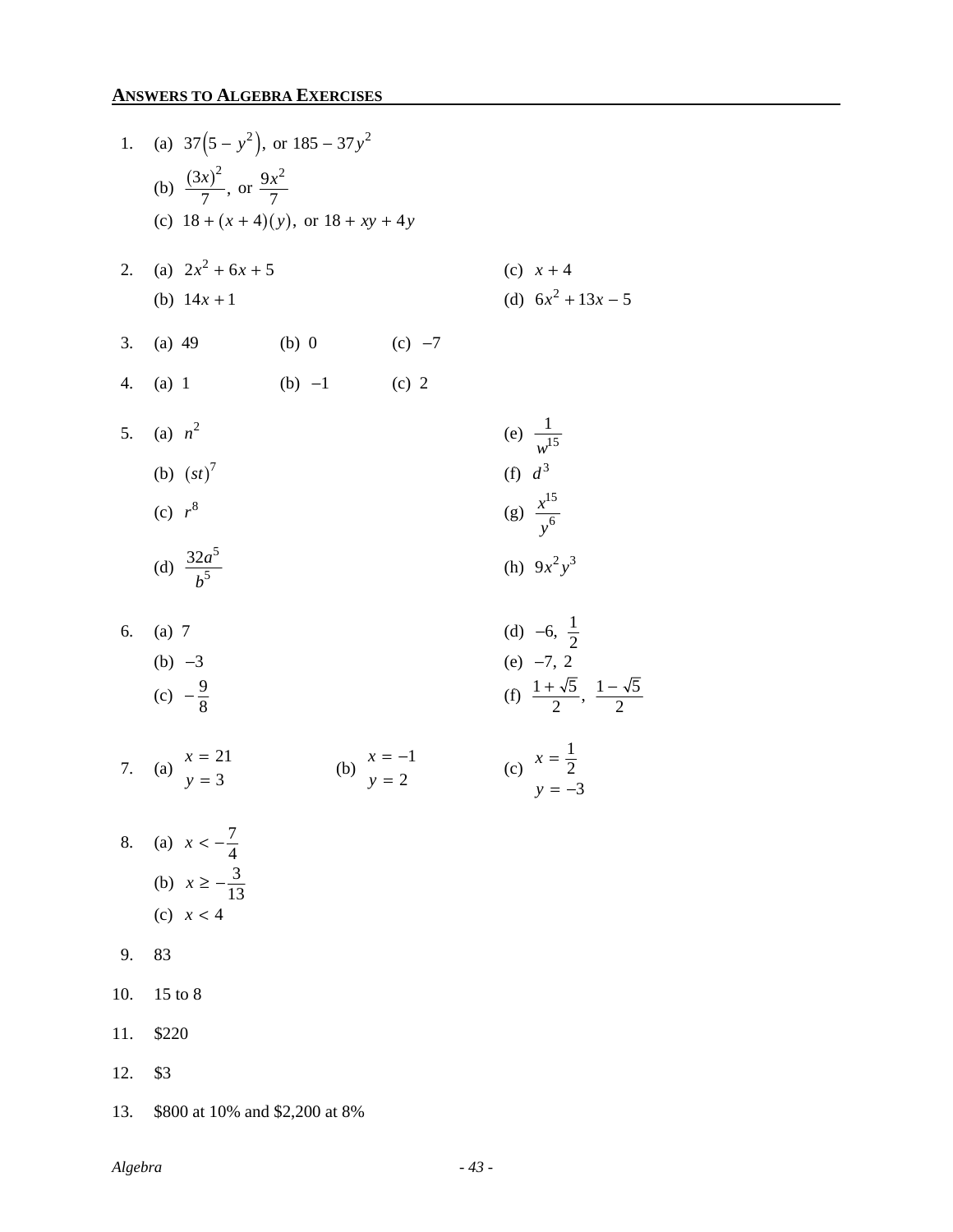## ANSWERS TO ALGEBRA EXERCISES

1. (a) $37\left(5 - y^2\right)$, or $185 - 37y^2$

   (b) $\dfrac{(3x)^2}{7}$, or $\dfrac{9x^2}{7}$

   (c) $18 + (x + 4)(y)$, or $18 + xy + 4y$

2. (a) $2x^2 + 6x + 5$

   (b) $14x + 1$

   (c) $x + 4$

   (d) $6x^2 + 13x - 5$

3. (a) 49 (b) 0 (c) $-7$

4. (a) 1 (b) $-1$ (c) 2

5. (a) $n^2$

   (b) $(st)^7$

   (c) $r^8$

   (d) $\dfrac{32a^5}{b^5}$

   (e) $\dfrac{1}{w^{15}}$

   (f) $d^3$

   (g) $\dfrac{x^{15}}{y^6}$

   (h) $9x^2y^3$

6. (a) 7

   (b) $-3$

   (c) $-\dfrac{9}{8}$

   (d) $-6, \ \dfrac{1}{2}$

   (e) $-7, \ 2$

   (f) $\dfrac{1 + \sqrt{5}}{2}, \ \dfrac{1 - \sqrt{5}}{2}$

7. (a) $x = 21$, $y = 3$ (b) $x = -1$, $y = 2$ (c) $x = \dfrac{1}{2}$, $y = -3$

8. (a) $x < -\dfrac{7}{4}$

   (b) $x \geq -\dfrac{3}{13}$

   (c) $x < 4$

9. 83

10. 15 to 8

11. $220

12. $3

13. $800 at 10% and $2,200 at 8%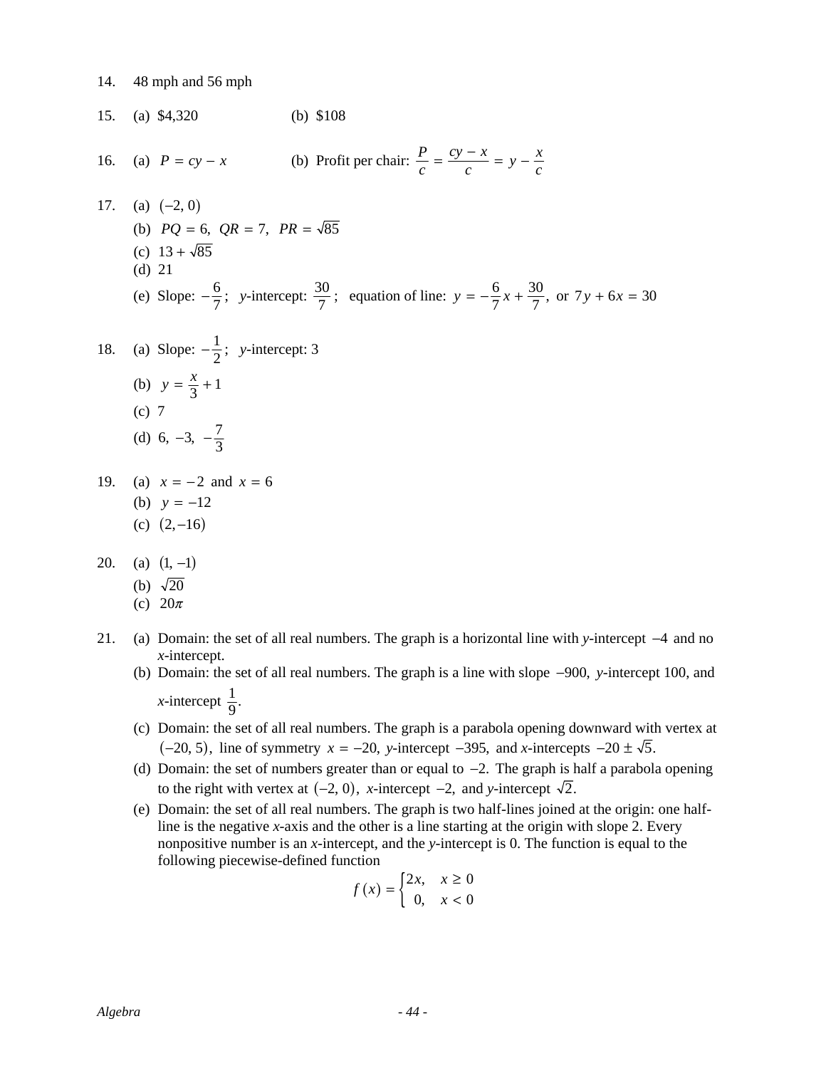14. 48 mph and 56 mph

15. (a) \$4,320 (b) \$108

16. (a) $P = cy - x$ (b) Profit per chair: $\dfrac{P}{c} = \dfrac{cy - x}{c} = y - \dfrac{x}{c}$

17. (a) $(-2, 0)$
    (b) $PQ = 6,\ QR = 7,\ PR = \sqrt{85}$
    (c) $13 + \sqrt{85}$
    (d) 21
    (e) Slope: $-\dfrac{6}{7}$; $y$-intercept: $\dfrac{30}{7}$; equation of line: $y = -\dfrac{6}{7}x + \dfrac{30}{7}$, or $7y + 6x = 30$

18. (a) Slope: $-\dfrac{1}{2}$; $y$-intercept: 3
    (b) $y = \dfrac{x}{3} + 1$
    (c) 7
    (d) $6,\ -3,\ -\dfrac{7}{3}$

19. (a) $x = -2$ and $x = 6$
    (b) $y = -12$
    (c) $(2, -16)$

20. (a) $(1, -1)$
    (b) $\sqrt{20}$
    (c) $20\pi$

21. (a) Domain: the set of all real numbers. The graph is a horizontal line with $y$-intercept $-4$ and no $x$-intercept.
    (b) Domain: the set of all real numbers. The graph is a line with slope $-900$, $y$-intercept 100, and $x$-intercept $\dfrac{1}{9}$.
    (c) Domain: the set of all real numbers. The graph is a parabola opening downward with vertex at $(-20, 5)$, line of symmetry $x = -20$, $y$-intercept $-395$, and $x$-intercepts $-20 \pm \sqrt{5}$.
    (d) Domain: the set of numbers greater than or equal to $-2$. The graph is half a parabola opening to the right with vertex at $(-2, 0)$, $x$-intercept $-2$, and $y$-intercept $\sqrt{2}$.
    (e) Domain: the set of all real numbers. The graph is two half-lines joined at the origin: one half-line is the negative $x$-axis and the other is a line starting at the origin with slope 2. Every nonpositive number is an $x$-intercept, and the $y$-intercept is 0. The function is equal to the following piecewise-defined function

$$f(x) = \begin{cases} 2x, & x \geq 0 \\ 0, & x < 0 \end{cases}$$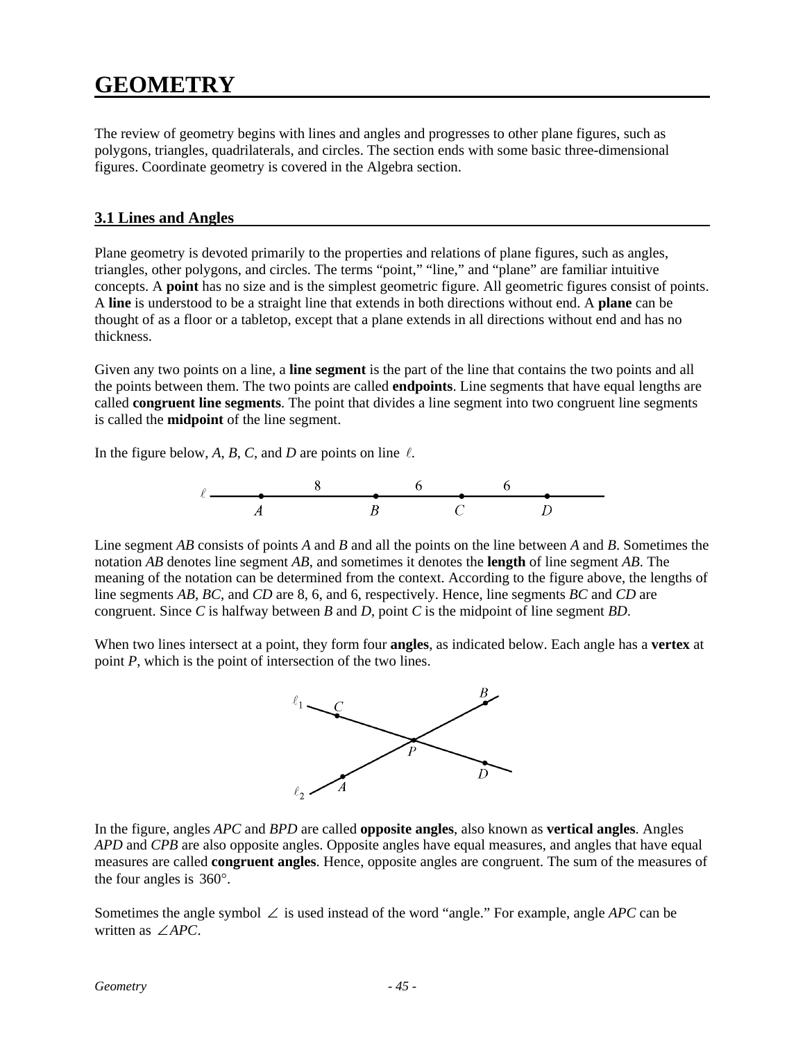# GEOMETRY

The review of geometry begins with lines and angles and progresses to other plane figures, such as polygons, triangles, quadrilaterals, and circles. The section ends with some basic three-dimensional figures. Coordinate geometry is covered in the Algebra section.

## 3.1 Lines and Angles

Plane geometry is devoted primarily to the properties and relations of plane figures, such as angles, triangles, other polygons, and circles. The terms "point," "line," and "plane" are familiar intuitive concepts. A **point** has no size and is the simplest geometric figure. All geometric figures consist of points. A **line** is understood to be a straight line that extends in both directions without end. A **plane** can be thought of as a floor or a tabletop, except that a plane extends in all directions without end and has no thickness.

Given any two points on a line, a **line segment** is the part of the line that contains the two points and all the points between them. The two points are called **endpoints**. Line segments that have equal lengths are called **congruent line segments**. The point that divides a line segment into two congruent line segments is called the **midpoint** of the line segment.

In the figure below, *A*, *B*, *C*, and *D* are points on line $\ell$.

Line segment *AB* consists of points *A* and *B* and all the points on the line between *A* and *B*. Sometimes the notation *AB* denotes line segment *AB*, and sometimes it denotes the **length** of line segment *AB*. The meaning of the notation can be determined from the context. According to the figure above, the lengths of line segments *AB*, *BC*, and *CD* are 8, 6, and 6, respectively. Hence, line segments *BC* and *CD* are congruent. Since *C* is halfway between *B* and *D*, point *C* is the midpoint of line segment *BD*.

When two lines intersect at a point, they form four **angles**, as indicated below. Each angle has a **vertex** at point *P*, which is the point of intersection of the two lines.

In the figure, angles *APC* and *BPD* are called **opposite angles**, also known as **vertical angles**. Angles *APD* and *CPB* are also opposite angles. Opposite angles have equal measures, and angles that have equal measures are called **congruent angles**. Hence, opposite angles are congruent. The sum of the measures of the four angles is $360°$.

Sometimes the angle symbol $\angle$ is used instead of the word "angle." For example, angle *APC* can be written as $\angle APC$.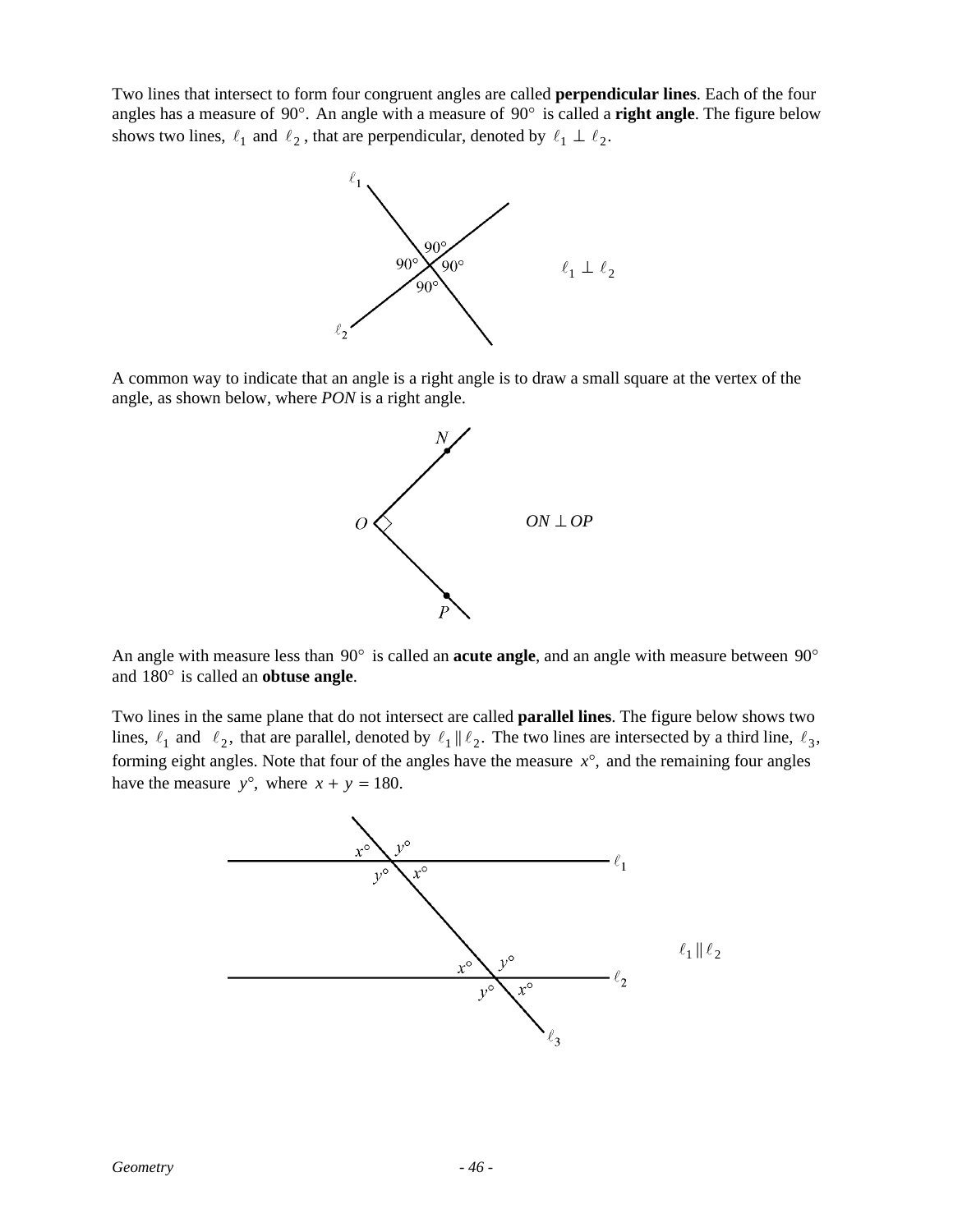Two lines that intersect to form four congruent angles are called **perpendicular lines**. Each of the four angles has a measure of $90°$. An angle with a measure of $90°$ is called a **right angle**. The figure below shows two lines, $\ell_1$ and $\ell_2$, that are perpendicular, denoted by $\ell_1 \perp \ell_2$.

A common way to indicate that an angle is a right angle is to draw a small square at the vertex of the angle, as shown below, where *PON* is a right angle.

An angle with measure less than $90°$ is called an **acute angle**, and an angle with measure between $90°$ and $180°$ is called an **obtuse angle**.

Two lines in the same plane that do not intersect are called **parallel lines**. The figure below shows two lines, $\ell_1$ and $\ell_2$, that are parallel, denoted by $\ell_1 \parallel \ell_2$. The two lines are intersected by a third line, $\ell_3$, forming eight angles. Note that four of the angles have the measure $x°$, and the remaining four angles have the measure $y°$, where $x + y = 180$.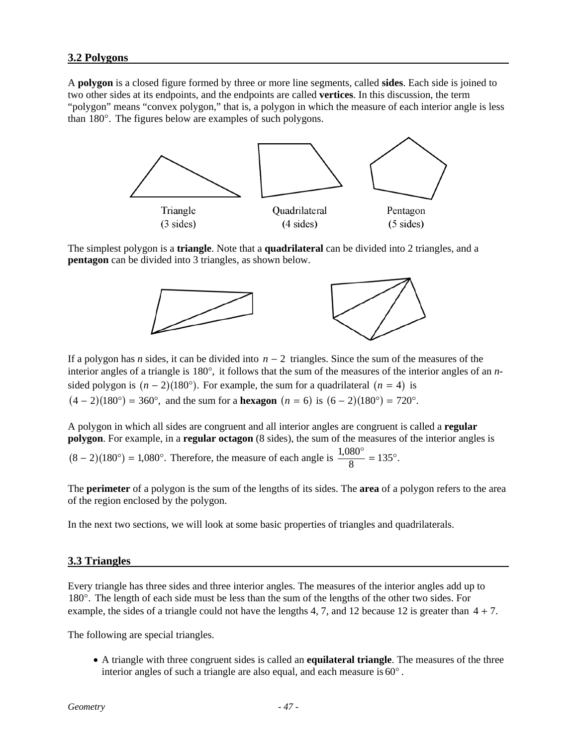### 3.2 Polygons

A **polygon** is a closed figure formed by three or more line segments, called **sides**. Each side is joined to two other sides at its endpoints, and the endpoints are called **vertices**. In this discussion, the term "polygon" means "convex polygon," that is, a polygon in which the measure of each interior angle is less than $180°$. The figures below are examples of such polygons.

Triangle (3 sides) Quadrilateral (4 sides) Pentagon (5 sides)

The simplest polygon is a **triangle**. Note that a **quadrilateral** can be divided into 2 triangles, and a **pentagon** can be divided into 3 triangles, as shown below.

If a polygon has *n* sides, it can be divided into $n - 2$ triangles. Since the sum of the measures of the interior angles of a triangle is $180°$, it follows that the sum of the measures of the interior angles of an *n*-sided polygon is $(n - 2)(180°)$. For example, the sum for a quadrilateral $(n = 4)$ is $(4 - 2)(180°) = 360°$, and the sum for a **hexagon** $(n = 6)$ is $(6 - 2)(180°) = 720°$.

A polygon in which all sides are congruent and all interior angles are congruent is called a **regular polygon**. For example, in a **regular octagon** (8 sides), the sum of the measures of the interior angles is $(8 - 2)(180°) = 1{,}080°$. Therefore, the measure of each angle is $\frac{1{,}080°}{8} = 135°$.

The **perimeter** of a polygon is the sum of the lengths of its sides. The **area** of a polygon refers to the area of the region enclosed by the polygon.

In the next two sections, we will look at some basic properties of triangles and quadrilaterals.

### 3.3 Triangles

Every triangle has three sides and three interior angles. The measures of the interior angles add up to $180°$. The length of each side must be less than the sum of the lengths of the other two sides. For example, the sides of a triangle could not have the lengths 4, 7, and 12 because 12 is greater than $4 + 7$.

The following are special triangles.

- A triangle with three congruent sides is called an **equilateral triangle**. The measures of the three interior angles of such a triangle are also equal, and each measure is $60°$.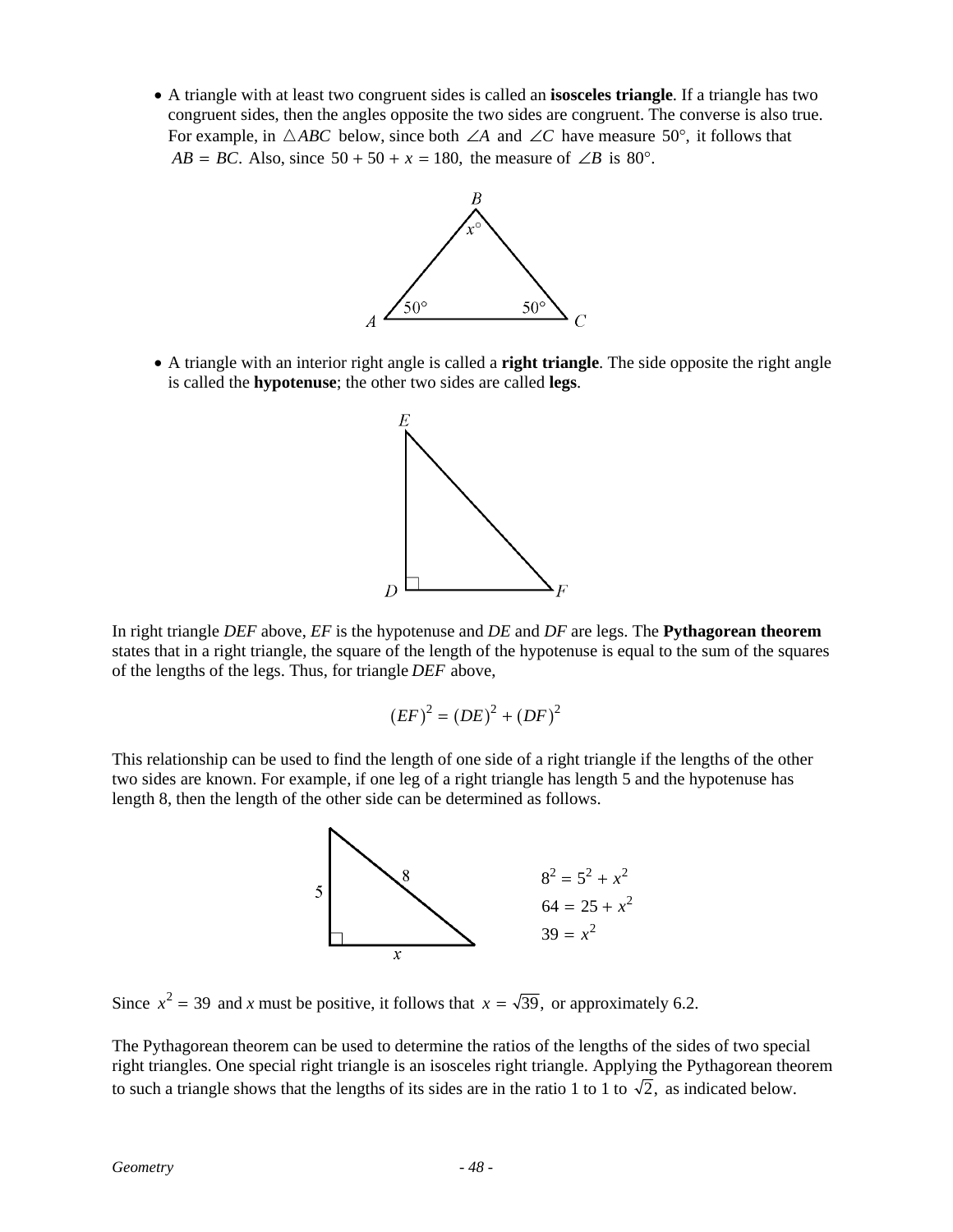- A triangle with at least two congruent sides is called an **isosceles triangle**. If a triangle has two congruent sides, then the angles opposite the two sides are congruent. The converse is also true. For example, in $\triangle ABC$ below, since both $\angle A$ and $\angle C$ have measure $50°$, it follows that $AB = BC$. Also, since $50 + 50 + x = 180$, the measure of $\angle B$ is $80°$.

- A triangle with an interior right angle is called a **right triangle**. The side opposite the right angle is called the **hypotenuse**; the other two sides are called **legs**.

In right triangle *DEF* above, *EF* is the hypotenuse and *DE* and *DF* are legs. The **Pythagorean theorem** states that in a right triangle, the square of the length of the hypotenuse is equal to the sum of the squares of the lengths of the legs. Thus, for triangle *DEF* above,

$$(EF)^2 = (DE)^2 + (DF)^2$$

This relationship can be used to find the length of one side of a right triangle if the lengths of the other two sides are known. For example, if one leg of a right triangle has length 5 and the hypotenuse has length 8, then the length of the other side can be determined as follows.

$$8^2 = 5^2 + x^2$$
$$64 = 25 + x^2$$
$$39 = x^2$$

Since $x^2 = 39$ and *x* must be positive, it follows that $x = \sqrt{39}$, or approximately 6.2.

The Pythagorean theorem can be used to determine the ratios of the lengths of the sides of two special right triangles. One special right triangle is an isosceles right triangle. Applying the Pythagorean theorem to such a triangle shows that the lengths of its sides are in the ratio 1 to 1 to $\sqrt{2}$, as indicated below.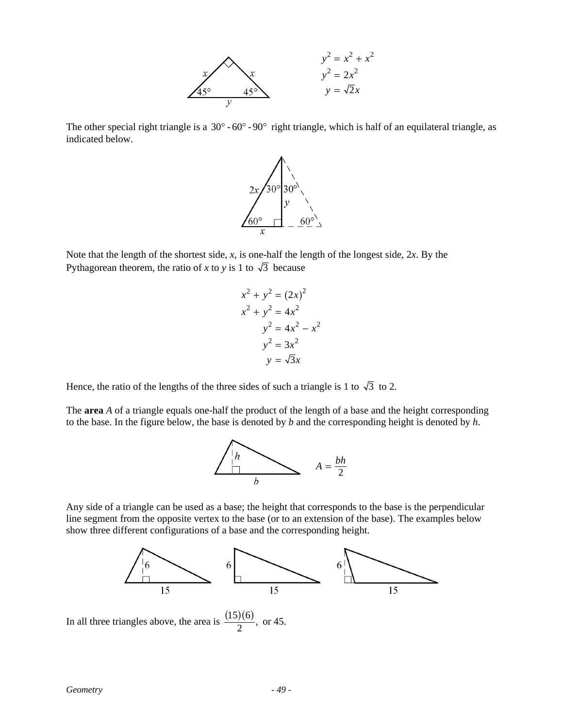$$y^2 = x^2 + x^2$$
$$y^2 = 2x^2$$
$$y = \sqrt{2}x$$

The other special right triangle is a $30° - 60° - 90°$ right triangle, which is half of an equilateral triangle, as indicated below.

Note that the length of the shortest side, $x$, is one-half the length of the longest side, $2x$. By the Pythagorean theorem, the ratio of $x$ to $y$ is 1 to $\sqrt{3}$ because

$$x^2 + y^2 = (2x)^2$$
$$x^2 + y^2 = 4x^2$$
$$y^2 = 4x^2 - x^2$$
$$y^2 = 3x^2$$
$$y = \sqrt{3}x$$

Hence, the ratio of the lengths of the three sides of such a triangle is 1 to $\sqrt{3}$ to 2.

The **area** $A$ of a triangle equals one-half the product of the length of a base and the height corresponding to the base. In the figure below, the base is denoted by $b$ and the corresponding height is denoted by $h$.

$$A = \frac{bh}{2}$$

Any side of a triangle can be used as a base; the height that corresponds to the base is the perpendicular line segment from the opposite vertex to the base (or to an extension of the base). The examples below show three different configurations of a base and the corresponding height.

In all three triangles above, the area is $\frac{(15)(6)}{2}$, or 45.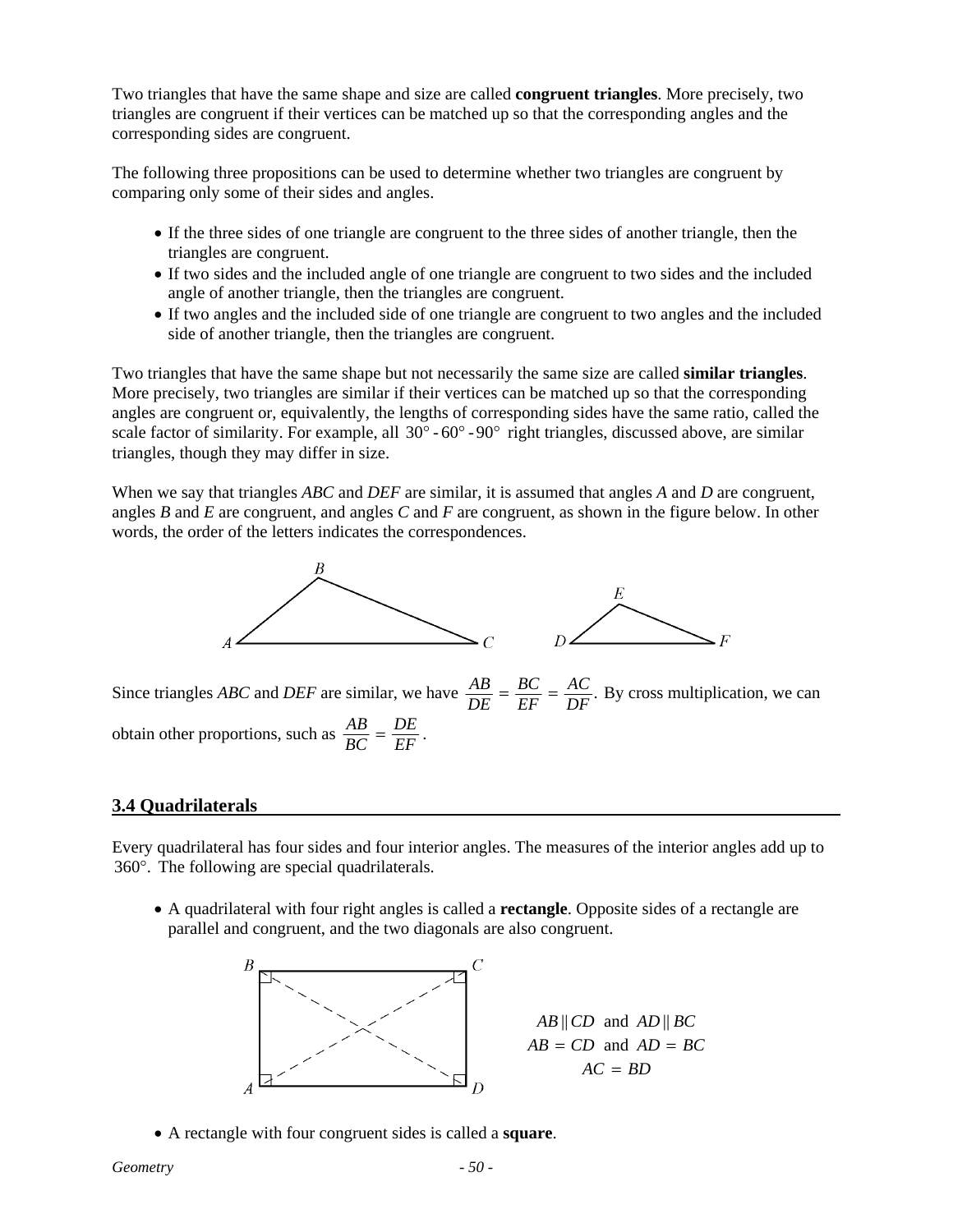Two triangles that have the same shape and size are called **congruent triangles**. More precisely, two triangles are congruent if their vertices can be matched up so that the corresponding angles and the corresponding sides are congruent.

The following three propositions can be used to determine whether two triangles are congruent by comparing only some of their sides and angles.

- If the three sides of one triangle are congruent to the three sides of another triangle, then the triangles are congruent.
- If two sides and the included angle of one triangle are congruent to two sides and the included angle of another triangle, then the triangles are congruent.
- If two angles and the included side of one triangle are congruent to two angles and the included side of another triangle, then the triangles are congruent.

Two triangles that have the same shape but not necessarily the same size are called **similar triangles**. More precisely, two triangles are similar if their vertices can be matched up so that the corresponding angles are congruent or, equivalently, the lengths of corresponding sides have the same ratio, called the scale factor of similarity. For example, all $30°\text{-}60°\text{-}90°$ right triangles, discussed above, are similar triangles, though they may differ in size.

When we say that triangles *ABC* and *DEF* are similar, it is assumed that angles *A* and *D* are congruent, angles *B* and *E* are congruent, and angles *C* and *F* are congruent, as shown in the figure below. In other words, the order of the letters indicates the correspondences.

Since triangles *ABC* and *DEF* are similar, we have $\frac{AB}{DE} = \frac{BC}{EF} = \frac{AC}{DF}$. By cross multiplication, we can obtain other proportions, such as $\frac{AB}{BC} = \frac{DE}{EF}$.

## 3.4 Quadrilaterals

Every quadrilateral has four sides and four interior angles. The measures of the interior angles add up to $360°$. The following are special quadrilaterals.

- A quadrilateral with four right angles is called a **rectangle**. Opposite sides of a rectangle are parallel and congruent, and the two diagonals are also congruent.

$$AB \parallel CD \text{ and } AD \parallel BC$$
$$AB = CD \text{ and } AD = BC$$
$$AC = BD$$

- A rectangle with four congruent sides is called a **square**.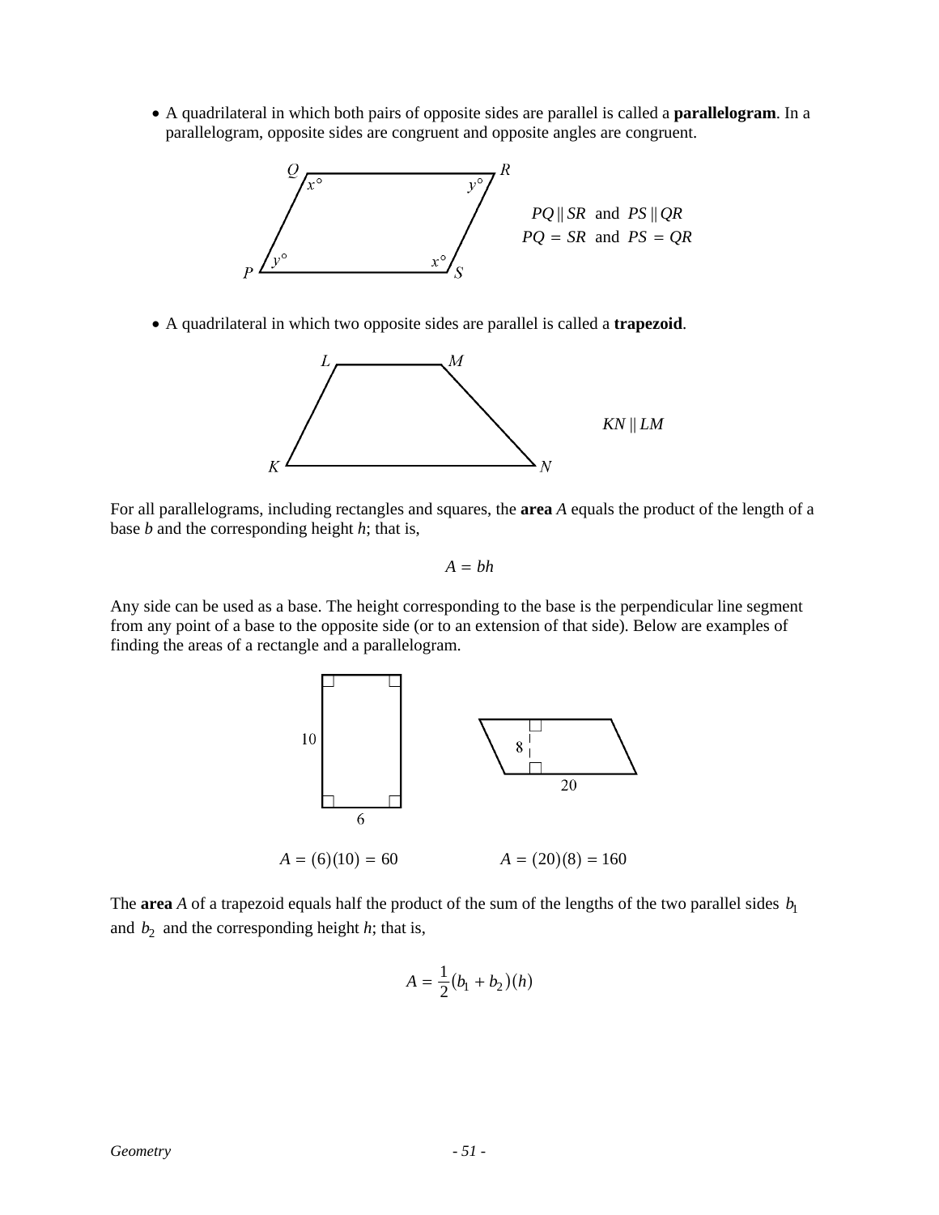- A quadrilateral in which both pairs of opposite sides are parallel is called a **parallelogram**. In a parallelogram, opposite sides are congruent and opposite angles are congruent.

$PQ \parallel SR$ and $PS \parallel QR$

$PQ = SR$ and $PS = QR$

- A quadrilateral in which two opposite sides are parallel is called a **trapezoid**.

$KN \parallel LM$

For all parallelograms, including rectangles and squares, the **area** $A$ equals the product of the length of a base $b$ and the corresponding height $h$; that is,

$$A = bh$$

Any side can be used as a base. The height corresponding to the base is the perpendicular line segment from any point of a base to the opposite side (or to an extension of that side). Below are examples of finding the areas of a rectangle and a parallelogram.

$A = (6)(10) = 60$

$A = (20)(8) = 160$

The **area** $A$ of a trapezoid equals half the product of the sum of the lengths of the two parallel sides $b_1$ and $b_2$ and the corresponding height $h$; that is,

$$A = \frac{1}{2}(b_1 + b_2)(h)$$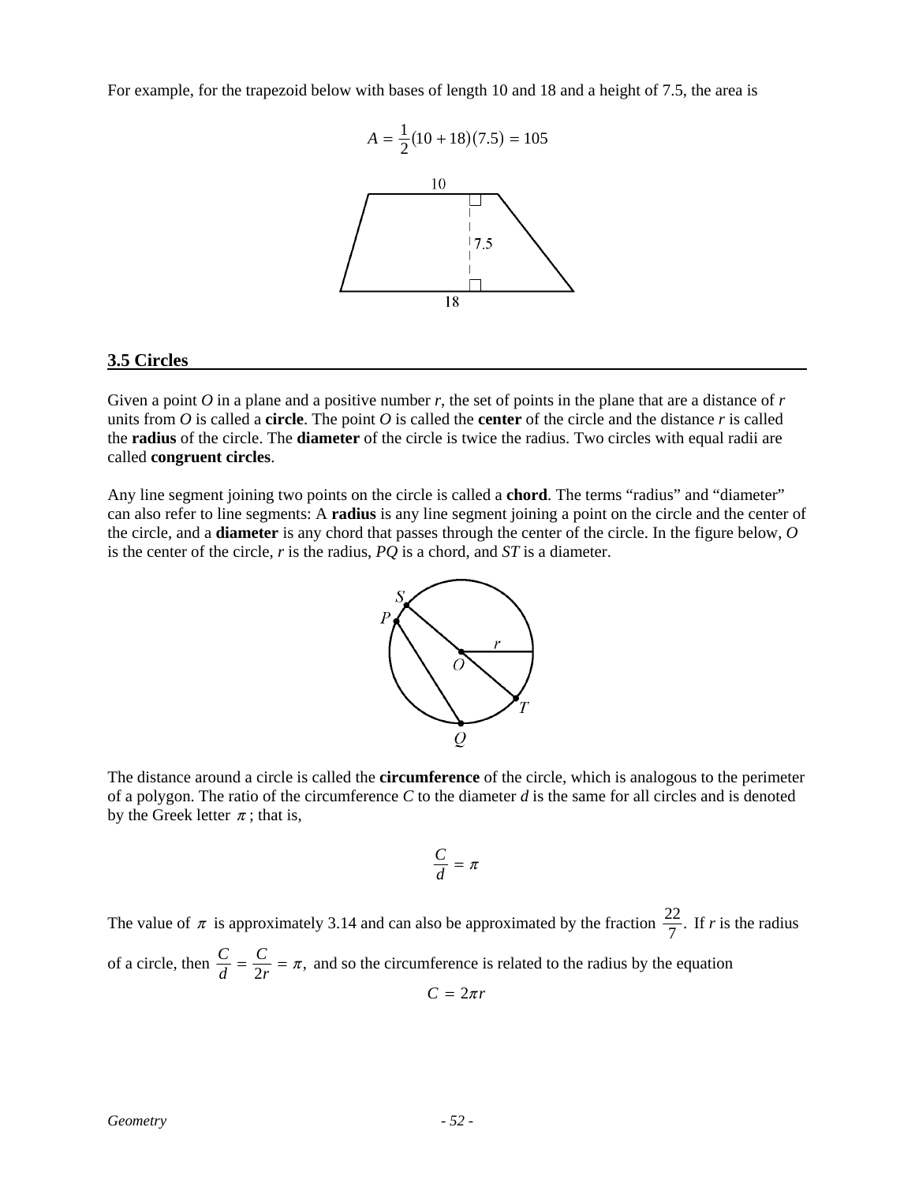For example, for the trapezoid below with bases of length 10 and 18 and a height of 7.5, the area is

$$A = \frac{1}{2}(10 + 18)(7.5) = 105$$

## 3.5 Circles

Given a point *O* in a plane and a positive number *r*, the set of points in the plane that are a distance of *r* units from *O* is called a **circle**. The point *O* is called the **center** of the circle and the distance *r* is called the **radius** of the circle. The **diameter** of the circle is twice the radius. Two circles with equal radii are called **congruent circles**.

Any line segment joining two points on the circle is called a **chord**. The terms "radius" and "diameter" can also refer to line segments: A **radius** is any line segment joining a point on the circle and the center of the circle, and a **diameter** is any chord that passes through the center of the circle. In the figure below, *O* is the center of the circle, *r* is the radius, *PQ* is a chord, and *ST* is a diameter.

The distance around a circle is called the **circumference** of the circle, which is analogous to the perimeter of a polygon. The ratio of the circumference *C* to the diameter *d* is the same for all circles and is denoted by the Greek letter $\pi$; that is,

$$\frac{C}{d} = \pi$$

The value of $\pi$ is approximately 3.14 and can also be approximated by the fraction $\frac{22}{7}$. If *r* is the radius of a circle, then $\frac{C}{d} = \frac{C}{2r} = \pi$, and so the circumference is related to the radius by the equation

$$C = 2\pi r$$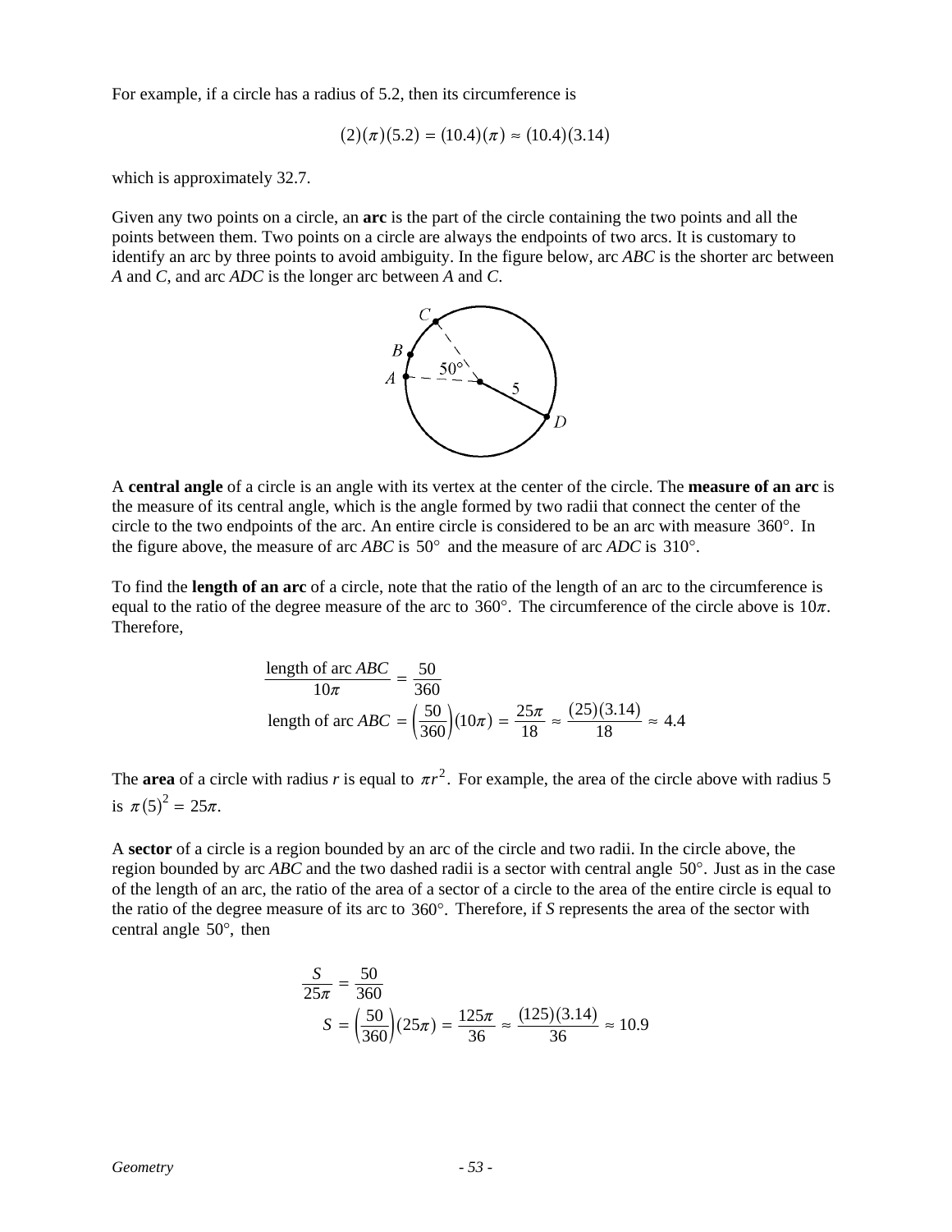For example, if a circle has a radius of 5.2, then its circumference is

$$(2)(\pi)(5.2) = (10.4)(\pi) \approx (10.4)(3.14)$$

which is approximately 32.7.

Given any two points on a circle, an **arc** is the part of the circle containing the two points and all the points between them. Two points on a circle are always the endpoints of two arcs. It is customary to identify an arc by three points to avoid ambiguity. In the figure below, arc *ABC* is the shorter arc between *A* and *C*, and arc *ADC* is the longer arc between *A* and *C*.

A **central angle** of a circle is an angle with its vertex at the center of the circle. The **measure of an arc** is the measure of its central angle, which is the angle formed by two radii that connect the center of the circle to the two endpoints of the arc. An entire circle is considered to be an arc with measure $360°$. In the figure above, the measure of arc *ABC* is $50°$ and the measure of arc *ADC* is $310°$.

To find the **length of an arc** of a circle, note that the ratio of the length of an arc to the circumference is equal to the ratio of the degree measure of the arc to $360°$. The circumference of the circle above is $10\pi$. Therefore,

$$\frac{\text{length of arc } ABC}{10\pi} = \frac{50}{360}$$

$$\text{length of arc } ABC = \left(\frac{50}{360}\right)(10\pi) = \frac{25\pi}{18} \approx \frac{(25)(3.14)}{18} \approx 4.4$$

The **area** of a circle with radius *r* is equal to $\pi r^2$. For example, the area of the circle above with radius 5 is $\pi(5)^2 = 25\pi$.

A **sector** of a circle is a region bounded by an arc of the circle and two radii. In the circle above, the region bounded by arc *ABC* and the two dashed radii is a sector with central angle $50°$. Just as in the case of the length of an arc, the ratio of the area of a sector of a circle to the area of the entire circle is equal to the ratio of the degree measure of its arc to $360°$. Therefore, if *S* represents the area of the sector with central angle $50°$, then

$$\frac{S}{25\pi} = \frac{50}{360}$$

$$S = \left(\frac{50}{360}\right)(25\pi) = \frac{125\pi}{36} \approx \frac{(125)(3.14)}{36} \approx 10.9$$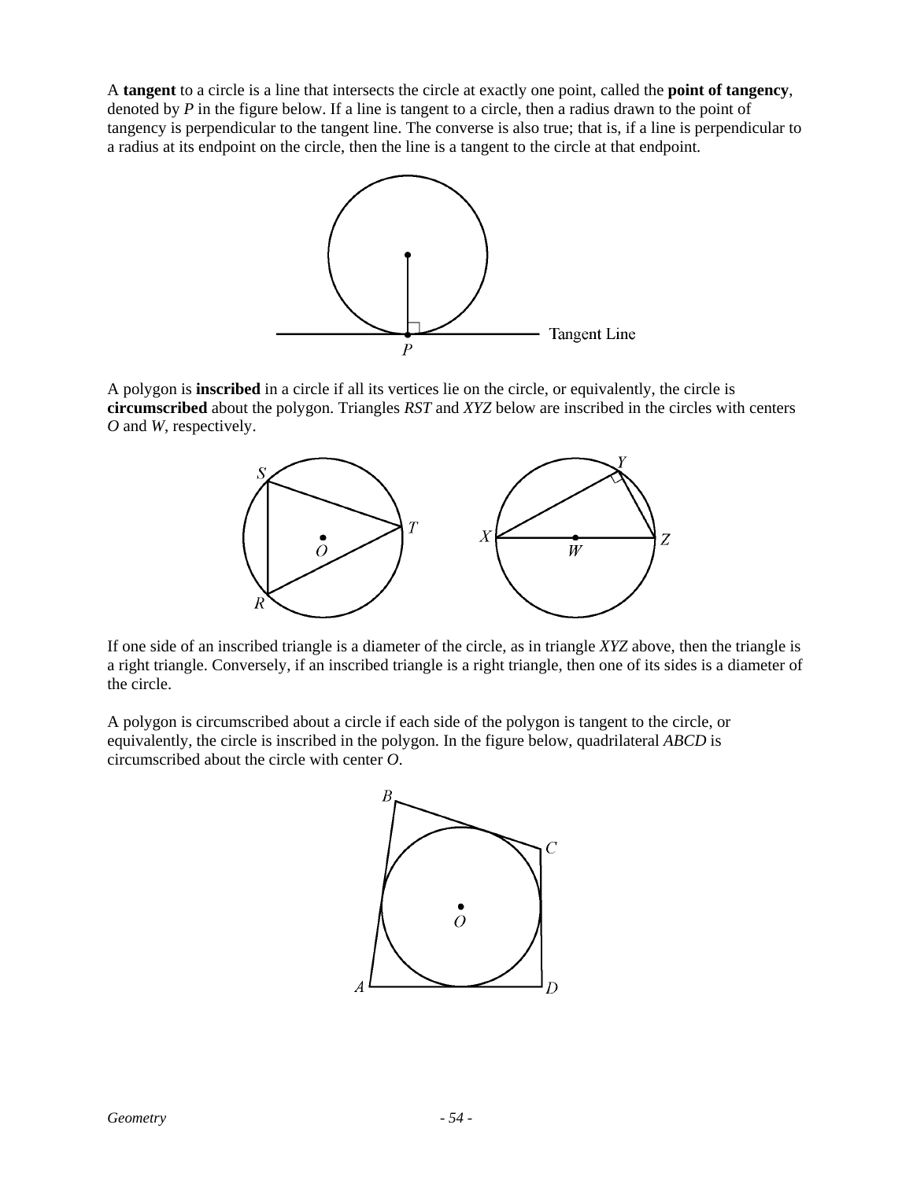A **tangent** to a circle is a line that intersects the circle at exactly one point, called the **point of tangency**, denoted by *P* in the figure below. If a line is tangent to a circle, then a radius drawn to the point of tangency is perpendicular to the tangent line. The converse is also true; that is, if a line is perpendicular to a radius at its endpoint on the circle, then the line is a tangent to the circle at that endpoint.

A polygon is **inscribed** in a circle if all its vertices lie on the circle, or equivalently, the circle is **circumscribed** about the polygon. Triangles *RST* and *XYZ* below are inscribed in the circles with centers *O* and *W*, respectively.

If one side of an inscribed triangle is a diameter of the circle, as in triangle *XYZ* above, then the triangle is a right triangle. Conversely, if an inscribed triangle is a right triangle, then one of its sides is a diameter of the circle.

A polygon is circumscribed about a circle if each side of the polygon is tangent to the circle, or equivalently, the circle is inscribed in the polygon. In the figure below, quadrilateral *ABCD* is circumscribed about the circle with center *O*.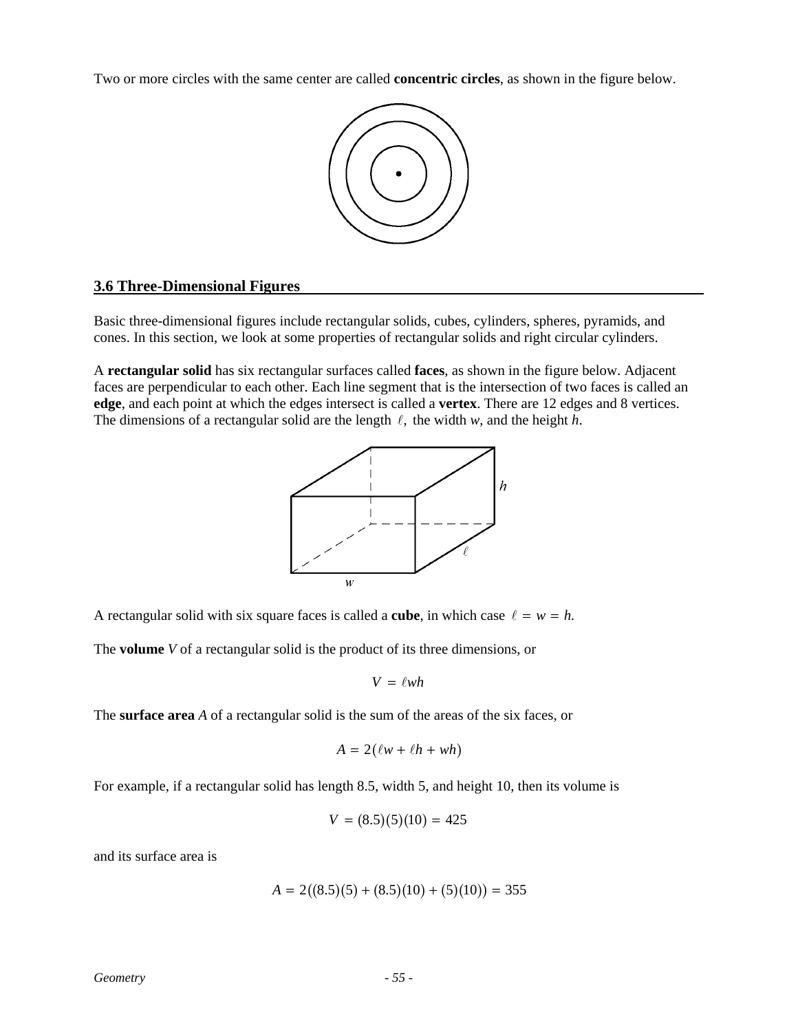Two or more circles with the same center are called **concentric circles**, as shown in the figure below.

## 3.6 Three-Dimensional Figures

Basic three-dimensional figures include rectangular solids, cubes, cylinders, spheres, pyramids, and cones. In this section, we look at some properties of rectangular solids and right circular cylinders.

A **rectangular solid** has six rectangular surfaces called **faces**, as shown in the figure below. Adjacent faces are perpendicular to each other. Each line segment that is the intersection of two faces is called an **edge**, and each point at which the edges intersect is called a **vertex**. There are 12 edges and 8 vertices. The dimensions of a rectangular solid are the length $\ell$, the width $w$, and the height $h$.

A rectangular solid with six square faces is called a **cube**, in which case $\ell = w = h$.

The **volume** $V$ of a rectangular solid is the product of its three dimensions, or

$$V = \ell wh$$

The **surface area** $A$ of a rectangular solid is the sum of the areas of the six faces, or

$$A = 2(\ell w + \ell h + wh)$$

For example, if a rectangular solid has length 8.5, width 5, and height 10, then its volume is

$$V = (8.5)(5)(10) = 425$$

and its surface area is

$$A = 2((8.5)(5) + (8.5)(10) + (5)(10)) = 355$$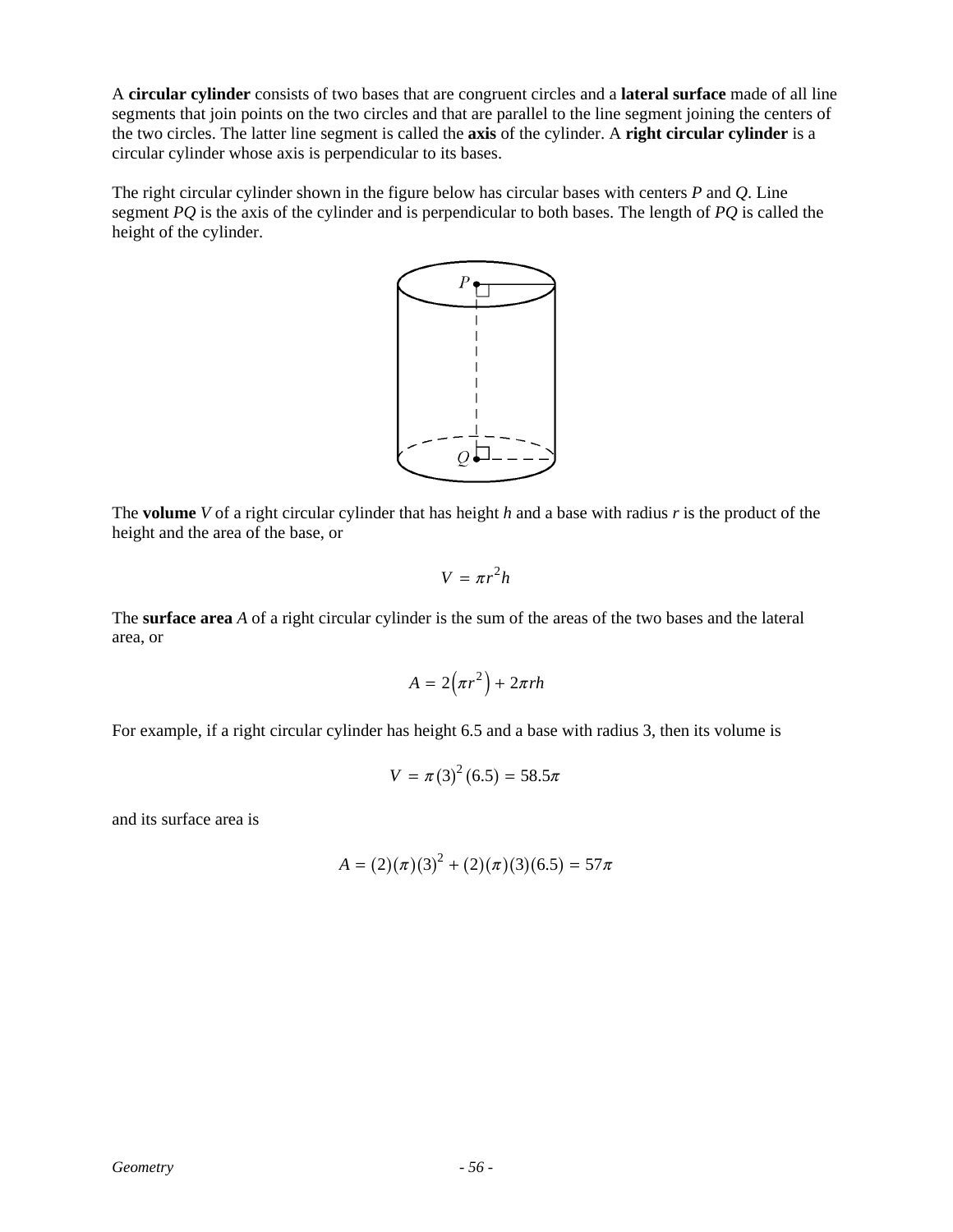A **circular cylinder** consists of two bases that are congruent circles and a **lateral surface** made of all line segments that join points on the two circles and that are parallel to the line segment joining the centers of the two circles. The latter line segment is called the **axis** of the cylinder. A **right circular cylinder** is a circular cylinder whose axis is perpendicular to its bases.

The right circular cylinder shown in the figure below has circular bases with centers $P$ and $Q$. Line segment $PQ$ is the axis of the cylinder and is perpendicular to both bases. The length of $PQ$ is called the height of the cylinder.

The **volume** $V$ of a right circular cylinder that has height $h$ and a base with radius $r$ is the product of the height and the area of the base, or

$$V = \pi r^2 h$$

The **surface area** $A$ of a right circular cylinder is the sum of the areas of the two bases and the lateral area, or

$$A = 2\left(\pi r^2\right) + 2\pi rh$$

For example, if a right circular cylinder has height 6.5 and a base with radius 3, then its volume is

$$V = \pi (3)^2 (6.5) = 58.5\pi$$

and its surface area is

$$A = (2)(\pi)(3)^2 + (2)(\pi)(3)(6.5) = 57\pi$$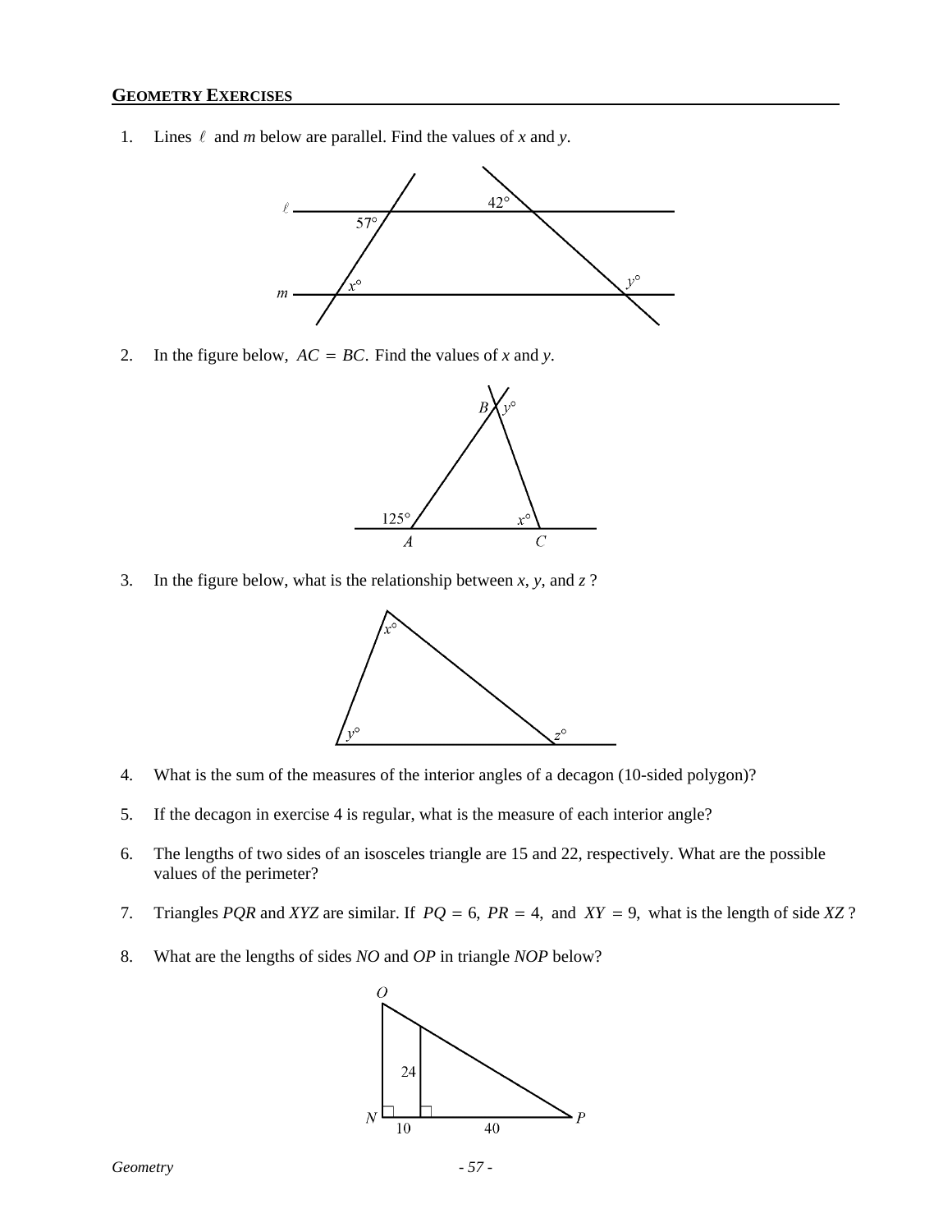## GEOMETRY EXERCISES

1. Lines $\ell$ and $m$ below are parallel. Find the values of $x$ and $y$.

2. In the figure below, $AC = BC$. Find the values of $x$ and $y$.

3. In the figure below, what is the relationship between $x$, $y$, and $z$ ?

4. What is the sum of the measures of the interior angles of a decagon (10-sided polygon)?

5. If the decagon in exercise 4 is regular, what is the measure of each interior angle?

6. The lengths of two sides of an isosceles triangle are 15 and 22, respectively. What are the possible values of the perimeter?

7. Triangles *PQR* and *XYZ* are similar. If $PQ = 6$, $PR = 4$, and $XY = 9$, what is the length of side *XZ* ?

8. What are the lengths of sides *NO* and *OP* in triangle *NOP* below?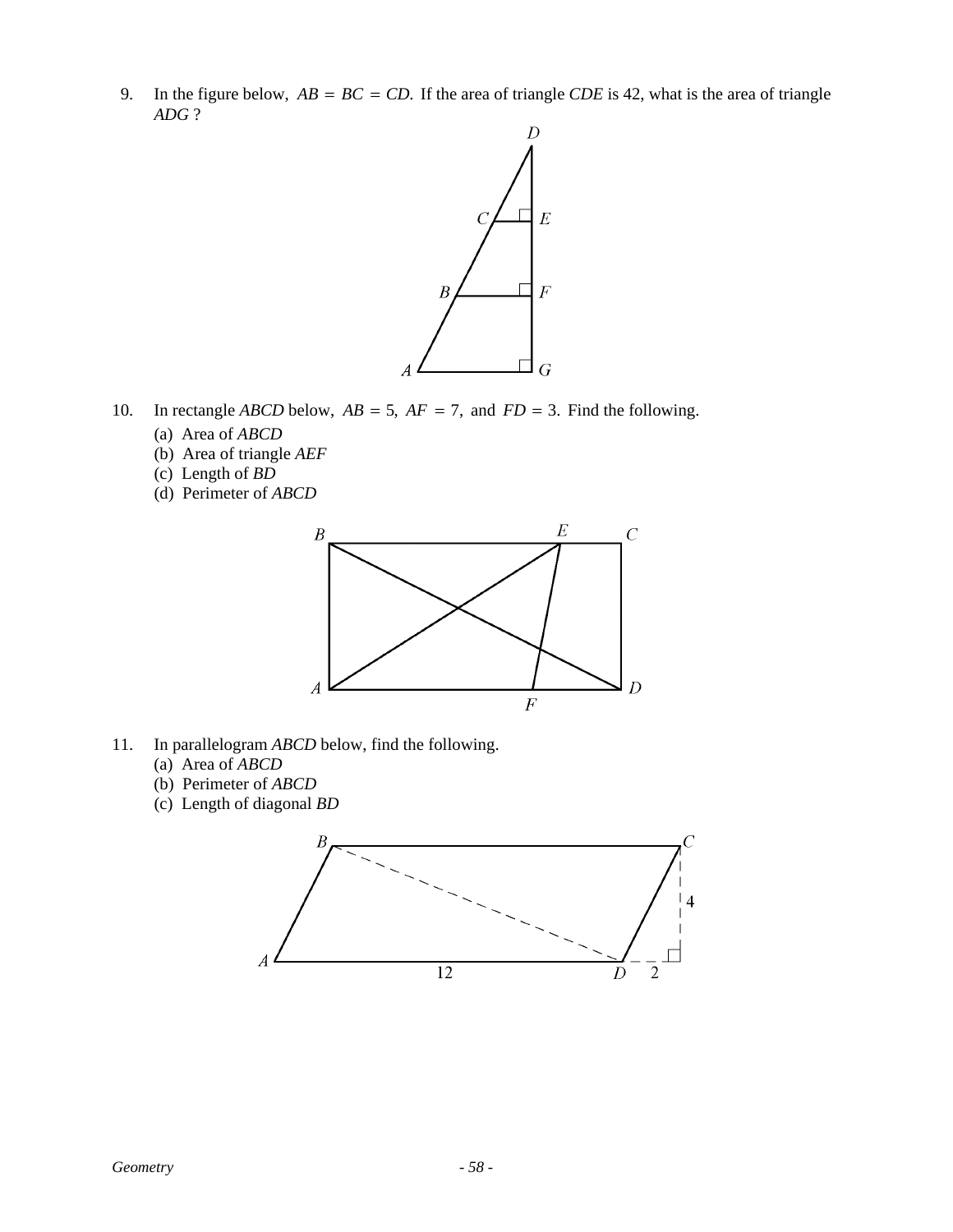9. In the figure below, $AB = BC = CD$. If the area of triangle $CDE$ is 42, what is the area of triangle $ADG$ ?

10. In rectangle $ABCD$ below, $AB = 5$, $AF = 7$, and $FD = 3$. Find the following.

    (a) Area of $ABCD$

    (b) Area of triangle $AEF$

    (c) Length of $BD$

    (d) Perimeter of $ABCD$

11. In parallelogram $ABCD$ below, find the following.

    (a) Area of $ABCD$

    (b) Perimeter of $ABCD$

    (c) Length of diagonal $BD$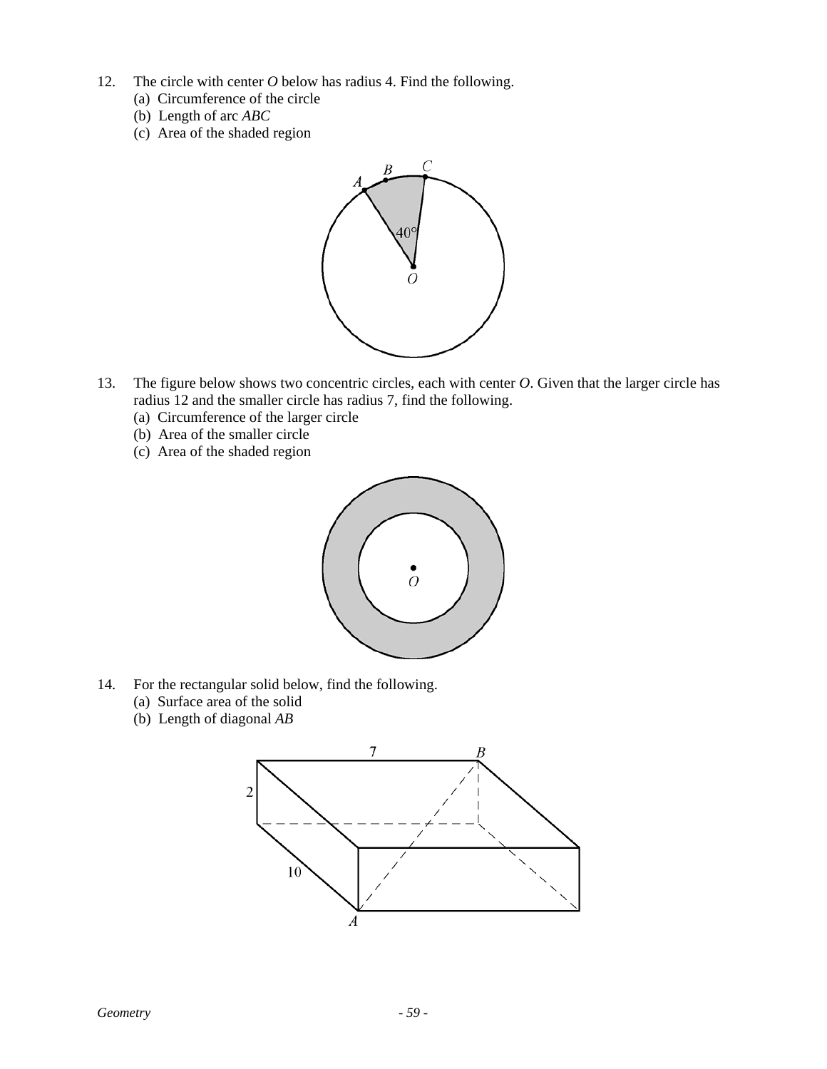12. The circle with center $O$ below has radius 4. Find the following.
    (a) Circumference of the circle
    (b) Length of arc $ABC$
    (c) Area of the shaded region

13. The figure below shows two concentric circles, each with center $O$. Given that the larger circle has radius 12 and the smaller circle has radius 7, find the following.
    (a) Circumference of the larger circle
    (b) Area of the smaller circle
    (c) Area of the shaded region

14. For the rectangular solid below, find the following.
    (a) Surface area of the solid
    (b) Length of diagonal $AB$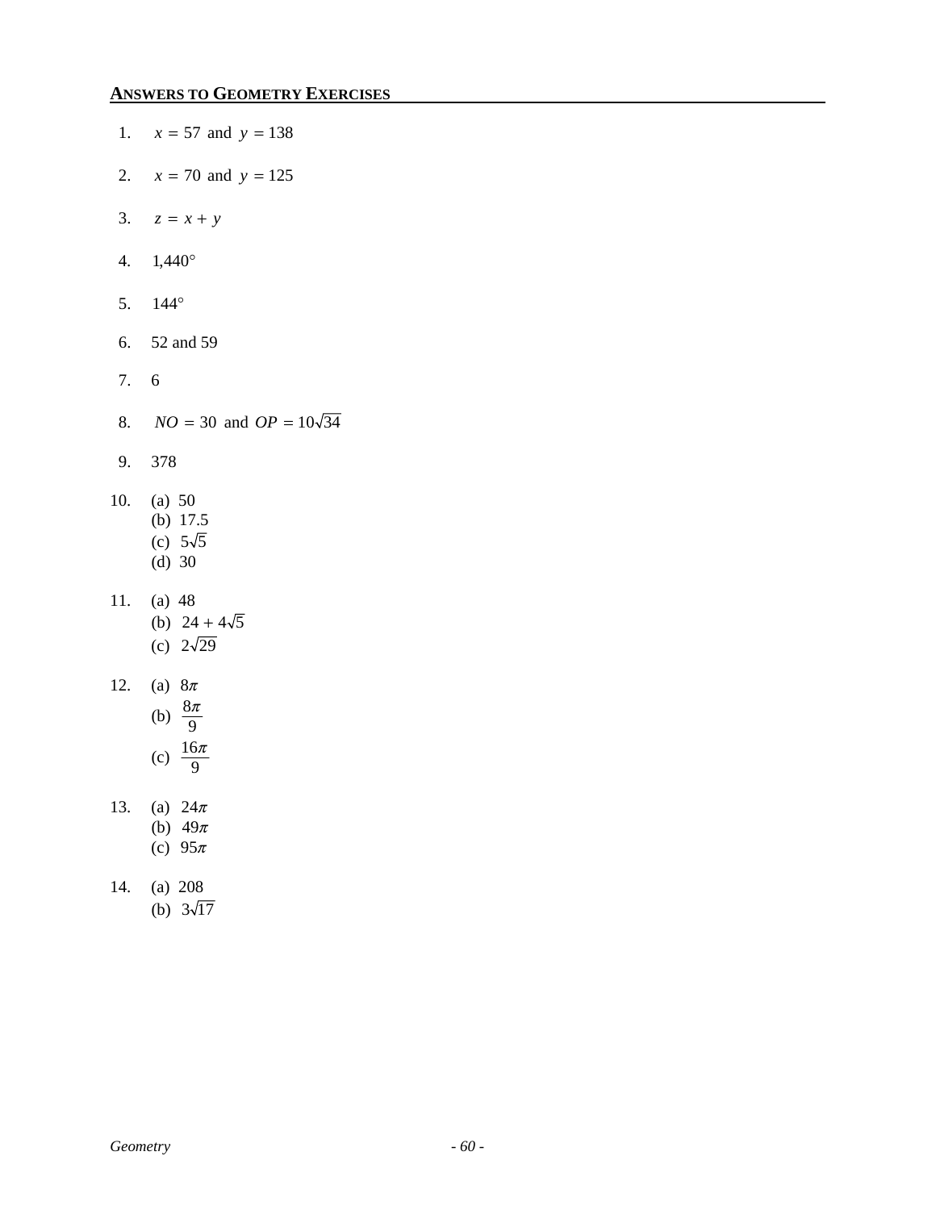## ANSWERS TO GEOMETRY EXERCISES

1. $x = 57$ and $y = 138$

2. $x = 70$ and $y = 125$

3. $z = x + y$

4. 1,440°

5. 144°

6. 52 and 59

7. 6

8. $NO = 30$ and $OP = 10\sqrt{34}$

9. 378

10. (a) 50
    (b) 17.5
    (c) $5\sqrt{5}$
    (d) 30

11. (a) 48
    (b) $24 + 4\sqrt{5}$
    (c) $2\sqrt{29}$

12. (a) $8\pi$
    (b) $\frac{8\pi}{9}$
    (c) $\frac{16\pi}{9}$

13. (a) $24\pi$
    (b) $49\pi$
    (c) $95\pi$

14. (a) 208
    (b) $3\sqrt{17}$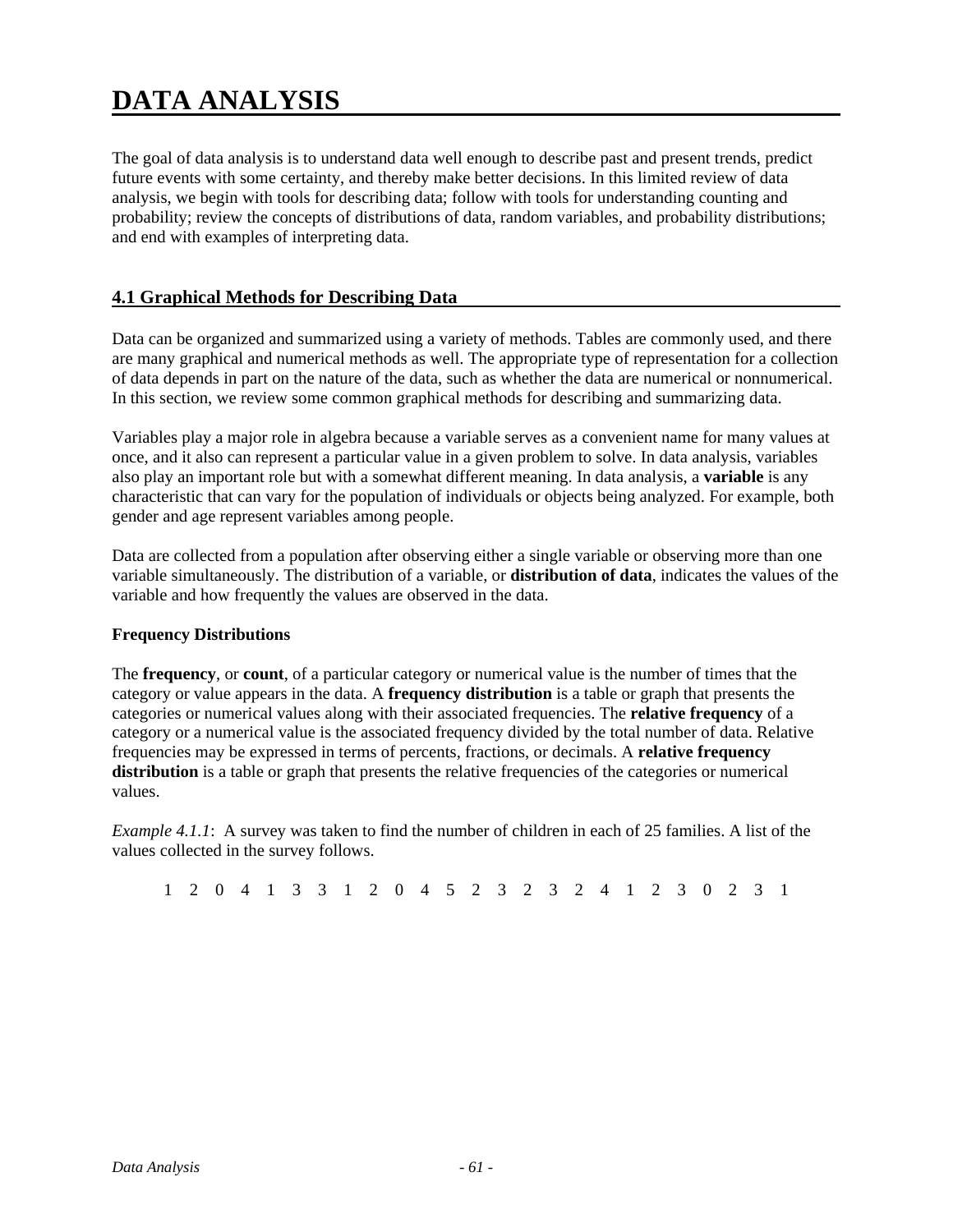# DATA ANALYSIS

The goal of data analysis is to understand data well enough to describe past and present trends, predict future events with some certainty, and thereby make better decisions. In this limited review of data analysis, we begin with tools for describing data; follow with tools for understanding counting and probability; review the concepts of distributions of data, random variables, and probability distributions; and end with examples of interpreting data.

## 4.1 Graphical Methods for Describing Data

Data can be organized and summarized using a variety of methods. Tables are commonly used, and there are many graphical and numerical methods as well. The appropriate type of representation for a collection of data depends in part on the nature of the data, such as whether the data are numerical or nonnumerical. In this section, we review some common graphical methods for describing and summarizing data.

Variables play a major role in algebra because a variable serves as a convenient name for many values at once, and it also can represent a particular value in a given problem to solve. In data analysis, variables also play an important role but with a somewhat different meaning. In data analysis, a **variable** is any characteristic that can vary for the population of individuals or objects being analyzed. For example, both gender and age represent variables among people.

Data are collected from a population after observing either a single variable or observing more than one variable simultaneously. The distribution of a variable, or **distribution of data**, indicates the values of the variable and how frequently the values are observed in the data.

### Frequency Distributions

The **frequency**, or **count**, of a particular category or numerical value is the number of times that the category or value appears in the data. A **frequency distribution** is a table or graph that presents the categories or numerical values along with their associated frequencies. The **relative frequency** of a category or a numerical value is the associated frequency divided by the total number of data. Relative frequencies may be expressed in terms of percents, fractions, or decimals. A **relative frequency distribution** is a table or graph that presents the relative frequencies of the categories or numerical values.

*Example 4.1.1*: A survey was taken to find the number of children in each of 25 families. A list of the values collected in the survey follows.

1 2 0 4 1 3 3 1 2 0 4 5 2 3 2 3 2 4 1 2 3 0 2 3 1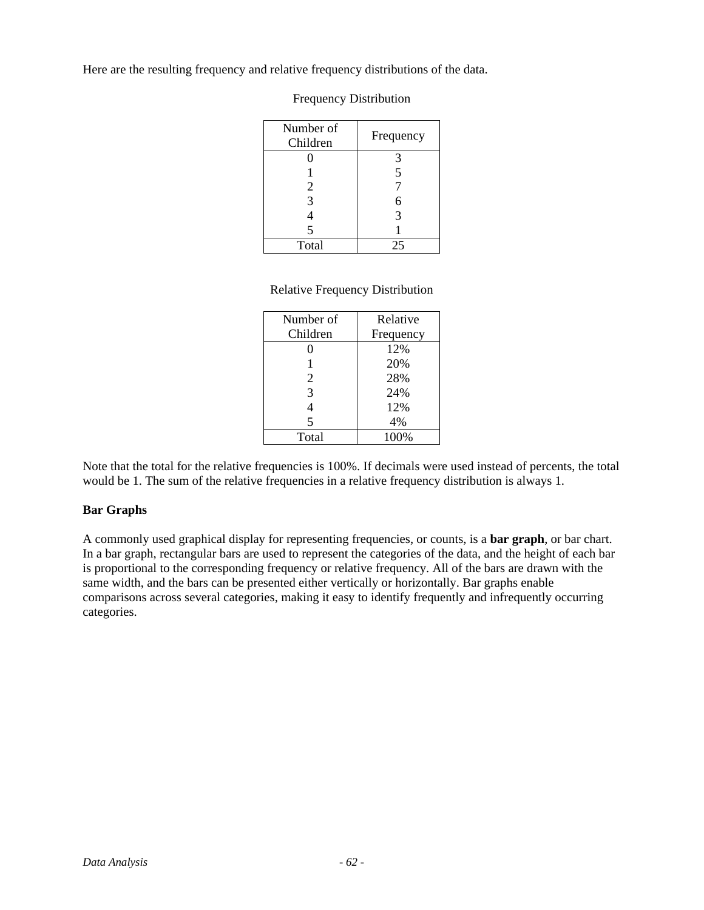Here are the resulting frequency and relative frequency distributions of the data.

Frequency Distribution

| Number of Children | Frequency |
|---|---|
| 0 | 3 |
| 1 | 5 |
| 2 | 7 |
| 3 | 6 |
| 4 | 3 |
| 5 | 1 |
| Total | 25 |

Relative Frequency Distribution

| Number of Children | Relative Frequency |
|---|---|
| 0 | 12% |
| 1 | 20% |
| 2 | 28% |
| 3 | 24% |
| 4 | 12% |
| 5 | 4% |
| Total | 100% |

Note that the total for the relative frequencies is 100%. If decimals were used instead of percents, the total would be 1. The sum of the relative frequencies in a relative frequency distribution is always 1.

**Bar Graphs**

A commonly used graphical display for representing frequencies, or counts, is a **bar graph**, or bar chart. In a bar graph, rectangular bars are used to represent the categories of the data, and the height of each bar is proportional to the corresponding frequency or relative frequency. All of the bars are drawn with the same width, and the bars can be presented either vertically or horizontally. Bar graphs enable comparisons across several categories, making it easy to identify frequently and infrequently occurring categories.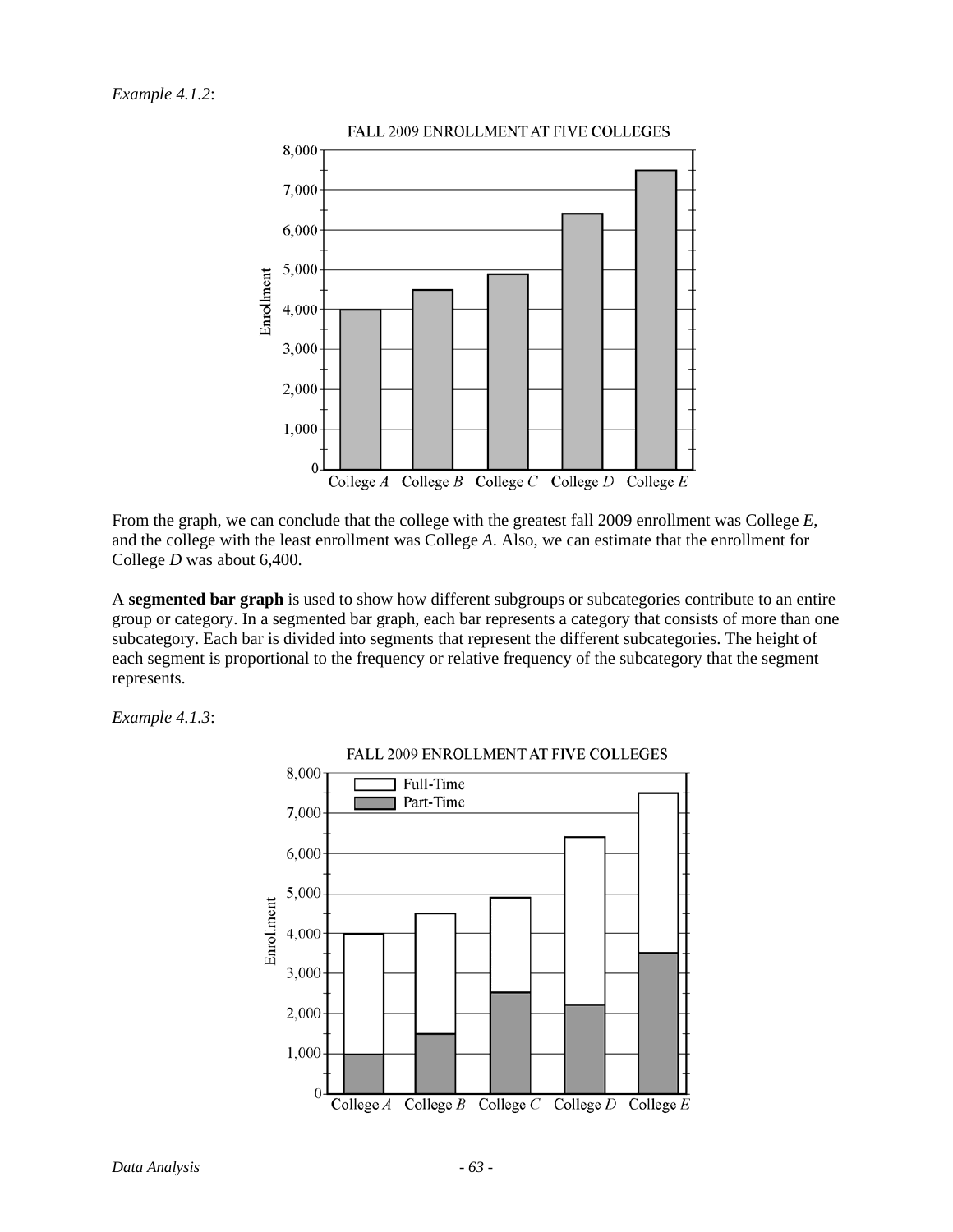*Example 4.1.2*:

From the graph, we can conclude that the college with the greatest fall 2009 enrollment was College *E*, and the college with the least enrollment was College *A*. Also, we can estimate that the enrollment for College *D* was about 6,400.

A **segmented bar graph** is used to show how different subgroups or subcategories contribute to an entire group or category. In a segmented bar graph, each bar represents a category that consists of more than one subcategory. Each bar is divided into segments that represent the different subcategories. The height of each segment is proportional to the frequency or relative frequency of the subcategory that the segment represents.

*Example 4.1.3*: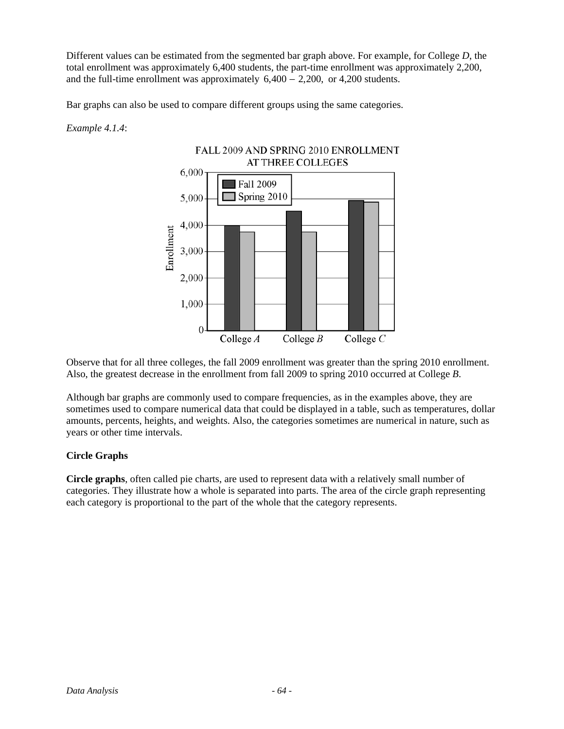Different values can be estimated from the segmented bar graph above. For example, for College *D*, the total enrollment was approximately 6,400 students, the part-time enrollment was approximately 2,200, and the full-time enrollment was approximately $6{,}400 - 2{,}200,$ or 4,200 students.

Bar graphs can also be used to compare different groups using the same categories.

*Example 4.1.4*:

FALL 2009 AND SPRING 2010 ENROLLMENT AT THREE COLLEGES

Observe that for all three colleges, the fall 2009 enrollment was greater than the spring 2010 enrollment. Also, the greatest decrease in the enrollment from fall 2009 to spring 2010 occurred at College *B*.

Although bar graphs are commonly used to compare frequencies, as in the examples above, they are sometimes used to compare numerical data that could be displayed in a table, such as temperatures, dollar amounts, percents, heights, and weights. Also, the categories sometimes are numerical in nature, such as years or other time intervals.

**Circle Graphs**

**Circle graphs**, often called pie charts, are used to represent data with a relatively small number of categories. They illustrate how a whole is separated into parts. The area of the circle graph representing each category is proportional to the part of the whole that the category represents.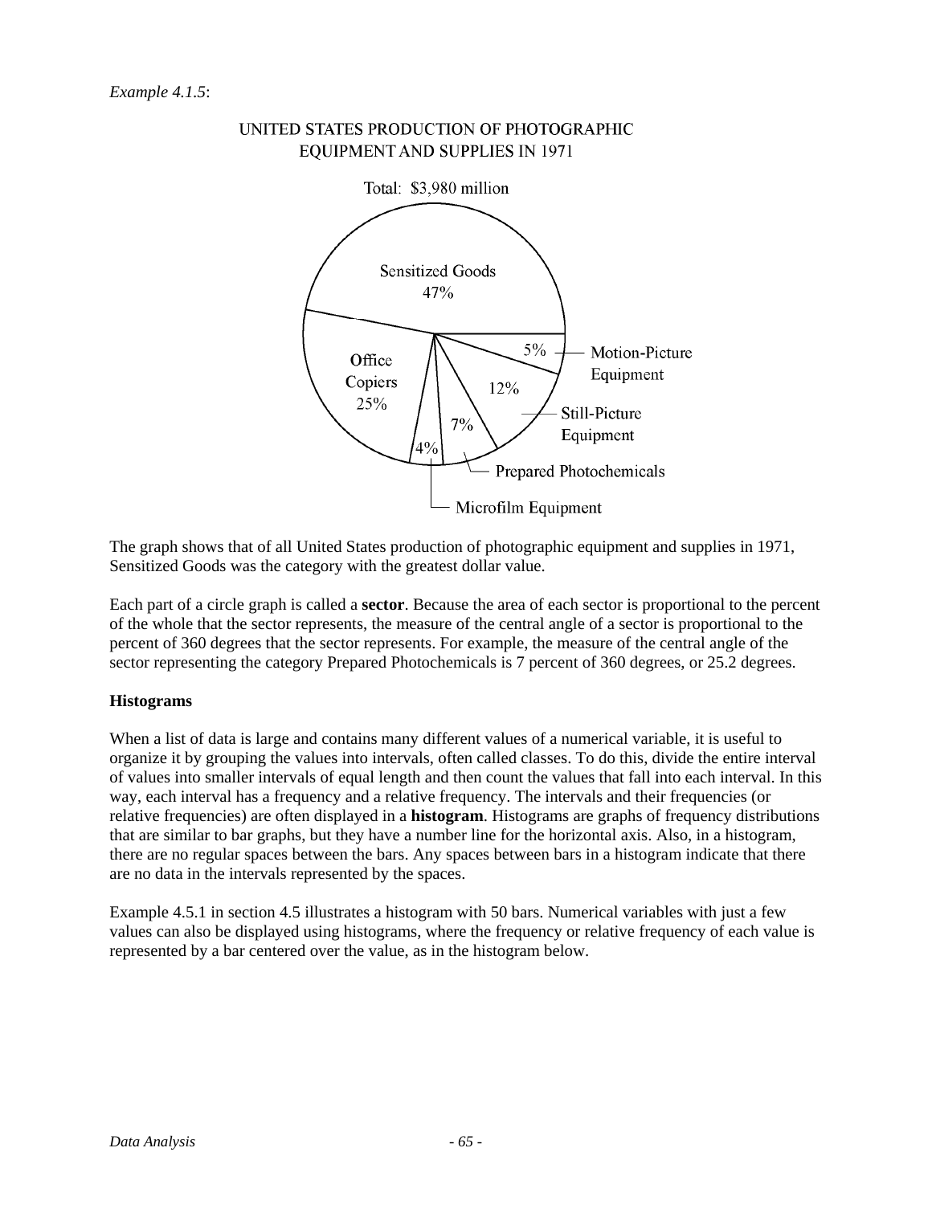*Example 4.1.5*:

UNITED STATES PRODUCTION OF PHOTOGRAPHIC EQUIPMENT AND SUPPLIES IN 1971

Total: $3,980 million

| Category | Percent |
|---|---|
| Sensitized Goods | 47% |
| Office Copiers | 25% |
| Still-Picture Equipment | 12% |
| Prepared Photochemicals | 7% |
| Motion-Picture Equipment | 5% |
| Microfilm Equipment | 4% |

The graph shows that of all United States production of photographic equipment and supplies in 1971, Sensitized Goods was the category with the greatest dollar value.

Each part of a circle graph is called a **sector**. Because the area of each sector is proportional to the percent of the whole that the sector represents, the measure of the central angle of a sector is proportional to the percent of 360 degrees that the sector represents. For example, the measure of the central angle of the sector representing the category Prepared Photochemicals is 7 percent of 360 degrees, or 25.2 degrees.

**Histograms**

When a list of data is large and contains many different values of a numerical variable, it is useful to organize it by grouping the values into intervals, often called classes. To do this, divide the entire interval of values into smaller intervals of equal length and then count the values that fall into each interval. In this way, each interval has a frequency and a relative frequency. The intervals and their frequencies (or relative frequencies) are often displayed in a **histogram**. Histograms are graphs of frequency distributions that are similar to bar graphs, but they have a number line for the horizontal axis. Also, in a histogram, there are no regular spaces between the bars. Any spaces between bars in a histogram indicate that there are no data in the intervals represented by the spaces.

Example 4.5.1 in section 4.5 illustrates a histogram with 50 bars. Numerical variables with just a few values can also be displayed using histograms, where the frequency or relative frequency of each value is represented by a bar centered over the value, as in the histogram below.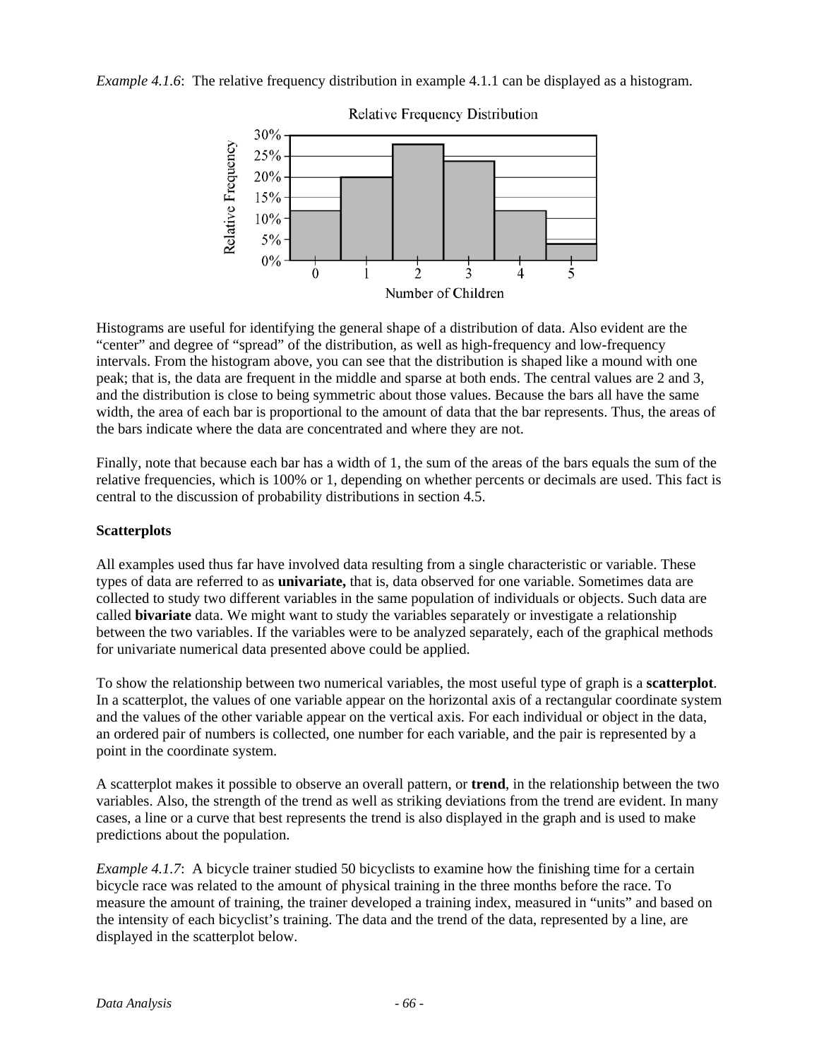*Example 4.1.6*: The relative frequency distribution in example 4.1.1 can be displayed as a histogram.

Relative Frequency Distribution

Relative Frequency

30%
25%
20%
15%
10%
5%
0%

0 1 2 3 4 5

Number of Children

Histograms are useful for identifying the general shape of a distribution of data. Also evident are the "center" and degree of "spread" of the distribution, as well as high-frequency and low-frequency intervals. From the histogram above, you can see that the distribution is shaped like a mound with one peak; that is, the data are frequent in the middle and sparse at both ends. The central values are 2 and 3, and the distribution is close to being symmetric about those values. Because the bars all have the same width, the area of each bar is proportional to the amount of data that the bar represents. Thus, the areas of the bars indicate where the data are concentrated and where they are not.

Finally, note that because each bar has a width of 1, the sum of the areas of the bars equals the sum of the relative frequencies, which is 100% or 1, depending on whether percents or decimals are used. This fact is central to the discussion of probability distributions in section 4.5.

**Scatterplots**

All examples used thus far have involved data resulting from a single characteristic or variable. These types of data are referred to as **univariate,** that is, data observed for one variable. Sometimes data are collected to study two different variables in the same population of individuals or objects. Such data are called **bivariate** data. We might want to study the variables separately or investigate a relationship between the two variables. If the variables were to be analyzed separately, each of the graphical methods for univariate numerical data presented above could be applied.

To show the relationship between two numerical variables, the most useful type of graph is a **scatterplot**. In a scatterplot, the values of one variable appear on the horizontal axis of a rectangular coordinate system and the values of the other variable appear on the vertical axis. For each individual or object in the data, an ordered pair of numbers is collected, one number for each variable, and the pair is represented by a point in the coordinate system.

A scatterplot makes it possible to observe an overall pattern, or **trend**, in the relationship between the two variables. Also, the strength of the trend as well as striking deviations from the trend are evident. In many cases, a line or a curve that best represents the trend is also displayed in the graph and is used to make predictions about the population.

*Example 4.1.7*: A bicycle trainer studied 50 bicyclists to examine how the finishing time for a certain bicycle race was related to the amount of physical training in the three months before the race. To measure the amount of training, the trainer developed a training index, measured in "units" and based on the intensity of each bicyclist's training. The data and the trend of the data, represented by a line, are displayed in the scatterplot below.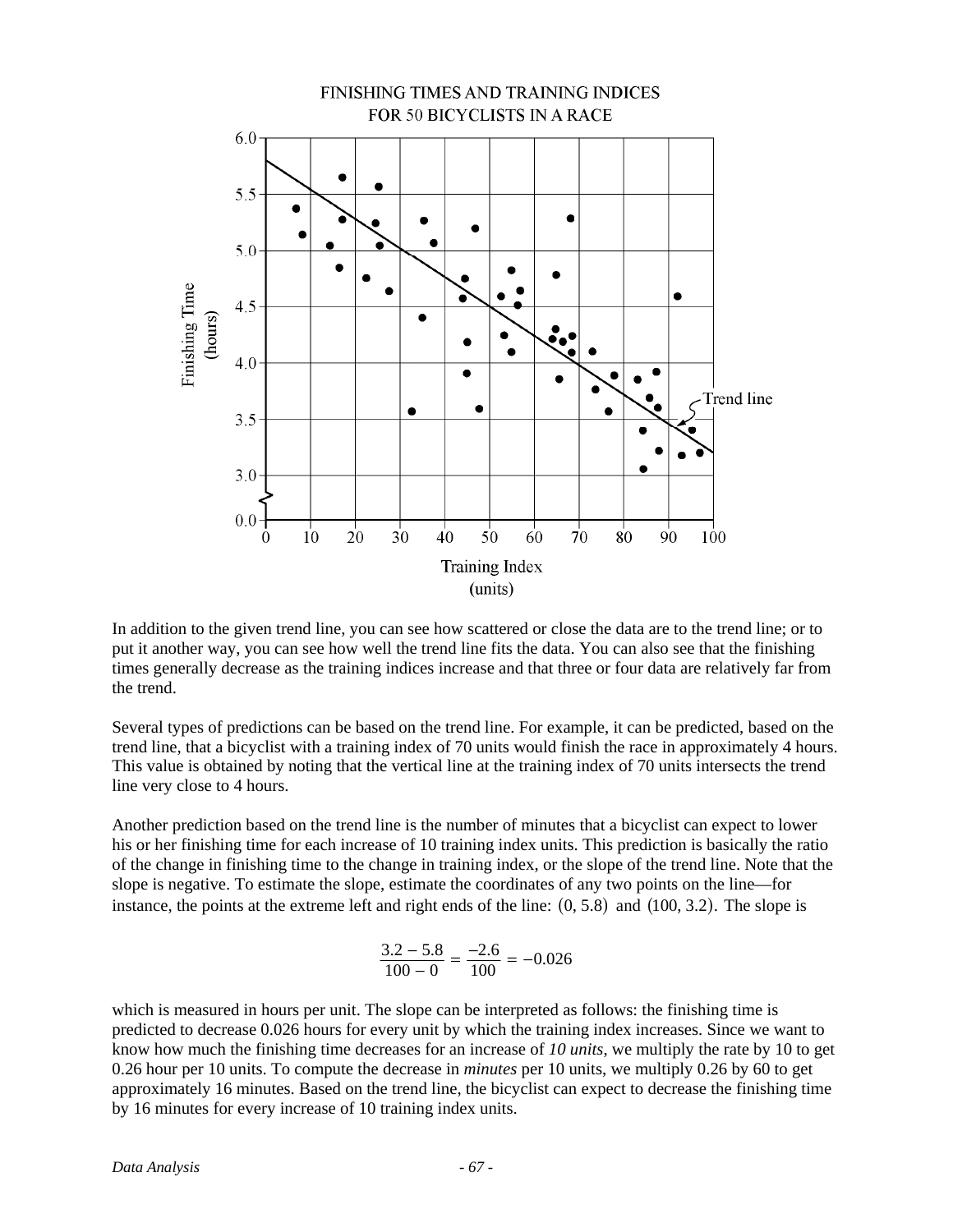FINISHING TIMES AND TRAINING INDICES
FOR 50 BICYCLISTS IN A RACE

In addition to the given trend line, you can see how scattered or close the data are to the trend line; or to put it another way, you can see how well the trend line fits the data. You can also see that the finishing times generally decrease as the training indices increase and that three or four data are relatively far from the trend.

Several types of predictions can be based on the trend line. For example, it can be predicted, based on the trend line, that a bicyclist with a training index of 70 units would finish the race in approximately 4 hours. This value is obtained by noting that the vertical line at the training index of 70 units intersects the trend line very close to 4 hours.

Another prediction based on the trend line is the number of minutes that a bicyclist can expect to lower his or her finishing time for each increase of 10 training index units. This prediction is basically the ratio of the change in finishing time to the change in training index, or the slope of the trend line. Note that the slope is negative. To estimate the slope, estimate the coordinates of any two points on the line—for instance, the points at the extreme left and right ends of the line: $(0, 5.8)$ and $(100, 3.2)$. The slope is

$$\frac{3.2 - 5.8}{100 - 0} = \frac{-2.6}{100} = -0.026$$

which is measured in hours per unit. The slope can be interpreted as follows: the finishing time is predicted to decrease 0.026 hours for every unit by which the training index increases. Since we want to know how much the finishing time decreases for an increase of *10 units*, we multiply the rate by 10 to get 0.26 hour per 10 units. To compute the decrease in *minutes* per 10 units, we multiply 0.26 by 60 to get approximately 16 minutes. Based on the trend line, the bicyclist can expect to decrease the finishing time by 16 minutes for every increase of 10 training index units.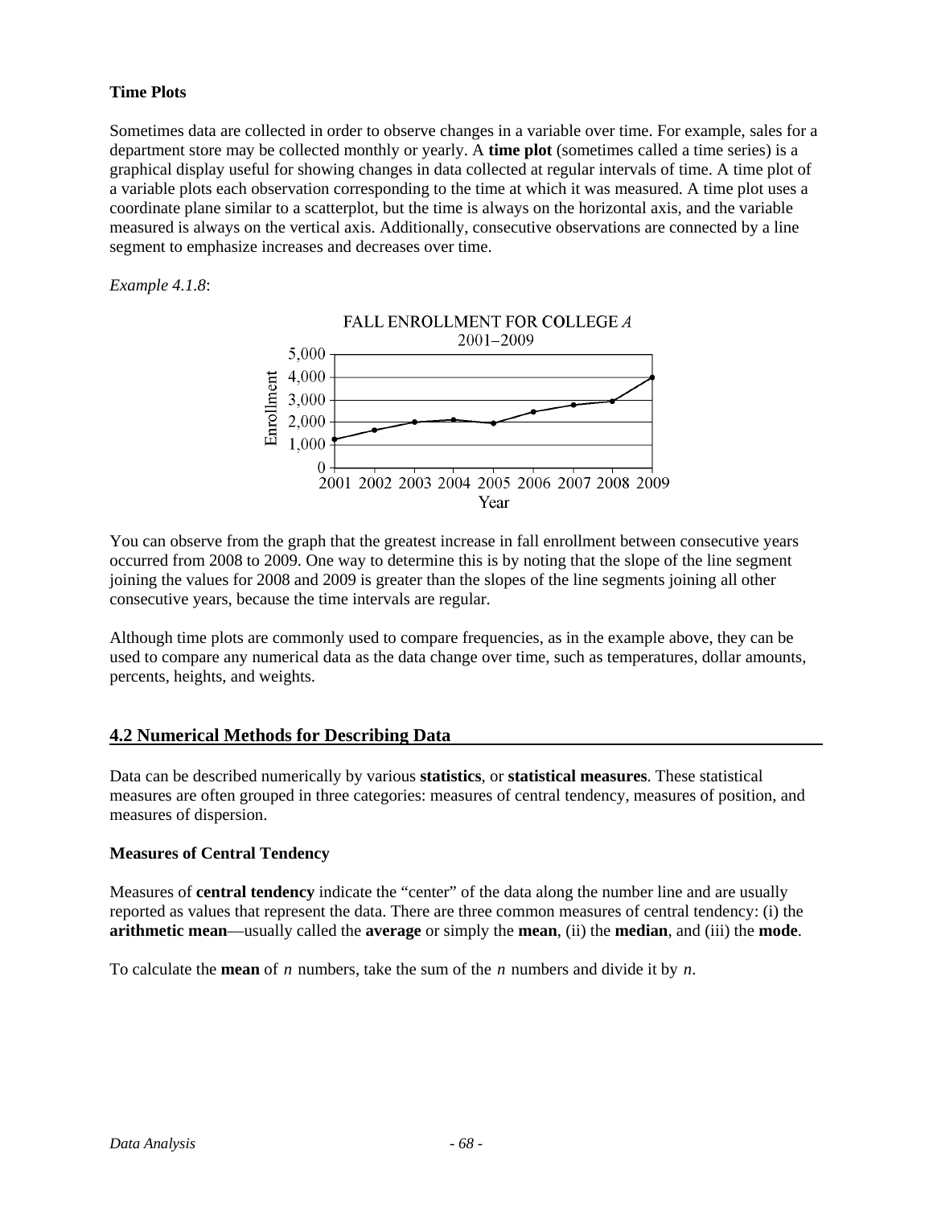**Time Plots**

Sometimes data are collected in order to observe changes in a variable over time. For example, sales for a department store may be collected monthly or yearly. A **time plot** (sometimes called a time series) is a graphical display useful for showing changes in data collected at regular intervals of time. A time plot of a variable plots each observation corresponding to the time at which it was measured. A time plot uses a coordinate plane similar to a scatterplot, but the time is always on the horizontal axis, and the variable measured is always on the vertical axis. Additionally, consecutive observations are connected by a line segment to emphasize increases and decreases over time.

*Example 4.1.8*:

FALL ENROLLMENT FOR COLLEGE *A*
2001–2009

Enrollment
5,000
4,000
3,000
2,000
1,000
0

2001 2002 2003 2004 2005 2006 2007 2008 2009
Year

You can observe from the graph that the greatest increase in fall enrollment between consecutive years occurred from 2008 to 2009. One way to determine this is by noting that the slope of the line segment joining the values for 2008 and 2009 is greater than the slopes of the line segments joining all other consecutive years, because the time intervals are regular.

Although time plots are commonly used to compare frequencies, as in the example above, they can be used to compare any numerical data as the data change over time, such as temperatures, dollar amounts, percents, heights, and weights.

## 4.2 Numerical Methods for Describing Data

Data can be described numerically by various **statistics**, or **statistical measures**. These statistical measures are often grouped in three categories: measures of central tendency, measures of position, and measures of dispersion.

**Measures of Central Tendency**

Measures of **central tendency** indicate the "center" of the data along the number line and are usually reported as values that represent the data. There are three common measures of central tendency: (i) the **arithmetic mean**—usually called the **average** or simply the **mean**, (ii) the **median**, and (iii) the **mode**.

To calculate the **mean** of $n$ numbers, take the sum of the $n$ numbers and divide it by $n$.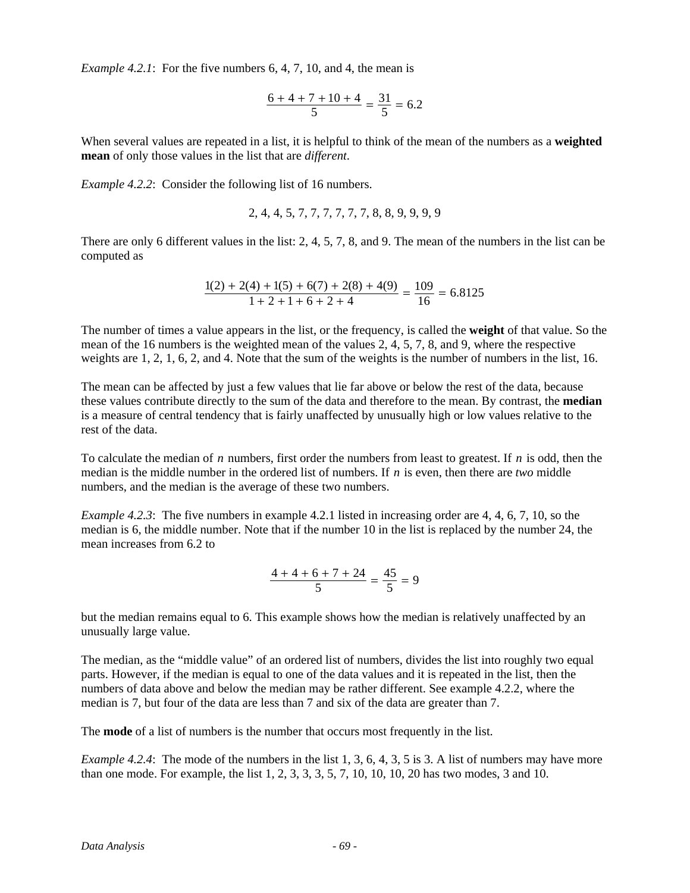*Example 4.2.1*: For the five numbers 6, 4, 7, 10, and 4, the mean is

$$\frac{6 + 4 + 7 + 10 + 4}{5} = \frac{31}{5} = 6.2$$

When several values are repeated in a list, it is helpful to think of the mean of the numbers as a **weighted mean** of only those values in the list that are *different*.

*Example 4.2.2*: Consider the following list of 16 numbers.

2, 4, 4, 5, 7, 7, 7, 7, 7, 7, 8, 8, 9, 9, 9, 9

There are only 6 different values in the list: 2, 4, 5, 7, 8, and 9. The mean of the numbers in the list can be computed as

$$\frac{1(2) + 2(4) + 1(5) + 6(7) + 2(8) + 4(9)}{1 + 2 + 1 + 6 + 2 + 4} = \frac{109}{16} = 6.8125$$

The number of times a value appears in the list, or the frequency, is called the **weight** of that value. So the mean of the 16 numbers is the weighted mean of the values 2, 4, 5, 7, 8, and 9, where the respective weights are 1, 2, 1, 6, 2, and 4. Note that the sum of the weights is the number of numbers in the list, 16.

The mean can be affected by just a few values that lie far above or below the rest of the data, because these values contribute directly to the sum of the data and therefore to the mean. By contrast, the **median** is a measure of central tendency that is fairly unaffected by unusually high or low values relative to the rest of the data.

To calculate the median of $n$ numbers, first order the numbers from least to greatest. If $n$ is odd, then the median is the middle number in the ordered list of numbers. If $n$ is even, then there are *two* middle numbers, and the median is the average of these two numbers.

*Example 4.2.3*: The five numbers in example 4.2.1 listed in increasing order are 4, 4, 6, 7, 10, so the median is 6, the middle number. Note that if the number 10 in the list is replaced by the number 24, the mean increases from 6.2 to

$$\frac{4 + 4 + 6 + 7 + 24}{5} = \frac{45}{5} = 9$$

but the median remains equal to 6. This example shows how the median is relatively unaffected by an unusually large value.

The median, as the "middle value" of an ordered list of numbers, divides the list into roughly two equal parts. However, if the median is equal to one of the data values and it is repeated in the list, then the numbers of data above and below the median may be rather different. See example 4.2.2, where the median is 7, but four of the data are less than 7 and six of the data are greater than 7.

The **mode** of a list of numbers is the number that occurs most frequently in the list.

*Example 4.2.4*: The mode of the numbers in the list 1, 3, 6, 4, 3, 5 is 3. A list of numbers may have more than one mode. For example, the list 1, 2, 3, 3, 3, 5, 7, 10, 10, 10, 20 has two modes, 3 and 10.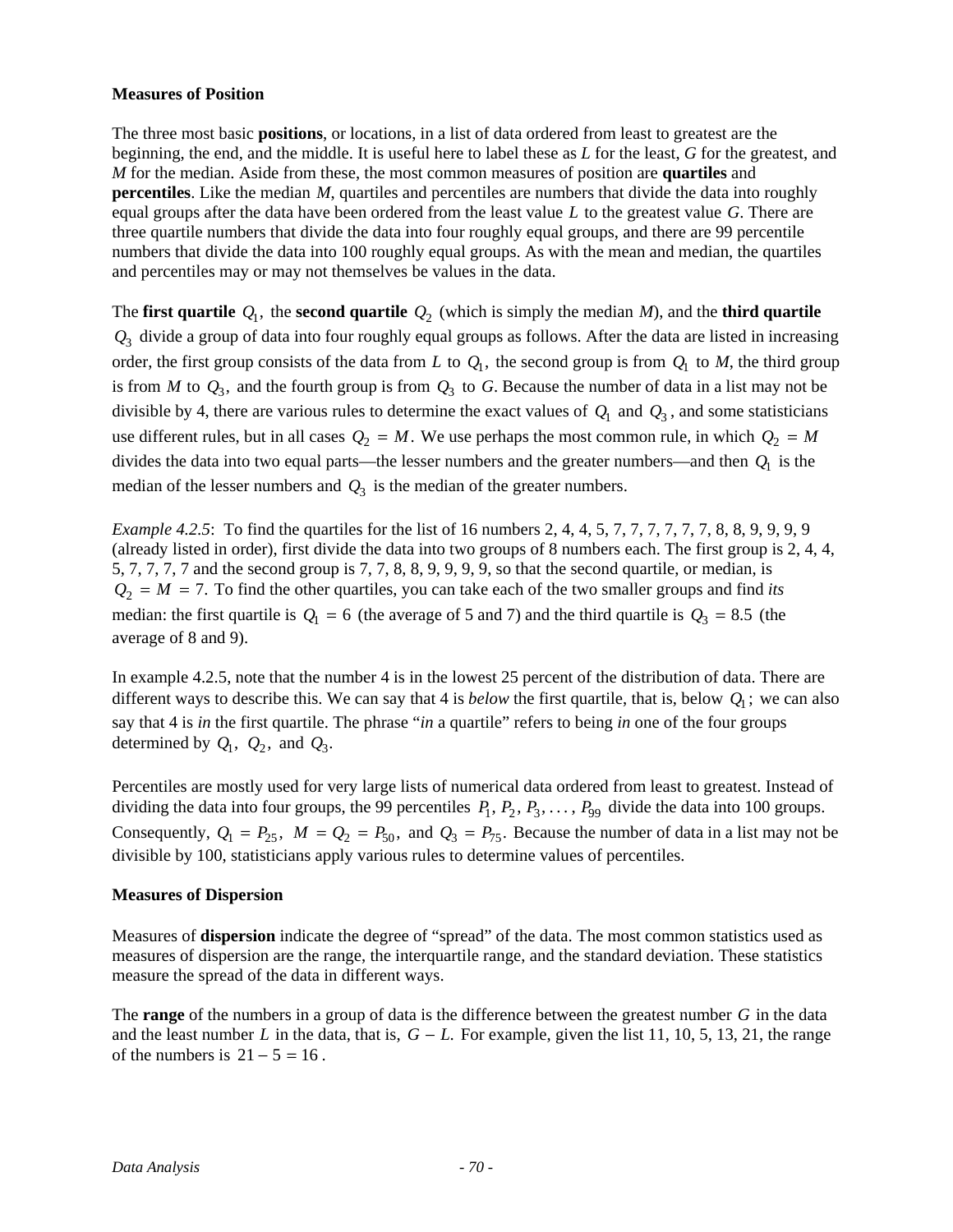**Measures of Position**

The three most basic **positions**, or locations, in a list of data ordered from least to greatest are the beginning, the end, and the middle. It is useful here to label these as $L$ for the least, $G$ for the greatest, and $M$ for the median. Aside from these, the most common measures of position are **quartiles** and **percentiles**. Like the median $M$, quartiles and percentiles are numbers that divide the data into roughly equal groups after the data have been ordered from the least value $L$ to the greatest value $G$. There are three quartile numbers that divide the data into four roughly equal groups, and there are 99 percentile numbers that divide the data into 100 roughly equal groups. As with the mean and median, the quartiles and percentiles may or may not themselves be values in the data.

The **first quartile** $Q_1$, the **second quartile** $Q_2$ (which is simply the median $M$), and the **third quartile** $Q_3$ divide a group of data into four roughly equal groups as follows. After the data are listed in increasing order, the first group consists of the data from $L$ to $Q_1$, the second group is from $Q_1$ to $M$, the third group is from $M$ to $Q_3$, and the fourth group is from $Q_3$ to $G$. Because the number of data in a list may not be divisible by 4, there are various rules to determine the exact values of $Q_1$ and $Q_3$, and some statisticians use different rules, but in all cases $Q_2 = M$. We use perhaps the most common rule, in which $Q_2 = M$ divides the data into two equal parts—the lesser numbers and the greater numbers—and then $Q_1$ is the median of the lesser numbers and $Q_3$ is the median of the greater numbers.

*Example 4.2.5*: To find the quartiles for the list of 16 numbers 2, 4, 4, 5, 7, 7, 7, 7, 7, 7, 8, 8, 9, 9, 9, 9 (already listed in order), first divide the data into two groups of 8 numbers each. The first group is 2, 4, 4, 5, 7, 7, 7, 7 and the second group is 7, 7, 8, 8, 9, 9, 9, 9, so that the second quartile, or median, is $Q_2 = M = 7$. To find the other quartiles, you can take each of the two smaller groups and find *its* median: the first quartile is $Q_1 = 6$ (the average of 5 and 7) and the third quartile is $Q_3 = 8.5$ (the average of 8 and 9).

In example 4.2.5, note that the number 4 is in the lowest 25 percent of the distribution of data. There are different ways to describe this. We can say that 4 is *below* the first quartile, that is, below $Q_1$; we can also say that 4 is *in* the first quartile. The phrase "*in* a quartile" refers to being *in* one of the four groups determined by $Q_1$, $Q_2$, and $Q_3$.

Percentiles are mostly used for very large lists of numerical data ordered from least to greatest. Instead of dividing the data into four groups, the 99 percentiles $P_1, P_2, P_3, \ldots, P_{99}$ divide the data into 100 groups. Consequently, $Q_1 = P_{25}$, $M = Q_2 = P_{50}$, and $Q_3 = P_{75}$. Because the number of data in a list may not be divisible by 100, statisticians apply various rules to determine values of percentiles.

**Measures of Dispersion**

Measures of **dispersion** indicate the degree of "spread" of the data. The most common statistics used as measures of dispersion are the range, the interquartile range, and the standard deviation. These statistics measure the spread of the data in different ways.

The **range** of the numbers in a group of data is the difference between the greatest number $G$ in the data and the least number $L$ in the data, that is, $G - L$. For example, given the list 11, 10, 5, 13, 21, the range of the numbers is $21 - 5 = 16$.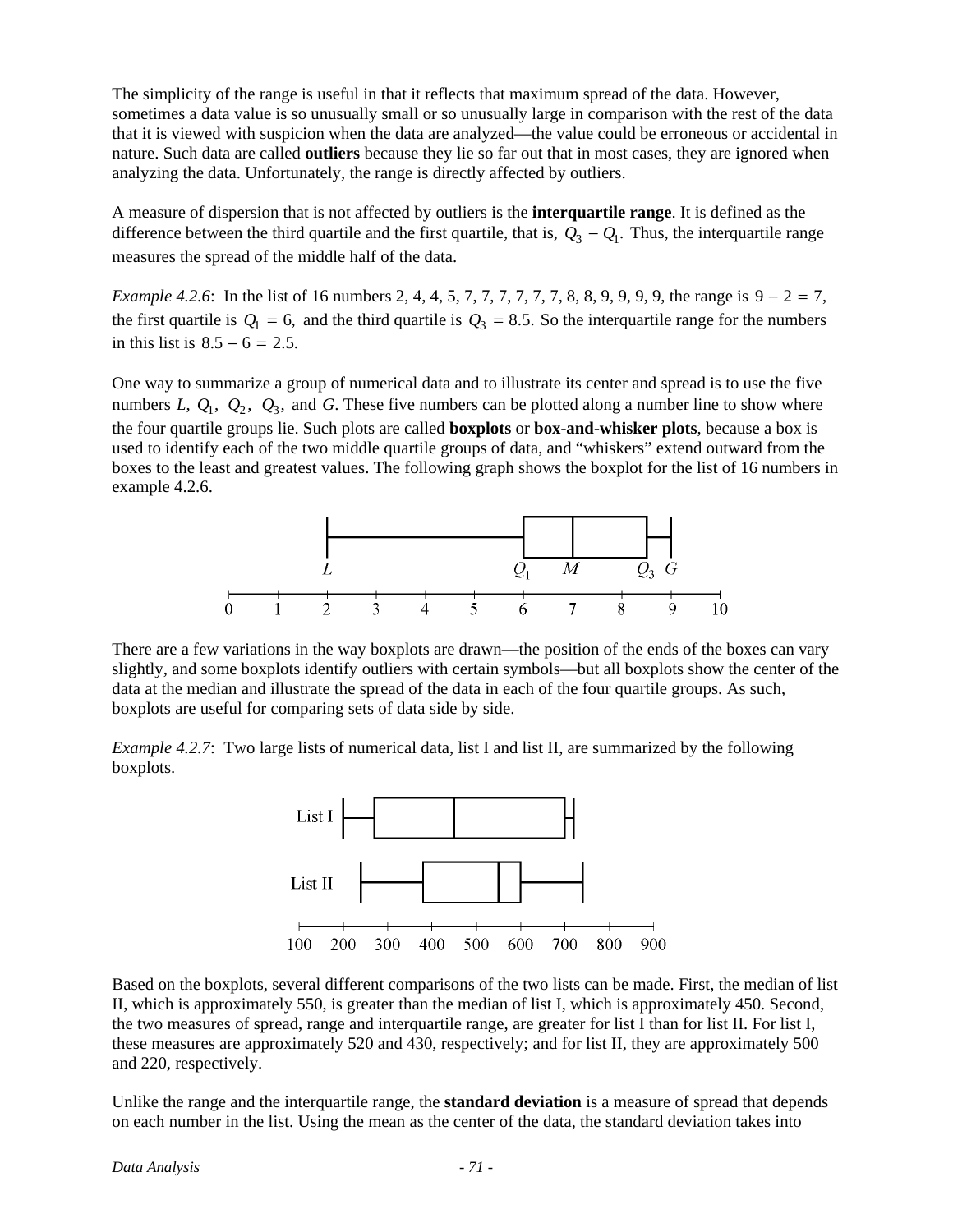The simplicity of the range is useful in that it reflects that maximum spread of the data. However, sometimes a data value is so unusually small or so unusually large in comparison with the rest of the data that it is viewed with suspicion when the data are analyzed—the value could be erroneous or accidental in nature. Such data are called **outliers** because they lie so far out that in most cases, they are ignored when analyzing the data. Unfortunately, the range is directly affected by outliers.

A measure of dispersion that is not affected by outliers is the **interquartile range**. It is defined as the difference between the third quartile and the first quartile, that is, $Q_3 - Q_1$. Thus, the interquartile range measures the spread of the middle half of the data.

*Example 4.2.6*: In the list of 16 numbers 2, 4, 4, 5, 7, 7, 7, 7, 7, 7, 8, 8, 9, 9, 9, 9, the range is $9 - 2 = 7$, the first quartile is $Q_1 = 6$, and the third quartile is $Q_3 = 8.5$. So the interquartile range for the numbers in this list is $8.5 - 6 = 2.5$.

One way to summarize a group of numerical data and to illustrate its center and spread is to use the five numbers $L$, $Q_1$, $Q_2$, $Q_3$, and $G$. These five numbers can be plotted along a number line to show where the four quartile groups lie. Such plots are called **boxplots** or **box-and-whisker plots**, because a box is used to identify each of the two middle quartile groups of data, and "whiskers" extend outward from the boxes to the least and greatest values. The following graph shows the boxplot for the list of 16 numbers in example 4.2.6.

There are a few variations in the way boxplots are drawn—the position of the ends of the boxes can vary slightly, and some boxplots identify outliers with certain symbols—but all boxplots show the center of the data at the median and illustrate the spread of the data in each of the four quartile groups. As such, boxplots are useful for comparing sets of data side by side.

*Example 4.2.7*: Two large lists of numerical data, list I and list II, are summarized by the following boxplots.

Based on the boxplots, several different comparisons of the two lists can be made. First, the median of list II, which is approximately 550, is greater than the median of list I, which is approximately 450. Second, the two measures of spread, range and interquartile range, are greater for list I than for list II. For list I, these measures are approximately 520 and 430, respectively; and for list II, they are approximately 500 and 220, respectively.

Unlike the range and the interquartile range, the **standard deviation** is a measure of spread that depends on each number in the list. Using the mean as the center of the data, the standard deviation takes into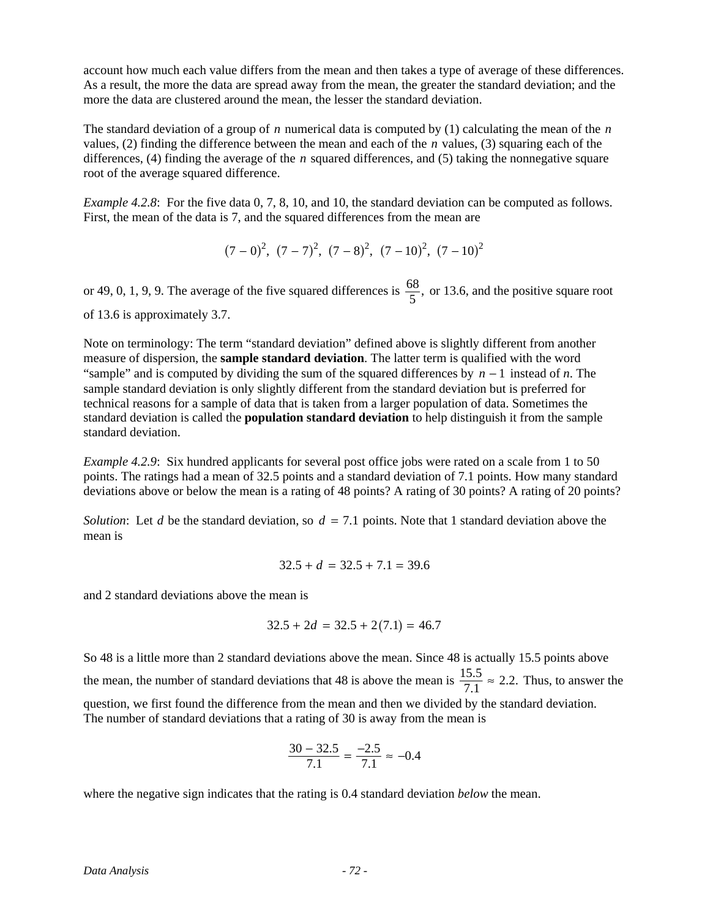account how much each value differs from the mean and then takes a type of average of these differences. As a result, the more the data are spread away from the mean, the greater the standard deviation; and the more the data are clustered around the mean, the lesser the standard deviation.

The standard deviation of a group of $n$ numerical data is computed by (1) calculating the mean of the $n$ values, (2) finding the difference between the mean and each of the $n$ values, (3) squaring each of the differences, (4) finding the average of the $n$ squared differences, and (5) taking the nonnegative square root of the average squared difference.

*Example 4.2.8*: For the five data 0, 7, 8, 10, and 10, the standard deviation can be computed as follows. First, the mean of the data is 7, and the squared differences from the mean are

$$(7 - 0)^2,\ (7 - 7)^2,\ (7 - 8)^2,\ (7 - 10)^2,\ (7 - 10)^2$$

or 49, 0, 1, 9, 9. The average of the five squared differences is $\frac{68}{5}$, or 13.6, and the positive square root of 13.6 is approximately 3.7.

Note on terminology: The term "standard deviation" defined above is slightly different from another measure of dispersion, the **sample standard deviation**. The latter term is qualified with the word "sample" and is computed by dividing the sum of the squared differences by $n - 1$ instead of $n$. The sample standard deviation is only slightly different from the standard deviation but is preferred for technical reasons for a sample of data that is taken from a larger population of data. Sometimes the standard deviation is called the **population standard deviation** to help distinguish it from the sample standard deviation.

*Example 4.2.9*: Six hundred applicants for several post office jobs were rated on a scale from 1 to 50 points. The ratings had a mean of 32.5 points and a standard deviation of 7.1 points. How many standard deviations above or below the mean is a rating of 48 points? A rating of 30 points? A rating of 20 points?

*Solution*: Let $d$ be the standard deviation, so $d = 7.1$ points. Note that 1 standard deviation above the mean is

$$32.5 + d = 32.5 + 7.1 = 39.6$$

and 2 standard deviations above the mean is

$$32.5 + 2d = 32.5 + 2(7.1) = 46.7$$

So 48 is a little more than 2 standard deviations above the mean. Since 48 is actually 15.5 points above the mean, the number of standard deviations that 48 is above the mean is $\frac{15.5}{7.1} \approx 2.2$. Thus, to answer the question, we first found the difference from the mean and then we divided by the standard deviation. The number of standard deviations that a rating of 30 is away from the mean is

$$\frac{30 - 32.5}{7.1} = \frac{-2.5}{7.1} \approx -0.4$$

where the negative sign indicates that the rating is 0.4 standard deviation *below* the mean.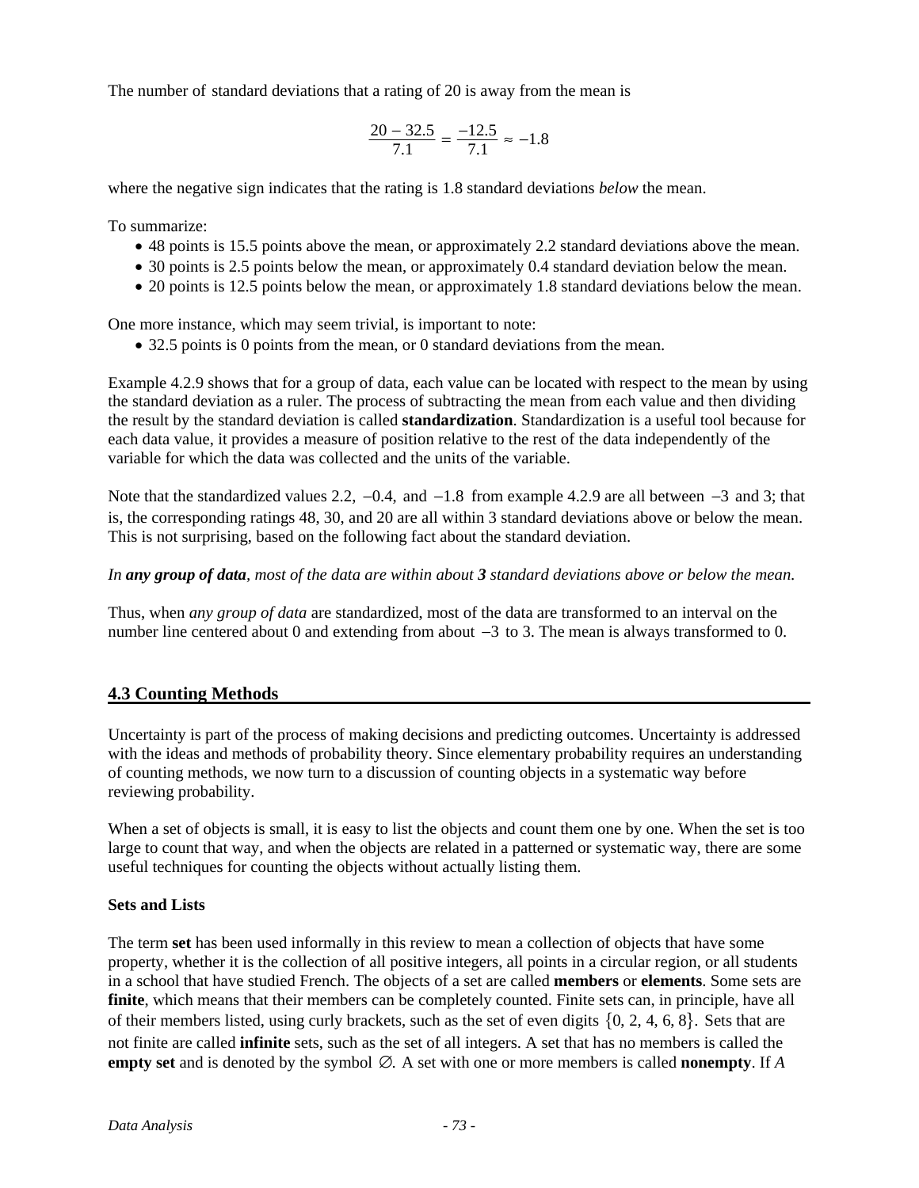The number of standard deviations that a rating of 20 is away from the mean is

$$\frac{20 - 32.5}{7.1} = \frac{-12.5}{7.1} \approx -1.8$$

where the negative sign indicates that the rating is 1.8 standard deviations *below* the mean.

To summarize:

- 48 points is 15.5 points above the mean, or approximately 2.2 standard deviations above the mean.
- 30 points is 2.5 points below the mean, or approximately 0.4 standard deviation below the mean.
- 20 points is 12.5 points below the mean, or approximately 1.8 standard deviations below the mean.

One more instance, which may seem trivial, is important to note:

- 32.5 points is 0 points from the mean, or 0 standard deviations from the mean.

Example 4.2.9 shows that for a group of data, each value can be located with respect to the mean by using the standard deviation as a ruler. The process of subtracting the mean from each value and then dividing the result by the standard deviation is called **standardization**. Standardization is a useful tool because for each data value, it provides a measure of position relative to the rest of the data independently of the variable for which the data was collected and the units of the variable.

Note that the standardized values $2.2,\ -0.4,$ and $-1.8$ from example 4.2.9 are all between $-3$ and 3; that is, the corresponding ratings 48, 30, and 20 are all within 3 standard deviations above or below the mean. This is not surprising, based on the following fact about the standard deviation.

*In **any group of data**, most of the data are within about **3** standard deviations above or below the mean.*

Thus, when *any group of data* are standardized, most of the data are transformed to an interval on the number line centered about 0 and extending from about $-3$ to 3. The mean is always transformed to 0.

## 4.3 Counting Methods

Uncertainty is part of the process of making decisions and predicting outcomes. Uncertainty is addressed with the ideas and methods of probability theory. Since elementary probability requires an understanding of counting methods, we now turn to a discussion of counting objects in a systematic way before reviewing probability.

When a set of objects is small, it is easy to list the objects and count them one by one. When the set is too large to count that way, and when the objects are related in a patterned or systematic way, there are some useful techniques for counting the objects without actually listing them.

### Sets and Lists

The term **set** has been used informally in this review to mean a collection of objects that have some property, whether it is the collection of all positive integers, all points in a circular region, or all students in a school that have studied French. The objects of a set are called **members** or **elements**. Some sets are **finite**, which means that their members can be completely counted. Finite sets can, in principle, have all of their members listed, using curly brackets, such as the set of even digits $\{0, 2, 4, 6, 8\}$. Sets that are not finite are called **infinite** sets, such as the set of all integers. A set that has no members is called the **empty set** and is denoted by the symbol $\varnothing$. A set with one or more members is called **nonempty**. If *A*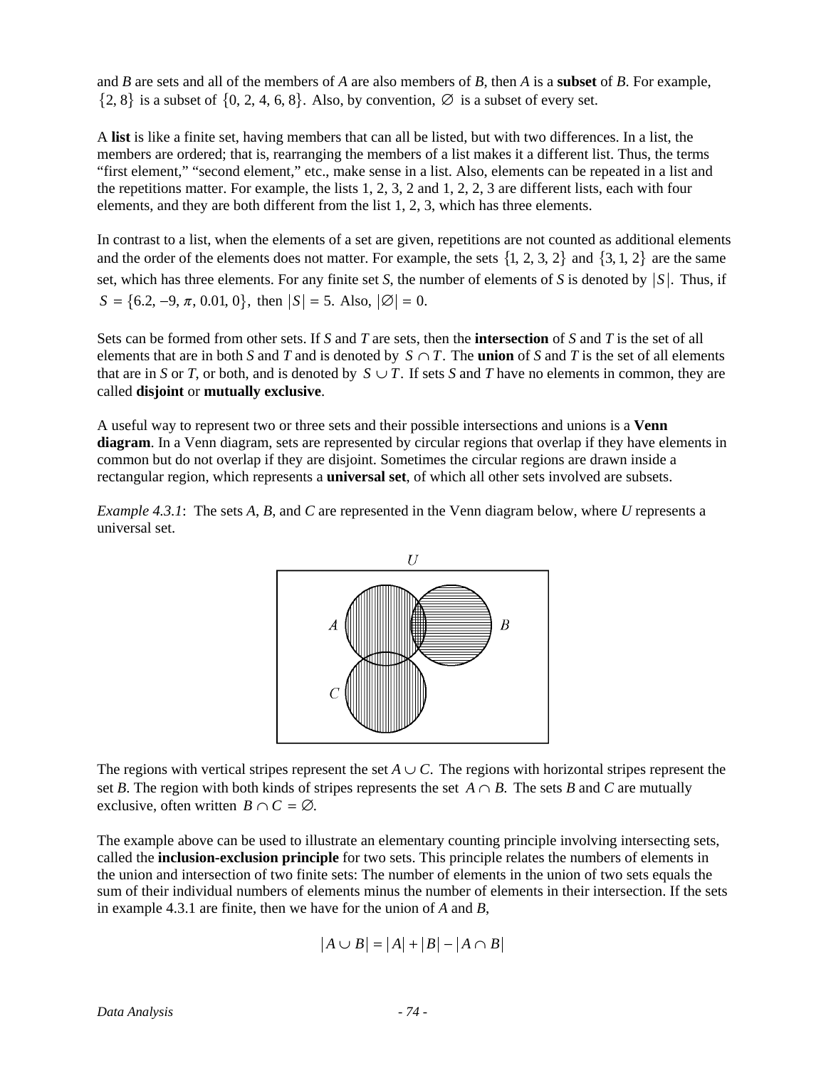and *B* are sets and all of the members of *A* are also members of *B*, then *A* is a **subset** of *B*. For example, $\{2, 8\}$ is a subset of $\{0, 2, 4, 6, 8\}$. Also, by convention, $\varnothing$ is a subset of every set.

A **list** is like a finite set, having members that can all be listed, but with two differences. In a list, the members are ordered; that is, rearranging the members of a list makes it a different list. Thus, the terms "first element," "second element," etc., make sense in a list. Also, elements can be repeated in a list and the repetitions matter. For example, the lists 1, 2, 3, 2 and 1, 2, 2, 3 are different lists, each with four elements, and they are both different from the list 1, 2, 3, which has three elements.

In contrast to a list, when the elements of a set are given, repetitions are not counted as additional elements and the order of the elements does not matter. For example, the sets $\{1, 2, 3, 2\}$ and $\{3, 1, 2\}$ are the same set, which has three elements. For any finite set *S*, the number of elements of *S* is denoted by $|S|$. Thus, if $S = \{6.2, -9, \pi, 0.01, 0\}$, then $|S| = 5$. Also, $|\varnothing| = 0$.

Sets can be formed from other sets. If *S* and *T* are sets, then the **intersection** of *S* and *T* is the set of all elements that are in both *S* and *T* and is denoted by $S \cap T$. The **union** of *S* and *T* is the set of all elements that are in *S* or *T*, or both, and is denoted by $S \cup T$. If sets *S* and *T* have no elements in common, they are called **disjoint** or **mutually exclusive**.

A useful way to represent two or three sets and their possible intersections and unions is a **Venn diagram**. In a Venn diagram, sets are represented by circular regions that overlap if they have elements in common but do not overlap if they are disjoint. Sometimes the circular regions are drawn inside a rectangular region, which represents a **universal set**, of which all other sets involved are subsets.

*Example 4.3.1*: The sets *A*, *B*, and *C* are represented in the Venn diagram below, where *U* represents a universal set.

The regions with vertical stripes represent the set $A \cup C$. The regions with horizontal stripes represent the set *B*. The region with both kinds of stripes represents the set $A \cap B$. The sets *B* and *C* are mutually exclusive, often written $B \cap C = \varnothing$.

The example above can be used to illustrate an elementary counting principle involving intersecting sets, called the **inclusion-exclusion principle** for two sets. This principle relates the numbers of elements in the union and intersection of two finite sets: The number of elements in the union of two sets equals the sum of their individual numbers of elements minus the number of elements in their intersection. If the sets in example 4.3.1 are finite, then we have for the union of *A* and *B*,

$$|A \cup B| = |A| + |B| - |A \cap B|$$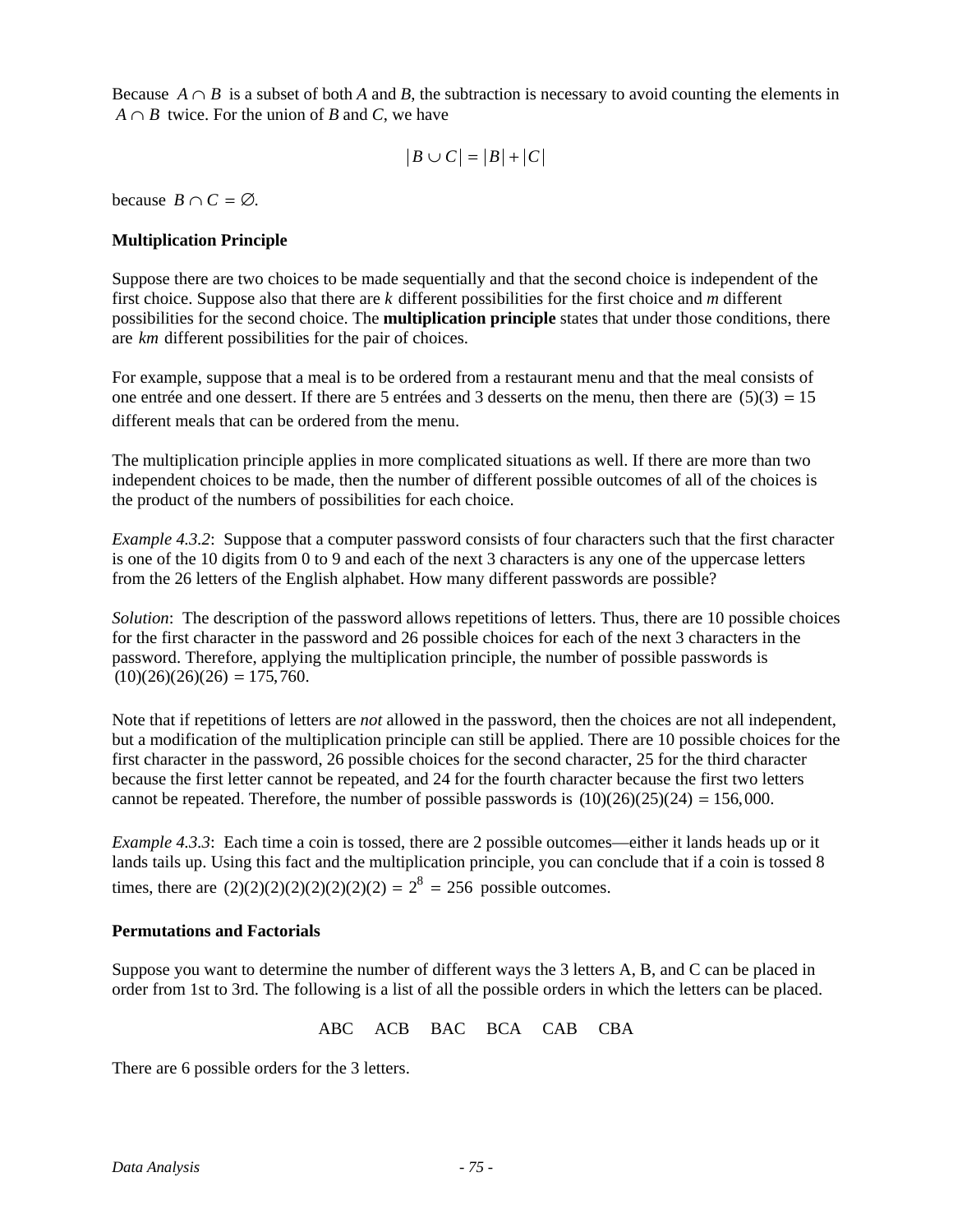Because $A \cap B$ is a subset of both *A* and *B*, the subtraction is necessary to avoid counting the elements in $A \cap B$ twice. For the union of *B* and *C*, we have

$$|B \cup C| = |B| + |C|$$

because $B \cap C = \varnothing$.

**Multiplication Principle**

Suppose there are two choices to be made sequentially and that the second choice is independent of the first choice. Suppose also that there are *k* different possibilities for the first choice and *m* different possibilities for the second choice. The **multiplication principle** states that under those conditions, there are $km$ different possibilities for the pair of choices.

For example, suppose that a meal is to be ordered from a restaurant menu and that the meal consists of one entrée and one dessert. If there are 5 entrées and 3 desserts on the menu, then there are $(5)(3) = 15$ different meals that can be ordered from the menu.

The multiplication principle applies in more complicated situations as well. If there are more than two independent choices to be made, then the number of different possible outcomes of all of the choices is the product of the numbers of possibilities for each choice.

*Example 4.3.2*: Suppose that a computer password consists of four characters such that the first character is one of the 10 digits from 0 to 9 and each of the next 3 characters is any one of the uppercase letters from the 26 letters of the English alphabet. How many different passwords are possible?

*Solution*: The description of the password allows repetitions of letters. Thus, there are 10 possible choices for the first character in the password and 26 possible choices for each of the next 3 characters in the password. Therefore, applying the multiplication principle, the number of possible passwords is $(10)(26)(26)(26) = 175{,}760$.

Note that if repetitions of letters are *not* allowed in the password, then the choices are not all independent, but a modification of the multiplication principle can still be applied. There are 10 possible choices for the first character in the password, 26 possible choices for the second character, 25 for the third character because the first letter cannot be repeated, and 24 for the fourth character because the first two letters cannot be repeated. Therefore, the number of possible passwords is $(10)(26)(25)(24) = 156{,}000$.

*Example 4.3.3*: Each time a coin is tossed, there are 2 possible outcomes—either it lands heads up or it lands tails up. Using this fact and the multiplication principle, you can conclude that if a coin is tossed 8 times, there are $(2)(2)(2)(2)(2)(2)(2)(2) = 2^8 = 256$ possible outcomes.

**Permutations and Factorials**

Suppose you want to determine the number of different ways the 3 letters A, B, and C can be placed in order from 1st to 3rd. The following is a list of all the possible orders in which the letters can be placed.

ABC ACB BAC BCA CAB CBA

There are 6 possible orders for the 3 letters.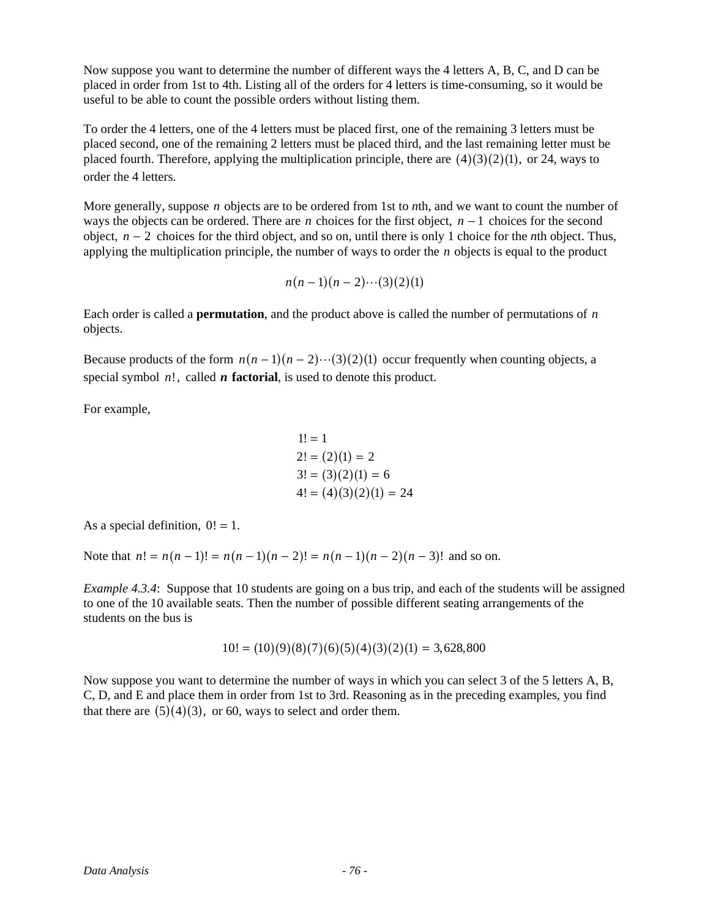Now suppose you want to determine the number of different ways the 4 letters A, B, C, and D can be placed in order from 1st to 4th. Listing all of the orders for 4 letters is time-consuming, so it would be useful to be able to count the possible orders without listing them.

To order the 4 letters, one of the 4 letters must be placed first, one of the remaining 3 letters must be placed second, one of the remaining 2 letters must be placed third, and the last remaining letter must be placed fourth. Therefore, applying the multiplication principle, there are $(4)(3)(2)(1)$, or 24, ways to order the 4 letters.

More generally, suppose $n$ objects are to be ordered from 1st to $n$th, and we want to count the number of ways the objects can be ordered. There are $n$ choices for the first object, $n - 1$ choices for the second object, $n - 2$ choices for the third object, and so on, until there is only 1 choice for the $n$th object. Thus, applying the multiplication principle, the number of ways to order the $n$ objects is equal to the product

$$n(n-1)(n-2)\cdots(3)(2)(1)$$

Each order is called a **permutation**, and the product above is called the number of permutations of $n$ objects.

Because products of the form $n(n-1)(n-2)\cdots(3)(2)(1)$ occur frequently when counting objects, a special symbol $n!$, called ***n*** **factorial**, is used to denote this product.

For example,

$$\begin{aligned}
1! &= 1 \\
2! &= (2)(1) = 2 \\
3! &= (3)(2)(1) = 6 \\
4! &= (4)(3)(2)(1) = 24
\end{aligned}$$

As a special definition, $0! = 1$.

Note that $n! = n(n-1)! = n(n-1)(n-2)! = n(n-1)(n-2)(n-3)!$ and so on.

*Example 4.3.4*: Suppose that 10 students are going on a bus trip, and each of the students will be assigned to one of the 10 available seats. Then the number of possible different seating arrangements of the students on the bus is

$$10! = (10)(9)(8)(7)(6)(5)(4)(3)(2)(1) = 3{,}628{,}800$$

Now suppose you want to determine the number of ways in which you can select 3 of the 5 letters A, B, C, D, and E and place them in order from 1st to 3rd. Reasoning as in the preceding examples, you find that there are $(5)(4)(3)$, or 60, ways to select and order them.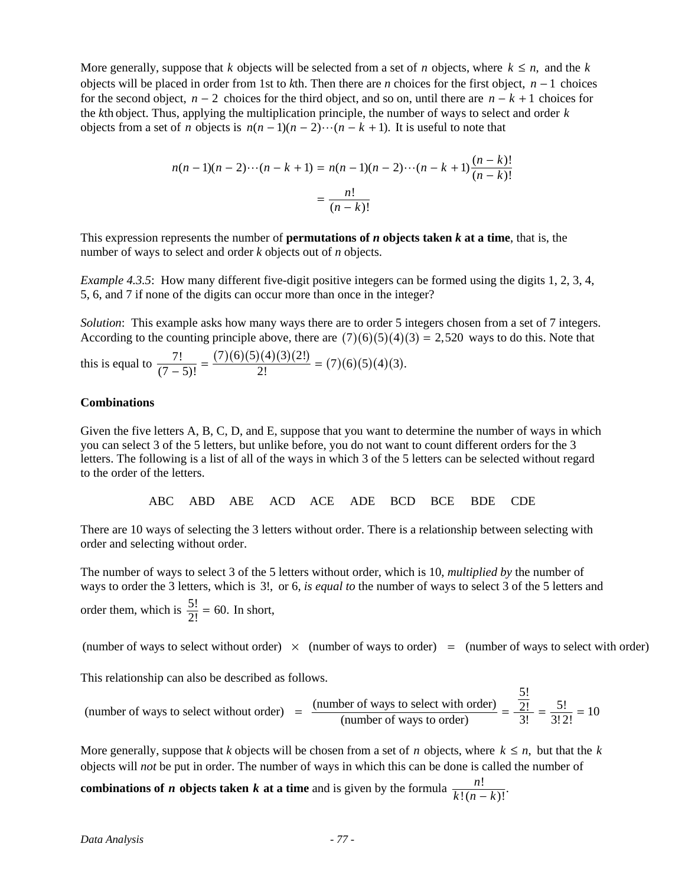More generally, suppose that $k$ objects will be selected from a set of $n$ objects, where $k \leq n$, and the $k$ objects will be placed in order from 1st to $k$th. Then there are $n$ choices for the first object, $n - 1$ choices for the second object, $n - 2$ choices for the third object, and so on, until there are $n - k + 1$ choices for the $k$th object. Thus, applying the multiplication principle, the number of ways to select and order $k$ objects from a set of $n$ objects is $n(n-1)(n-2)\cdots(n-k+1)$. It is useful to note that

$$
\begin{aligned}
n(n-1)(n-2)\cdots(n-k+1) &= n(n-1)(n-2)\cdots(n-k+1)\frac{(n-k)!}{(n-k)!} \\
&= \frac{n!}{(n-k)!}
\end{aligned}
$$

This expression represents the number of **permutations of $n$ objects taken $k$ at a time**, that is, the number of ways to select and order $k$ objects out of $n$ objects.

*Example 4.3.5*: How many different five-digit positive integers can be formed using the digits 1, 2, 3, 4, 5, 6, and 7 if none of the digits can occur more than once in the integer?

*Solution*: This example asks how many ways there are to order 5 integers chosen from a set of 7 integers. According to the counting principle above, there are $(7)(6)(5)(4)(3) = 2{,}520$ ways to do this. Note that this is equal to $\frac{7!}{(7-5)!} = \frac{(7)(6)(5)(4)(3)(2!)}{2!} = (7)(6)(5)(4)(3)$.

**Combinations**

Given the five letters A, B, C, D, and E, suppose that you want to determine the number of ways in which you can select 3 of the 5 letters, but unlike before, you do not want to count different orders for the 3 letters. The following is a list of all of the ways in which 3 of the 5 letters can be selected without regard to the order of the letters.

ABC ABD ABE ACD ACE ADE BCD BCE BDE CDE

There are 10 ways of selecting the 3 letters without order. There is a relationship between selecting with order and selecting without order.

The number of ways to select 3 of the 5 letters without order, which is 10, *multiplied by* the number of ways to order the 3 letters, which is $3!$, or 6, *is equal to* the number of ways to select 3 of the 5 letters and order them, which is $\frac{5!}{2!} = 60$. In short,

(number of ways to select without order) $\times$ (number of ways to order) $=$ (number of ways to select with order)

This relationship can also be described as follows.

$$
\text{(number of ways to select without order)} = \frac{\text{(number of ways to select with order)}}{\text{(number of ways to order)}} = \frac{\frac{5!}{2!}}{3!} = \frac{5!}{3!\,2!} = 10
$$

More generally, suppose that $k$ objects will be chosen from a set of $n$ objects, where $k \leq n$, but that the $k$ objects will *not* be put in order. The number of ways in which this can be done is called the number of **combinations of $n$ objects taken $k$ at a time** and is given by the formula $\frac{n!}{k!(n-k)!}$.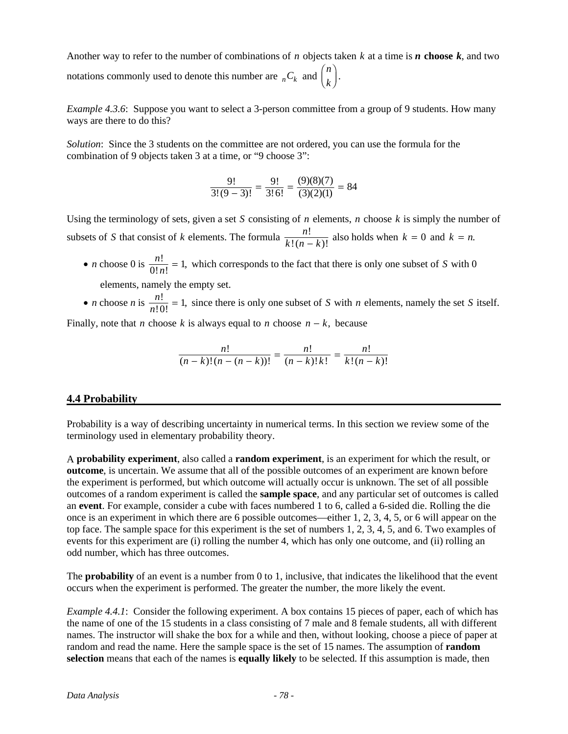Another way to refer to the number of combinations of $n$ objects taken $k$ at a time is ***n* choose *k***, and two notations commonly used to denote this number are ${}_nC_k$ and $\binom{n}{k}$.

*Example 4.3.6*: Suppose you want to select a 3-person committee from a group of 9 students. How many ways are there to do this?

*Solution*: Since the 3 students on the committee are not ordered, you can use the formula for the combination of 9 objects taken 3 at a time, or "9 choose 3":

$$\frac{9!}{3!(9-3)!} = \frac{9!}{3!6!} = \frac{(9)(8)(7)}{(3)(2)(1)} = 84$$

Using the terminology of sets, given a set $S$ consisting of $n$ elements, $n$ choose $k$ is simply the number of subsets of $S$ that consist of $k$ elements. The formula $\frac{n!}{k!(n-k)!}$ also holds when $k = 0$ and $k = n$.

- $n$ choose 0 is $\frac{n!}{0!n!} = 1$, which corresponds to the fact that there is only one subset of $S$ with 0 elements, namely the empty set.
- $n$ choose $n$ is $\frac{n!}{n!0!} = 1$, since there is only one subset of $S$ with $n$ elements, namely the set $S$ itself.

Finally, note that $n$ choose $k$ is always equal to $n$ choose $n-k$, because

$$\frac{n!}{(n-k)!(n-(n-k))!} = \frac{n!}{(n-k)!k!} = \frac{n!}{k!(n-k)!}$$

## 4.4 Probability

Probability is a way of describing uncertainty in numerical terms. In this section we review some of the terminology used in elementary probability theory.

A **probability experiment**, also called a **random experiment**, is an experiment for which the result, or **outcome**, is uncertain. We assume that all of the possible outcomes of an experiment are known before the experiment is performed, but which outcome will actually occur is unknown. The set of all possible outcomes of a random experiment is called the **sample space**, and any particular set of outcomes is called an **event**. For example, consider a cube with faces numbered 1 to 6, called a 6-sided die. Rolling the die once is an experiment in which there are 6 possible outcomes—either 1, 2, 3, 4, 5, or 6 will appear on the top face. The sample space for this experiment is the set of numbers 1, 2, 3, 4, 5, and 6. Two examples of events for this experiment are (i) rolling the number 4, which has only one outcome, and (ii) rolling an odd number, which has three outcomes.

The **probability** of an event is a number from 0 to 1, inclusive, that indicates the likelihood that the event occurs when the experiment is performed. The greater the number, the more likely the event.

*Example 4.4.1*: Consider the following experiment. A box contains 15 pieces of paper, each of which has the name of one of the 15 students in a class consisting of 7 male and 8 female students, all with different names. The instructor will shake the box for a while and then, without looking, choose a piece of paper at random and read the name. Here the sample space is the set of 15 names. The assumption of **random selection** means that each of the names is **equally likely** to be selected. If this assumption is made, then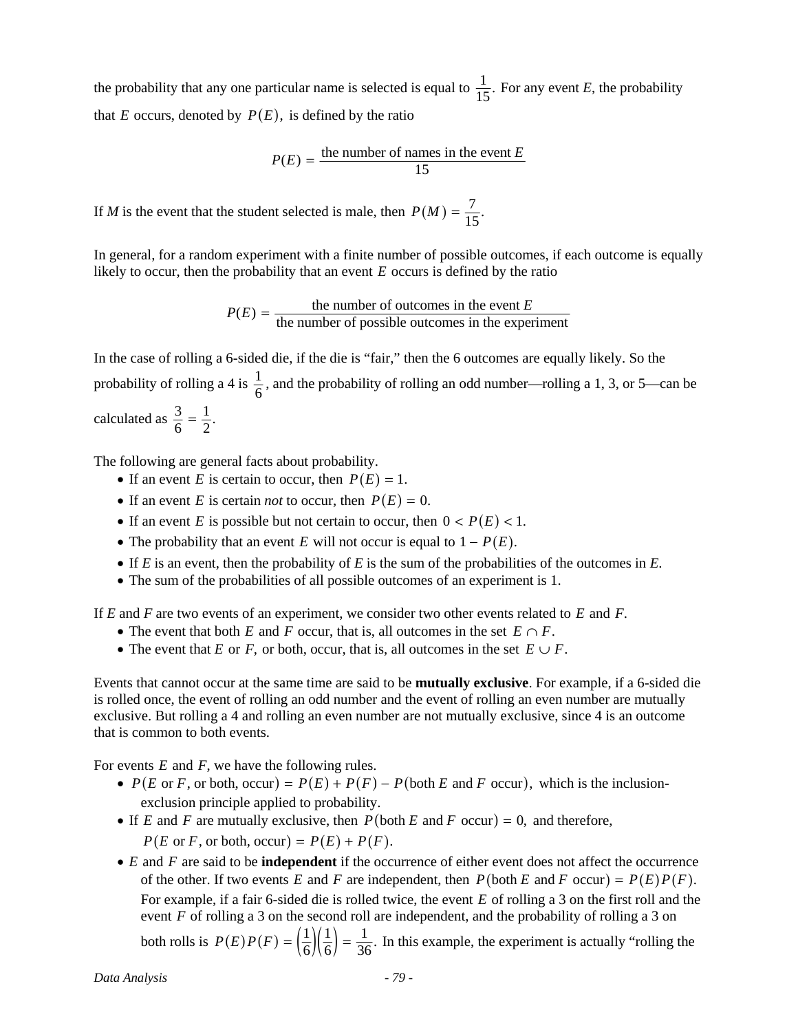the probability that any one particular name is selected is equal to $\frac{1}{15}$. For any event *E*, the probability that $E$ occurs, denoted by $P(E)$, is defined by the ratio

$$P(E) = \frac{\text{the number of names in the event } E}{15}$$

If *M* is the event that the student selected is male, then $P(M) = \frac{7}{15}$.

In general, for a random experiment with a finite number of possible outcomes, if each outcome is equally likely to occur, then the probability that an event $E$ occurs is defined by the ratio

$$P(E) = \frac{\text{the number of outcomes in the event } E}{\text{the number of possible outcomes in the experiment}}$$

In the case of rolling a 6-sided die, if the die is "fair," then the 6 outcomes are equally likely. So the probability of rolling a 4 is $\frac{1}{6}$, and the probability of rolling an odd number—rolling a 1, 3, or 5—can be calculated as $\frac{3}{6} = \frac{1}{2}$.

The following are general facts about probability.

- If an event $E$ is certain to occur, then $P(E) = 1$.
- If an event $E$ is certain *not* to occur, then $P(E) = 0$.
- If an event $E$ is possible but not certain to occur, then $0 < P(E) < 1$.
- The probability that an event $E$ will not occur is equal to $1 - P(E)$.
- If *E* is an event, then the probability of *E* is the sum of the probabilities of the outcomes in *E*.
- The sum of the probabilities of all possible outcomes of an experiment is 1.

If *E* and *F* are two events of an experiment, we consider two other events related to $E$ and $F$.

- The event that both $E$ and $F$ occur, that is, all outcomes in the set $E \cap F$.
- The event that $E$ or $F$, or both, occur, that is, all outcomes in the set $E \cup F$.

Events that cannot occur at the same time are said to be **mutually exclusive**. For example, if a 6-sided die is rolled once, the event of rolling an odd number and the event of rolling an even number are mutually exclusive. But rolling a 4 and rolling an even number are not mutually exclusive, since 4 is an outcome that is common to both events.

For events $E$ and $F$, we have the following rules.

- $P(E \text{ or } F, \text{ or both, occur}) = P(E) + P(F) - P(\text{both } E \text{ and } F \text{ occur})$, which is the inclusion-exclusion principle applied to probability.
- If $E$ and $F$ are mutually exclusive, then $P(\text{both } E \text{ and } F \text{ occur}) = 0$, and therefore, $P(E \text{ or } F, \text{ or both, occur}) = P(E) + P(F)$.
- $E$ and $F$ are said to be **independent** if the occurrence of either event does not affect the occurrence of the other. If two events $E$ and $F$ are independent, then $P(\text{both } E \text{ and } F \text{ occur}) = P(E)P(F)$. For example, if a fair 6-sided die is rolled twice, the event $E$ of rolling a 3 on the first roll and the event $F$ of rolling a 3 on the second roll are independent, and the probability of rolling a 3 on both rolls is $P(E)P(F) = \left(\frac{1}{6}\right)\left(\frac{1}{6}\right) = \frac{1}{36}$. In this example, the experiment is actually "rolling the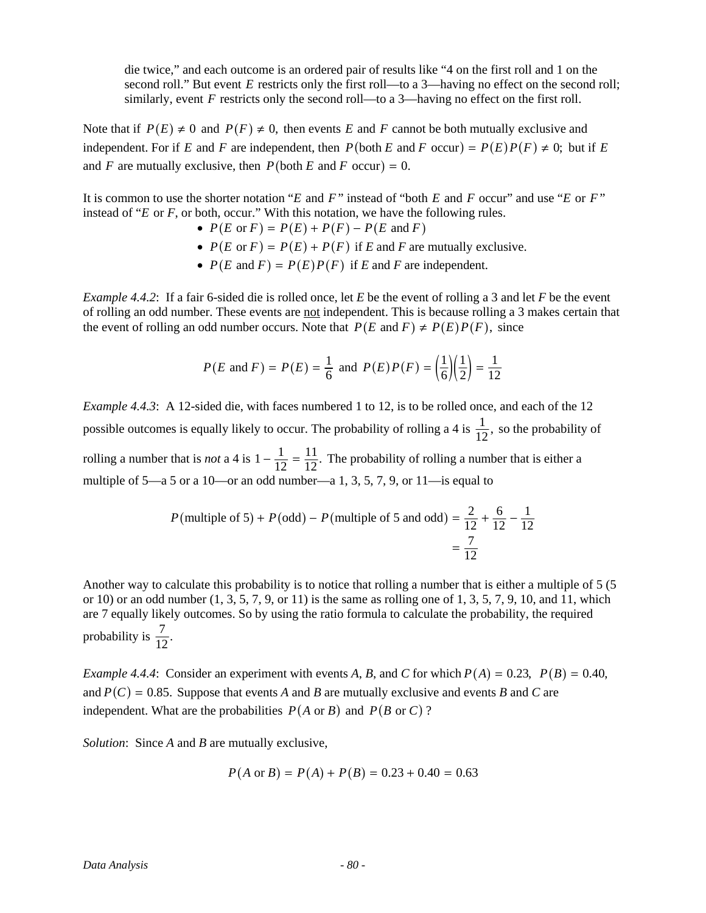die twice," and each outcome is an ordered pair of results like "4 on the first roll and 1 on the second roll." But event $E$ restricts only the first roll—to a 3—having no effect on the second roll; similarly, event $F$ restricts only the second roll—to a 3—having no effect on the first roll.

Note that if $P(E) \neq 0$ and $P(F) \neq 0,$ then events $E$ and $F$ cannot be both mutually exclusive and independent. For if $E$ and $F$ are independent, then $P(\text{both } E \text{ and } F \text{ occur}) = P(E)P(F) \neq 0;$ but if $E$ and $F$ are mutually exclusive, then $P(\text{both } E \text{ and } F \text{ occur}) = 0.$

It is common to use the shorter notation "$E$ and $F$" instead of "both $E$ and $F$ occur" and use "$E$ or $F$" instead of "$E$ or $F$, or both, occur." With this notation, we have the following rules.

- $P(E \text{ or } F) = P(E) + P(F) - P(E \text{ and } F)$
- $P(E \text{ or } F) = P(E) + P(F)$ if $E$ and $F$ are mutually exclusive.
- $P(E \text{ and } F) = P(E)P(F)$ if $E$ and $F$ are independent.

*Example 4.4.2*: If a fair 6-sided die is rolled once, let $E$ be the event of rolling a 3 and let $F$ be the event of rolling an odd number. These events are not independent. This is because rolling a 3 makes certain that the event of rolling an odd number occurs. Note that $P(E \text{ and } F) \neq P(E)P(F),$ since

$$P(E \text{ and } F) = P(E) = \frac{1}{6} \text{ and } P(E)P(F) = \left(\frac{1}{6}\right)\left(\frac{1}{2}\right) = \frac{1}{12}$$

*Example 4.4.3*: A 12-sided die, with faces numbered 1 to 12, is to be rolled once, and each of the 12 possible outcomes is equally likely to occur. The probability of rolling a 4 is $\frac{1}{12},$ so the probability of rolling a number that is *not* a 4 is $1 - \frac{1}{12} = \frac{11}{12}.$ The probability of rolling a number that is either a multiple of 5—a 5 or a 10—or an odd number—a 1, 3, 5, 7, 9, or 11—is equal to

$$\begin{aligned} P(\text{multiple of 5}) + P(\text{odd}) - P(\text{multiple of 5 and odd}) &= \frac{2}{12} + \frac{6}{12} - \frac{1}{12} \\ &= \frac{7}{12} \end{aligned}$$

Another way to calculate this probability is to notice that rolling a number that is either a multiple of 5 (5 or 10) or an odd number (1, 3, 5, 7, 9, or 11) is the same as rolling one of 1, 3, 5, 7, 9, 10, and 11, which are 7 equally likely outcomes. So by using the ratio formula to calculate the probability, the required probability is $\frac{7}{12}.$

*Example 4.4.4*: Consider an experiment with events $A$, $B$, and $C$ for which $P(A) = 0.23,$ $P(B) = 0.40,$ and $P(C) = 0.85.$ Suppose that events $A$ and $B$ are mutually exclusive and events $B$ and $C$ are independent. What are the probabilities $P(A \text{ or } B)$ and $P(B \text{ or } C)$?

*Solution*: Since $A$ and $B$ are mutually exclusive,

$$P(A \text{ or } B) = P(A) + P(B) = 0.23 + 0.40 = 0.63$$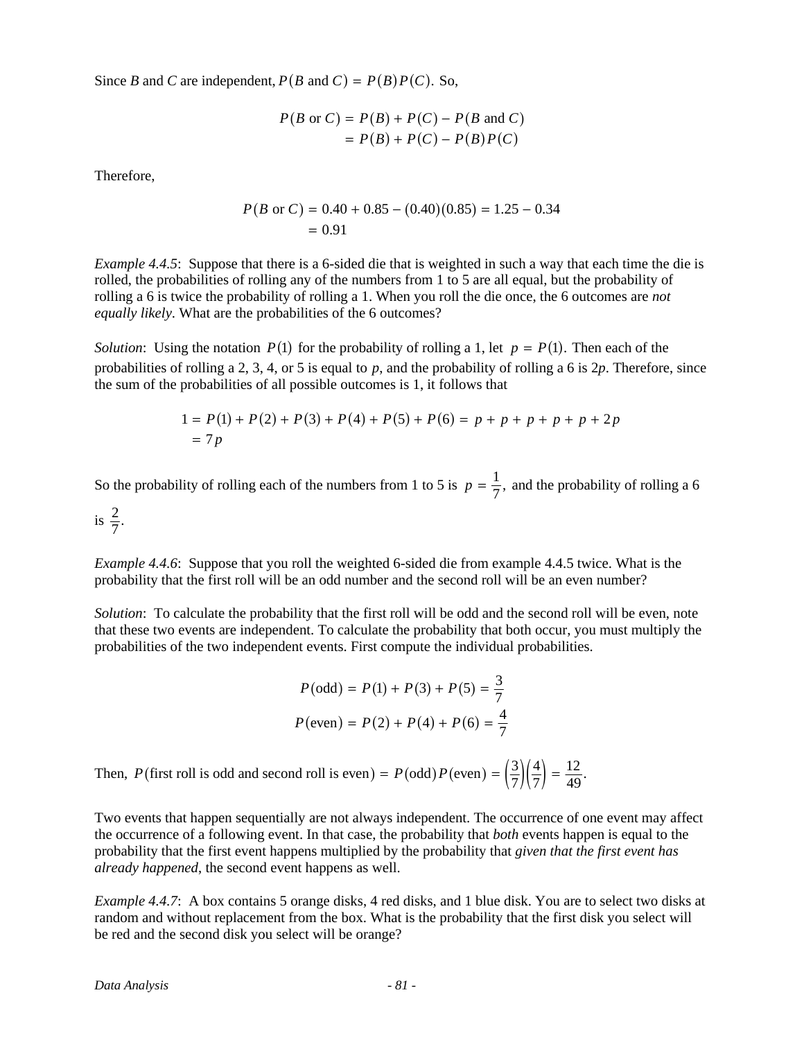Since $B$ and $C$ are independent, $P(B \text{ and } C) = P(B)P(C)$. So,

$$\begin{aligned} P(B \text{ or } C) &= P(B) + P(C) - P(B \text{ and } C) \\ &= P(B) + P(C) - P(B)P(C) \end{aligned}$$

Therefore,

$$\begin{aligned} P(B \text{ or } C) &= 0.40 + 0.85 - (0.40)(0.85) = 1.25 - 0.34 \\ &= 0.91 \end{aligned}$$

*Example 4.4.5*: Suppose that there is a 6-sided die that is weighted in such a way that each time the die is rolled, the probabilities of rolling any of the numbers from 1 to 5 are all equal, but the probability of rolling a 6 is twice the probability of rolling a 1. When you roll the die once, the 6 outcomes are *not equally likely*. What are the probabilities of the 6 outcomes?

*Solution*: Using the notation $P(1)$ for the probability of rolling a 1, let $p = P(1)$. Then each of the probabilities of rolling a 2, 3, 4, or 5 is equal to $p$, and the probability of rolling a 6 is $2p$. Therefore, since the sum of the probabilities of all possible outcomes is 1, it follows that

$$\begin{aligned} 1 &= P(1) + P(2) + P(3) + P(4) + P(5) + P(6) = p + p + p + p + p + 2p \\ &= 7p \end{aligned}$$

So the probability of rolling each of the numbers from 1 to 5 is $p = \frac{1}{7}$, and the probability of rolling a 6 is $\frac{2}{7}$.

*Example 4.4.6*: Suppose that you roll the weighted 6-sided die from example 4.4.5 twice. What is the probability that the first roll will be an odd number and the second roll will be an even number?

*Solution*: To calculate the probability that the first roll will be odd and the second roll will be even, note that these two events are independent. To calculate the probability that both occur, you must multiply the probabilities of the two independent events. First compute the individual probabilities.

$$P(\text{odd}) = P(1) + P(3) + P(5) = \frac{3}{7}$$

$$P(\text{even}) = P(2) + P(4) + P(6) = \frac{4}{7}$$

Then, $P(\text{first roll is odd and second roll is even}) = P(\text{odd})P(\text{even}) = \left(\frac{3}{7}\right)\left(\frac{4}{7}\right) = \frac{12}{49}$.

Two events that happen sequentially are not always independent. The occurrence of one event may affect the occurrence of a following event. In that case, the probability that *both* events happen is equal to the probability that the first event happens multiplied by the probability that *given that the first event has already happened*, the second event happens as well.

*Example 4.4.7*: A box contains 5 orange disks, 4 red disks, and 1 blue disk. You are to select two disks at random and without replacement from the box. What is the probability that the first disk you select will be red and the second disk you select will be orange?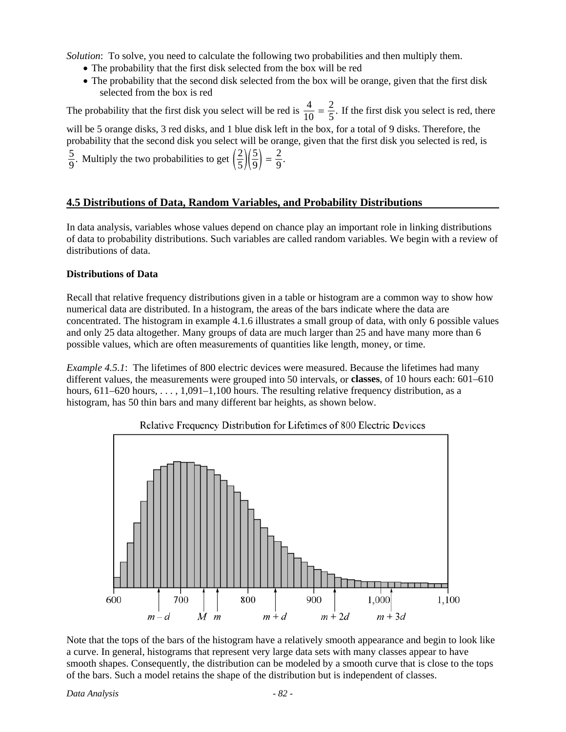*Solution*: To solve, you need to calculate the following two probabilities and then multiply them.

- The probability that the first disk selected from the box will be red
- The probability that the second disk selected from the box will be orange, given that the first disk selected from the box is red

The probability that the first disk you select will be red is $\frac{4}{10} = \frac{2}{5}$. If the first disk you select is red, there will be 5 orange disks, 3 red disks, and 1 blue disk left in the box, for a total of 9 disks. Therefore, the probability that the second disk you select will be orange, given that the first disk you selected is red, is $\frac{5}{9}$. Multiply the two probabilities to get $\left(\frac{2}{5}\right)\left(\frac{5}{9}\right) = \frac{2}{9}$.

## 4.5 Distributions of Data, Random Variables, and Probability Distributions

In data analysis, variables whose values depend on chance play an important role in linking distributions of data to probability distributions. Such variables are called random variables. We begin with a review of distributions of data.

**Distributions of Data**

Recall that relative frequency distributions given in a table or histogram are a common way to show how numerical data are distributed. In a histogram, the areas of the bars indicate where the data are concentrated. The histogram in example 4.1.6 illustrates a small group of data, with only 6 possible values and only 25 data altogether. Many groups of data are much larger than 25 and have many more than 6 possible values, which are often measurements of quantities like length, money, or time.

*Example 4.5.1*: The lifetimes of 800 electric devices were measured. Because the lifetimes had many different values, the measurements were grouped into 50 intervals, or **classes**, of 10 hours each: 601–610 hours, 611–620 hours, . . . , 1,091–1,100 hours. The resulting relative frequency distribution, as a histogram, has 50 thin bars and many different bar heights, as shown below.

Relative Frequency Distribution for Lifetimes of 800 Electric Devices

Note that the tops of the bars of the histogram have a relatively smooth appearance and begin to look like a curve. In general, histograms that represent very large data sets with many classes appear to have smooth shapes. Consequently, the distribution can be modeled by a smooth curve that is close to the tops of the bars. Such a model retains the shape of the distribution but is independent of classes.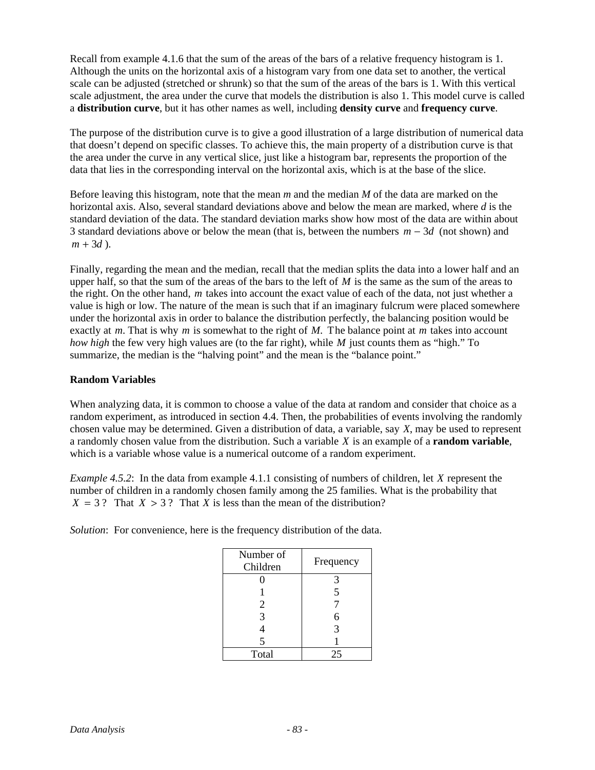Recall from example 4.1.6 that the sum of the areas of the bars of a relative frequency histogram is 1. Although the units on the horizontal axis of a histogram vary from one data set to another, the vertical scale can be adjusted (stretched or shrunk) so that the sum of the areas of the bars is 1. With this vertical scale adjustment, the area under the curve that models the distribution is also 1. This model curve is called a **distribution curve**, but it has other names as well, including **density curve** and **frequency curve**.

The purpose of the distribution curve is to give a good illustration of a large distribution of numerical data that doesn't depend on specific classes. To achieve this, the main property of a distribution curve is that the area under the curve in any vertical slice, just like a histogram bar, represents the proportion of the data that lies in the corresponding interval on the horizontal axis, which is at the base of the slice.

Before leaving this histogram, note that the mean $m$ and the median $M$ of the data are marked on the horizontal axis. Also, several standard deviations above and below the mean are marked, where $d$ is the standard deviation of the data. The standard deviation marks show how most of the data are within about 3 standard deviations above or below the mean (that is, between the numbers $m - 3d$ (not shown) and $m + 3d$ ).

Finally, regarding the mean and the median, recall that the median splits the data into a lower half and an upper half, so that the sum of the areas of the bars to the left of $M$ is the same as the sum of the areas to the right. On the other hand, $m$ takes into account the exact value of each of the data, not just whether a value is high or low. The nature of the mean is such that if an imaginary fulcrum were placed somewhere under the horizontal axis in order to balance the distribution perfectly, the balancing position would be exactly at $m$. That is why $m$ is somewhat to the right of $M$. The balance point at $m$ takes into account *how high* the few very high values are (to the far right), while $M$ just counts them as "high." To summarize, the median is the "halving point" and the mean is the "balance point."

### Random Variables

When analyzing data, it is common to choose a value of the data at random and consider that choice as a random experiment, as introduced in section 4.4. Then, the probabilities of events involving the randomly chosen value may be determined. Given a distribution of data, a variable, say $X$, may be used to represent a randomly chosen value from the distribution. Such a variable $X$ is an example of a **random variable**, which is a variable whose value is a numerical outcome of a random experiment.

*Example 4.5.2*: In the data from example 4.1.1 consisting of numbers of children, let $X$ represent the number of children in a randomly chosen family among the 25 families. What is the probability that $X = 3$? That $X > 3$? That $X$ is less than the mean of the distribution?

*Solution*: For convenience, here is the frequency distribution of the data.

| Number of Children | Frequency |
|---|---|
| 0 | 3 |
| 1 | 5 |
| 2 | 7 |
| 3 | 6 |
| 4 | 3 |
| 5 | 1 |
| Total | 25 |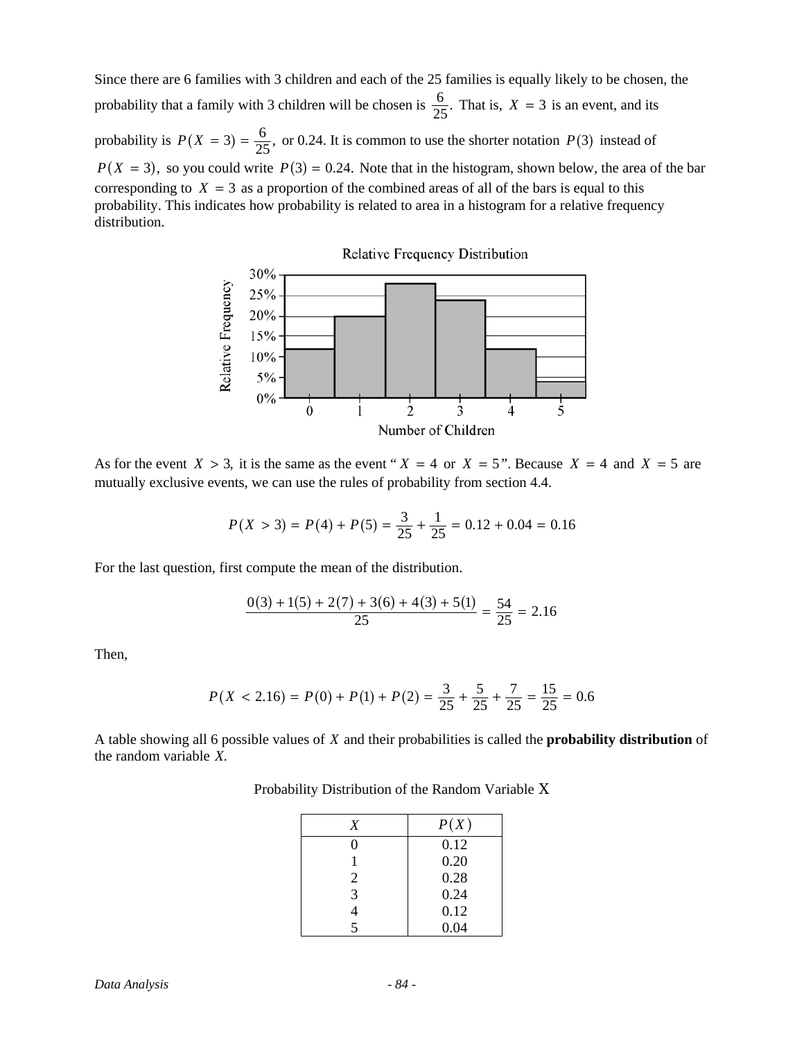Since there are 6 families with 3 children and each of the 25 families is equally likely to be chosen, the probability that a family with 3 children will be chosen is $\frac{6}{25}$. That is, $X = 3$ is an event, and its probability is $P(X = 3) = \frac{6}{25}$, or 0.24. It is common to use the shorter notation $P(3)$ instead of $P(X = 3)$, so you could write $P(3) = 0.24$. Note that in the histogram, shown below, the area of the bar corresponding to $X = 3$ as a proportion of the combined areas of all of the bars is equal to this probability. This indicates how probability is related to area in a histogram for a relative frequency distribution.

Relative Frequency Distribution

As for the event $X > 3$, it is the same as the event "$X = 4$ or $X = 5$". Because $X = 4$ and $X = 5$ are mutually exclusive events, we can use the rules of probability from section 4.4.

$$P(X > 3) = P(4) + P(5) = \frac{3}{25} + \frac{1}{25} = 0.12 + 0.04 = 0.16$$

For the last question, first compute the mean of the distribution.

$$\frac{0(3) + 1(5) + 2(7) + 3(6) + 4(3) + 5(1)}{25} = \frac{54}{25} = 2.16$$

Then,

$$P(X < 2.16) = P(0) + P(1) + P(2) = \frac{3}{25} + \frac{5}{25} + \frac{7}{25} = \frac{15}{25} = 0.6$$

A table showing all 6 possible values of $X$ and their probabilities is called the **probability distribution** of the random variable $X$.

Probability Distribution of the Random Variable X

| $X$ | $P(X)$ |
|---|---|
| 0 | 0.12 |
| 1 | 0.20 |
| 2 | 0.28 |
| 3 | 0.24 |
| 4 | 0.12 |
| 5 | 0.04 |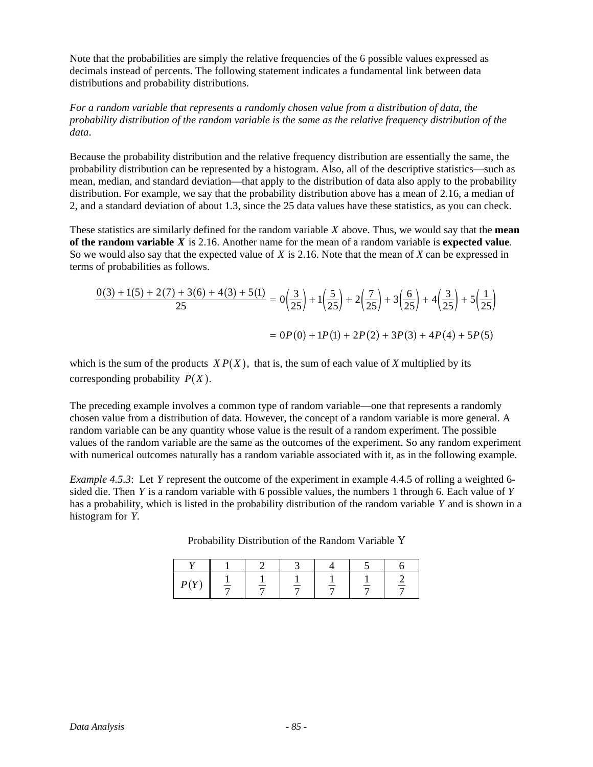Note that the probabilities are simply the relative frequencies of the 6 possible values expressed as decimals instead of percents. The following statement indicates a fundamental link between data distributions and probability distributions.

*For a random variable that represents a randomly chosen value from a distribution of data, the probability distribution of the random variable is the same as the relative frequency distribution of the data*.

Because the probability distribution and the relative frequency distribution are essentially the same, the probability distribution can be represented by a histogram. Also, all of the descriptive statistics—such as mean, median, and standard deviation—that apply to the distribution of data also apply to the probability distribution. For example, we say that the probability distribution above has a mean of 2.16, a median of 2, and a standard deviation of about 1.3, since the 25 data values have these statistics, as you can check.

These statistics are similarly defined for the random variable $X$ above. Thus, we would say that the **mean of the random variable $X$** is 2.16. Another name for the mean of a random variable is **expected value**. So we would also say that the expected value of $X$ is 2.16. Note that the mean of $X$ can be expressed in terms of probabilities as follows.

$$\frac{0(3)+1(5)+2(7)+3(6)+4(3)+5(1)}{25} = 0\left(\frac{3}{25}\right)+1\left(\frac{5}{25}\right)+2\left(\frac{7}{25}\right)+3\left(\frac{6}{25}\right)+4\left(\frac{3}{25}\right)+5\left(\frac{1}{25}\right)$$

$$= 0P(0)+1P(1)+2P(2)+3P(3)+4P(4)+5P(5)$$

which is the sum of the products $X\,P(X)$, that is, the sum of each value of $X$ multiplied by its corresponding probability $P(X)$.

The preceding example involves a common type of random variable—one that represents a randomly chosen value from a distribution of data. However, the concept of a random variable is more general. A random variable can be any quantity whose value is the result of a random experiment. The possible values of the random variable are the same as the outcomes of the experiment. So any random experiment with numerical outcomes naturally has a random variable associated with it, as in the following example.

*Example 4.5.3*: Let $Y$ represent the outcome of the experiment in example 4.4.5 of rolling a weighted 6-sided die. Then $Y$ is a random variable with 6 possible values, the numbers 1 through 6. Each value of $Y$ has a probability, which is listed in the probability distribution of the random variable $Y$ and is shown in a histogram for $Y$.

Probability Distribution of the Random Variable Y

| $Y$ | 1 | 2 | 3 | 4 | 5 | 6 |
|---|---|---|---|---|---|---|
| $P(Y)$ | $\frac{1}{7}$ | $\frac{1}{7}$ | $\frac{1}{7}$ | $\frac{1}{7}$ | $\frac{1}{7}$ | $\frac{2}{7}$ |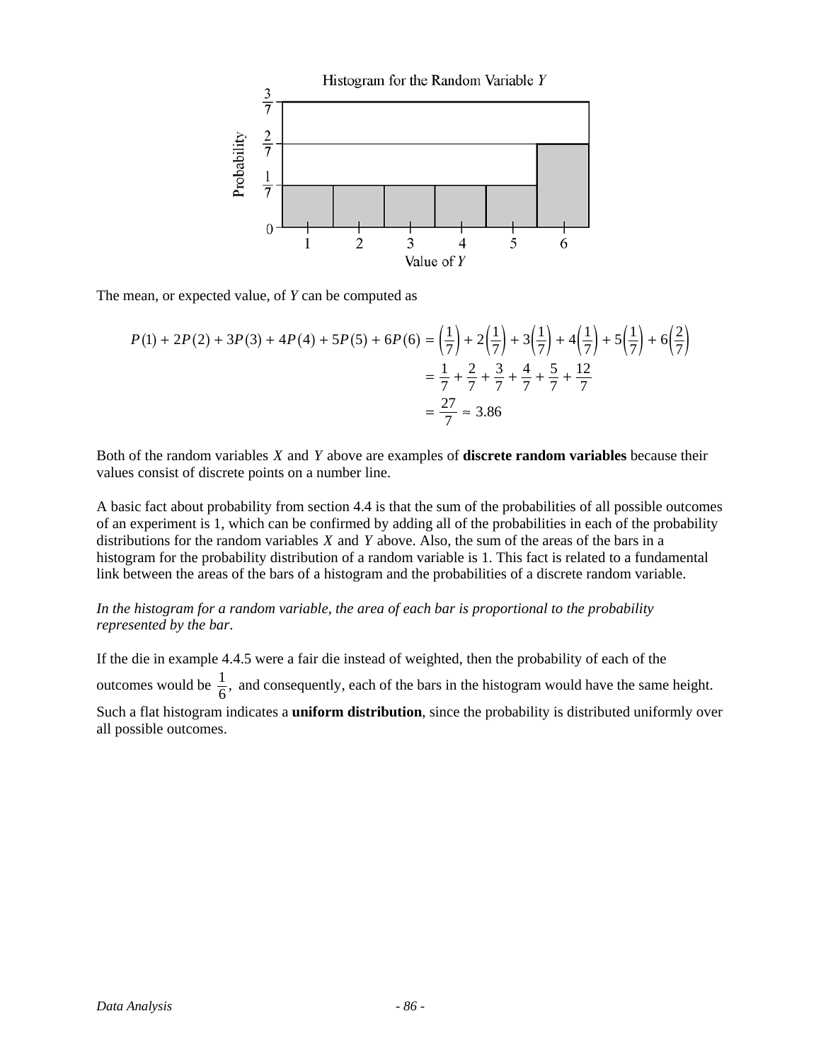The mean, or expected value, of $Y$ can be computed as

$$
\begin{aligned}
P(1) + 2P(2) + 3P(3) + 4P(4) + 5P(5) + 6P(6) &= \left(\frac{1}{7}\right) + 2\left(\frac{1}{7}\right) + 3\left(\frac{1}{7}\right) + 4\left(\frac{1}{7}\right) + 5\left(\frac{1}{7}\right) + 6\left(\frac{2}{7}\right) \\
&= \frac{1}{7} + \frac{2}{7} + \frac{3}{7} + \frac{4}{7} + \frac{5}{7} + \frac{12}{7} \\
&= \frac{27}{7} \approx 3.86
\end{aligned}
$$

Both of the random variables $X$ and $Y$ above are examples of **discrete random variables** because their values consist of discrete points on a number line.

A basic fact about probability from section 4.4 is that the sum of the probabilities of all possible outcomes of an experiment is 1, which can be confirmed by adding all of the probabilities in each of the probability distributions for the random variables $X$ and $Y$ above. Also, the sum of the areas of the bars in a histogram for the probability distribution of a random variable is 1. This fact is related to a fundamental link between the areas of the bars of a histogram and the probabilities of a discrete random variable.

*In the histogram for a random variable, the area of each bar is proportional to the probability represented by the bar.*

If the die in example 4.4.5 were a fair die instead of weighted, then the probability of each of the outcomes would be $\frac{1}{6}$, and consequently, each of the bars in the histogram would have the same height. Such a flat histogram indicates a **uniform distribution**, since the probability is distributed uniformly over all possible outcomes.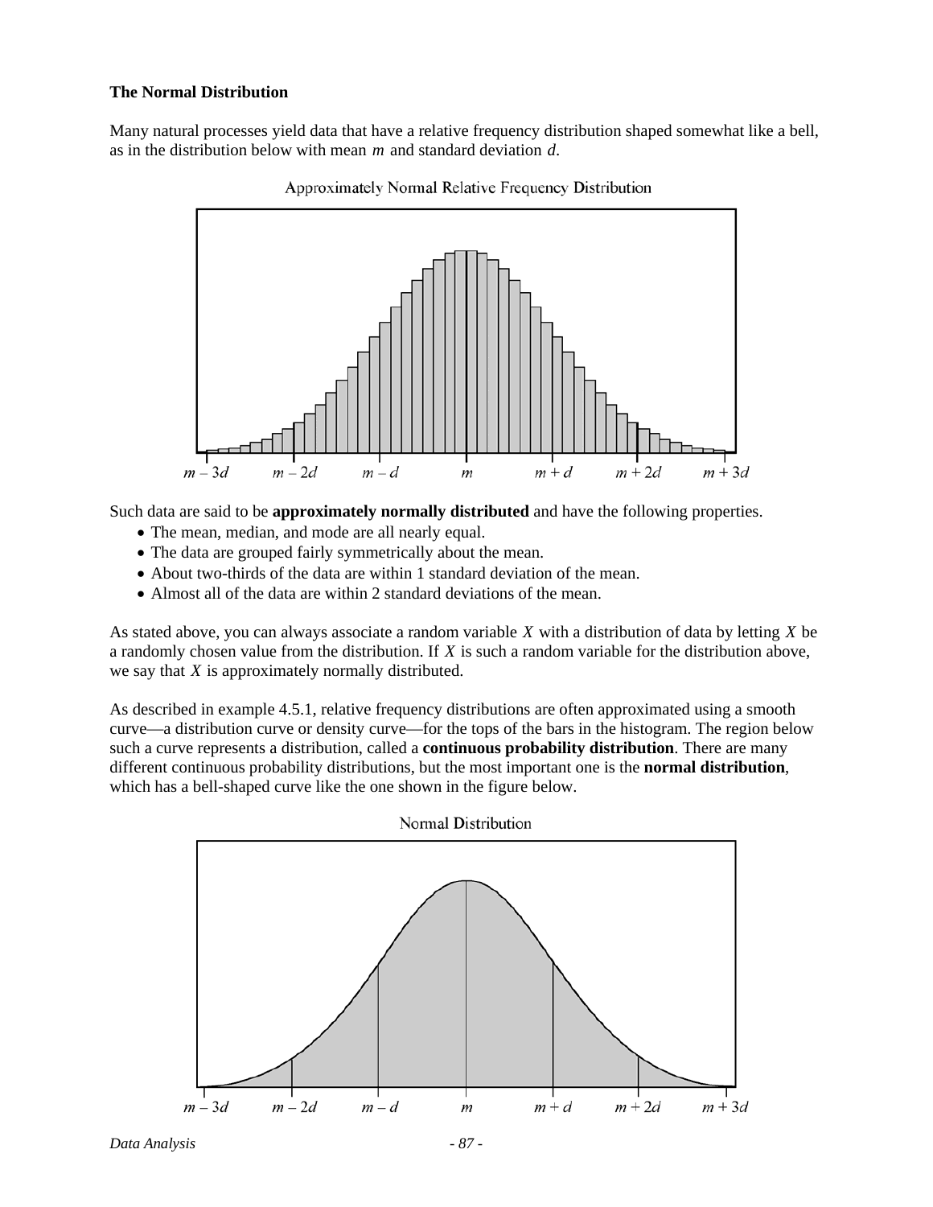**The Normal Distribution**

Many natural processes yield data that have a relative frequency distribution shaped somewhat like a bell, as in the distribution below with mean $m$ and standard deviation $d$.

Approximately Normal Relative Frequency Distribution

Such data are said to be **approximately normally distributed** and have the following properties.

- The mean, median, and mode are all nearly equal.
- The data are grouped fairly symmetrically about the mean.
- About two-thirds of the data are within 1 standard deviation of the mean.
- Almost all of the data are within 2 standard deviations of the mean.

As stated above, you can always associate a random variable $X$ with a distribution of data by letting $X$ be a randomly chosen value from the distribution. If $X$ is such a random variable for the distribution above, we say that $X$ is approximately normally distributed.

As described in example 4.5.1, relative frequency distributions are often approximated using a smooth curve—a distribution curve or density curve—for the tops of the bars in the histogram. The region below such a curve represents a distribution, called a **continuous probability distribution**. There are many different continuous probability distributions, but the most important one is the **normal distribution**, which has a bell-shaped curve like the one shown in the figure below.

Normal Distribution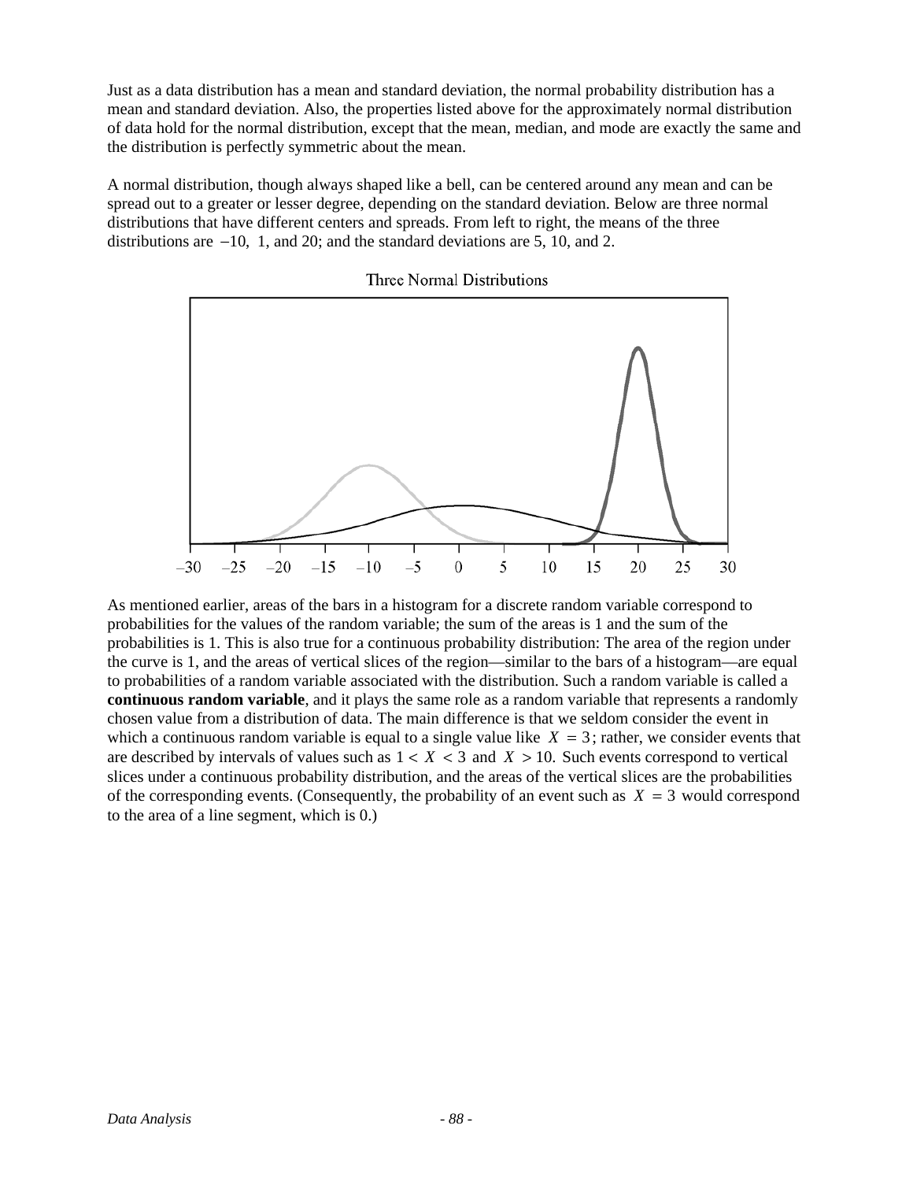Just as a data distribution has a mean and standard deviation, the normal probability distribution has a mean and standard deviation. Also, the properties listed above for the approximately normal distribution of data hold for the normal distribution, except that the mean, median, and mode are exactly the same and the distribution is perfectly symmetric about the mean.

A normal distribution, though always shaped like a bell, can be centered around any mean and can be spread out to a greater or lesser degree, depending on the standard deviation. Below are three normal distributions that have different centers and spreads. From left to right, the means of the three distributions are $-10$, $1$, and $20$; and the standard deviations are 5, 10, and 2.

Three Normal Distributions

As mentioned earlier, areas of the bars in a histogram for a discrete random variable correspond to probabilities for the values of the random variable; the sum of the areas is 1 and the sum of the probabilities is 1. This is also true for a continuous probability distribution: The area of the region under the curve is 1, and the areas of vertical slices of the region—similar to the bars of a histogram—are equal to probabilities of a random variable associated with the distribution. Such a random variable is called a **continuous random variable**, and it plays the same role as a random variable that represents a randomly chosen value from a distribution of data. The main difference is that we seldom consider the event in which a continuous random variable is equal to a single value like $X = 3$; rather, we consider events that are described by intervals of values such as $1 < X < 3$ and $X > 10$. Such events correspond to vertical slices under a continuous probability distribution, and the areas of the vertical slices are the probabilities of the corresponding events. (Consequently, the probability of an event such as $X = 3$ would correspond to the area of a line segment, which is 0.)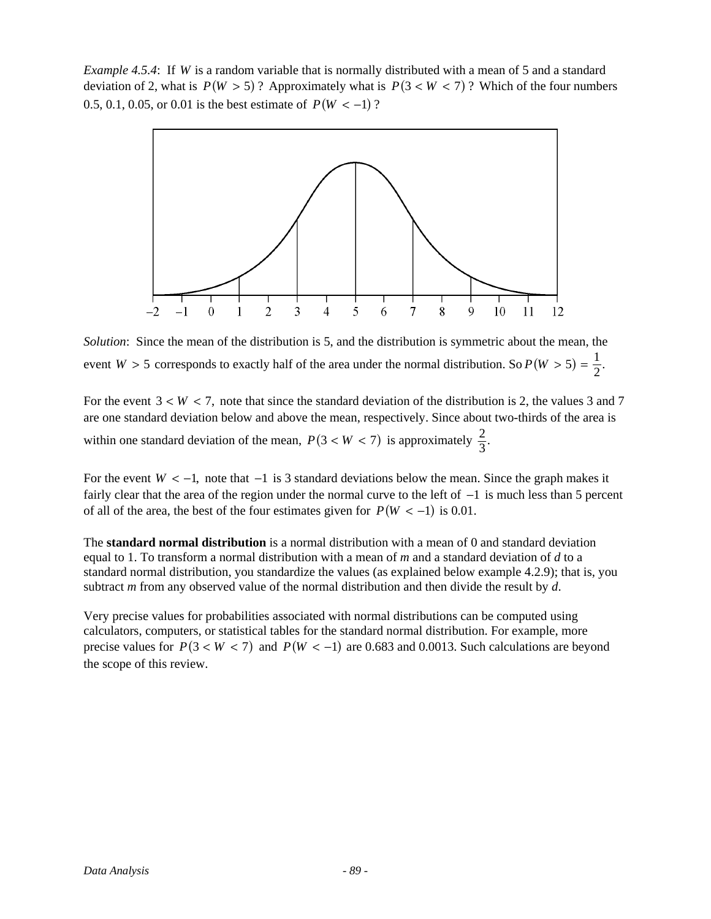*Example 4.5.4*: If $W$ is a random variable that is normally distributed with a mean of 5 and a standard deviation of 2, what is $P(W > 5)$? Approximately what is $P(3 < W < 7)$? Which of the four numbers 0.5, 0.1, 0.05, or 0.01 is the best estimate of $P(W < -1)$?

*Solution*: Since the mean of the distribution is 5, and the distribution is symmetric about the mean, the event $W > 5$ corresponds to exactly half of the area under the normal distribution. So $P(W > 5) = \frac{1}{2}$.

For the event $3 < W < 7$, note that since the standard deviation of the distribution is 2, the values 3 and 7 are one standard deviation below and above the mean, respectively. Since about two-thirds of the area is within one standard deviation of the mean, $P(3 < W < 7)$ is approximately $\frac{2}{3}$.

For the event $W < -1$, note that $-1$ is 3 standard deviations below the mean. Since the graph makes it fairly clear that the area of the region under the normal curve to the left of $-1$ is much less than 5 percent of all of the area, the best of the four estimates given for $P(W < -1)$ is 0.01.

The **standard normal distribution** is a normal distribution with a mean of 0 and standard deviation equal to 1. To transform a normal distribution with a mean of *m* and a standard deviation of *d* to a standard normal distribution, you standardize the values (as explained below example 4.2.9); that is, you subtract *m* from any observed value of the normal distribution and then divide the result by *d*.

Very precise values for probabilities associated with normal distributions can be computed using calculators, computers, or statistical tables for the standard normal distribution. For example, more precise values for $P(3 < W < 7)$ and $P(W < -1)$ are 0.683 and 0.0013. Such calculations are beyond the scope of this review.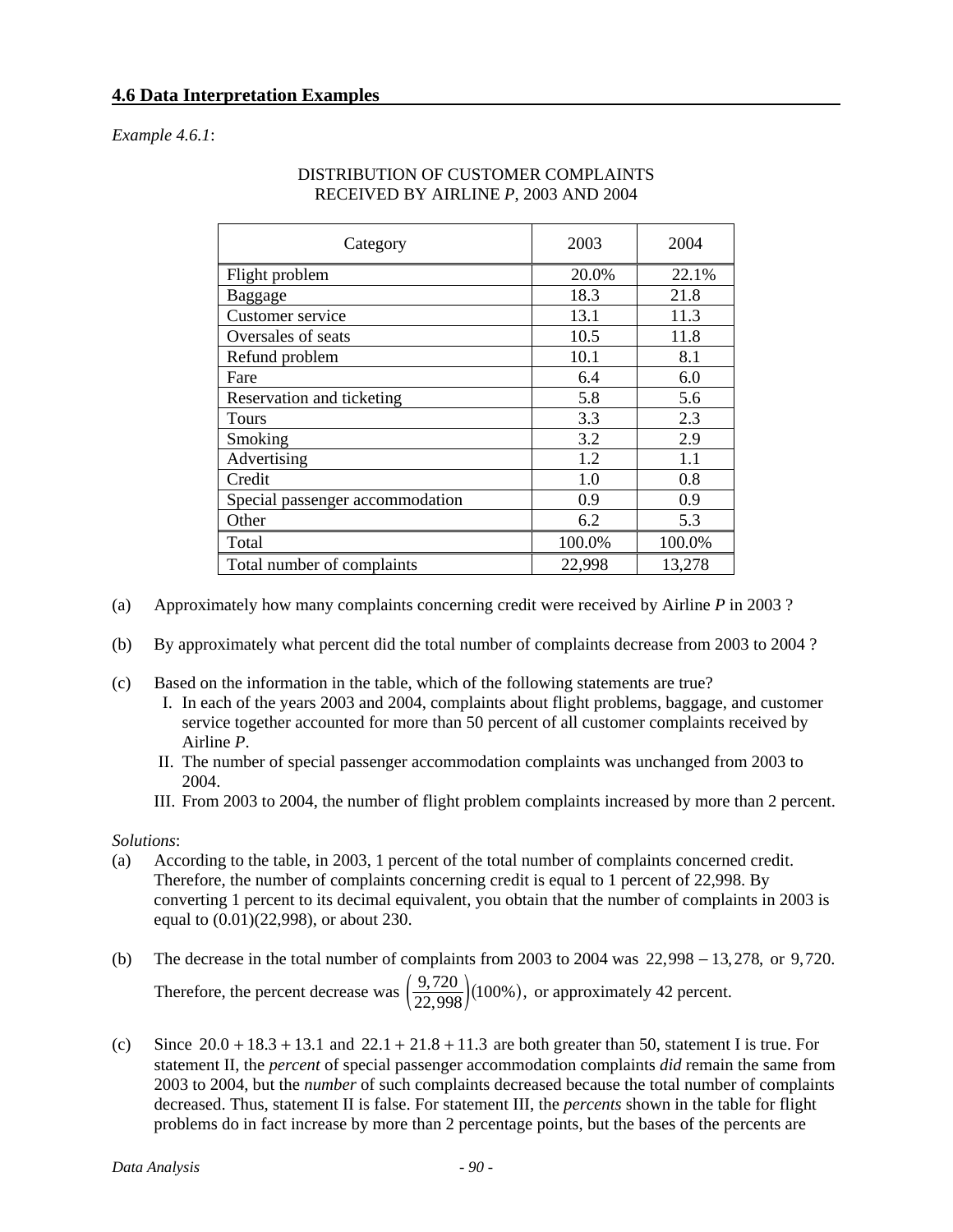## 4.6 Data Interpretation Examples

*Example 4.6.1*:

DISTRIBUTION OF CUSTOMER COMPLAINTS
RECEIVED BY AIRLINE *P*, 2003 AND 2004

| Category | 2003 | 2004 |
|---|---|---|
| Flight problem | 20.0% | 22.1% |
| Baggage | 18.3 | 21.8 |
| Customer service | 13.1 | 11.3 |
| Oversales of seats | 10.5 | 11.8 |
| Refund problem | 10.1 | 8.1 |
| Fare | 6.4 | 6.0 |
| Reservation and ticketing | 5.8 | 5.6 |
| Tours | 3.3 | 2.3 |
| Smoking | 3.2 | 2.9 |
| Advertising | 1.2 | 1.1 |
| Credit | 1.0 | 0.8 |
| Special passenger accommodation | 0.9 | 0.9 |
| Other | 6.2 | 5.3 |
| Total | 100.0% | 100.0% |
| Total number of complaints | 22,998 | 13,278 |

(a) Approximately how many complaints concerning credit were received by Airline *P* in 2003 ?

(b) By approximately what percent did the total number of complaints decrease from 2003 to 2004 ?

(c) Based on the information in the table, which of the following statements are true?
   I. In each of the years 2003 and 2004, complaints about flight problems, baggage, and customer service together accounted for more than 50 percent of all customer complaints received by Airline *P*.
   II. The number of special passenger accommodation complaints was unchanged from 2003 to 2004.
   III. From 2003 to 2004, the number of flight problem complaints increased by more than 2 percent.

*Solutions*:

(a) According to the table, in 2003, 1 percent of the total number of complaints concerned credit. Therefore, the number of complaints concerning credit is equal to 1 percent of 22,998. By converting 1 percent to its decimal equivalent, you obtain that the number of complaints in 2003 is equal to (0.01)(22,998), or about 230.

(b) The decrease in the total number of complaints from 2003 to 2004 was $22{,}998 - 13{,}278$, or $9{,}720$. Therefore, the percent decrease was $\left(\frac{9{,}720}{22{,}998}\right)(100\%)$, or approximately 42 percent.

(c) Since $20.0 + 18.3 + 13.1$ and $22.1 + 21.8 + 11.3$ are both greater than 50, statement I is true. For statement II, the *percent* of special passenger accommodation complaints *did* remain the same from 2003 to 2004, but the *number* of such complaints decreased because the total number of complaints decreased. Thus, statement II is false. For statement III, the *percents* shown in the table for flight problems do in fact increase by more than 2 percentage points, but the bases of the percents are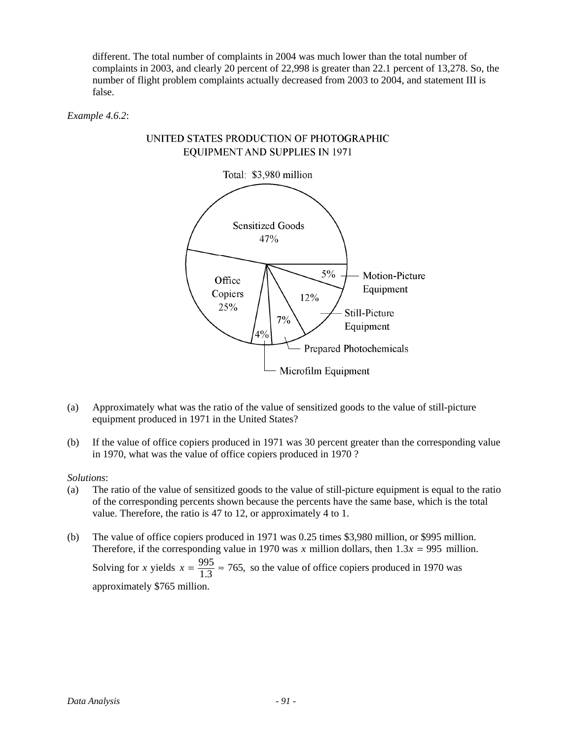different. The total number of complaints in 2004 was much lower than the total number of complaints in 2003, and clearly 20 percent of 22,998 is greater than 22.1 percent of 13,278. So, the number of flight problem complaints actually decreased from 2003 to 2004, and statement III is false.

*Example 4.6.2*:

UNITED STATES PRODUCTION OF PHOTOGRAPHIC EQUIPMENT AND SUPPLIES IN 1971

Total: $3,980 million

Sensitized Goods 47%

Office Copiers 25%

Motion-Picture Equipment 5%

Still-Picture Equipment 12%

Prepared Photochemicals 7%

Microfilm Equipment 4%

(a) Approximately what was the ratio of the value of sensitized goods to the value of still-picture equipment produced in 1971 in the United States?

(b) If the value of office copiers produced in 1971 was 30 percent greater than the corresponding value in 1970, what was the value of office copiers produced in 1970 ?

*Solutions*:

(a) The ratio of the value of sensitized goods to the value of still-picture equipment is equal to the ratio of the corresponding percents shown because the percents have the same base, which is the total value. Therefore, the ratio is 47 to 12, or approximately 4 to 1.

(b) The value of office copiers produced in 1971 was 0.25 times $3,980 million, or $995 million. Therefore, if the corresponding value in 1970 was $x$ million dollars, then $1.3x = 995$ million. Solving for $x$ yields $x = \frac{995}{1.3} \approx 765,$ so the value of office copiers produced in 1970 was approximately $765 million.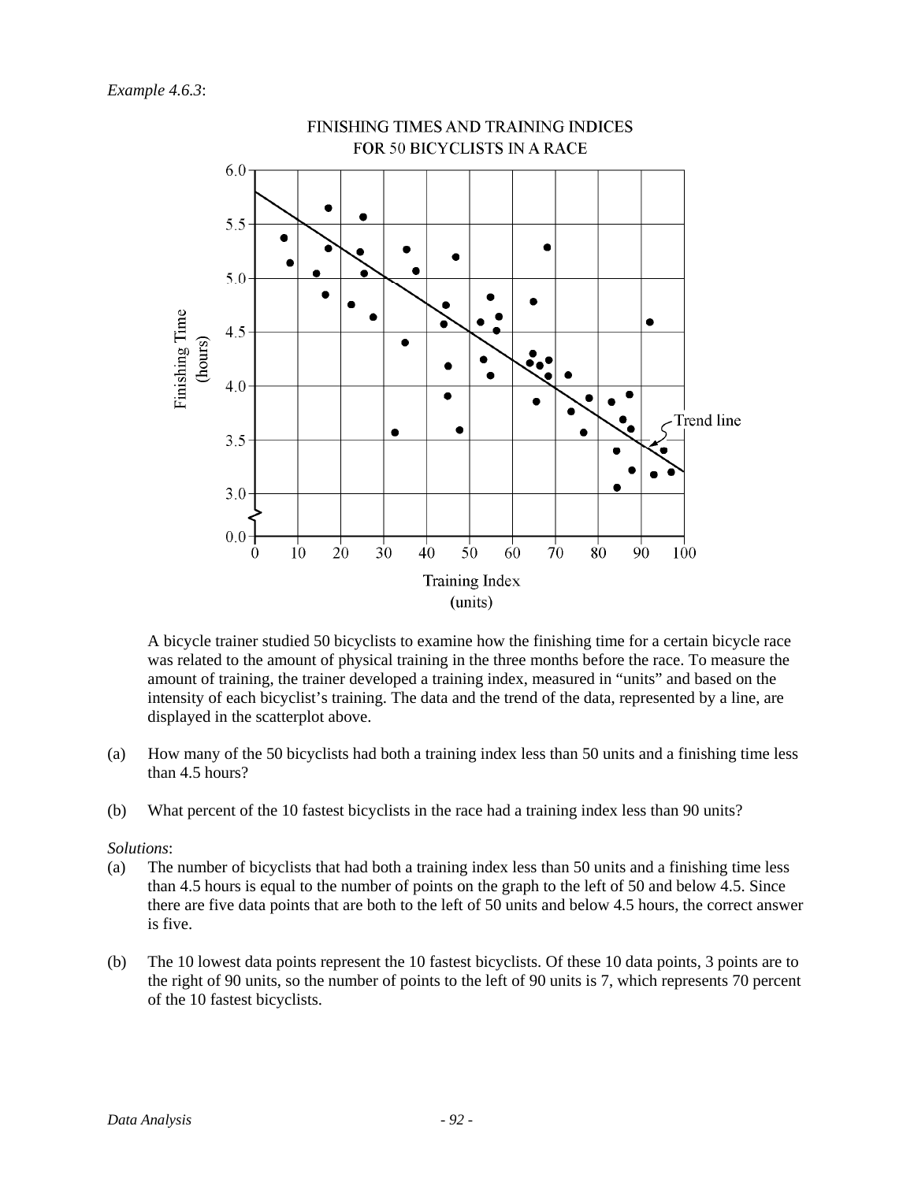*Example 4.6.3*:

FINISHING TIMES AND TRAINING INDICES FOR 50 BICYCLISTS IN A RACE

A bicycle trainer studied 50 bicyclists to examine how the finishing time for a certain bicycle race was related to the amount of physical training in the three months before the race. To measure the amount of training, the trainer developed a training index, measured in "units" and based on the intensity of each bicyclist's training. The data and the trend of the data, represented by a line, are displayed in the scatterplot above.

(a) How many of the 50 bicyclists had both a training index less than 50 units and a finishing time less than 4.5 hours?

(b) What percent of the 10 fastest bicyclists in the race had a training index less than 90 units?

*Solutions*:

(a) The number of bicyclists that had both a training index less than 50 units and a finishing time less than 4.5 hours is equal to the number of points on the graph to the left of 50 and below 4.5. Since there are five data points that are both to the left of 50 units and below 4.5 hours, the correct answer is five.

(b) The 10 lowest data points represent the 10 fastest bicyclists. Of these 10 data points, 3 points are to the right of 90 units, so the number of points to the left of 90 units is 7, which represents 70 percent of the 10 fastest bicyclists.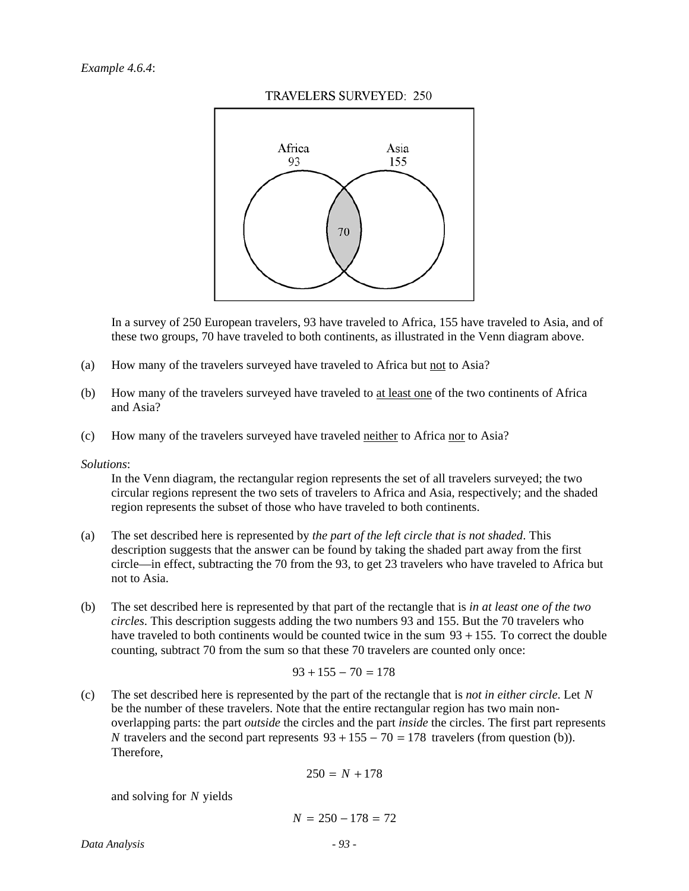*Example 4.6.4*:

TRAVELERS SURVEYED: 250

Africa 93

Asia 155

70

In a survey of 250 European travelers, 93 have traveled to Africa, 155 have traveled to Asia, and of these two groups, 70 have traveled to both continents, as illustrated in the Venn diagram above.

(a) How many of the travelers surveyed have traveled to Africa but not to Asia?

(b) How many of the travelers surveyed have traveled to at least one of the two continents of Africa and Asia?

(c) How many of the travelers surveyed have traveled neither to Africa nor to Asia?

*Solutions*:

In the Venn diagram, the rectangular region represents the set of all travelers surveyed; the two circular regions represent the two sets of travelers to Africa and Asia, respectively; and the shaded region represents the subset of those who have traveled to both continents.

(a) The set described here is represented by *the part of the left circle that is not shaded*. This description suggests that the answer can be found by taking the shaded part away from the first circle—in effect, subtracting the 70 from the 93, to get 23 travelers who have traveled to Africa but not to Asia.

(b) The set described here is represented by that part of the rectangle that is *in at least one of the two circles*. This description suggests adding the two numbers 93 and 155. But the 70 travelers who have traveled to both continents would be counted twice in the sum $93 + 155.$ To correct the double counting, subtract 70 from the sum so that these 70 travelers are counted only once:

$$93 + 155 - 70 = 178$$

(c) The set described here is represented by the part of the rectangle that is *not in either circle*. Let $N$ be the number of these travelers. Note that the entire rectangular region has two main non-overlapping parts: the part *outside* the circles and the part *inside* the circles. The first part represents $N$ travelers and the second part represents $93 + 155 - 70 = 178$ travelers (from question (b)). Therefore,

$$250 = N + 178$$

and solving for $N$ yields

$$N = 250 - 178 = 72$$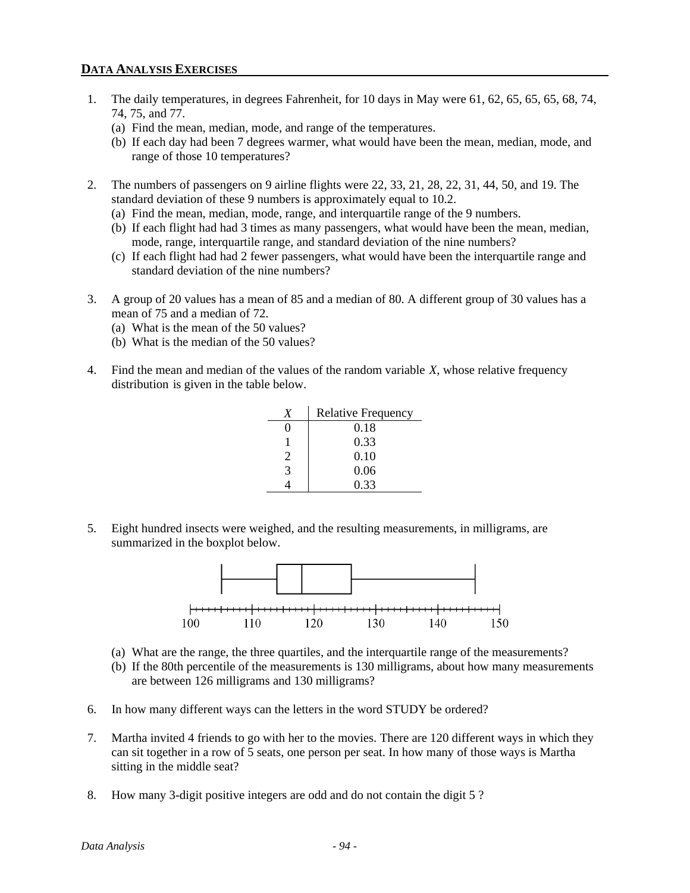## DATA ANALYSIS EXERCISES

1. The daily temperatures, in degrees Fahrenheit, for 10 days in May were 61, 62, 65, 65, 65, 68, 74, 74, 75, and 77.
   (a) Find the mean, median, mode, and range of the temperatures.
   (b) If each day had been 7 degrees warmer, what would have been the mean, median, mode, and range of those 10 temperatures?

2. The numbers of passengers on 9 airline flights were 22, 33, 21, 28, 22, 31, 44, 50, and 19. The standard deviation of these 9 numbers is approximately equal to 10.2.
   (a) Find the mean, median, mode, range, and interquartile range of the 9 numbers.
   (b) If each flight had had 3 times as many passengers, what would have been the mean, median, mode, range, interquartile range, and standard deviation of the nine numbers?
   (c) If each flight had had 2 fewer passengers, what would have been the interquartile range and standard deviation of the nine numbers?

3. A group of 20 values has a mean of 85 and a median of 80. A different group of 30 values has a mean of 75 and a median of 72.
   (a) What is the mean of the 50 values?
   (b) What is the median of the 50 values?

4. Find the mean and median of the values of the random variable $X$, whose relative frequency distribution is given in the table below.

| $X$ | Relative Frequency |
|---|---|
| 0 | 0.18 |
| 1 | 0.33 |
| 2 | 0.10 |
| 3 | 0.06 |
| 4 | 0.33 |

5. Eight hundred insects were weighed, and the resulting measurements, in milligrams, are summarized in the boxplot below.

   (a) What are the range, the three quartiles, and the interquartile range of the measurements?
   (b) If the 80th percentile of the measurements is 130 milligrams, about how many measurements are between 126 milligrams and 130 milligrams?

6. In how many different ways can the letters in the word STUDY be ordered?

7. Martha invited 4 friends to go with her to the movies. There are 120 different ways in which they can sit together in a row of 5 seats, one person per seat. In how many of those ways is Martha sitting in the middle seat?

8. How many 3-digit positive integers are odd and do not contain the digit 5 ?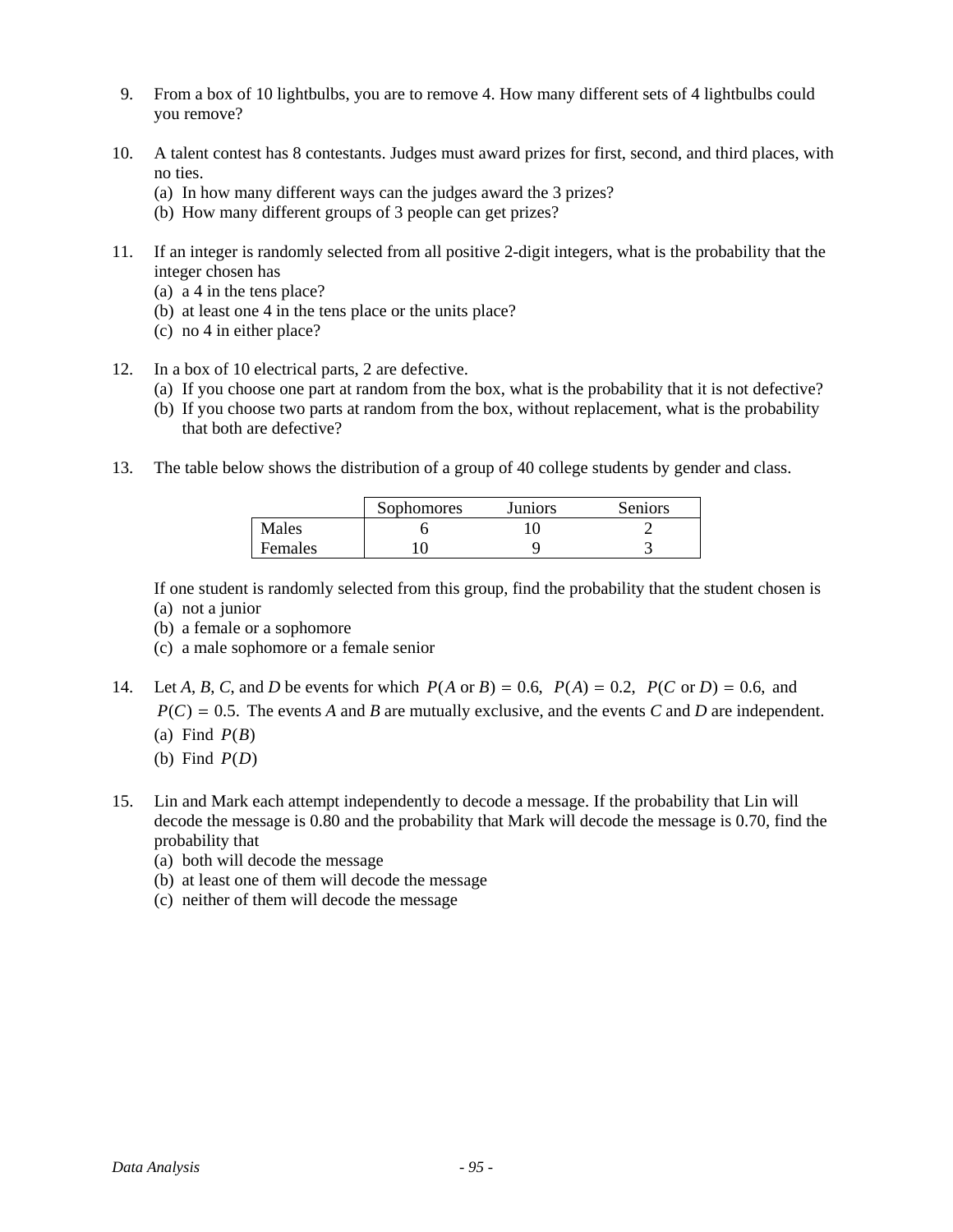9. From a box of 10 lightbulbs, you are to remove 4. How many different sets of 4 lightbulbs could you remove?

10. A talent contest has 8 contestants. Judges must award prizes for first, second, and third places, with no ties.
    (a) In how many different ways can the judges award the 3 prizes?
    (b) How many different groups of 3 people can get prizes?

11. If an integer is randomly selected from all positive 2-digit integers, what is the probability that the integer chosen has
    (a) a 4 in the tens place?
    (b) at least one 4 in the tens place or the units place?
    (c) no 4 in either place?

12. In a box of 10 electrical parts, 2 are defective.
    (a) If you choose one part at random from the box, what is the probability that it is not defective?
    (b) If you choose two parts at random from the box, without replacement, what is the probability that both are defective?

13. The table below shows the distribution of a group of 40 college students by gender and class.

|  | Sophomores | Juniors | Seniors |
|---|---|---|---|
| Males | 6 | 10 | 2 |
| Females | 10 | 9 | 3 |

If one student is randomly selected from this group, find the probability that the student chosen is
(a) not a junior
(b) a female or a sophomore
(c) a male sophomore or a female senior

14. Let *A*, *B*, *C*, and *D* be events for which $P(A \text{ or } B) = 0.6$, $P(A) = 0.2$, $P(C \text{ or } D) = 0.6$, and $P(C) = 0.5$. The events *A* and *B* are mutually exclusive, and the events *C* and *D* are independent.
    (a) Find $P(B)$
    (b) Find $P(D)$

15. Lin and Mark each attempt independently to decode a message. If the probability that Lin will decode the message is 0.80 and the probability that Mark will decode the message is 0.70, find the probability that
    (a) both will decode the message
    (b) at least one of them will decode the message
    (c) neither of them will decode the message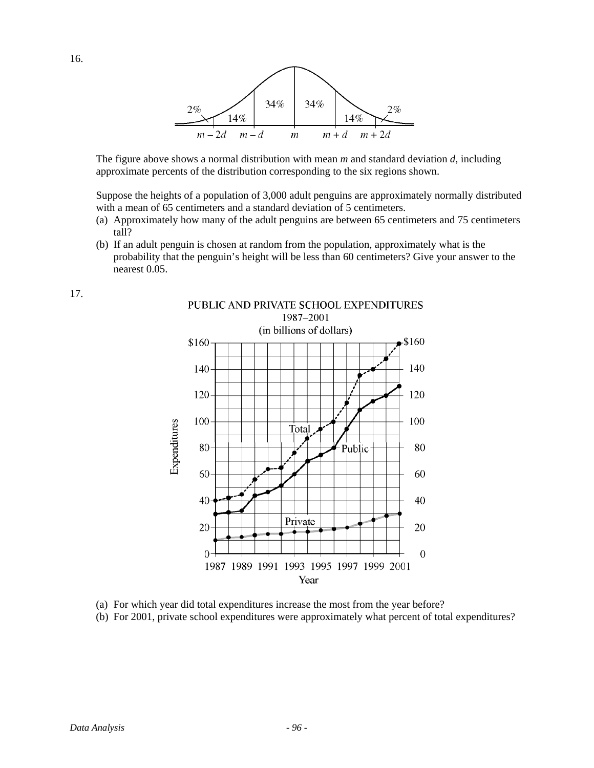16.

The figure above shows a normal distribution with mean $m$ and standard deviation $d$, including approximate percents of the distribution corresponding to the six regions shown.

Suppose the heights of a population of 3,000 adult penguins are approximately normally distributed with a mean of 65 centimeters and a standard deviation of 5 centimeters.

(a) Approximately how many of the adult penguins are between 65 centimeters and 75 centimeters tall?

(b) If an adult penguin is chosen at random from the population, approximately what is the probability that the penguin's height will be less than 60 centimeters? Give your answer to the nearest 0.05.

17.

(a) For which year did total expenditures increase the most from the year before?

(b) For 2001, private school expenditures were approximately what percent of total expenditures?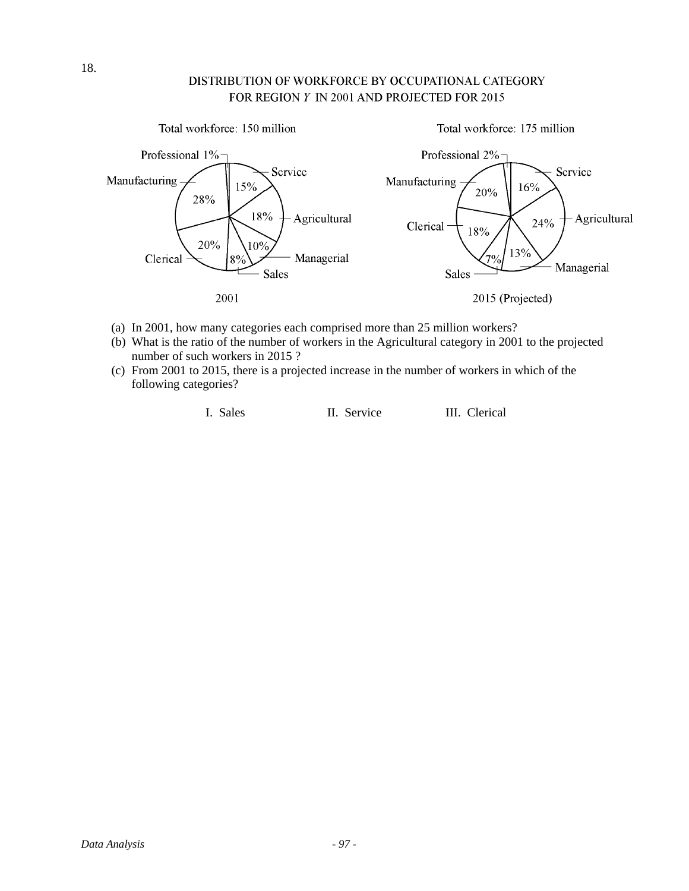18.

DISTRIBUTION OF WORKFORCE BY OCCUPATIONAL CATEGORY
FOR REGION *Y* IN 2001 AND PROJECTED FOR 2015

Total workforce: 150 million

| Category | Percent |
|---|---|
| Professional | 1% |
| Service | 15% |
| Agricultural | 18% |
| Managerial | 10% |
| Sales | 8% |
| Clerical | 20% |
| Manufacturing | 28% |

2001

Total workforce: 175 million

| Category | Percent |
|---|---|
| Professional | 2% |
| Service | 16% |
| Agricultural | 24% |
| Managerial | 13% |
| Sales | 7% |
| Clerical | 18% |
| Manufacturing | 20% |

2015 (Projected)

(a) In 2001, how many categories each comprised more than 25 million workers?

(b) What is the ratio of the number of workers in the Agricultural category in 2001 to the projected number of such workers in 2015 ?

(c) From 2001 to 2015, there is a projected increase in the number of workers in which of the following categories?

I. Sales  II. Service  III. Clerical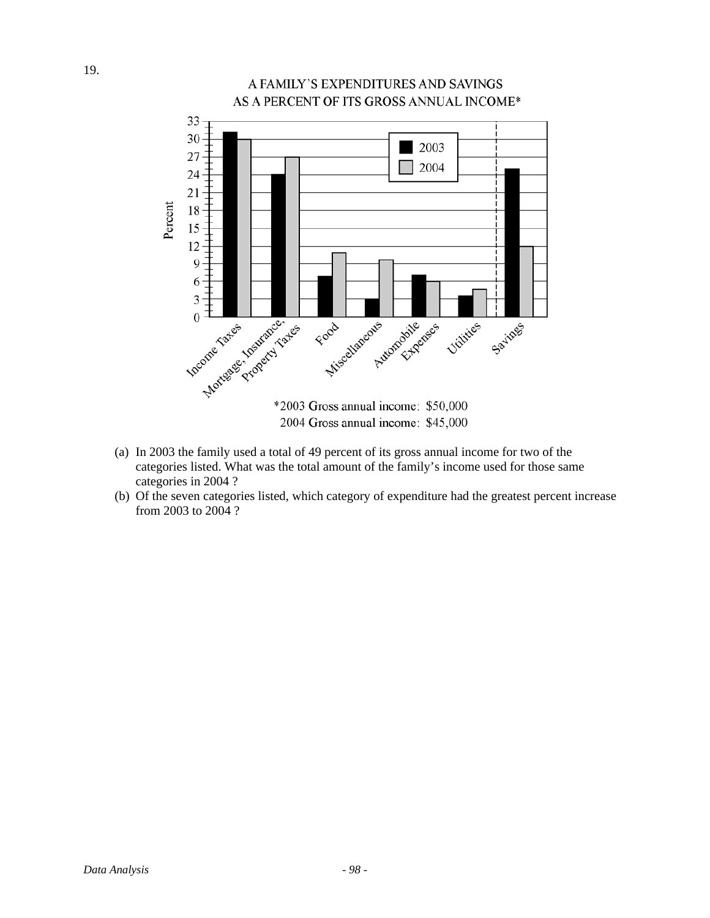19.

A FAMILY'S EXPENDITURES AND SAVINGS
AS A PERCENT OF ITS GROSS ANNUAL INCOME*

*2003 Gross annual income: $50,000
2004 Gross annual income: $45,000

(a) In 2003 the family used a total of 49 percent of its gross annual income for two of the categories listed. What was the total amount of the family's income used for those same categories in 2004 ?

(b) Of the seven categories listed, which category of expenditure had the greatest percent increase from 2003 to 2004 ?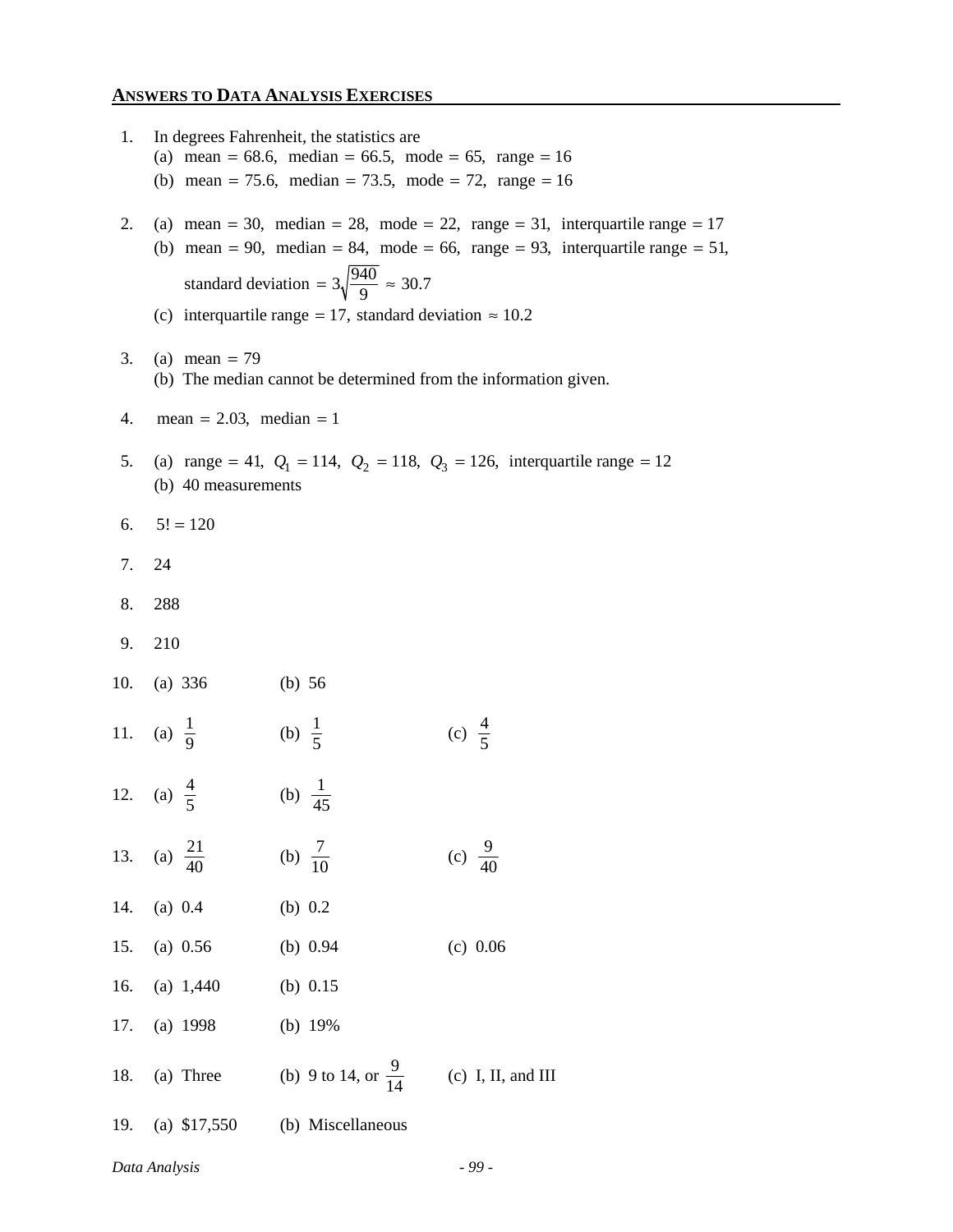## ANSWERS TO DATA ANALYSIS EXERCISES

1. In degrees Fahrenheit, the statistics are
   (a) mean $= 68.6$, median $= 66.5$, mode $= 65$, range $= 16$
   (b) mean $= 75.6$, median $= 73.5$, mode $= 72$, range $= 16$

2. (a) mean $= 30$, median $= 28$, mode $= 22$, range $= 31$, interquartile range $= 17$
   (b) mean $= 90$, median $= 84$, mode $= 66$, range $= 93$, interquartile range $= 51$,
   standard deviation $= 3\sqrt{\dfrac{940}{9}} \approx 30.7$
   (c) interquartile range $= 17$, standard deviation $\approx 10.2$

3. (a) mean $= 79$
   (b) The median cannot be determined from the information given.

4. mean $= 2.03$, median $= 1$

5. (a) range $= 41$, $Q_1 = 114$, $Q_2 = 118$, $Q_3 = 126$, interquartile range $= 12$
   (b) 40 measurements

6. $5! = 120$

7. 24

8. 288

9. 210

10. (a) 336 (b) 56

11. (a) $\frac{1}{9}$ (b) $\frac{1}{5}$ (c) $\frac{4}{5}$

12. (a) $\frac{4}{5}$ (b) $\frac{1}{45}$

13. (a) $\frac{21}{40}$ (b) $\frac{7}{10}$ (c) $\frac{9}{40}$

14. (a) 0.4 (b) 0.2

15. (a) 0.56 (b) 0.94 (c) 0.06

16. (a) 1,440 (b) 0.15

17. (a) 1998 (b) 19%

18. (a) Three (b) 9 to 14, or $\frac{9}{14}$ (c) I, II, and III

19. (a) $17,550 (b) Miscellaneous